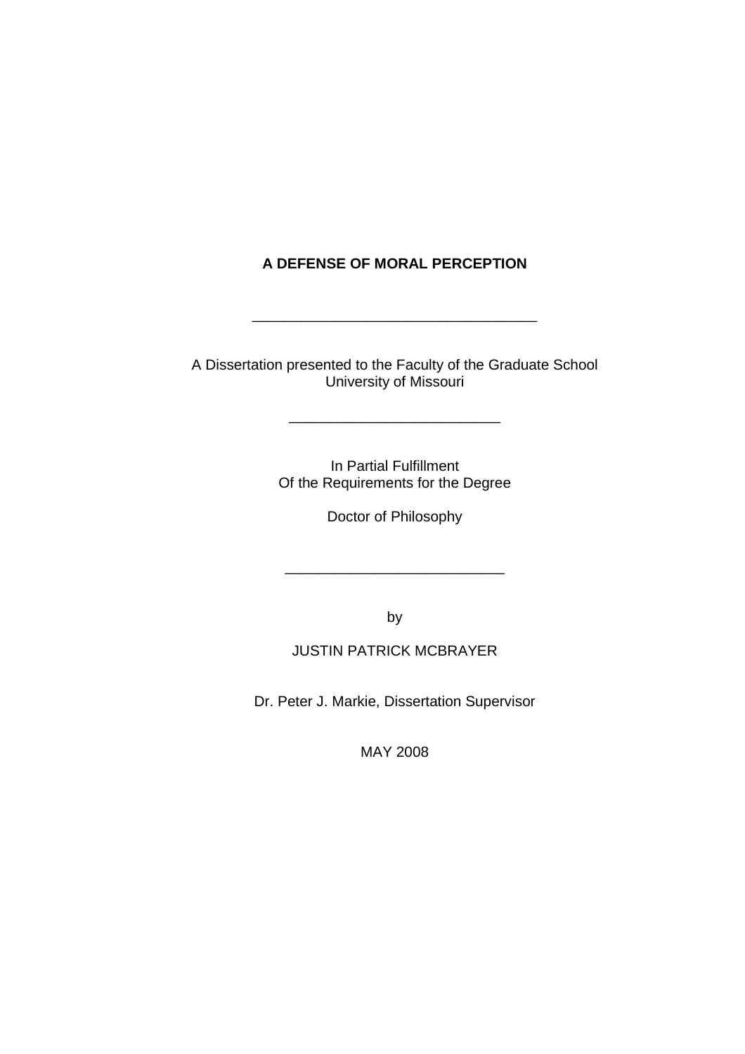# A DEFENSE OF MORAL PERCEPTION

---

A Dissertation presented to the Faculty of the Graduate School
University of Missouri

---

In Partial Fulfillment
Of the Requirements for the Degree

Doctor of Philosophy

---

by

JUSTIN PATRICK MCBRAYER

Dr. Peter J. Markie, Dissertation Supervisor

MAY 2008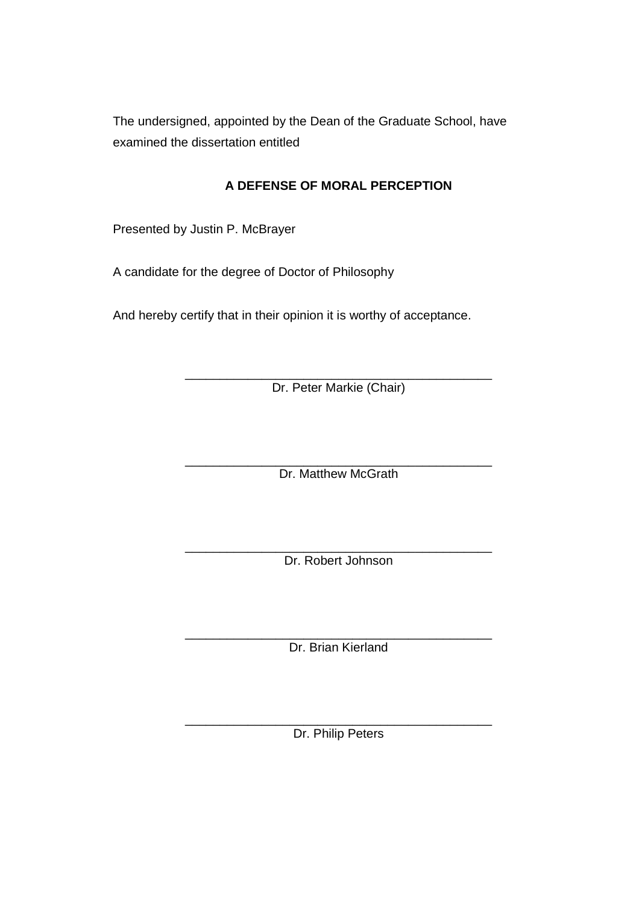The undersigned, appointed by the Dean of the Graduate School, have examined the dissertation entitled

**A DEFENSE OF MORAL PERCEPTION**

Presented by Justin P. McBrayer

A candidate for the degree of Doctor of Philosophy

And hereby certify that in their opinion it is worthy of acceptance.

\_\_\_\_\_\_\_\_\_\_\_\_\_\_\_\_\_\_\_\_\_\_\_\_\_\_\_\_\_\_\_\_\_\_\_\_\_\_\_\_\_\_\_\_
Dr. Peter Markie (Chair)

\_\_\_\_\_\_\_\_\_\_\_\_\_\_\_\_\_\_\_\_\_\_\_\_\_\_\_\_\_\_\_\_\_\_\_\_\_\_\_\_\_\_\_\_
Dr. Matthew McGrath

\_\_\_\_\_\_\_\_\_\_\_\_\_\_\_\_\_\_\_\_\_\_\_\_\_\_\_\_\_\_\_\_\_\_\_\_\_\_\_\_\_\_\_\_
Dr. Robert Johnson

\_\_\_\_\_\_\_\_\_\_\_\_\_\_\_\_\_\_\_\_\_\_\_\_\_\_\_\_\_\_\_\_\_\_\_\_\_\_\_\_\_\_\_\_
Dr. Brian Kierland

\_\_\_\_\_\_\_\_\_\_\_\_\_\_\_\_\_\_\_\_\_\_\_\_\_\_\_\_\_\_\_\_\_\_\_\_\_\_\_\_\_\_\_\_
Dr. Philip Peters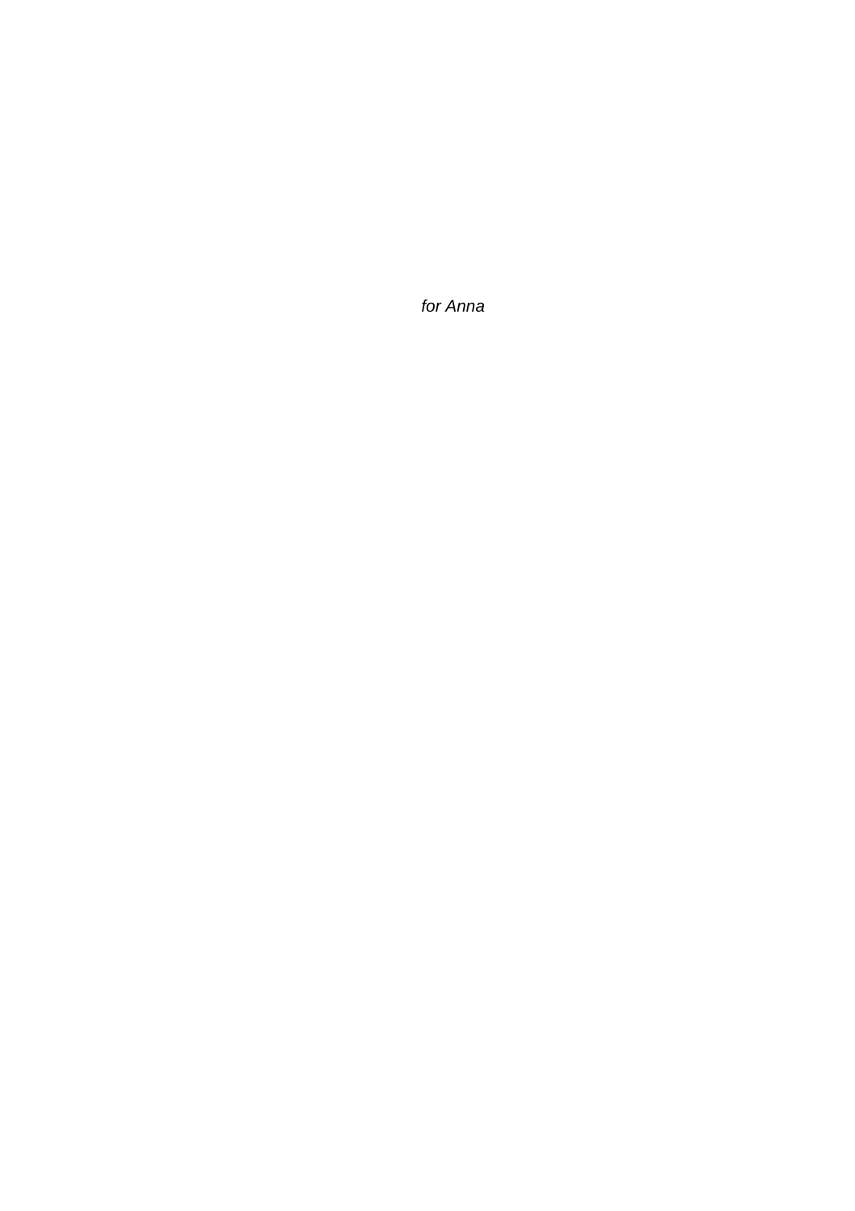*for Anna*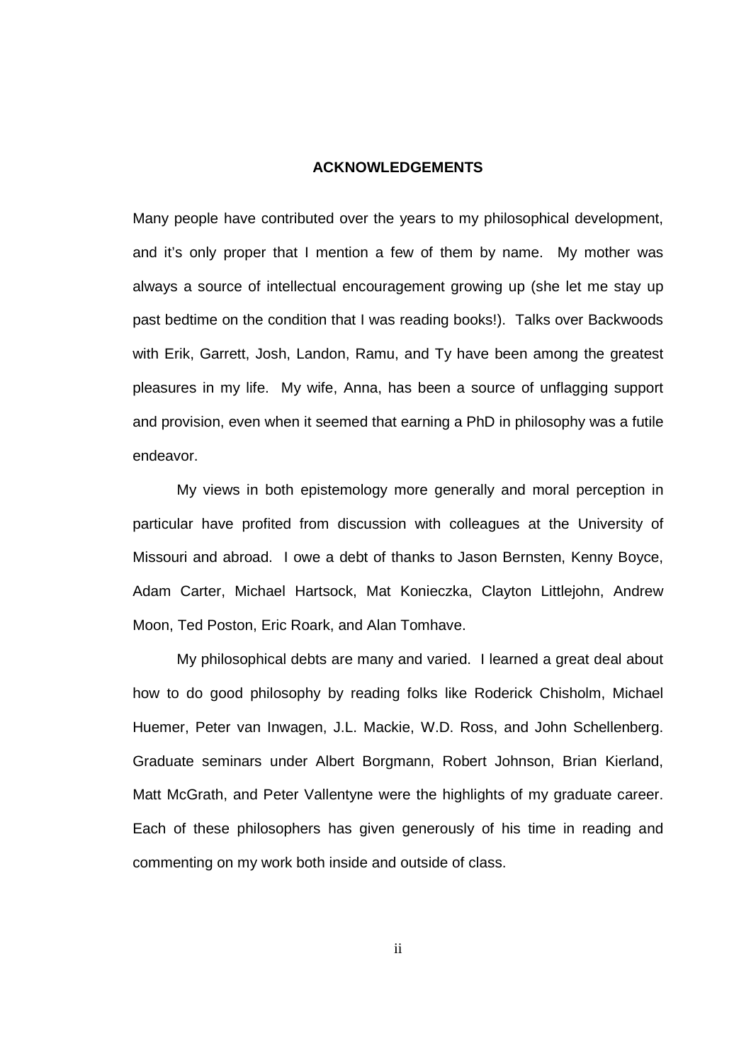# ACKNOWLEDGEMENTS

Many people have contributed over the years to my philosophical development, and it's only proper that I mention a few of them by name. My mother was always a source of intellectual encouragement growing up (she let me stay up past bedtime on the condition that I was reading books!). Talks over Backwoods with Erik, Garrett, Josh, Landon, Ramu, and Ty have been among the greatest pleasures in my life. My wife, Anna, has been a source of unflagging support and provision, even when it seemed that earning a PhD in philosophy was a futile endeavor.

My views in both epistemology more generally and moral perception in particular have profited from discussion with colleagues at the University of Missouri and abroad. I owe a debt of thanks to Jason Bernsten, Kenny Boyce, Adam Carter, Michael Hartsock, Mat Konieczka, Clayton Littlejohn, Andrew Moon, Ted Poston, Eric Roark, and Alan Tomhave.

My philosophical debts are many and varied. I learned a great deal about how to do good philosophy by reading folks like Roderick Chisholm, Michael Huemer, Peter van Inwagen, J.L. Mackie, W.D. Ross, and John Schellenberg. Graduate seminars under Albert Borgmann, Robert Johnson, Brian Kierland, Matt McGrath, and Peter Vallentyne were the highlights of my graduate career. Each of these philosophers has given generously of his time in reading and commenting on my work both inside and outside of class.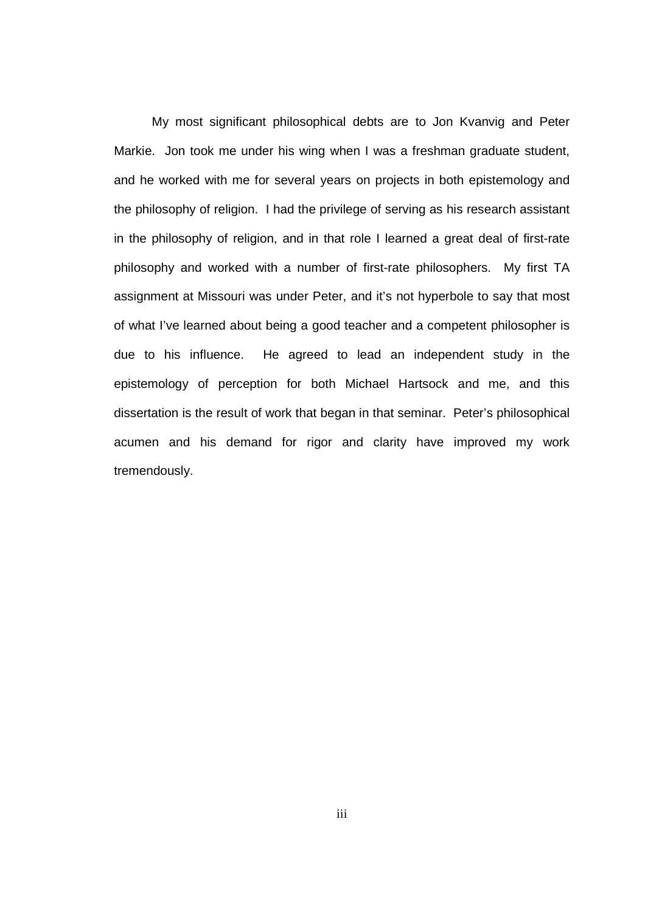My most significant philosophical debts are to Jon Kvanvig and Peter Markie. Jon took me under his wing when I was a freshman graduate student, and he worked with me for several years on projects in both epistemology and the philosophy of religion. I had the privilege of serving as his research assistant in the philosophy of religion, and in that role I learned a great deal of first-rate philosophy and worked with a number of first-rate philosophers. My first TA assignment at Missouri was under Peter, and it's not hyperbole to say that most of what I've learned about being a good teacher and a competent philosopher is due to his influence. He agreed to lead an independent study in the epistemology of perception for both Michael Hartsock and me, and this dissertation is the result of work that began in that seminar. Peter's philosophical acumen and his demand for rigor and clarity have improved my work tremendously.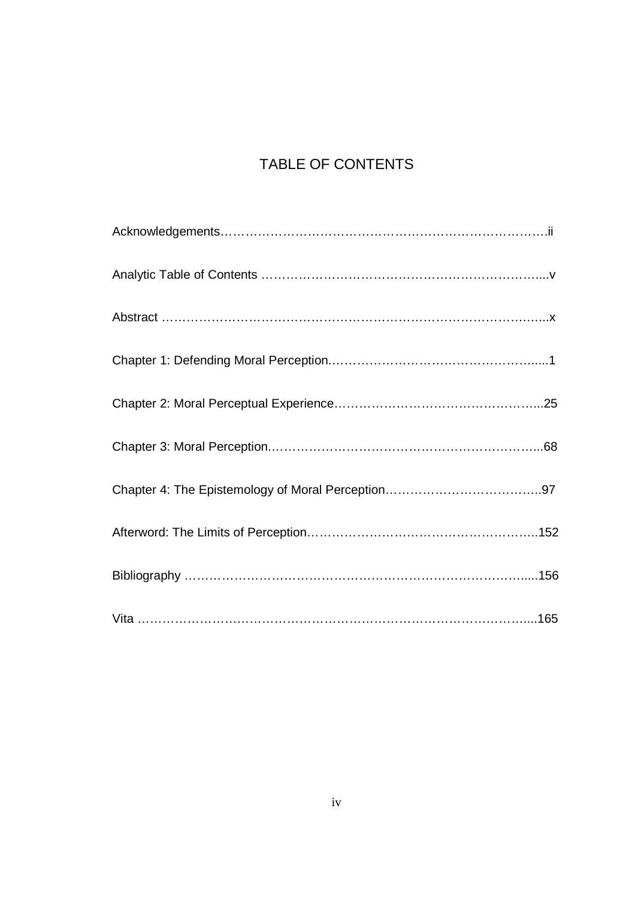# TABLE OF CONTENTS

Acknowledgements……………………………………………………………………….ii

Analytic Table of Contents ………………………………………………………….....v

Abstract ……………………………………………………………………………….…..x

Chapter 1: Defending Moral Perception…………………………………………….....1

Chapter 2: Moral Perceptual Experience…………………………………………...25

Chapter 3: Moral Perception…………………………………………………………...68

Chapter 4: The Epistemology of Moral Perception………………………………..97

Afterword: The Limits of Perception……………………………………………..152

Bibliography ………………………………………………………………………….....156

Vita ……………………………………………………………………………………....165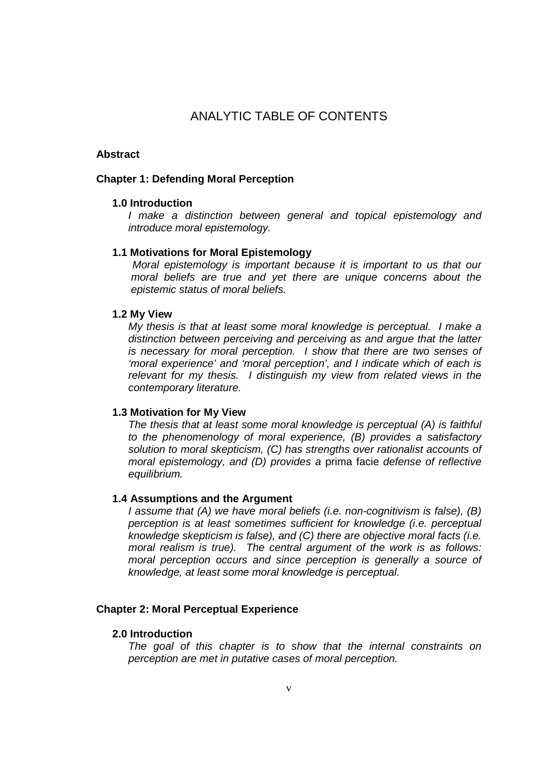# ANALYTIC TABLE OF CONTENTS

**Abstract**

## Chapter 1: Defending Moral Perception

### 1.0 Introduction

*I make a distinction between general and topical epistemology and introduce moral epistemology.*

### 1.1 Motivations for Moral Epistemology

*Moral epistemology is important because it is important to us that our moral beliefs are true and yet there are unique concerns about the epistemic status of moral beliefs.*

### 1.2 My View

*My thesis is that at least some moral knowledge is perceptual. I make a distinction between perceiving and perceiving as and argue that the latter is necessary for moral perception. I show that there are two senses of 'moral experience' and 'moral perception', and I indicate which of each is relevant for my thesis. I distinguish my view from related views in the contemporary literature.*

### 1.3 Motivation for My View

*The thesis that at least some moral knowledge is perceptual (A) is faithful to the phenomenology of moral experience, (B) provides a satisfactory solution to moral skepticism, (C) has strengths over rationalist accounts of moral epistemology, and (D) provides a* prima facie *defense of reflective equilibrium.*

### 1.4 Assumptions and the Argument

*I assume that (A) we have moral beliefs (i.e. non-cognitivism is false), (B) perception is at least sometimes sufficient for knowledge (i.e. perceptual knowledge skepticism is false), and (C) there are objective moral facts (i.e. moral realism is true). The central argument of the work is as follows: moral perception occurs and since perception is generally a source of knowledge, at least some moral knowledge is perceptual.*

## Chapter 2: Moral Perceptual Experience

### 2.0 Introduction

*The goal of this chapter is to show that the internal constraints on perception are met in putative cases of moral perception.*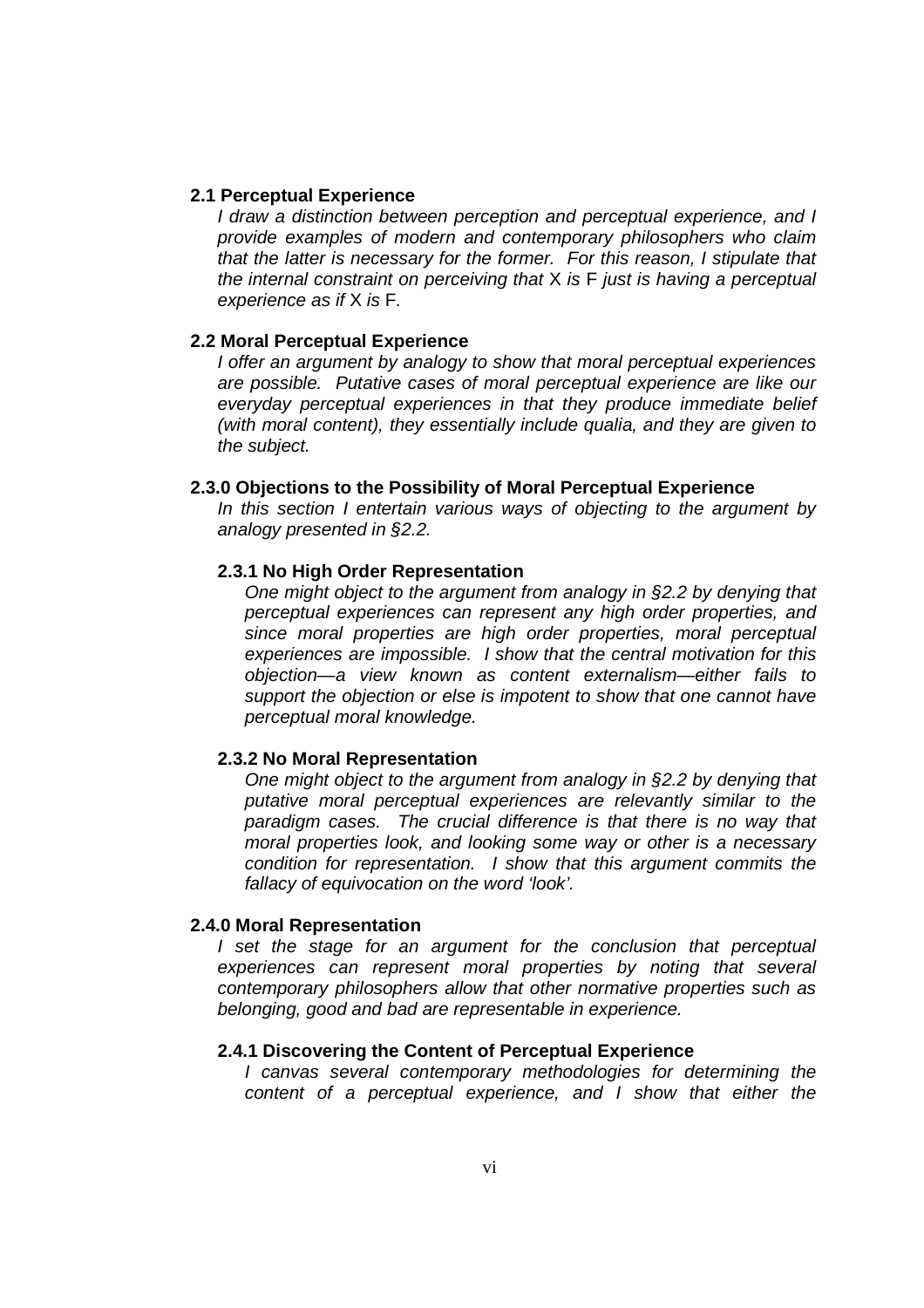**2.1 Perceptual Experience**

*I draw a distinction between perception and perceptual experience, and I provide examples of modern and contemporary philosophers who claim that the latter is necessary for the former. For this reason, I stipulate that the internal constraint on perceiving that* X *is* F *just is having a perceptual experience as if* X *is* F*.*

**2.2 Moral Perceptual Experience**

*I offer an argument by analogy to show that moral perceptual experiences are possible. Putative cases of moral perceptual experience are like our everyday perceptual experiences in that they produce immediate belief (with moral content), they essentially include qualia, and they are given to the subject.*

**2.3.0 Objections to the Possibility of Moral Perceptual Experience**

*In this section I entertain various ways of objecting to the argument by analogy presented in §2.2.*

**2.3.1 No High Order Representation**

*One might object to the argument from analogy in §2.2 by denying that perceptual experiences can represent any high order properties, and since moral properties are high order properties, moral perceptual experiences are impossible. I show that the central motivation for this objection—a view known as content externalism—either fails to support the objection or else is impotent to show that one cannot have perceptual moral knowledge.*

**2.3.2 No Moral Representation**

*One might object to the argument from analogy in §2.2 by denying that putative moral perceptual experiences are relevantly similar to the paradigm cases. The crucial difference is that there is no way that moral properties look, and looking some way or other is a necessary condition for representation. I show that this argument commits the fallacy of equivocation on the word 'look'.*

**2.4.0 Moral Representation**

*I set the stage for an argument for the conclusion that perceptual experiences can represent moral properties by noting that several contemporary philosophers allow that other normative properties such as belonging, good and bad are representable in experience.*

**2.4.1 Discovering the Content of Perceptual Experience**

*I canvas several contemporary methodologies for determining the content of a perceptual experience, and I show that either the*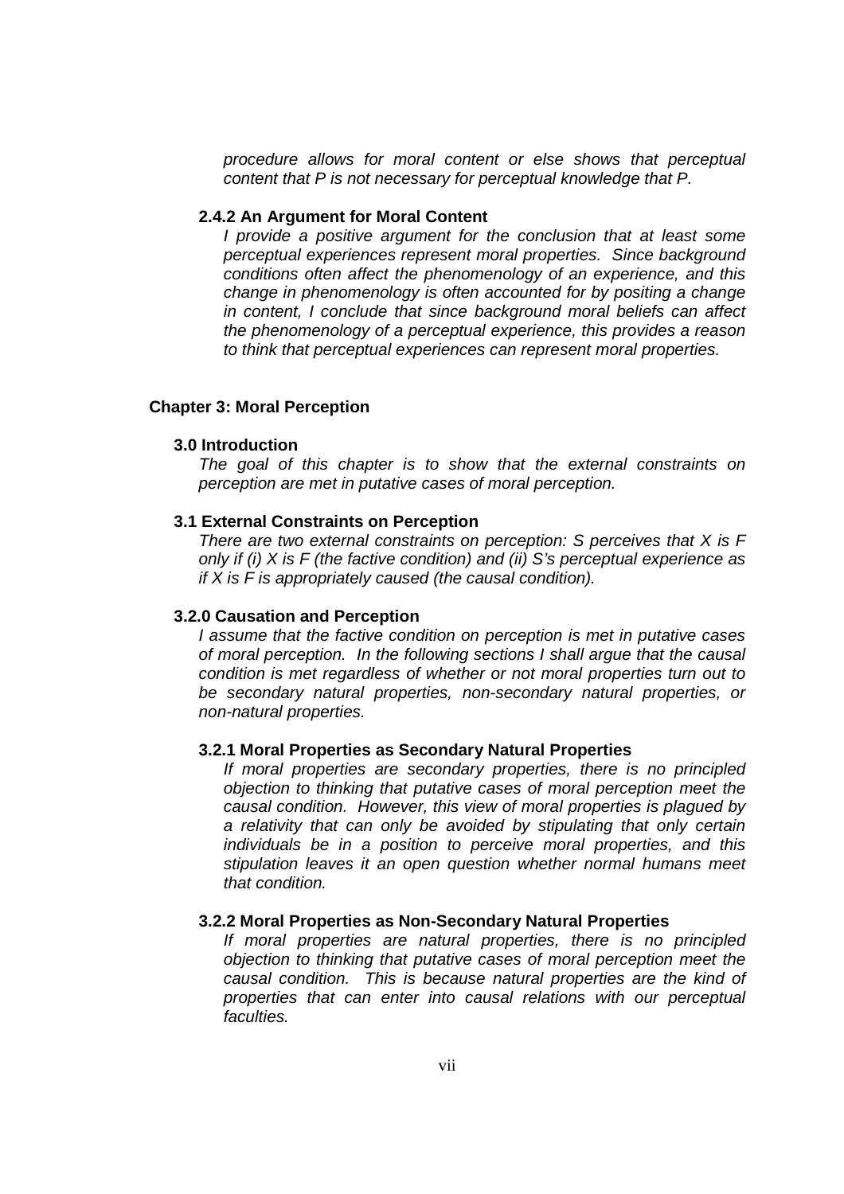*procedure allows for moral content or else shows that perceptual content that P is not necessary for perceptual knowledge that P.*

#### 2.4.2 An Argument for Moral Content

*I provide a positive argument for the conclusion that at least some perceptual experiences represent moral properties. Since background conditions often affect the phenomenology of an experience, and this change in phenomenology is often accounted for by positing a change in content, I conclude that since background moral beliefs can affect the phenomenology of a perceptual experience, this provides a reason to think that perceptual experiences can represent moral properties.*

## Chapter 3: Moral Perception

### 3.0 Introduction

*The goal of this chapter is to show that the external constraints on perception are met in putative cases of moral perception.*

### 3.1 External Constraints on Perception

*There are two external constraints on perception: S perceives that X is F only if (i) X is F (the factive condition) and (ii) S's perceptual experience as if X is F is appropriately caused (the causal condition).*

### 3.2.0 Causation and Perception

*I assume that the factive condition on perception is met in putative cases of moral perception. In the following sections I shall argue that the causal condition is met regardless of whether or not moral properties turn out to be secondary natural properties, non-secondary natural properties, or non-natural properties.*

#### 3.2.1 Moral Properties as Secondary Natural Properties

*If moral properties are secondary properties, there is no principled objection to thinking that putative cases of moral perception meet the causal condition. However, this view of moral properties is plagued by a relativity that can only be avoided by stipulating that only certain individuals be in a position to perceive moral properties, and this stipulation leaves it an open question whether normal humans meet that condition.*

#### 3.2.2 Moral Properties as Non-Secondary Natural Properties

*If moral properties are natural properties, there is no principled objection to thinking that putative cases of moral perception meet the causal condition. This is because natural properties are the kind of properties that can enter into causal relations with our perceptual faculties.*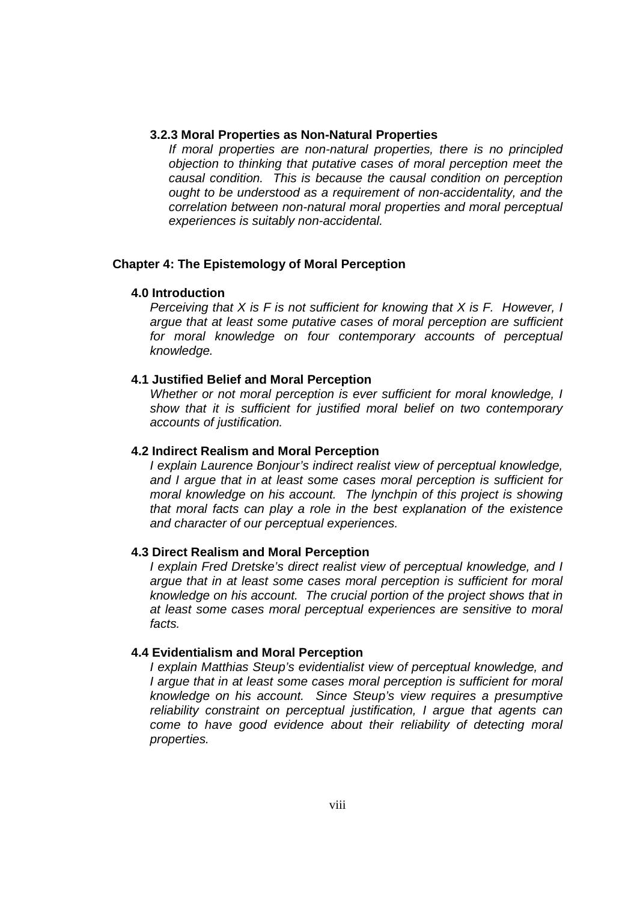### 3.2.3 Moral Properties as Non-Natural Properties

*If moral properties are non-natural properties, there is no principled objection to thinking that putative cases of moral perception meet the causal condition. This is because the causal condition on perception ought to be understood as a requirement of non-accidentality, and the correlation between non-natural moral properties and moral perceptual experiences is suitably non-accidental.*

## Chapter 4: The Epistemology of Moral Perception

### 4.0 Introduction

*Perceiving that X is F is not sufficient for knowing that X is F. However, I argue that at least some putative cases of moral perception are sufficient for moral knowledge on four contemporary accounts of perceptual knowledge.*

### 4.1 Justified Belief and Moral Perception

*Whether or not moral perception is ever sufficient for moral knowledge, I show that it is sufficient for justified moral belief on two contemporary accounts of justification.*

### 4.2 Indirect Realism and Moral Perception

*I explain Laurence Bonjour's indirect realist view of perceptual knowledge, and I argue that in at least some cases moral perception is sufficient for moral knowledge on his account. The lynchpin of this project is showing that moral facts can play a role in the best explanation of the existence and character of our perceptual experiences.*

### 4.3 Direct Realism and Moral Perception

*I explain Fred Dretske's direct realist view of perceptual knowledge, and I argue that in at least some cases moral perception is sufficient for moral knowledge on his account. The crucial portion of the project shows that in at least some cases moral perceptual experiences are sensitive to moral facts.*

### 4.4 Evidentialism and Moral Perception

*I explain Matthias Steup's evidentialist view of perceptual knowledge, and I argue that in at least some cases moral perception is sufficient for moral knowledge on his account. Since Steup's view requires a presumptive reliability constraint on perceptual justification, I argue that agents can come to have good evidence about their reliability of detecting moral properties.*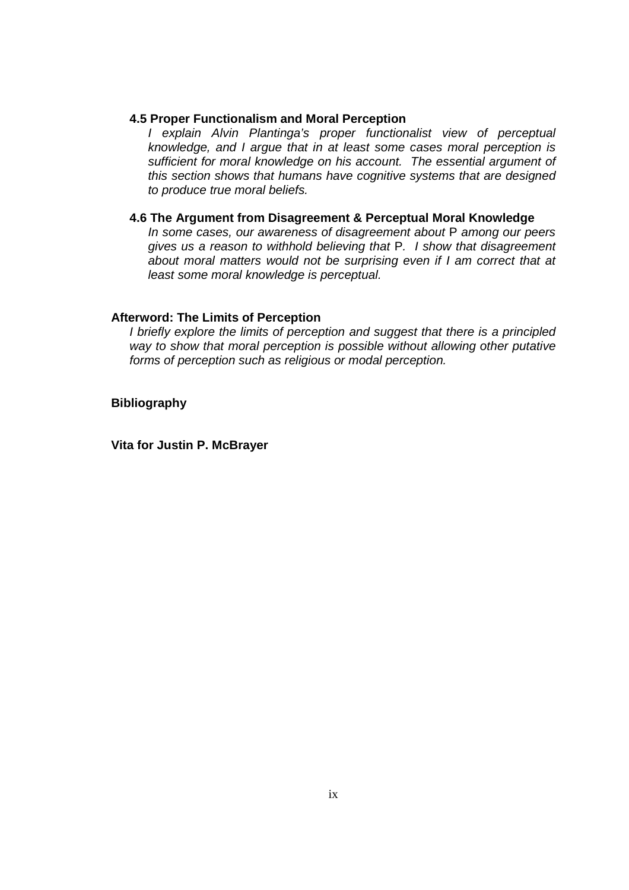**4.5 Proper Functionalism and Moral Perception**

*I explain Alvin Plantinga's proper functionalist view of perceptual knowledge, and I argue that in at least some cases moral perception is sufficient for moral knowledge on his account. The essential argument of this section shows that humans have cognitive systems that are designed to produce true moral beliefs.*

**4.6 The Argument from Disagreement & Perceptual Moral Knowledge**

*In some cases, our awareness of disagreement about* P *among our peers gives us a reason to withhold believing that* P*. I show that disagreement about moral matters would not be surprising even if I am correct that at least some moral knowledge is perceptual.*

**Afterword: The Limits of Perception**

*I briefly explore the limits of perception and suggest that there is a principled way to show that moral perception is possible without allowing other putative forms of perception such as religious or modal perception.*

**Bibliography**

**Vita for Justin P. McBrayer**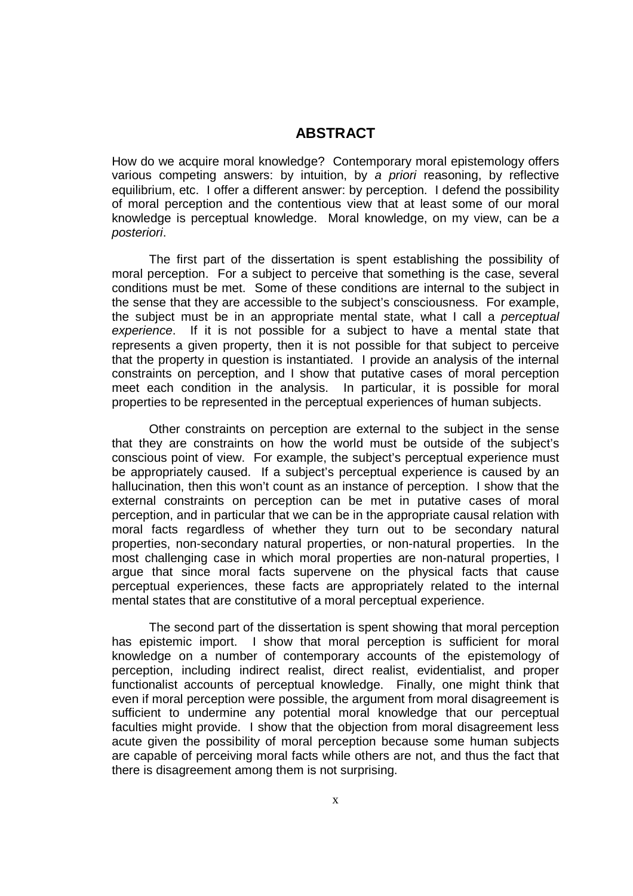## ABSTRACT

How do we acquire moral knowledge? Contemporary moral epistemology offers various competing answers: by intuition, by *a priori* reasoning, by reflective equilibrium, etc. I offer a different answer: by perception. I defend the possibility of moral perception and the contentious view that at least some of our moral knowledge is perceptual knowledge. Moral knowledge, on my view, can be *a posteriori*.

The first part of the dissertation is spent establishing the possibility of moral perception. For a subject to perceive that something is the case, several conditions must be met. Some of these conditions are internal to the subject in the sense that they are accessible to the subject's consciousness. For example, the subject must be in an appropriate mental state, what I call a *perceptual experience*. If it is not possible for a subject to have a mental state that represents a given property, then it is not possible for that subject to perceive that the property in question is instantiated. I provide an analysis of the internal constraints on perception, and I show that putative cases of moral perception meet each condition in the analysis. In particular, it is possible for moral properties to be represented in the perceptual experiences of human subjects.

Other constraints on perception are external to the subject in the sense that they are constraints on how the world must be outside of the subject's conscious point of view. For example, the subject's perceptual experience must be appropriately caused. If a subject's perceptual experience is caused by an hallucination, then this won't count as an instance of perception. I show that the external constraints on perception can be met in putative cases of moral perception, and in particular that we can be in the appropriate causal relation with moral facts regardless of whether they turn out to be secondary natural properties, non-secondary natural properties, or non-natural properties. In the most challenging case in which moral properties are non-natural properties, I argue that since moral facts supervene on the physical facts that cause perceptual experiences, these facts are appropriately related to the internal mental states that are constitutive of a moral perceptual experience.

The second part of the dissertation is spent showing that moral perception has epistemic import. I show that moral perception is sufficient for moral knowledge on a number of contemporary accounts of the epistemology of perception, including indirect realist, direct realist, evidentialist, and proper functionalist accounts of perceptual knowledge. Finally, one might think that even if moral perception were possible, the argument from moral disagreement is sufficient to undermine any potential moral knowledge that our perceptual faculties might provide. I show that the objection from moral disagreement less acute given the possibility of moral perception because some human subjects are capable of perceiving moral facts while others are not, and thus the fact that there is disagreement among them is not surprising.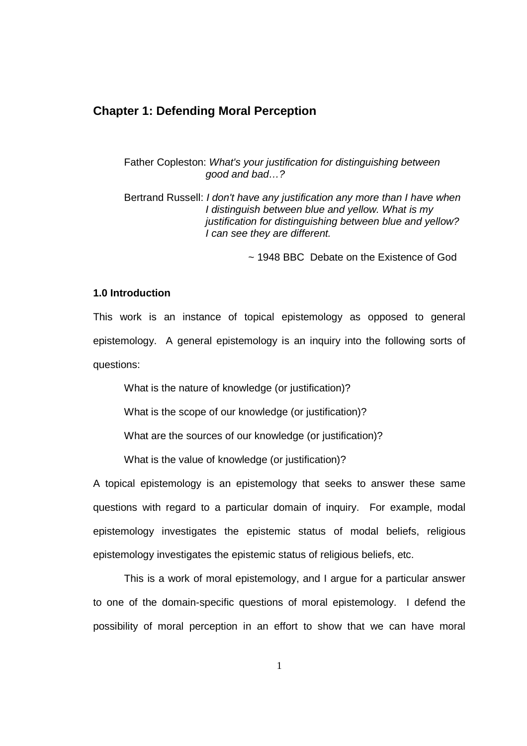## Chapter 1: Defending Moral Perception

> Father Copleston: *What's your justification for distinguishing between good and bad…?*
>
> Bertrand Russell: *I don't have any justification any more than I have when I distinguish between blue and yellow. What is my justification for distinguishing between blue and yellow? I can see they are different.*
>
> ~ 1948 BBC Debate on the Existence of God

### 1.0 Introduction

This work is an instance of topical epistemology as opposed to general epistemology. A general epistemology is an inquiry into the following sorts of questions:

What is the nature of knowledge (or justification)?

What is the scope of our knowledge (or justification)?

What are the sources of our knowledge (or justification)?

What is the value of knowledge (or justification)?

A topical epistemology is an epistemology that seeks to answer these same questions with regard to a particular domain of inquiry. For example, modal epistemology investigates the epistemic status of modal beliefs, religious epistemology investigates the epistemic status of religious beliefs, etc.

This is a work of moral epistemology, and I argue for a particular answer to one of the domain-specific questions of moral epistemology. I defend the possibility of moral perception in an effort to show that we can have moral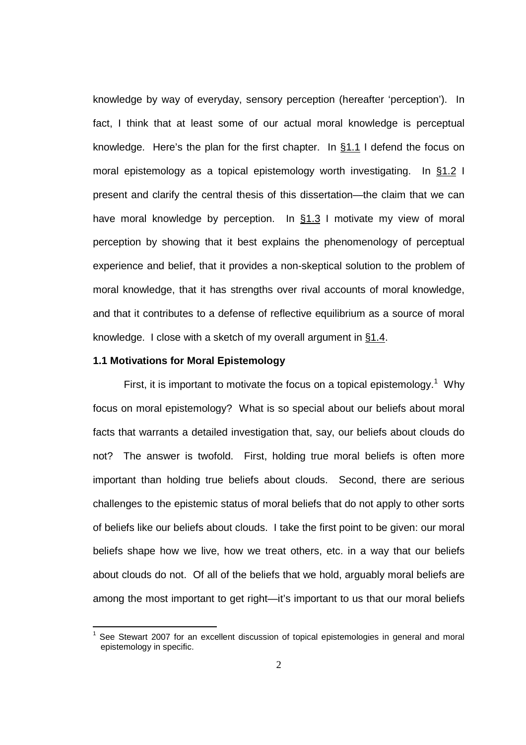knowledge by way of everyday, sensory perception (hereafter 'perception'). In fact, I think that at least some of our actual moral knowledge is perceptual knowledge. Here's the plan for the first chapter. In §1.1 I defend the focus on moral epistemology as a topical epistemology worth investigating. In §1.2 I present and clarify the central thesis of this dissertation—the claim that we can have moral knowledge by perception. In §1.3 I motivate my view of moral perception by showing that it best explains the phenomenology of perceptual experience and belief, that it provides a non-skeptical solution to the problem of moral knowledge, that it has strengths over rival accounts of moral knowledge, and that it contributes to a defense of reflective equilibrium as a source of moral knowledge. I close with a sketch of my overall argument in §1.4.

### 1.1 Motivations for Moral Epistemology

First, it is important to motivate the focus on a topical epistemology.[1] Why focus on moral epistemology? What is so special about our beliefs about moral facts that warrants a detailed investigation that, say, our beliefs about clouds do not? The answer is twofold. First, holding true moral beliefs is often more important than holding true beliefs about clouds. Second, there are serious challenges to the epistemic status of moral beliefs that do not apply to other sorts of beliefs like our beliefs about clouds. I take the first point to be given: our moral beliefs shape how we live, how we treat others, etc. in a way that our beliefs about clouds do not. Of all of the beliefs that we hold, arguably moral beliefs are among the most important to get right—it's important to us that our moral beliefs

---

[1] See Stewart 2007 for an excellent discussion of topical epistemologies in general and moral epistemology in specific.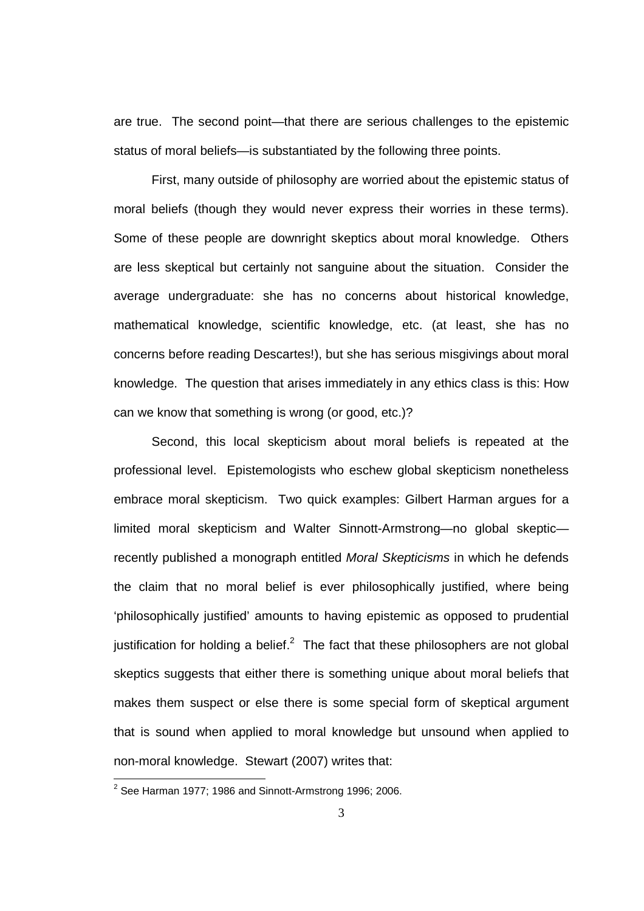are true. The second point—that there are serious challenges to the epistemic status of moral beliefs—is substantiated by the following three points.

First, many outside of philosophy are worried about the epistemic status of moral beliefs (though they would never express their worries in these terms). Some of these people are downright skeptics about moral knowledge. Others are less skeptical but certainly not sanguine about the situation. Consider the average undergraduate: she has no concerns about historical knowledge, mathematical knowledge, scientific knowledge, etc. (at least, she has no concerns before reading Descartes!), but she has serious misgivings about moral knowledge. The question that arises immediately in any ethics class is this: How can we know that something is wrong (or good, etc.)?

Second, this local skepticism about moral beliefs is repeated at the professional level. Epistemologists who eschew global skepticism nonetheless embrace moral skepticism. Two quick examples: Gilbert Harman argues for a limited moral skepticism and Walter Sinnott-Armstrong—no global skeptic—recently published a monograph entitled *Moral Skepticisms* in which he defends the claim that no moral belief is ever philosophically justified, where being 'philosophically justified' amounts to having epistemic as opposed to prudential justification for holding a belief.[2] The fact that these philosophers are not global skeptics suggests that either there is something unique about moral beliefs that makes them suspect or else there is some special form of skeptical argument that is sound when applied to moral knowledge but unsound when applied to non-moral knowledge. Stewart (2007) writes that:

[2] See Harman 1977; 1986 and Sinnott-Armstrong 1996; 2006.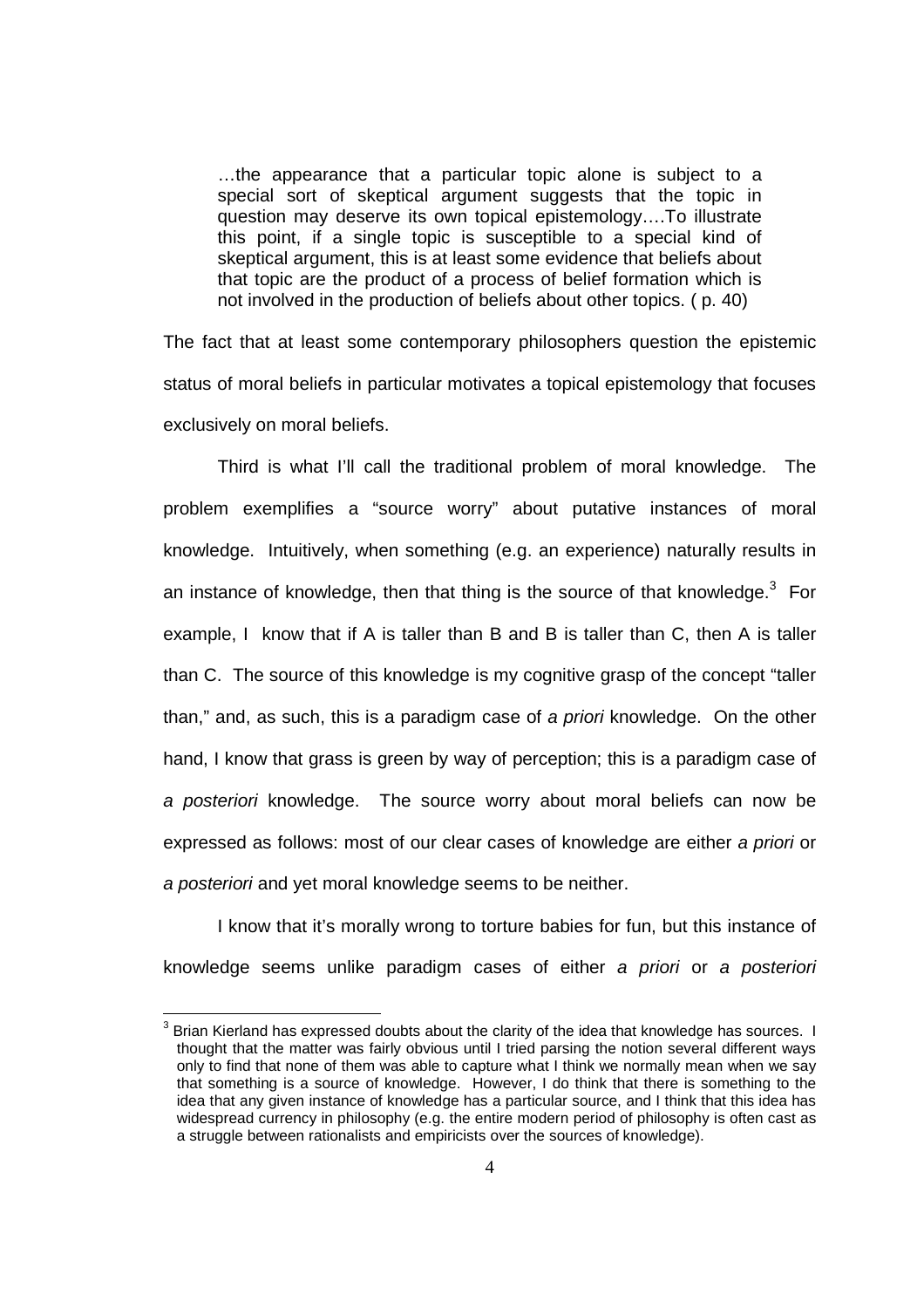> …the appearance that a particular topic alone is subject to a special sort of skeptical argument suggests that the topic in question may deserve its own topical epistemology….To illustrate this point, if a single topic is susceptible to a special kind of skeptical argument, this is at least some evidence that beliefs about that topic are the product of a process of belief formation which is not involved in the production of beliefs about other topics. ( p. 40)

The fact that at least some contemporary philosophers question the epistemic status of moral beliefs in particular motivates a topical epistemology that focuses exclusively on moral beliefs.

Third is what I'll call the traditional problem of moral knowledge. The problem exemplifies a "source worry" about putative instances of moral knowledge. Intuitively, when something (e.g. an experience) naturally results in an instance of knowledge, then that thing is the source of that knowledge.[3] For example, I know that if A is taller than B and B is taller than C, then A is taller than C. The source of this knowledge is my cognitive grasp of the concept "taller than," and, as such, this is a paradigm case of *a priori* knowledge. On the other hand, I know that grass is green by way of perception; this is a paradigm case of *a posteriori* knowledge. The source worry about moral beliefs can now be expressed as follows: most of our clear cases of knowledge are either *a priori* or *a posteriori* and yet moral knowledge seems to be neither.

I know that it's morally wrong to torture babies for fun, but this instance of knowledge seems unlike paradigm cases of either *a priori* or *a posteriori*

[3] Brian Kierland has expressed doubts about the clarity of the idea that knowledge has sources. I thought that the matter was fairly obvious until I tried parsing the notion several different ways only to find that none of them was able to capture what I think we normally mean when we say that something is a source of knowledge. However, I do think that there is something to the idea that any given instance of knowledge has a particular source, and I think that this idea has widespread currency in philosophy (e.g. the entire modern period of philosophy is often cast as a struggle between rationalists and empiricists over the sources of knowledge).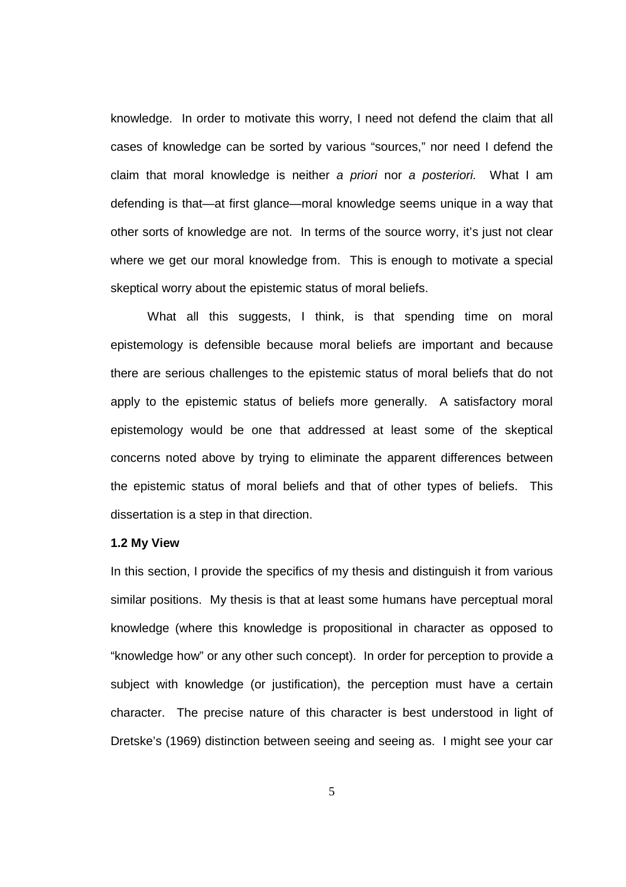knowledge. In order to motivate this worry, I need not defend the claim that all cases of knowledge can be sorted by various "sources," nor need I defend the claim that moral knowledge is neither *a priori* nor *a posteriori*. What I am defending is that—at first glance—moral knowledge seems unique in a way that other sorts of knowledge are not. In terms of the source worry, it's just not clear where we get our moral knowledge from. This is enough to motivate a special skeptical worry about the epistemic status of moral beliefs.

What all this suggests, I think, is that spending time on moral epistemology is defensible because moral beliefs are important and because there are serious challenges to the epistemic status of moral beliefs that do not apply to the epistemic status of beliefs more generally. A satisfactory moral epistemology would be one that addressed at least some of the skeptical concerns noted above by trying to eliminate the apparent differences between the epistemic status of moral beliefs and that of other types of beliefs. This dissertation is a step in that direction.

### 1.2 My View

In this section, I provide the specifics of my thesis and distinguish it from various similar positions. My thesis is that at least some humans have perceptual moral knowledge (where this knowledge is propositional in character as opposed to "knowledge how" or any other such concept). In order for perception to provide a subject with knowledge (or justification), the perception must have a certain character. The precise nature of this character is best understood in light of Dretske's (1969) distinction between seeing and seeing as. I might see your car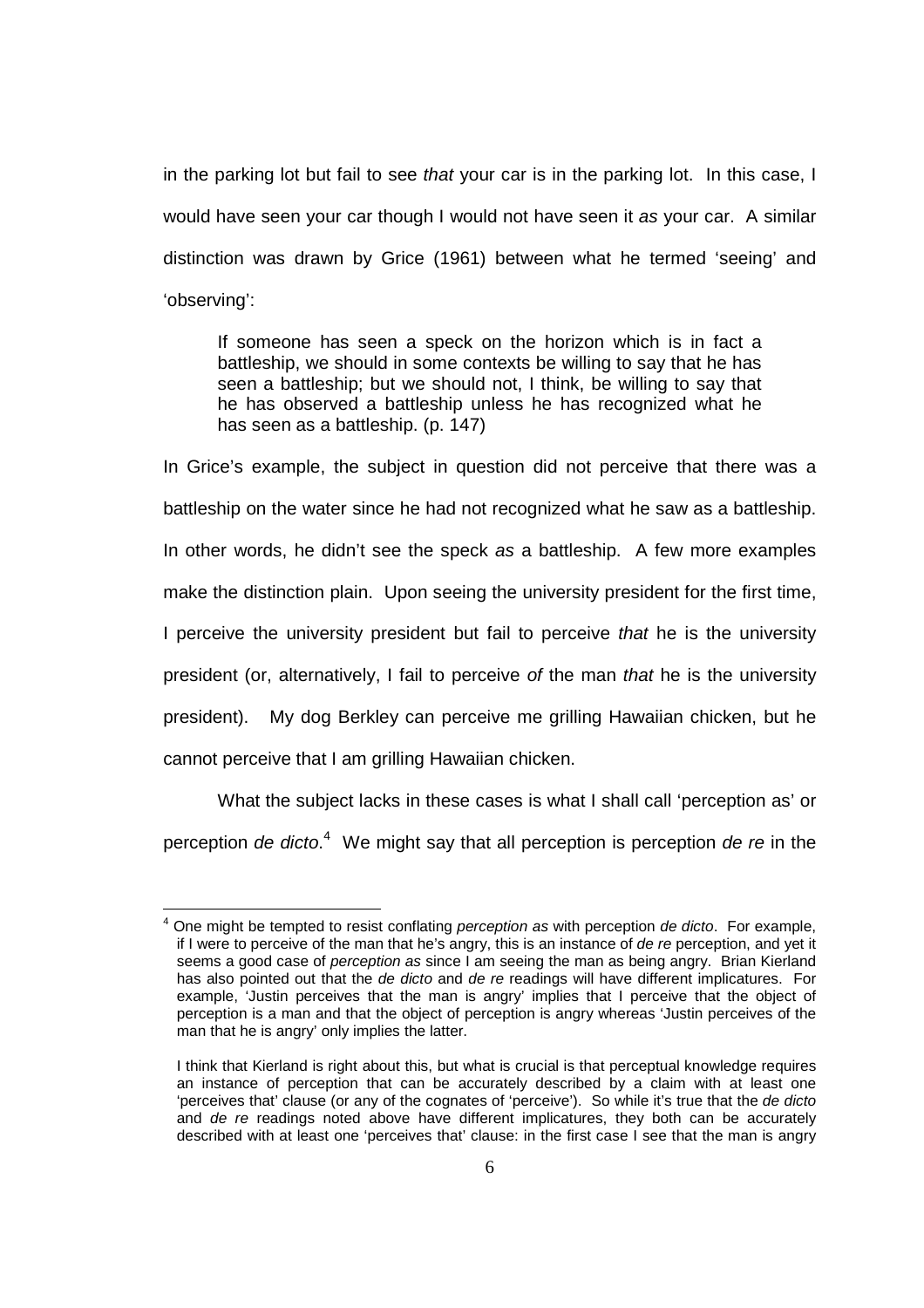in the parking lot but fail to see *that* your car is in the parking lot. In this case, I would have seen your car though I would not have seen it *as* your car. A similar distinction was drawn by Grice (1961) between what he termed 'seeing' and 'observing':

> If someone has seen a speck on the horizon which is in fact a battleship, we should in some contexts be willing to say that he has seen a battleship; but we should not, I think, be willing to say that he has observed a battleship unless he has recognized what he has seen as a battleship. (p. 147)

In Grice's example, the subject in question did not perceive that there was a battleship on the water since he had not recognized what he saw as a battleship. In other words, he didn't see the speck *as* a battleship. A few more examples make the distinction plain. Upon seeing the university president for the first time, I perceive the university president but fail to perceive *that* he is the university president (or, alternatively, I fail to perceive *of* the man *that* he is the university president). My dog Berkley can perceive me grilling Hawaiian chicken, but he cannot perceive that I am grilling Hawaiian chicken.

What the subject lacks in these cases is what I shall call 'perception as' or perception *de dicto*.[4] We might say that all perception is perception *de re* in the

---

[4] One might be tempted to resist conflating *perception as* with perception *de dicto*. For example, if I were to perceive of the man that he's angry, this is an instance of *de re* perception, and yet it seems a good case of *perception as* since I am seeing the man as being angry. Brian Kierland has also pointed out that the *de dicto* and *de re* readings will have different implicatures. For example, 'Justin perceives that the man is angry' implies that I perceive that the object of perception is a man and that the object of perception is angry whereas 'Justin perceives of the man that he is angry' only implies the latter.

I think that Kierland is right about this, but what is crucial is that perceptual knowledge requires an instance of perception that can be accurately described by a claim with at least one 'perceives that' clause (or any of the cognates of 'perceive'). So while it's true that the *de dicto* and *de re* readings noted above have different implicatures, they both can be accurately described with at least one 'perceives that' clause: in the first case I see that the man is angry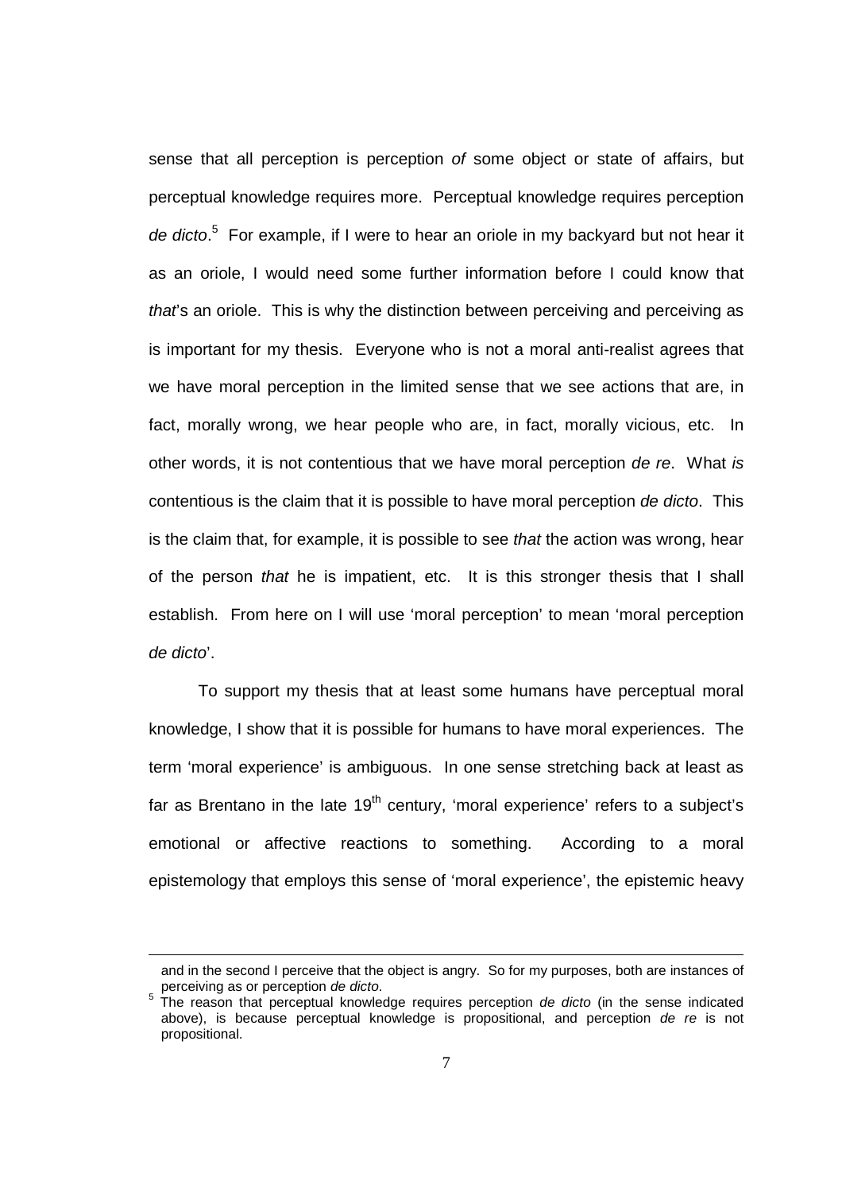sense that all perception is perception *of* some object or state of affairs, but perceptual knowledge requires more. Perceptual knowledge requires perception *de dicto*.[5] For example, if I were to hear an oriole in my backyard but not hear it as an oriole, I would need some further information before I could know that *that*'s an oriole. This is why the distinction between perceiving and perceiving as is important for my thesis. Everyone who is not a moral anti-realist agrees that we have moral perception in the limited sense that we see actions that are, in fact, morally wrong, we hear people who are, in fact, morally vicious, etc. In other words, it is not contentious that we have moral perception *de re*. What *is* contentious is the claim that it is possible to have moral perception *de dicto*. This is the claim that, for example, it is possible to see *that* the action was wrong, hear of the person *that* he is impatient, etc. It is this stronger thesis that I shall establish. From here on I will use 'moral perception' to mean 'moral perception *de dicto*'.

To support my thesis that at least some humans have perceptual moral knowledge, I show that it is possible for humans to have moral experiences. The term 'moral experience' is ambiguous. In one sense stretching back at least as far as Brentano in the late 19th century, 'moral experience' refers to a subject's emotional or affective reactions to something. According to a moral epistemology that employs this sense of 'moral experience', the epistemic heavy

---

and in the second I perceive that the object is angry. So for my purposes, both are instances of perceiving as or perception *de dicto*.

[5] The reason that perceptual knowledge requires perception *de dicto* (in the sense indicated above), is because perceptual knowledge is propositional, and perception *de re* is not propositional.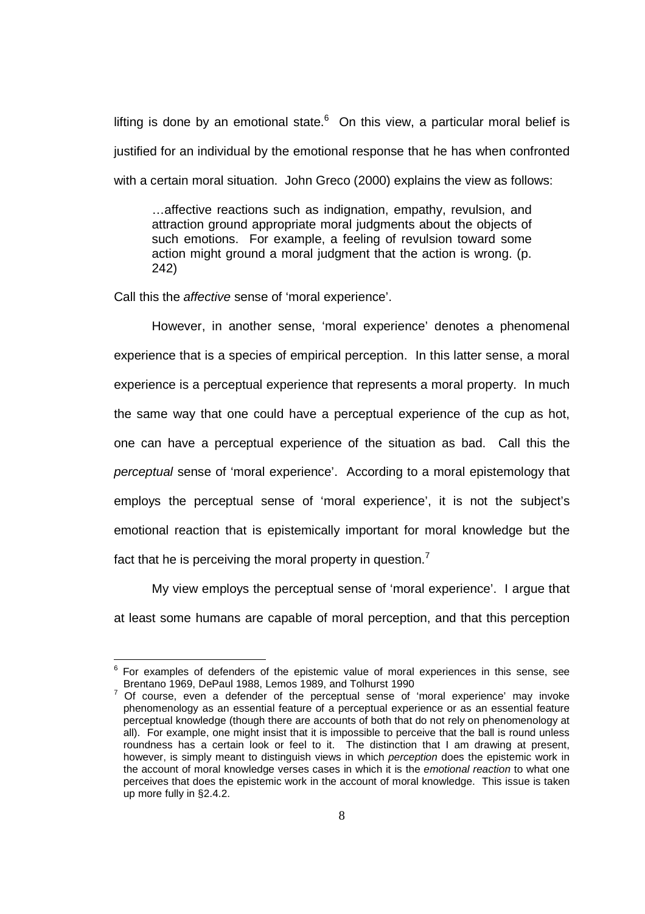lifting is done by an emotional state.[6] On this view, a particular moral belief is justified for an individual by the emotional response that he has when confronted with a certain moral situation. John Greco (2000) explains the view as follows:

> …affective reactions such as indignation, empathy, revulsion, and attraction ground appropriate moral judgments about the objects of such emotions. For example, a feeling of revulsion toward some action might ground a moral judgment that the action is wrong. (p. 242)

Call this the *affective* sense of 'moral experience'.

However, in another sense, 'moral experience' denotes a phenomenal experience that is a species of empirical perception. In this latter sense, a moral experience is a perceptual experience that represents a moral property. In much the same way that one could have a perceptual experience of the cup as hot, one can have a perceptual experience of the situation as bad. Call this the *perceptual* sense of 'moral experience'. According to a moral epistemology that employs the perceptual sense of 'moral experience', it is not the subject's emotional reaction that is epistemically important for moral knowledge but the fact that he is perceiving the moral property in question.[7]

My view employs the perceptual sense of 'moral experience'. I argue that at least some humans are capable of moral perception, and that this perception

---

[6] For examples of defenders of the epistemic value of moral experiences in this sense, see Brentano 1969, DePaul 1988, Lemos 1989, and Tolhurst 1990

[7] Of course, even a defender of the perceptual sense of 'moral experience' may invoke phenomenology as an essential feature of a perceptual experience or as an essential feature perceptual knowledge (though there are accounts of both that do not rely on phenomenology at all). For example, one might insist that it is impossible to perceive that the ball is round unless roundness has a certain look or feel to it. The distinction that I am drawing at present, however, is simply meant to distinguish views in which *perception* does the epistemic work in the account of moral knowledge verses cases in which it is the *emotional reaction* to what one perceives that does the epistemic work in the account of moral knowledge. This issue is taken up more fully in §2.4.2.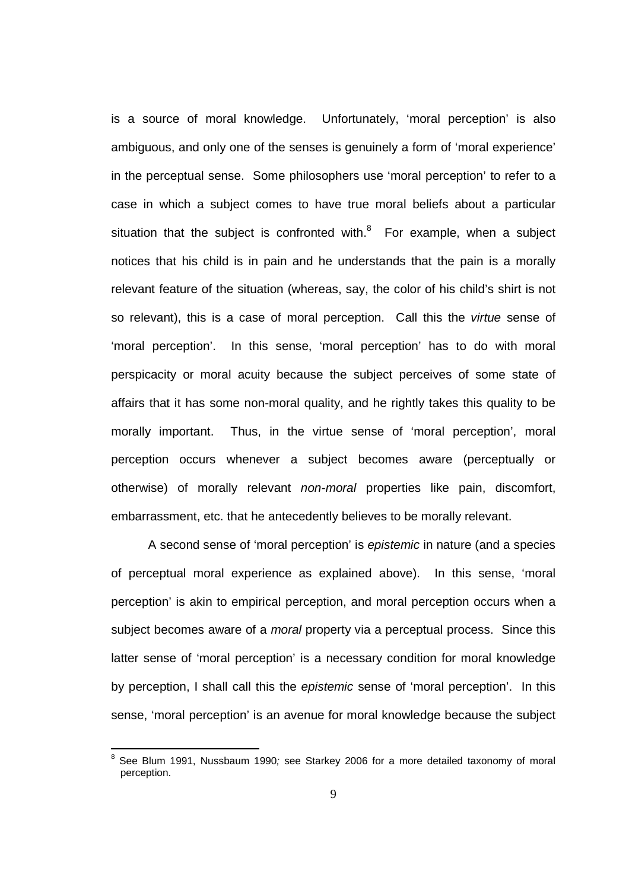is a source of moral knowledge. Unfortunately, 'moral perception' is also ambiguous, and only one of the senses is genuinely a form of 'moral experience' in the perceptual sense. Some philosophers use 'moral perception' to refer to a case in which a subject comes to have true moral beliefs about a particular situation that the subject is confronted with.[8] For example, when a subject notices that his child is in pain and he understands that the pain is a morally relevant feature of the situation (whereas, say, the color of his child's shirt is not so relevant), this is a case of moral perception. Call this the *virtue* sense of 'moral perception'. In this sense, 'moral perception' has to do with moral perspicacity or moral acuity because the subject perceives of some state of affairs that it has some non-moral quality, and he rightly takes this quality to be morally important. Thus, in the virtue sense of 'moral perception', moral perception occurs whenever a subject becomes aware (perceptually or otherwise) of morally relevant *non-moral* properties like pain, discomfort, embarrassment, etc. that he antecedently believes to be morally relevant.

A second sense of 'moral perception' is *epistemic* in nature (and a species of perceptual moral experience as explained above). In this sense, 'moral perception' is akin to empirical perception, and moral perception occurs when a subject becomes aware of a *moral* property via a perceptual process. Since this latter sense of 'moral perception' is a necessary condition for moral knowledge by perception, I shall call this the *epistemic* sense of 'moral perception'. In this sense, 'moral perception' is an avenue for moral knowledge because the subject

[8] See Blum 1991, Nussbaum 1990*;* see Starkey 2006 for a more detailed taxonomy of moral perception.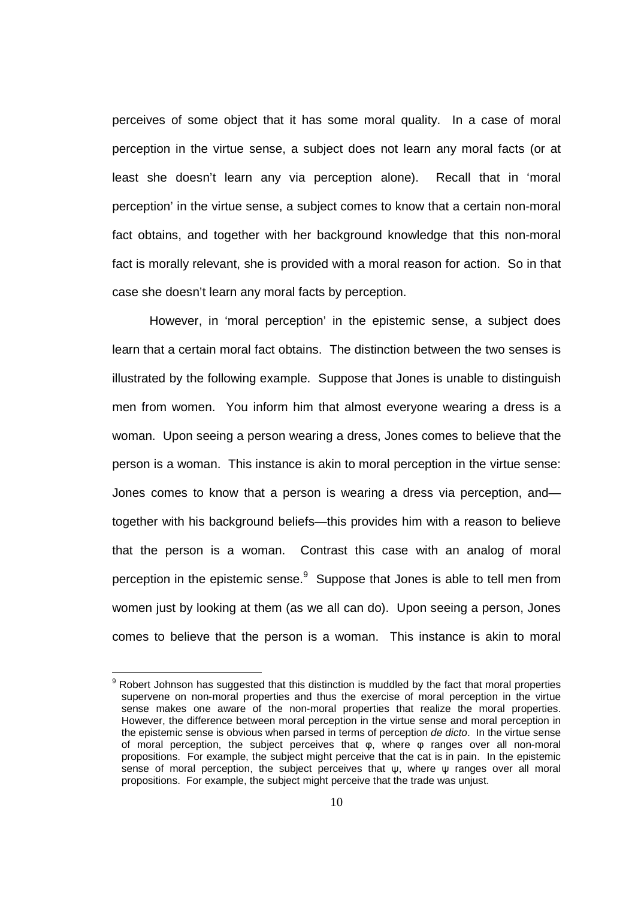perceives of some object that it has some moral quality. In a case of moral perception in the virtue sense, a subject does not learn any moral facts (or at least she doesn't learn any via perception alone). Recall that in 'moral perception' in the virtue sense, a subject comes to know that a certain non-moral fact obtains, and together with her background knowledge that this non-moral fact is morally relevant, she is provided with a moral reason for action. So in that case she doesn't learn any moral facts by perception.

However, in 'moral perception' in the epistemic sense, a subject does learn that a certain moral fact obtains. The distinction between the two senses is illustrated by the following example. Suppose that Jones is unable to distinguish men from women. You inform him that almost everyone wearing a dress is a woman. Upon seeing a person wearing a dress, Jones comes to believe that the person is a woman. This instance is akin to moral perception in the virtue sense: Jones comes to know that a person is wearing a dress via perception, and—together with his background beliefs—this provides him with a reason to believe that the person is a woman. Contrast this case with an analog of moral perception in the epistemic sense.[9] Suppose that Jones is able to tell men from women just by looking at them (as we all can do). Upon seeing a person, Jones comes to believe that the person is a woman. This instance is akin to moral

[9] Robert Johnson has suggested that this distinction is muddled by the fact that moral properties supervene on non-moral properties and thus the exercise of moral perception in the virtue sense makes one aware of the non-moral properties that realize the moral properties. However, the difference between moral perception in the virtue sense and moral perception in the epistemic sense is obvious when parsed in terms of perception *de dicto*. In the virtue sense of moral perception, the subject perceives that $\varphi$, where $\varphi$ ranges over all non-moral propositions. For example, the subject might perceive that the cat is in pain. In the epistemic sense of moral perception, the subject perceives that $\psi$, where $\psi$ ranges over all moral propositions. For example, the subject might perceive that the trade was unjust.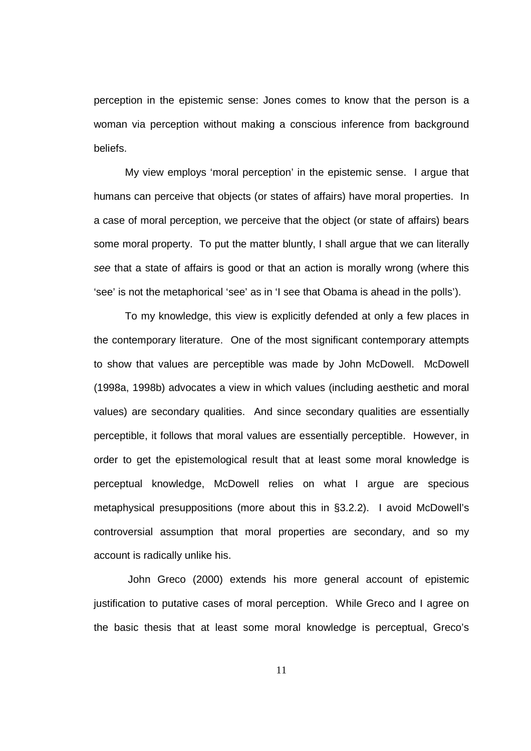perception in the epistemic sense: Jones comes to know that the person is a woman via perception without making a conscious inference from background beliefs.

My view employs ‘moral perception’ in the epistemic sense. I argue that humans can perceive that objects (or states of affairs) have moral properties. In a case of moral perception, we perceive that the object (or state of affairs) bears some moral property. To put the matter bluntly, I shall argue that we can literally *see* that a state of affairs is good or that an action is morally wrong (where this ‘see’ is not the metaphorical ‘see’ as in ‘I see that Obama is ahead in the polls’).

To my knowledge, this view is explicitly defended at only a few places in the contemporary literature. One of the most significant contemporary attempts to show that values are perceptible was made by John McDowell. McDowell (1998a, 1998b) advocates a view in which values (including aesthetic and moral values) are secondary qualities. And since secondary qualities are essentially perceptible, it follows that moral values are essentially perceptible. However, in order to get the epistemological result that at least some moral knowledge is perceptual knowledge, McDowell relies on what I argue are specious metaphysical presuppositions (more about this in §3.2.2). I avoid McDowell's controversial assumption that moral properties are secondary, and so my account is radically unlike his.

John Greco (2000) extends his more general account of epistemic justification to putative cases of moral perception. While Greco and I agree on the basic thesis that at least some moral knowledge is perceptual, Greco's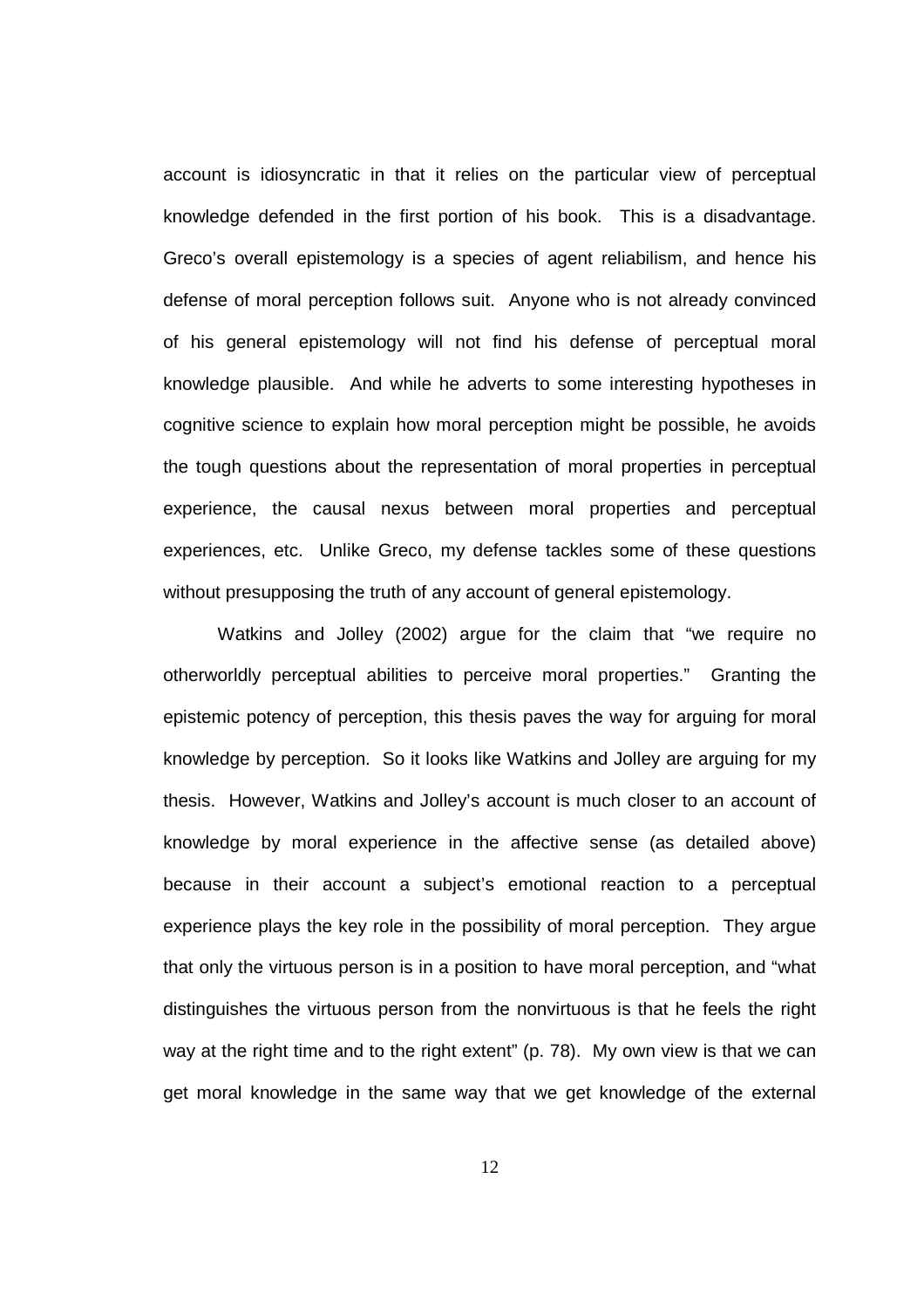account is idiosyncratic in that it relies on the particular view of perceptual knowledge defended in the first portion of his book. This is a disadvantage. Greco's overall epistemology is a species of agent reliabilism, and hence his defense of moral perception follows suit. Anyone who is not already convinced of his general epistemology will not find his defense of perceptual moral knowledge plausible. And while he adverts to some interesting hypotheses in cognitive science to explain how moral perception might be possible, he avoids the tough questions about the representation of moral properties in perceptual experience, the causal nexus between moral properties and perceptual experiences, etc. Unlike Greco, my defense tackles some of these questions without presupposing the truth of any account of general epistemology.

Watkins and Jolley (2002) argue for the claim that "we require no otherworldly perceptual abilities to perceive moral properties." Granting the epistemic potency of perception, this thesis paves the way for arguing for moral knowledge by perception. So it looks like Watkins and Jolley are arguing for my thesis. However, Watkins and Jolley's account is much closer to an account of knowledge by moral experience in the affective sense (as detailed above) because in their account a subject's emotional reaction to a perceptual experience plays the key role in the possibility of moral perception. They argue that only the virtuous person is in a position to have moral perception, and "what distinguishes the virtuous person from the nonvirtuous is that he feels the right way at the right time and to the right extent" (p. 78). My own view is that we can get moral knowledge in the same way that we get knowledge of the external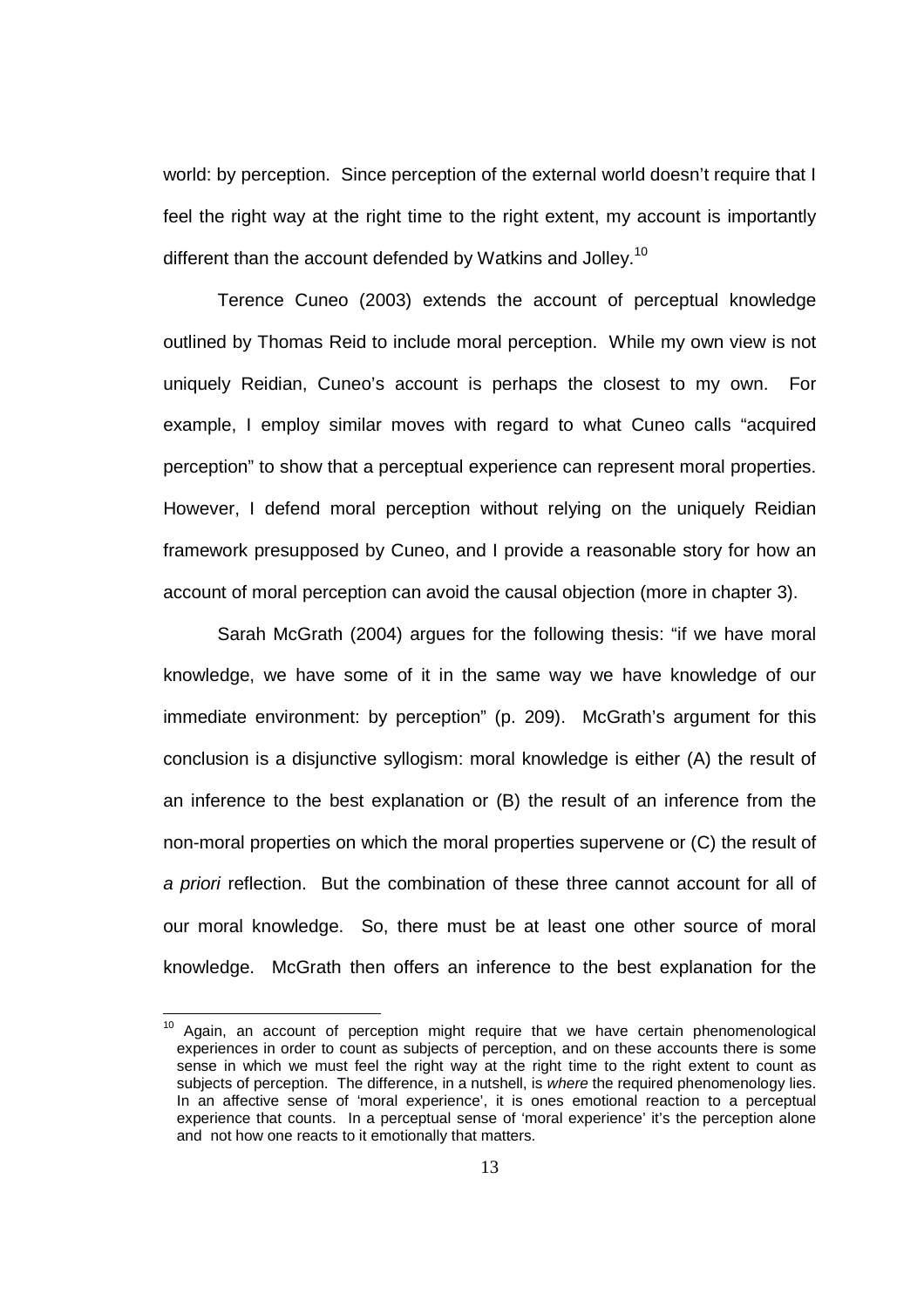world: by perception. Since perception of the external world doesn't require that I feel the right way at the right time to the right extent, my account is importantly different than the account defended by Watkins and Jolley.[10]

Terence Cuneo (2003) extends the account of perceptual knowledge outlined by Thomas Reid to include moral perception. While my own view is not uniquely Reidian, Cuneo's account is perhaps the closest to my own. For example, I employ similar moves with regard to what Cuneo calls "acquired perception" to show that a perceptual experience can represent moral properties. However, I defend moral perception without relying on the uniquely Reidian framework presupposed by Cuneo, and I provide a reasonable story for how an account of moral perception can avoid the causal objection (more in chapter 3).

Sarah McGrath (2004) argues for the following thesis: "if we have moral knowledge, we have some of it in the same way we have knowledge of our immediate environment: by perception" (p. 209). McGrath's argument for this conclusion is a disjunctive syllogism: moral knowledge is either (A) the result of an inference to the best explanation or (B) the result of an inference from the non-moral properties on which the moral properties supervene or (C) the result of *a priori* reflection. But the combination of these three cannot account for all of our moral knowledge. So, there must be at least one other source of moral knowledge. McGrath then offers an inference to the best explanation for the

---

[10] Again, an account of perception might require that we have certain phenomenological experiences in order to count as subjects of perception, and on these accounts there is some sense in which we must feel the right way at the right time to the right extent to count as subjects of perception. The difference, in a nutshell, is *where* the required phenomenology lies. In an affective sense of 'moral experience', it is ones emotional reaction to a perceptual experience that counts. In a perceptual sense of 'moral experience' it's the perception alone and not how one reacts to it emotionally that matters.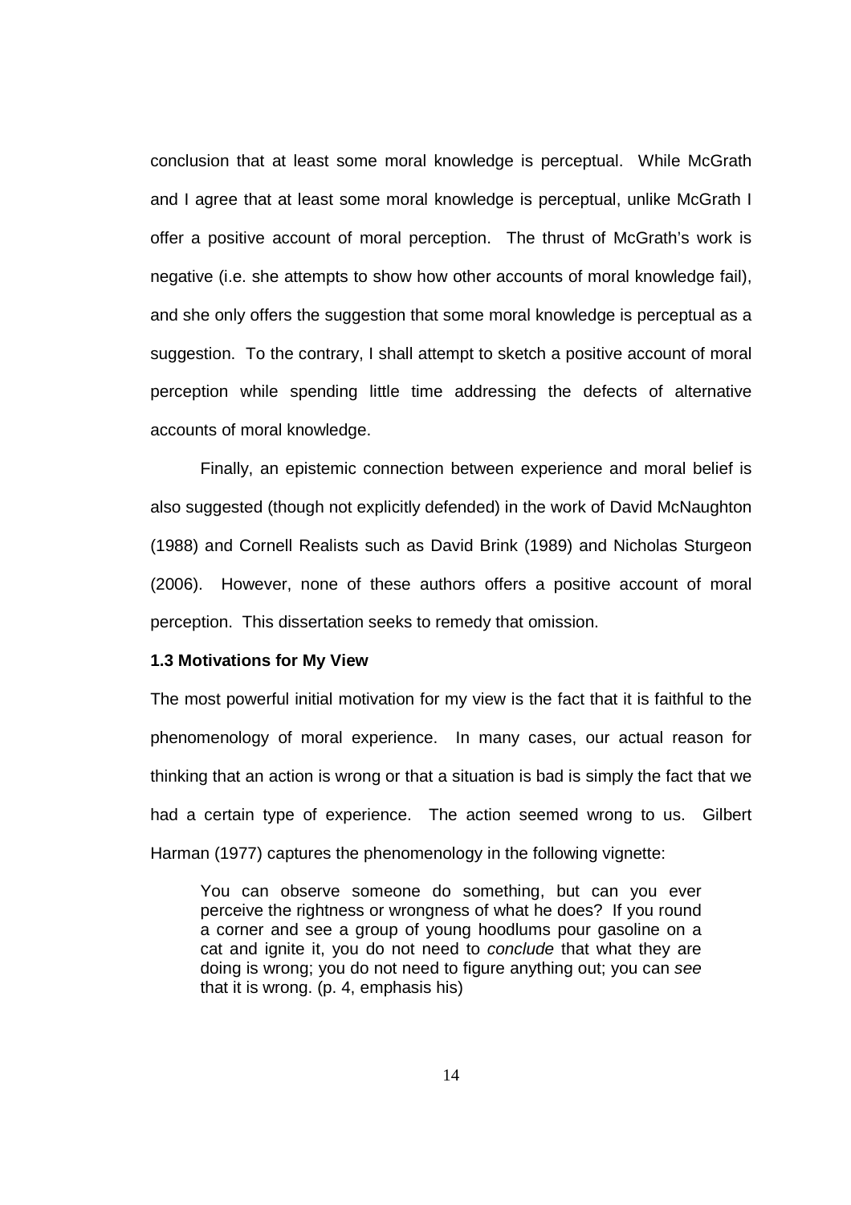conclusion that at least some moral knowledge is perceptual. While McGrath and I agree that at least some moral knowledge is perceptual, unlike McGrath I offer a positive account of moral perception. The thrust of McGrath's work is negative (i.e. she attempts to show how other accounts of moral knowledge fail), and she only offers the suggestion that some moral knowledge is perceptual as a suggestion. To the contrary, I shall attempt to sketch a positive account of moral perception while spending little time addressing the defects of alternative accounts of moral knowledge.

Finally, an epistemic connection between experience and moral belief is also suggested (though not explicitly defended) in the work of David McNaughton (1988) and Cornell Realists such as David Brink (1989) and Nicholas Sturgeon (2006). However, none of these authors offers a positive account of moral perception. This dissertation seeks to remedy that omission.

### 1.3 Motivations for My View

The most powerful initial motivation for my view is the fact that it is faithful to the phenomenology of moral experience. In many cases, our actual reason for thinking that an action is wrong or that a situation is bad is simply the fact that we had a certain type of experience. The action seemed wrong to us. Gilbert Harman (1977) captures the phenomenology in the following vignette:

> You can observe someone do something, but can you ever perceive the rightness or wrongness of what he does? If you round a corner and see a group of young hoodlums pour gasoline on a cat and ignite it, you do not need to *conclude* that what they are doing is wrong; you do not need to figure anything out; you can *see* that it is wrong. (p. 4, emphasis his)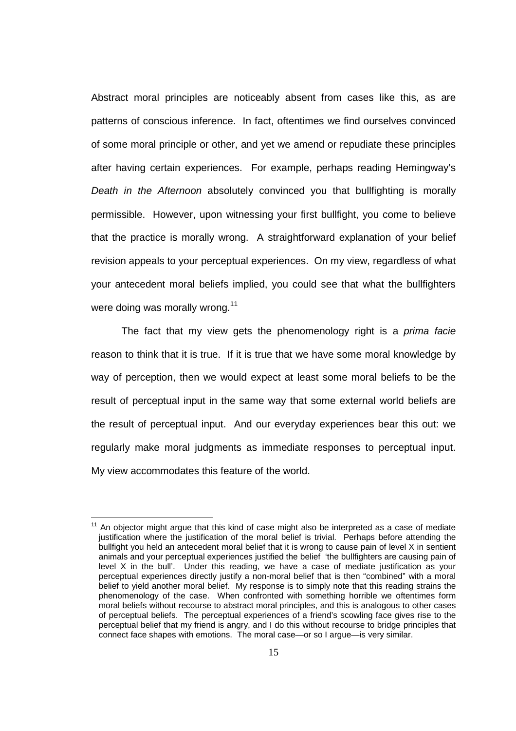Abstract moral principles are noticeably absent from cases like this, as are patterns of conscious inference. In fact, oftentimes we find ourselves convinced of some moral principle or other, and yet we amend or repudiate these principles after having certain experiences. For example, perhaps reading Hemingway's *Death in the Afternoon* absolutely convinced you that bullfighting is morally permissible. However, upon witnessing your first bullfight, you come to believe that the practice is morally wrong. A straightforward explanation of your belief revision appeals to your perceptual experiences. On my view, regardless of what your antecedent moral beliefs implied, you could see that what the bullfighters were doing was morally wrong.[11]

The fact that my view gets the phenomenology right is a *prima facie* reason to think that it is true. If it is true that we have some moral knowledge by way of perception, then we would expect at least some moral beliefs to be the result of perceptual input in the same way that some external world beliefs are the result of perceptual input. And our everyday experiences bear this out: we regularly make moral judgments as immediate responses to perceptual input. My view accommodates this feature of the world.

---

[11] An objector might argue that this kind of case might also be interpreted as a case of mediate justification where the justification of the moral belief is trivial. Perhaps before attending the bullfight you held an antecedent moral belief that it is wrong to cause pain of level X in sentient animals and your perceptual experiences justified the belief 'the bullfighters are causing pain of level X in the bull'. Under this reading, we have a case of mediate justification as your perceptual experiences directly justify a non-moral belief that is then "combined" with a moral belief to yield another moral belief. My response is to simply note that this reading strains the phenomenology of the case. When confronted with something horrible we oftentimes form moral beliefs without recourse to abstract moral principles, and this is analogous to other cases of perceptual beliefs. The perceptual experiences of a friend's scowling face gives rise to the perceptual belief that my friend is angry, and I do this without recourse to bridge principles that connect face shapes with emotions. The moral case—or so I argue—is very similar.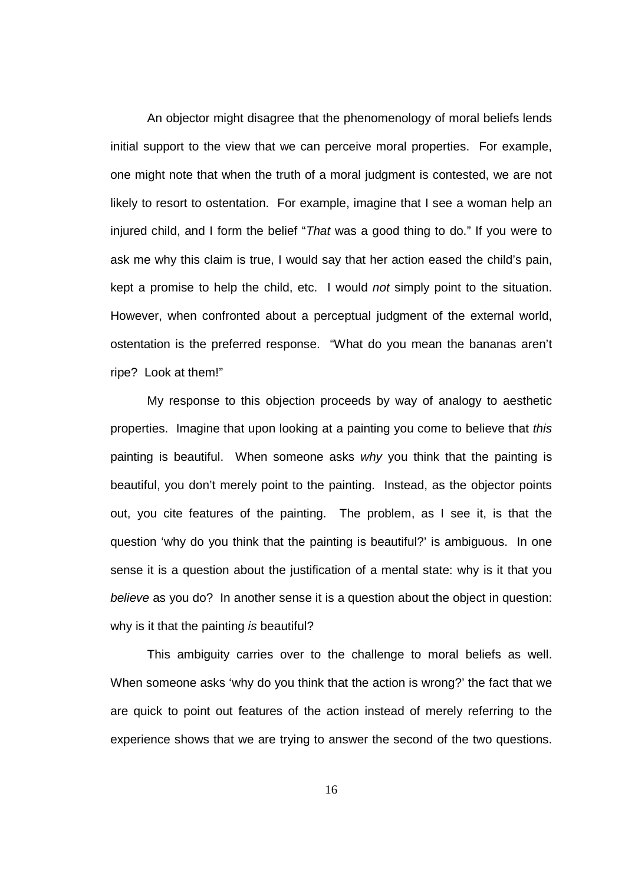An objector might disagree that the phenomenology of moral beliefs lends initial support to the view that we can perceive moral properties. For example, one might note that when the truth of a moral judgment is contested, we are not likely to resort to ostentation. For example, imagine that I see a woman help an injured child, and I form the belief "*That* was a good thing to do." If you were to ask me why this claim is true, I would say that her action eased the child's pain, kept a promise to help the child, etc. I would *not* simply point to the situation. However, when confronted about a perceptual judgment of the external world, ostentation is the preferred response. "What do you mean the bananas aren't ripe? Look at them!"

My response to this objection proceeds by way of analogy to aesthetic properties. Imagine that upon looking at a painting you come to believe that *this* painting is beautiful. When someone asks *why* you think that the painting is beautiful, you don't merely point to the painting. Instead, as the objector points out, you cite features of the painting. The problem, as I see it, is that the question 'why do you think that the painting is beautiful?' is ambiguous. In one sense it is a question about the justification of a mental state: why is it that you *believe* as you do? In another sense it is a question about the object in question: why is it that the painting *is* beautiful?

This ambiguity carries over to the challenge to moral beliefs as well. When someone asks 'why do you think that the action is wrong?' the fact that we are quick to point out features of the action instead of merely referring to the experience shows that we are trying to answer the second of the two questions.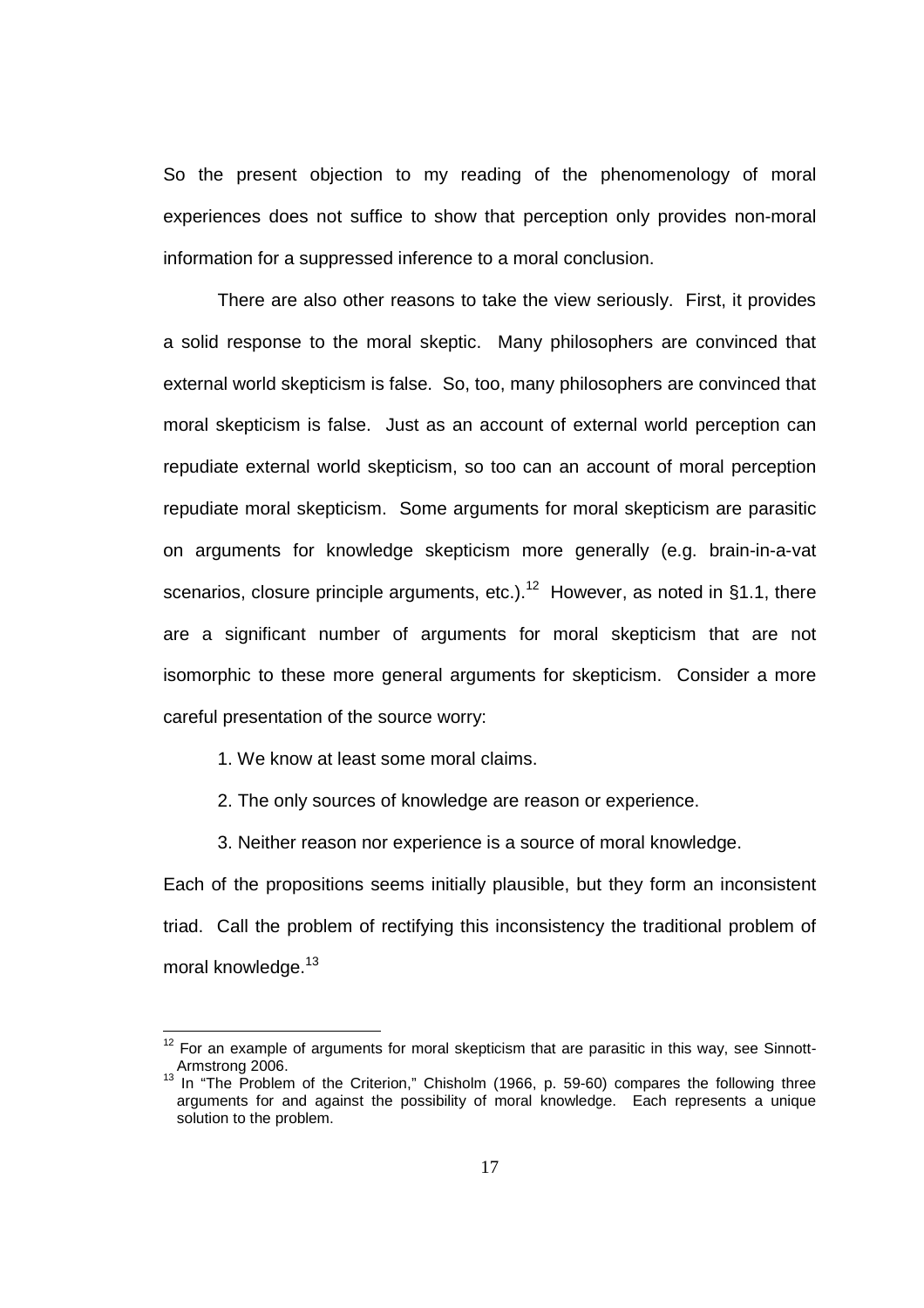So the present objection to my reading of the phenomenology of moral experiences does not suffice to show that perception only provides non-moral information for a suppressed inference to a moral conclusion.

There are also other reasons to take the view seriously. First, it provides a solid response to the moral skeptic. Many philosophers are convinced that external world skepticism is false. So, too, many philosophers are convinced that moral skepticism is false. Just as an account of external world perception can repudiate external world skepticism, so too can an account of moral perception repudiate moral skepticism. Some arguments for moral skepticism are parasitic on arguments for knowledge skepticism more generally (e.g. brain-in-a-vat scenarios, closure principle arguments, etc.).[12] However, as noted in §1.1, there are a significant number of arguments for moral skepticism that are not isomorphic to these more general arguments for skepticism. Consider a more careful presentation of the source worry:

1. We know at least some moral claims.

2. The only sources of knowledge are reason or experience.

3. Neither reason nor experience is a source of moral knowledge.

Each of the propositions seems initially plausible, but they form an inconsistent triad. Call the problem of rectifying this inconsistency the traditional problem of moral knowledge.[13]

---

[12] For an example of arguments for moral skepticism that are parasitic in this way, see Sinnott-Armstrong 2006.

[13] In "The Problem of the Criterion," Chisholm (1966, p. 59-60) compares the following three arguments for and against the possibility of moral knowledge. Each represents a unique solution to the problem.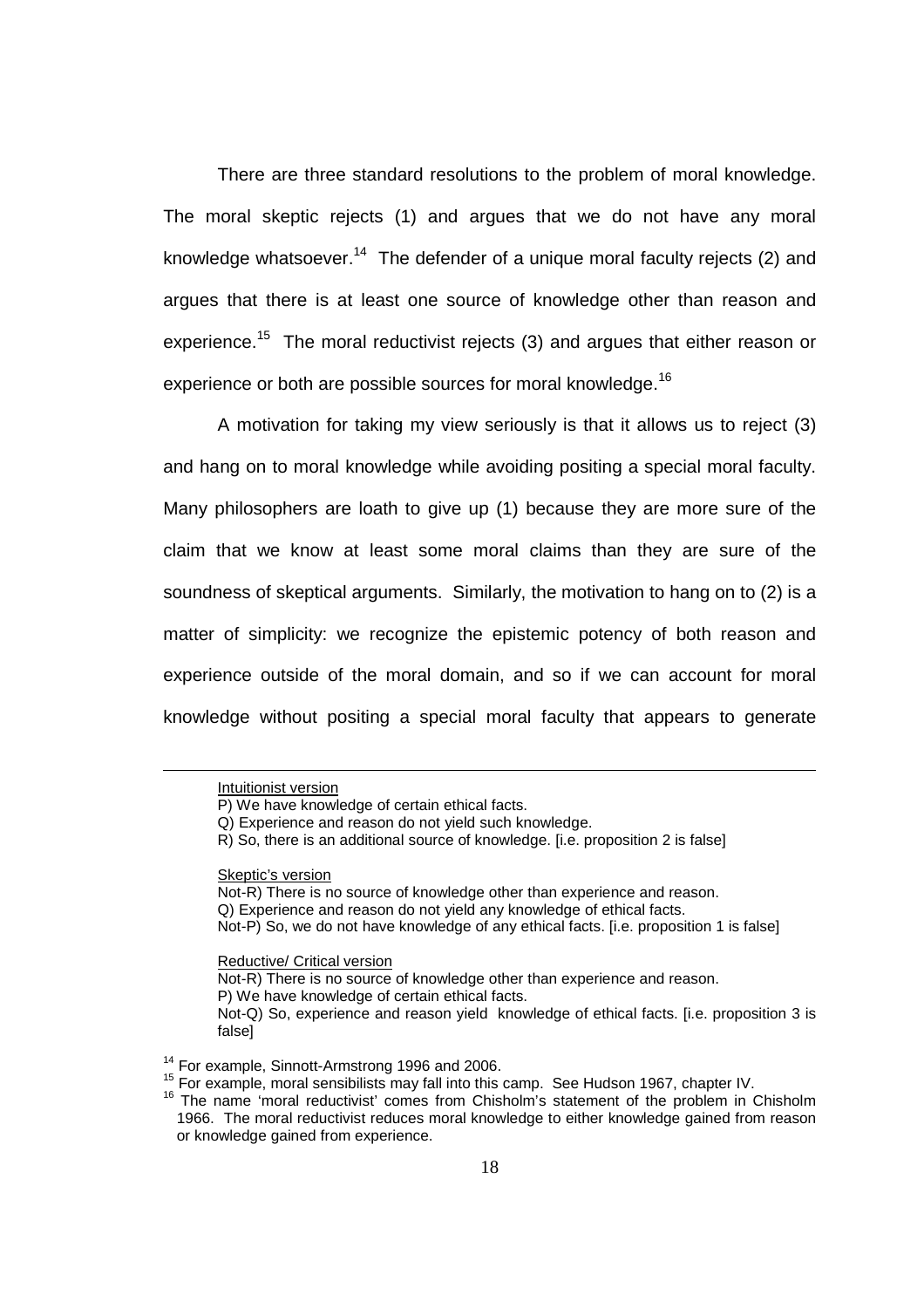There are three standard resolutions to the problem of moral knowledge. The moral skeptic rejects (1) and argues that we do not have any moral knowledge whatsoever.[14] The defender of a unique moral faculty rejects (2) and argues that there is at least one source of knowledge other than reason and experience.[15] The moral reductivist rejects (3) and argues that either reason or experience or both are possible sources for moral knowledge.[16]

A motivation for taking my view seriously is that it allows us to reject (3) and hang on to moral knowledge while avoiding positing a special moral faculty. Many philosophers are loath to give up (1) because they are more sure of the claim that we know at least some moral claims than they are sure of the soundness of skeptical arguments. Similarly, the motivation to hang on to (2) is a matter of simplicity: we recognize the epistemic potency of both reason and experience outside of the moral domain, and so if we can account for moral knowledge without positing a special moral faculty that appears to generate

---

Intuitionist version

P) We have knowledge of certain ethical facts.

Q) Experience and reason do not yield such knowledge.

R) So, there is an additional source of knowledge. [i.e. proposition 2 is false]

Skeptic's version

Not-R) There is no source of knowledge other than experience and reason.

Q) Experience and reason do not yield any knowledge of ethical facts.

Not-P) So, we do not have knowledge of any ethical facts. [i.e. proposition 1 is false]

Reductive/ Critical version

Not-R) There is no source of knowledge other than experience and reason.

P) We have knowledge of certain ethical facts.

Not-Q) So, experience and reason yield knowledge of ethical facts. [i.e. proposition 3 is false]

[14] For example, Sinnott-Armstrong 1996 and 2006.

[15] For example, moral sensibilists may fall into this camp. See Hudson 1967, chapter IV.

[16] The name 'moral reductivist' comes from Chisholm's statement of the problem in Chisholm 1966. The moral reductivist reduces moral knowledge to either knowledge gained from reason or knowledge gained from experience.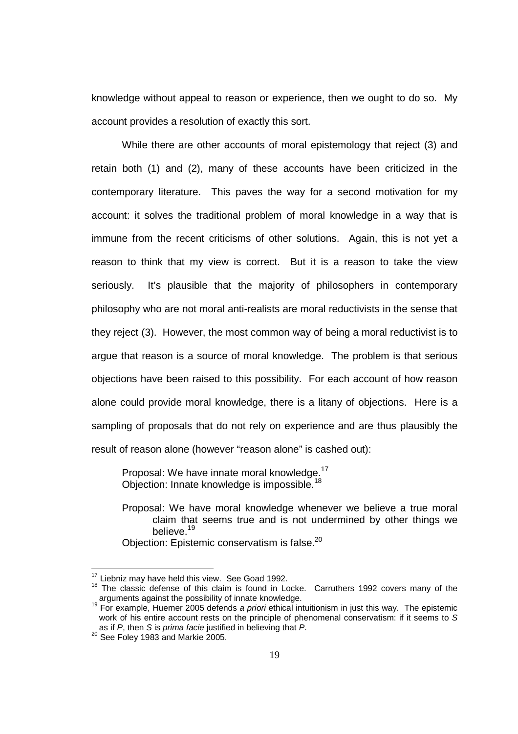knowledge without appeal to reason or experience, then we ought to do so. My account provides a resolution of exactly this sort.

While there are other accounts of moral epistemology that reject (3) and retain both (1) and (2), many of these accounts have been criticized in the contemporary literature. This paves the way for a second motivation for my account: it solves the traditional problem of moral knowledge in a way that is immune from the recent criticisms of other solutions. Again, this is not yet a reason to think that my view is correct. But it is a reason to take the view seriously. It's plausible that the majority of philosophers in contemporary philosophy who are not moral anti-realists are moral reductivists in the sense that they reject (3). However, the most common way of being a moral reductivist is to argue that reason is a source of moral knowledge. The problem is that serious objections have been raised to this possibility. For each account of how reason alone could provide moral knowledge, there is a litany of objections. Here is a sampling of proposals that do not rely on experience and are thus plausibly the result of reason alone (however "reason alone" is cashed out):

> Proposal: We have innate moral knowledge.[17]
> Objection: Innate knowledge is impossible.[18]
>
> Proposal: We have moral knowledge whenever we believe a true moral claim that seems true and is not undermined by other things we believe.[19]
> Objection: Epistemic conservatism is false.[20]

---

[17] Liebniz may have held this view. See Goad 1992.

[18] The classic defense of this claim is found in Locke. Carruthers 1992 covers many of the arguments against the possibility of innate knowledge.

[19] For example, Huemer 2005 defends *a priori* ethical intuitionism in just this way. The epistemic work of his entire account rests on the principle of phenomenal conservatism: if it seems to *S* as if *P*, then *S* is *prima facie* justified in believing that *P*.

[20] See Foley 1983 and Markie 2005.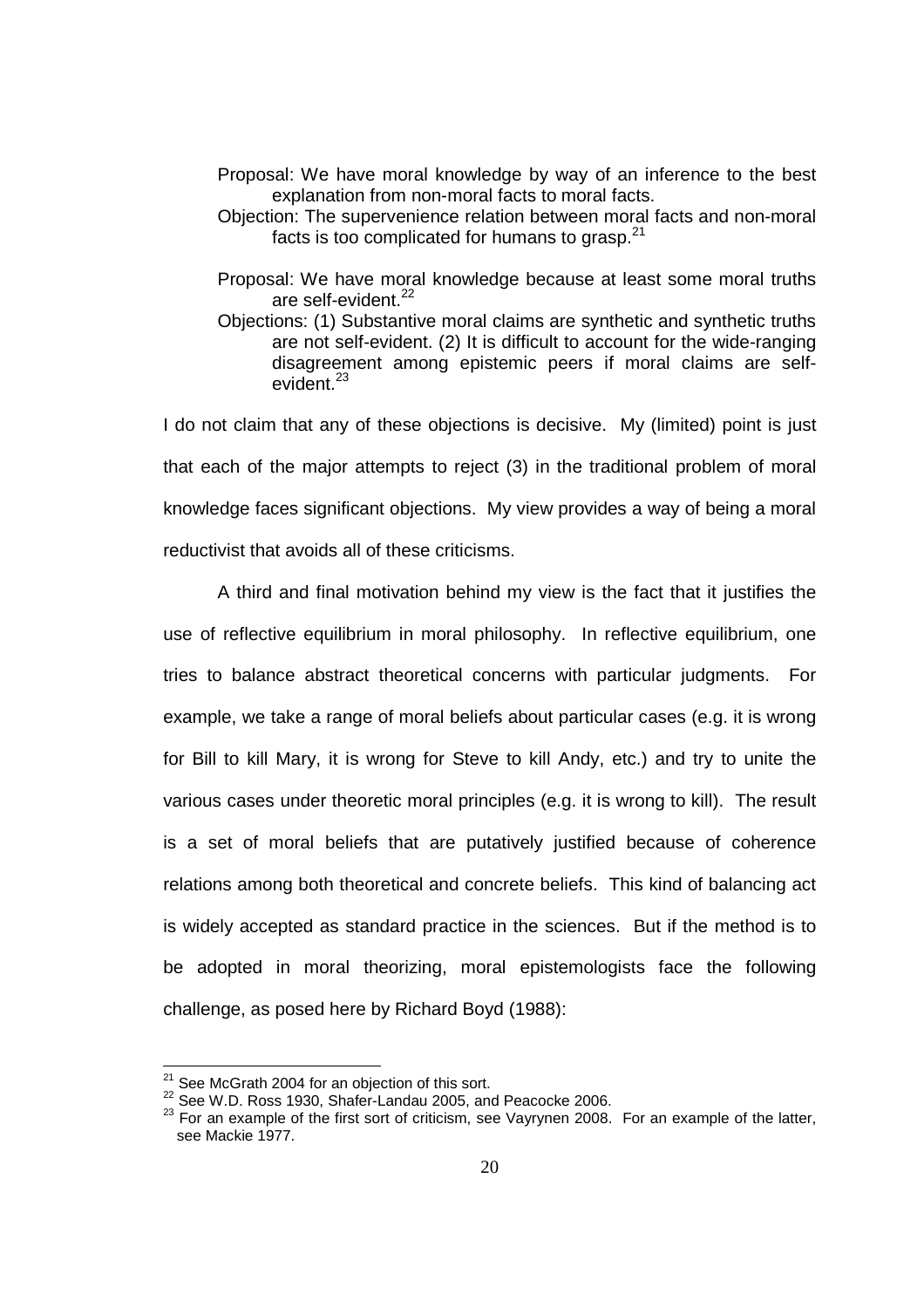Proposal: We have moral knowledge by way of an inference to the best explanation from non-moral facts to moral facts.

Objection: The supervenience relation between moral facts and non-moral facts is too complicated for humans to grasp.[21]

Proposal: We have moral knowledge because at least some moral truths are self-evident.[22]

Objections: (1) Substantive moral claims are synthetic and synthetic truths are not self-evident. (2) It is difficult to account for the wide-ranging disagreement among epistemic peers if moral claims are self-evident.[23]

I do not claim that any of these objections is decisive. My (limited) point is just that each of the major attempts to reject (3) in the traditional problem of moral knowledge faces significant objections. My view provides a way of being a moral reductivist that avoids all of these criticisms.

A third and final motivation behind my view is the fact that it justifies the use of reflective equilibrium in moral philosophy. In reflective equilibrium, one tries to balance abstract theoretical concerns with particular judgments. For example, we take a range of moral beliefs about particular cases (e.g. it is wrong for Bill to kill Mary, it is wrong for Steve to kill Andy, etc.) and try to unite the various cases under theoretic moral principles (e.g. it is wrong to kill). The result is a set of moral beliefs that are putatively justified because of coherence relations among both theoretical and concrete beliefs. This kind of balancing act is widely accepted as standard practice in the sciences. But if the method is to be adopted in moral theorizing, moral epistemologists face the following challenge, as posed here by Richard Boyd (1988):

---

[21] See McGrath 2004 for an objection of this sort.

[22] See W.D. Ross 1930, Shafer-Landau 2005, and Peacocke 2006.

[23] For an example of the first sort of criticism, see Vayrynen 2008. For an example of the latter, see Mackie 1977.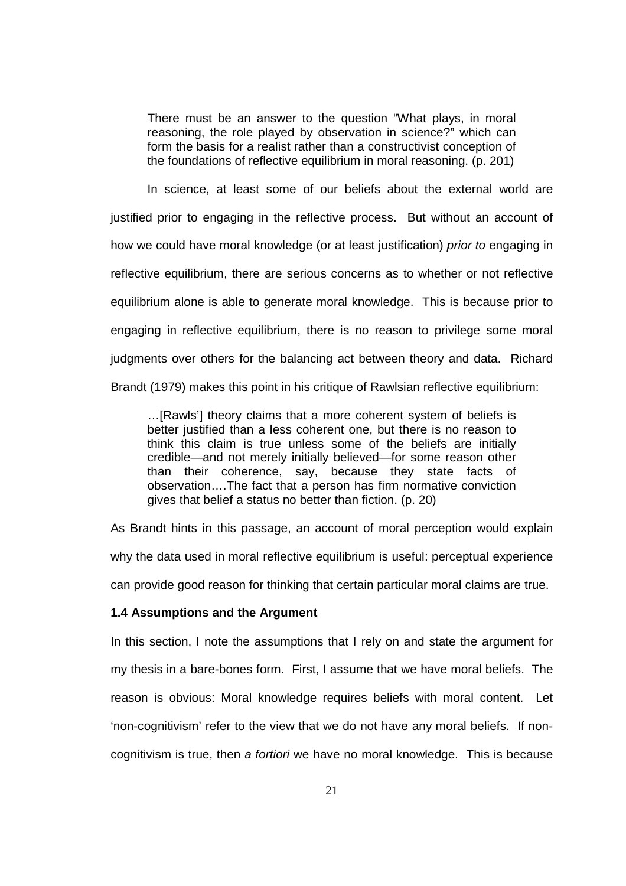> There must be an answer to the question "What plays, in moral reasoning, the role played by observation in science?" which can form the basis for a realist rather than a constructivist conception of the foundations of reflective equilibrium in moral reasoning. (p. 201)

In science, at least some of our beliefs about the external world are justified prior to engaging in the reflective process. But without an account of how we could have moral knowledge (or at least justification) *prior to* engaging in reflective equilibrium, there are serious concerns as to whether or not reflective equilibrium alone is able to generate moral knowledge. This is because prior to engaging in reflective equilibrium, there is no reason to privilege some moral judgments over others for the balancing act between theory and data. Richard Brandt (1979) makes this point in his critique of Rawlsian reflective equilibrium:

> …[Rawls'] theory claims that a more coherent system of beliefs is better justified than a less coherent one, but there is no reason to think this claim is true unless some of the beliefs are initially credible—and not merely initially believed—for some reason other than their coherence, say, because they state facts of observation….The fact that a person has firm normative conviction gives that belief a status no better than fiction. (p. 20)

As Brandt hints in this passage, an account of moral perception would explain why the data used in moral reflective equilibrium is useful: perceptual experience can provide good reason for thinking that certain particular moral claims are true.

### 1.4 Assumptions and the Argument

In this section, I note the assumptions that I rely on and state the argument for my thesis in a bare-bones form. First, I assume that we have moral beliefs. The reason is obvious: Moral knowledge requires beliefs with moral content. Let 'non-cognitivism' refer to the view that we do not have any moral beliefs. If non-cognitivism is true, then *a fortiori* we have no moral knowledge. This is because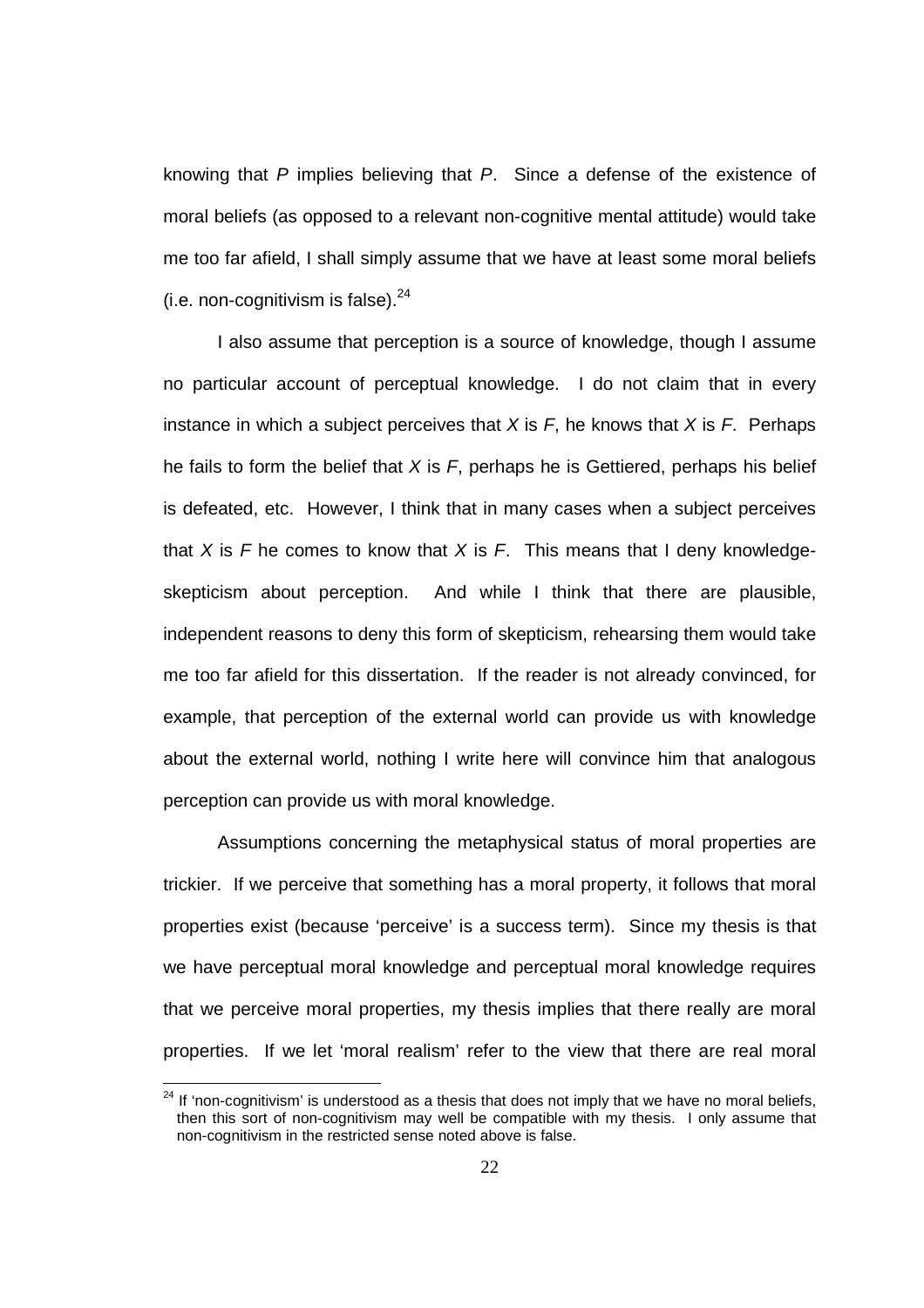knowing that *P* implies believing that *P*. Since a defense of the existence of moral beliefs (as opposed to a relevant non-cognitive mental attitude) would take me too far afield, I shall simply assume that we have at least some moral beliefs (i.e. non-cognitivism is false).[24]

I also assume that perception is a source of knowledge, though I assume no particular account of perceptual knowledge. I do not claim that in every instance in which a subject perceives that *X* is *F*, he knows that *X* is *F*. Perhaps he fails to form the belief that *X* is *F*, perhaps he is Gettiered, perhaps his belief is defeated, etc. However, I think that in many cases when a subject perceives that *X* is *F* he comes to know that *X* is *F*. This means that I deny knowledge-skepticism about perception. And while I think that there are plausible, independent reasons to deny this form of skepticism, rehearsing them would take me too far afield for this dissertation. If the reader is not already convinced, for example, that perception of the external world can provide us with knowledge about the external world, nothing I write here will convince him that analogous perception can provide us with moral knowledge.

Assumptions concerning the metaphysical status of moral properties are trickier. If we perceive that something has a moral property, it follows that moral properties exist (because 'perceive' is a success term). Since my thesis is that we have perceptual moral knowledge and perceptual moral knowledge requires that we perceive moral properties, my thesis implies that there really are moral properties. If we let 'moral realism' refer to the view that there are real moral

[24] If 'non-cognitivism' is understood as a thesis that does not imply that we have no moral beliefs, then this sort of non-cognitivism may well be compatible with my thesis. I only assume that non-cognitivism in the restricted sense noted above is false.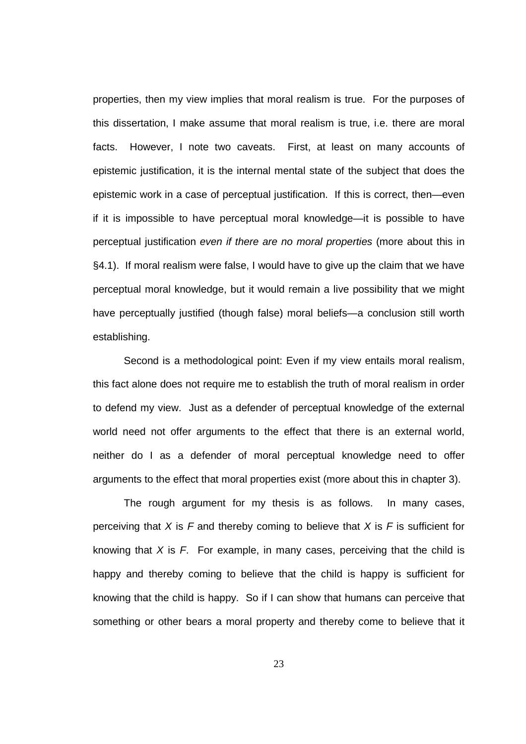properties, then my view implies that moral realism is true. For the purposes of this dissertation, I make assume that moral realism is true, i.e. there are moral facts. However, I note two caveats. First, at least on many accounts of epistemic justification, it is the internal mental state of the subject that does the epistemic work in a case of perceptual justification. If this is correct, then—even if it is impossible to have perceptual moral knowledge—it is possible to have perceptual justification *even if there are no moral properties* (more about this in §4.1). If moral realism were false, I would have to give up the claim that we have perceptual moral knowledge, but it would remain a live possibility that we might have perceptually justified (though false) moral beliefs—a conclusion still worth establishing.

Second is a methodological point: Even if my view entails moral realism, this fact alone does not require me to establish the truth of moral realism in order to defend my view. Just as a defender of perceptual knowledge of the external world need not offer arguments to the effect that there is an external world, neither do I as a defender of moral perceptual knowledge need to offer arguments to the effect that moral properties exist (more about this in chapter 3).

The rough argument for my thesis is as follows. In many cases, perceiving that $X$ is $F$ and thereby coming to believe that $X$ is $F$ is sufficient for knowing that $X$ is $F$. For example, in many cases, perceiving that the child is happy and thereby coming to believe that the child is happy is sufficient for knowing that the child is happy. So if I can show that humans can perceive that something or other bears a moral property and thereby come to believe that it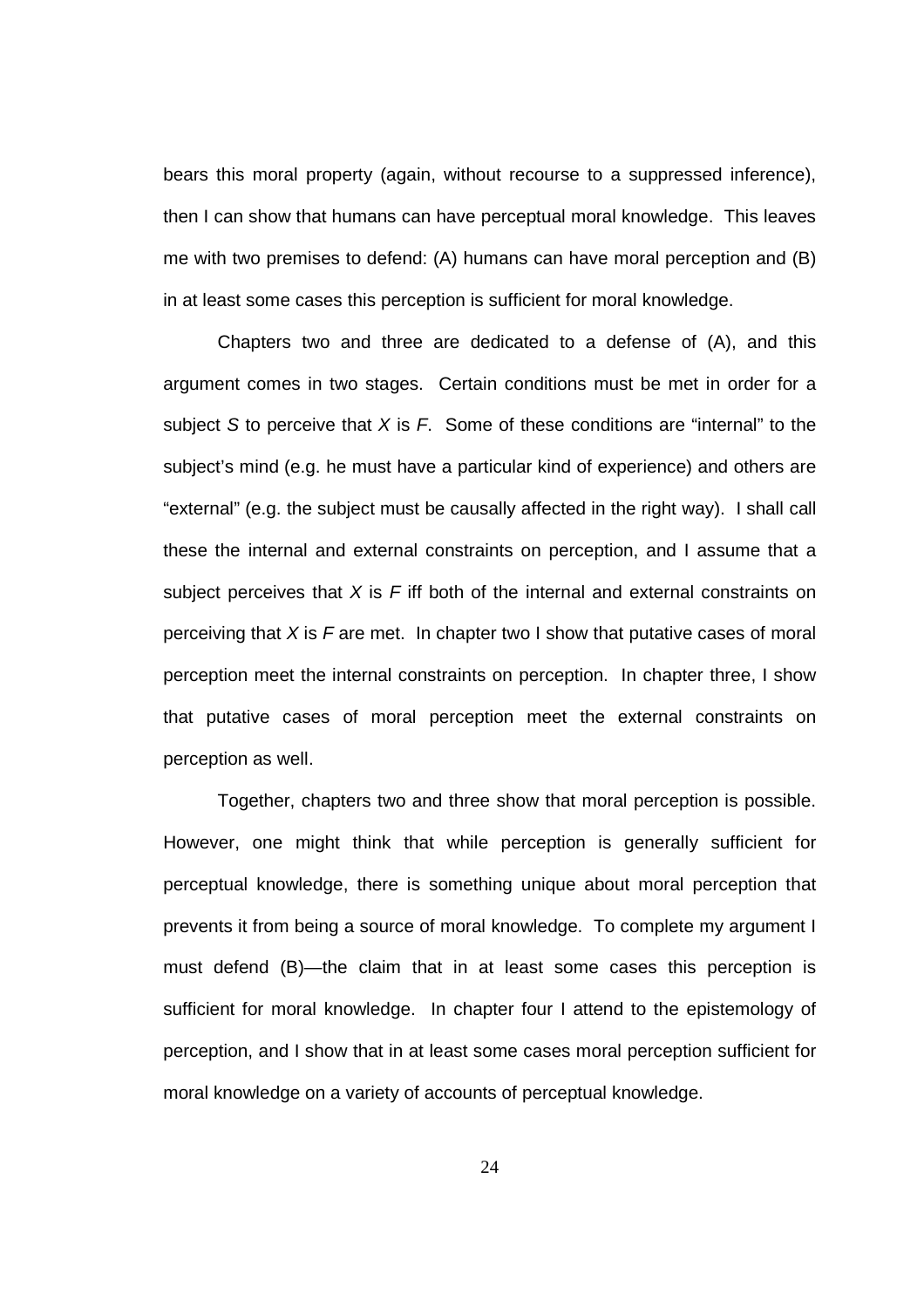bears this moral property (again, without recourse to a suppressed inference), then I can show that humans can have perceptual moral knowledge. This leaves me with two premises to defend: (A) humans can have moral perception and (B) in at least some cases this perception is sufficient for moral knowledge.

Chapters two and three are dedicated to a defense of (A), and this argument comes in two stages. Certain conditions must be met in order for a subject *S* to perceive that *X* is *F*. Some of these conditions are "internal" to the subject's mind (e.g. he must have a particular kind of experience) and others are "external" (e.g. the subject must be causally affected in the right way). I shall call these the internal and external constraints on perception, and I assume that a subject perceives that *X* is *F* iff both of the internal and external constraints on perceiving that *X* is *F* are met. In chapter two I show that putative cases of moral perception meet the internal constraints on perception. In chapter three, I show that putative cases of moral perception meet the external constraints on perception as well.

Together, chapters two and three show that moral perception is possible. However, one might think that while perception is generally sufficient for perceptual knowledge, there is something unique about moral perception that prevents it from being a source of moral knowledge. To complete my argument I must defend (B)—the claim that in at least some cases this perception is sufficient for moral knowledge. In chapter four I attend to the epistemology of perception, and I show that in at least some cases moral perception sufficient for moral knowledge on a variety of accounts of perceptual knowledge.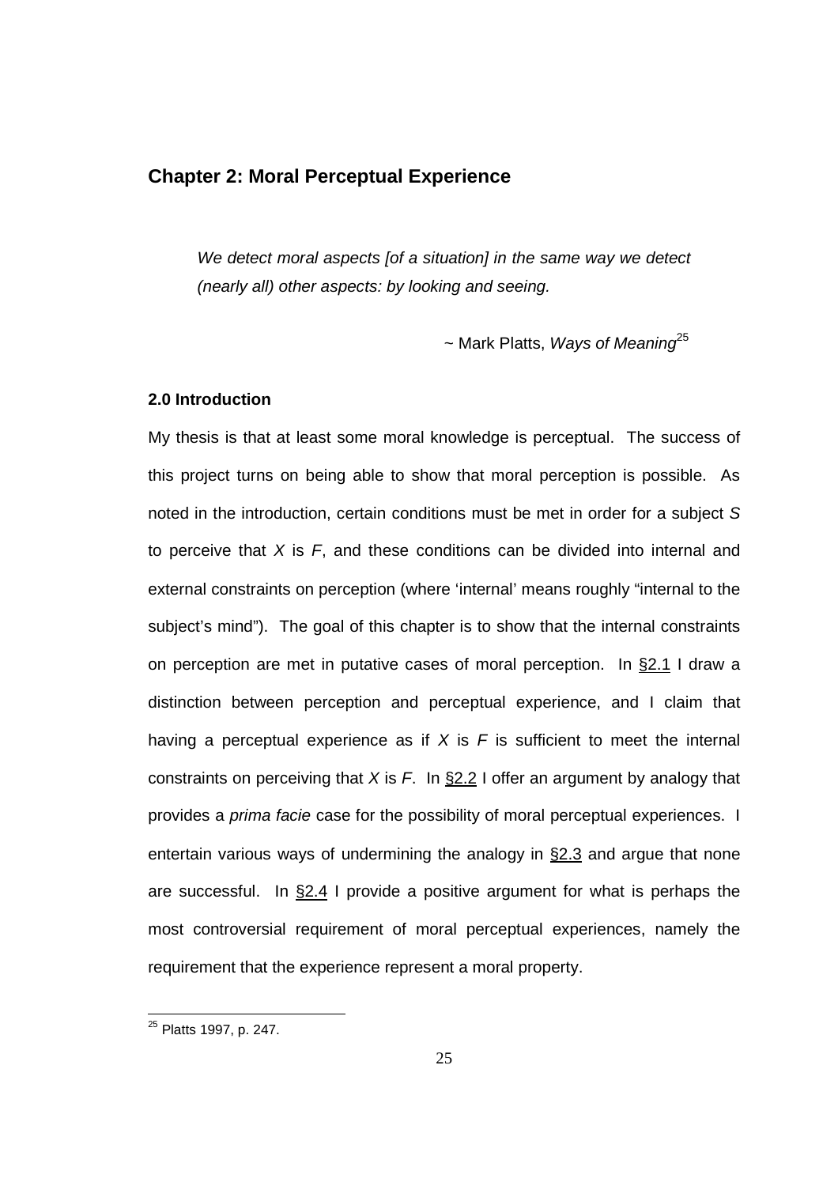## Chapter 2: Moral Perceptual Experience

> *We detect moral aspects [of a situation] in the same way we detect (nearly all) other aspects: by looking and seeing.*
>
> ~ Mark Platts, *Ways of Meaning*[25]

### 2.0 Introduction

My thesis is that at least some moral knowledge is perceptual. The success of this project turns on being able to show that moral perception is possible. As noted in the introduction, certain conditions must be met in order for a subject *S* to perceive that *X* is *F*, and these conditions can be divided into internal and external constraints on perception (where 'internal' means roughly "internal to the subject's mind"). The goal of this chapter is to show that the internal constraints on perception are met in putative cases of moral perception. In §2.1 I draw a distinction between perception and perceptual experience, and I claim that having a perceptual experience as if *X* is *F* is sufficient to meet the internal constraints on perceiving that *X* is *F*. In §2.2 I offer an argument by analogy that provides a *prima facie* case for the possibility of moral perceptual experiences. I entertain various ways of undermining the analogy in §2.3 and argue that none are successful. In §2.4 I provide a positive argument for what is perhaps the most controversial requirement of moral perceptual experiences, namely the requirement that the experience represent a moral property.

---

[25] Platts 1997, p. 247.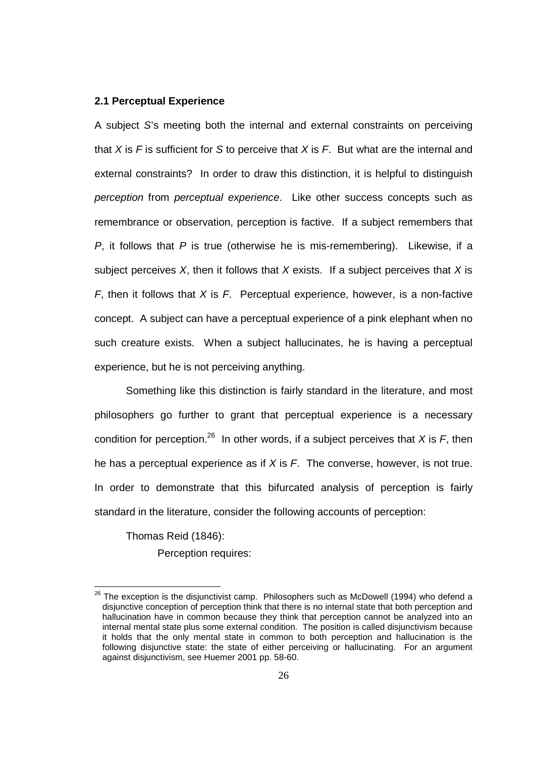### 2.1 Perceptual Experience

A subject *S*'s meeting both the internal and external constraints on perceiving that *X* is *F* is sufficient for *S* to perceive that *X* is *F*. But what are the internal and external constraints? In order to draw this distinction, it is helpful to distinguish *perception* from *perceptual experience*. Like other success concepts such as remembrance or observation, perception is factive. If a subject remembers that *P*, it follows that *P* is true (otherwise he is mis-remembering). Likewise, if a subject perceives *X*, then it follows that *X* exists. If a subject perceives that *X* is *F*, then it follows that *X* is *F*. Perceptual experience, however, is a non-factive concept. A subject can have a perceptual experience of a pink elephant when no such creature exists. When a subject hallucinates, he is having a perceptual experience, but he is not perceiving anything.

Something like this distinction is fairly standard in the literature, and most philosophers go further to grant that perceptual experience is a necessary condition for perception.[26] In other words, if a subject perceives that *X* is *F*, then he has a perceptual experience as if *X* is *F*. The converse, however, is not true. In order to demonstrate that this bifurcated analysis of perception is fairly standard in the literature, consider the following accounts of perception:

Thomas Reid (1846):

Perception requires:

---

[26] The exception is the disjunctivist camp. Philosophers such as McDowell (1994) who defend a disjunctive conception of perception think that there is no internal state that both perception and hallucination have in common because they think that perception cannot be analyzed into an internal mental state plus some external condition. The position is called disjunctivism because it holds that the only mental state in common to both perception and hallucination is the following disjunctive state: the state of either perceiving or hallucinating. For an argument against disjunctivism, see Huemer 2001 pp. 58-60.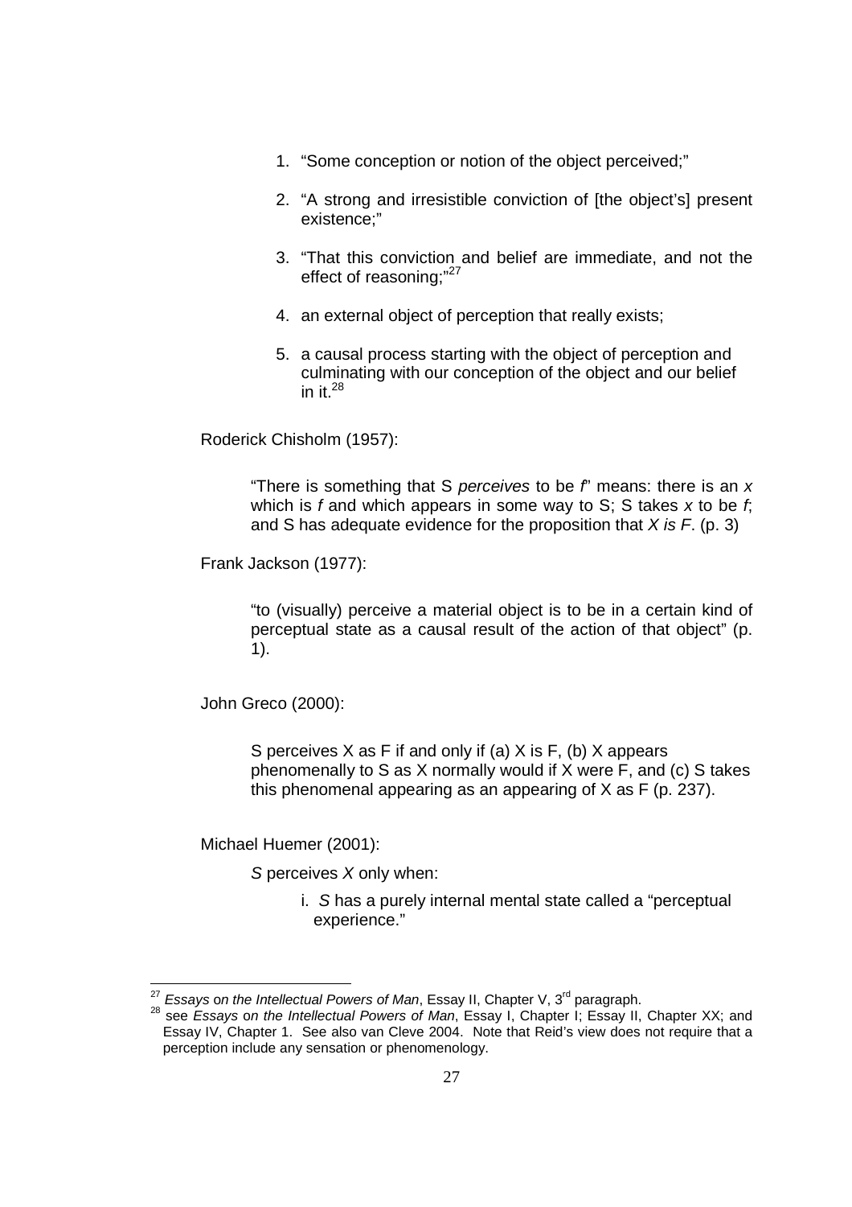1. "Some conception or notion of the object perceived;"

2. "A strong and irresistible conviction of [the object's] present existence;"

3. "That this conviction and belief are immediate, and not the effect of reasoning;"[27]

4. an external object of perception that really exists;

5. a causal process starting with the object of perception and culminating with our conception of the object and our belief in it.[28]

Roderick Chisholm (1957):

> "There is something that S *perceives* to be *f*" means: there is an *x* which is *f* and which appears in some way to S; S takes *x* to be *f*; and S has adequate evidence for the proposition that *X is F*. (p. 3)

Frank Jackson (1977):

> "to (visually) perceive a material object is to be in a certain kind of perceptual state as a causal result of the action of that object" (p. 1).

John Greco (2000):

> S perceives X as F if and only if (a) X is F, (b) X appears phenomenally to S as X normally would if X were F, and (c) S takes this phenomenal appearing as an appearing of X as F (p. 237).

Michael Huemer (2001):

> *S* perceives *X* only when:
>
> i. *S* has a purely internal mental state called a "perceptual experience."

---

[27] *Essays on the Intellectual Powers of Man*, Essay II, Chapter V, 3rd paragraph.

[28] see *Essays on the Intellectual Powers of Man*, Essay I, Chapter I; Essay II, Chapter XX; and Essay IV, Chapter 1. See also van Cleve 2004. Note that Reid's view does not require that a perception include any sensation or phenomenology.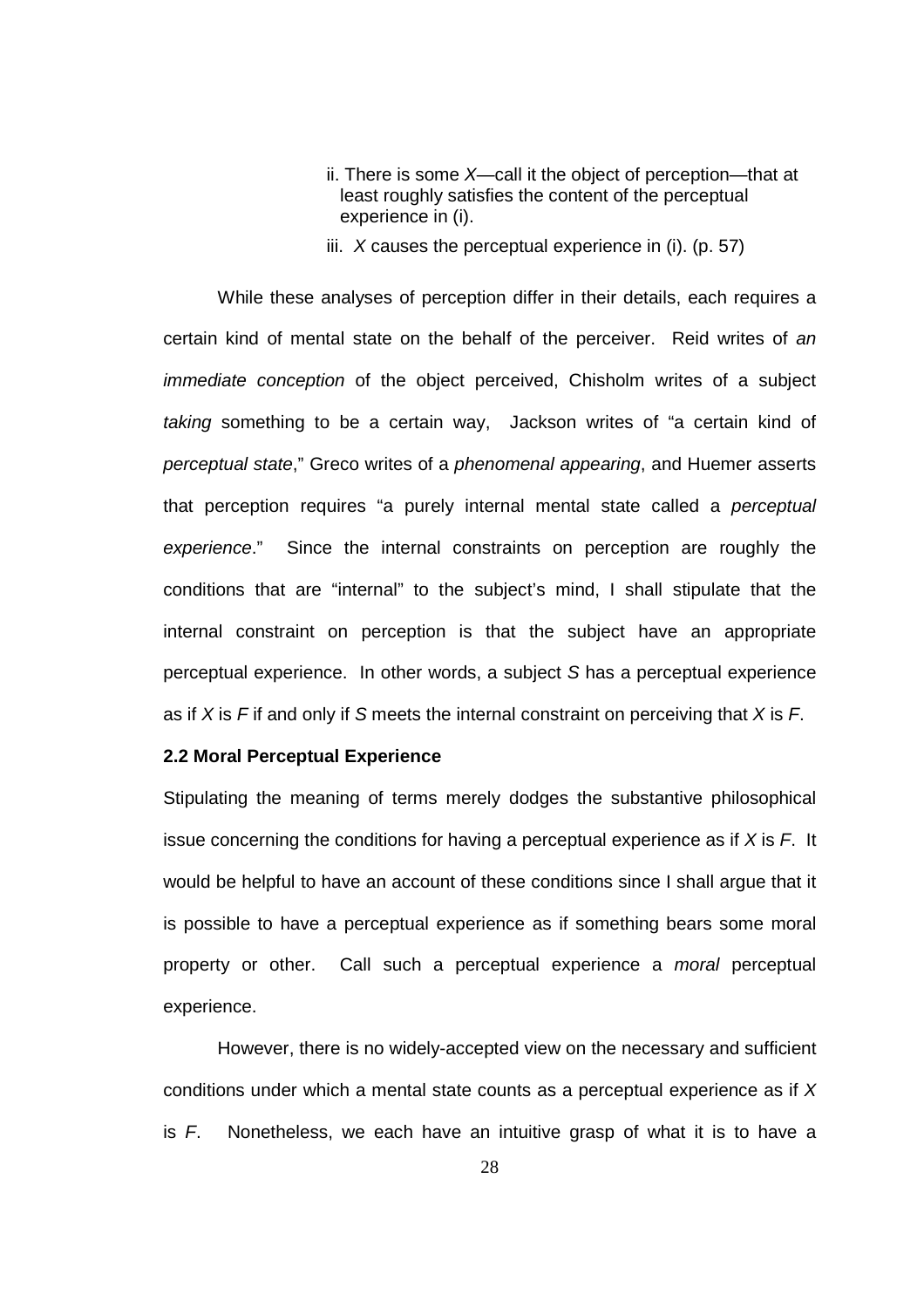ii. There is some *X*—call it the object of perception—that at least roughly satisfies the content of the perceptual experience in (i).

iii. *X* causes the perceptual experience in (i). (p. 57)

While these analyses of perception differ in their details, each requires a certain kind of mental state on the behalf of the perceiver. Reid writes of *an immediate conception* of the object perceived, Chisholm writes of a subject *taking* something to be a certain way, Jackson writes of "a certain kind of *perceptual state*," Greco writes of a *phenomenal appearing*, and Huemer asserts that perception requires "a purely internal mental state called a *perceptual experience*." Since the internal constraints on perception are roughly the conditions that are "internal" to the subject's mind, I shall stipulate that the internal constraint on perception is that the subject have an appropriate perceptual experience. In other words, a subject *S* has a perceptual experience as if *X* is *F* if and only if *S* meets the internal constraint on perceiving that *X* is *F*.

### 2.2 Moral Perceptual Experience

Stipulating the meaning of terms merely dodges the substantive philosophical issue concerning the conditions for having a perceptual experience as if *X* is *F*. It would be helpful to have an account of these conditions since I shall argue that it is possible to have a perceptual experience as if something bears some moral property or other. Call such a perceptual experience a *moral* perceptual experience.

However, there is no widely-accepted view on the necessary and sufficient conditions under which a mental state counts as a perceptual experience as if *X* is *F*. Nonetheless, we each have an intuitive grasp of what it is to have a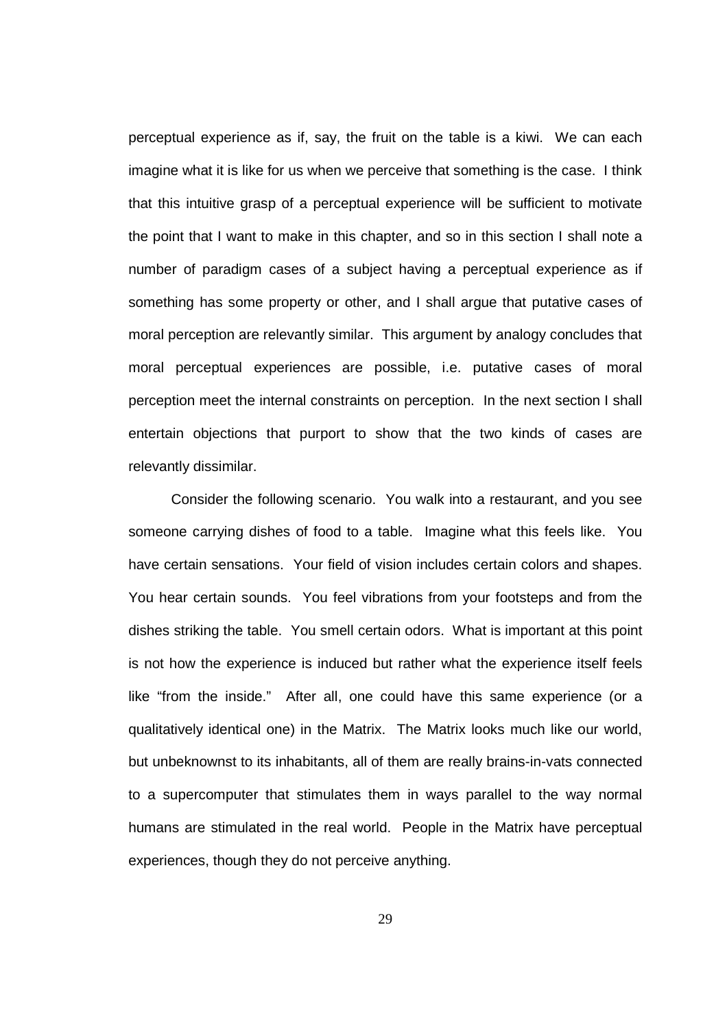perceptual experience as if, say, the fruit on the table is a kiwi. We can each imagine what it is like for us when we perceive that something is the case. I think that this intuitive grasp of a perceptual experience will be sufficient to motivate the point that I want to make in this chapter, and so in this section I shall note a number of paradigm cases of a subject having a perceptual experience as if something has some property or other, and I shall argue that putative cases of moral perception are relevantly similar. This argument by analogy concludes that moral perceptual experiences are possible, i.e. putative cases of moral perception meet the internal constraints on perception. In the next section I shall entertain objections that purport to show that the two kinds of cases are relevantly dissimilar.

Consider the following scenario. You walk into a restaurant, and you see someone carrying dishes of food to a table. Imagine what this feels like. You have certain sensations. Your field of vision includes certain colors and shapes. You hear certain sounds. You feel vibrations from your footsteps and from the dishes striking the table. You smell certain odors. What is important at this point is not how the experience is induced but rather what the experience itself feels like "from the inside." After all, one could have this same experience (or a qualitatively identical one) in the Matrix. The Matrix looks much like our world, but unbeknownst to its inhabitants, all of them are really brains-in-vats connected to a supercomputer that stimulates them in ways parallel to the way normal humans are stimulated in the real world. People in the Matrix have perceptual experiences, though they do not perceive anything.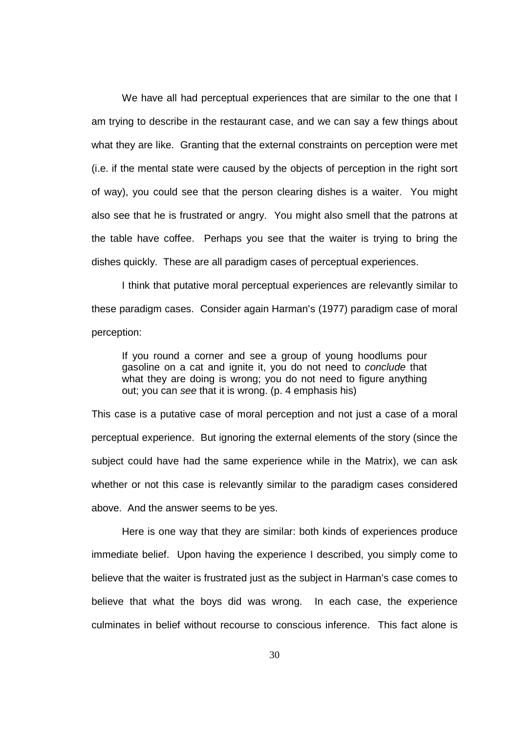We have all had perceptual experiences that are similar to the one that I am trying to describe in the restaurant case, and we can say a few things about what they are like. Granting that the external constraints on perception were met (i.e. if the mental state were caused by the objects of perception in the right sort of way), you could see that the person clearing dishes is a waiter. You might also see that he is frustrated or angry. You might also smell that the patrons at the table have coffee. Perhaps you see that the waiter is trying to bring the dishes quickly. These are all paradigm cases of perceptual experiences.

I think that putative moral perceptual experiences are relevantly similar to these paradigm cases. Consider again Harman's (1977) paradigm case of moral perception:

> If you round a corner and see a group of young hoodlums pour gasoline on a cat and ignite it, you do not need to *conclude* that what they are doing is wrong; you do not need to figure anything out; you can *see* that it is wrong. (p. 4 emphasis his)

This case is a putative case of moral perception and not just a case of a moral perceptual experience. But ignoring the external elements of the story (since the subject could have had the same experience while in the Matrix), we can ask whether or not this case is relevantly similar to the paradigm cases considered above. And the answer seems to be yes.

Here is one way that they are similar: both kinds of experiences produce immediate belief. Upon having the experience I described, you simply come to believe that the waiter is frustrated just as the subject in Harman's case comes to believe that what the boys did was wrong. In each case, the experience culminates in belief without recourse to conscious inference. This fact alone is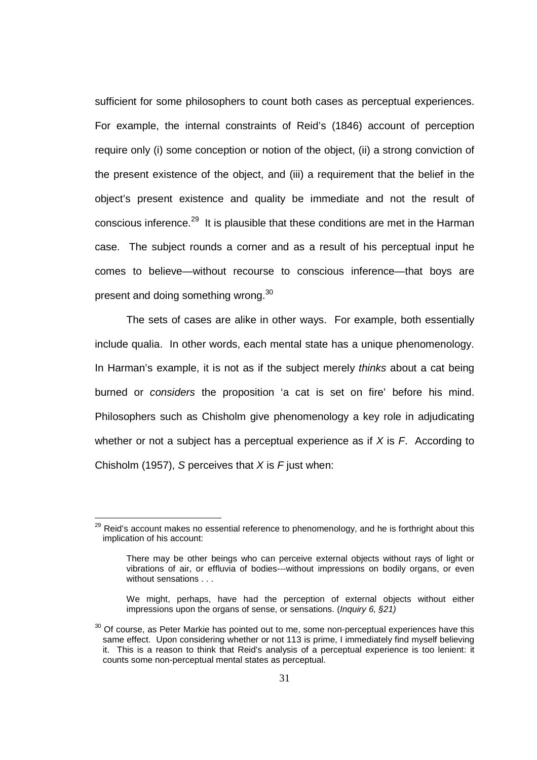sufficient for some philosophers to count both cases as perceptual experiences. For example, the internal constraints of Reid's (1846) account of perception require only (i) some conception or notion of the object, (ii) a strong conviction of the present existence of the object, and (iii) a requirement that the belief in the object's present existence and quality be immediate and not the result of conscious inference.[29] It is plausible that these conditions are met in the Harman case. The subject rounds a corner and as a result of his perceptual input he comes to believe—without recourse to conscious inference—that boys are present and doing something wrong.[30]

The sets of cases are alike in other ways. For example, both essentially include qualia. In other words, each mental state has a unique phenomenology. In Harman's example, it is not as if the subject merely *thinks* about a cat being burned or *considers* the proposition 'a cat is set on fire' before his mind. Philosophers such as Chisholm give phenomenology a key role in adjudicating whether or not a subject has a perceptual experience as if *X* is *F*. According to Chisholm (1957), *S* perceives that *X* is *F* just when:

---

[29] Reid's account makes no essential reference to phenomenology, and he is forthright about this implication of his account:

> There may be other beings who can perceive external objects without rays of light or vibrations of air, or effluvia of bodies---without impressions on bodily organs, or even without sensations . . .
>
> We might, perhaps, have had the perception of external objects without either impressions upon the organs of sense, or sensations. (*Inquiry 6, §21)*

[30] Of course, as Peter Markie has pointed out to me, some non-perceptual experiences have this same effect. Upon considering whether or not 113 is prime, I immediately find myself believing it. This is a reason to think that Reid's analysis of a perceptual experience is too lenient: it counts some non-perceptual mental states as perceptual.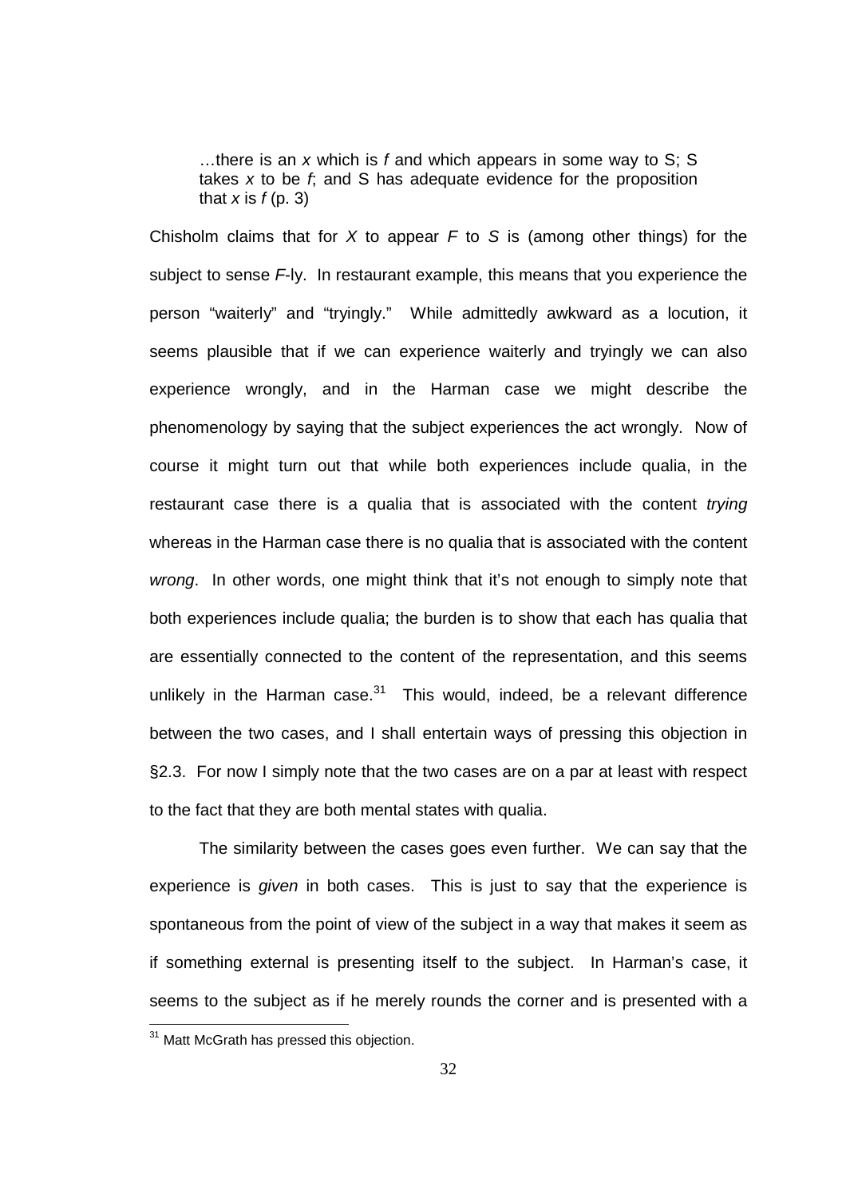> …there is an *x* which is *f* and which appears in some way to S; S takes *x* to be *f*; and S has adequate evidence for the proposition that *x* is *f* (p. 3)

Chisholm claims that for *X* to appear *F* to *S* is (among other things) for the subject to sense *F*-ly. In restaurant example, this means that you experience the person "waiterly" and "tryingly." While admittedly awkward as a locution, it seems plausible that if we can experience waiterly and tryingly we can also experience wrongly, and in the Harman case we might describe the phenomenology by saying that the subject experiences the act wrongly. Now of course it might turn out that while both experiences include qualia, in the restaurant case there is a qualia that is associated with the content *trying* whereas in the Harman case there is no qualia that is associated with the content *wrong*. In other words, one might think that it's not enough to simply note that both experiences include qualia; the burden is to show that each has qualia that are essentially connected to the content of the representation, and this seems unlikely in the Harman case.[31] This would, indeed, be a relevant difference between the two cases, and I shall entertain ways of pressing this objection in §2.3. For now I simply note that the two cases are on a par at least with respect to the fact that they are both mental states with qualia.

The similarity between the cases goes even further. We can say that the experience is *given* in both cases. This is just to say that the experience is spontaneous from the point of view of the subject in a way that makes it seem as if something external is presenting itself to the subject. In Harman's case, it seems to the subject as if he merely rounds the corner and is presented with a

[31] Matt McGrath has pressed this objection.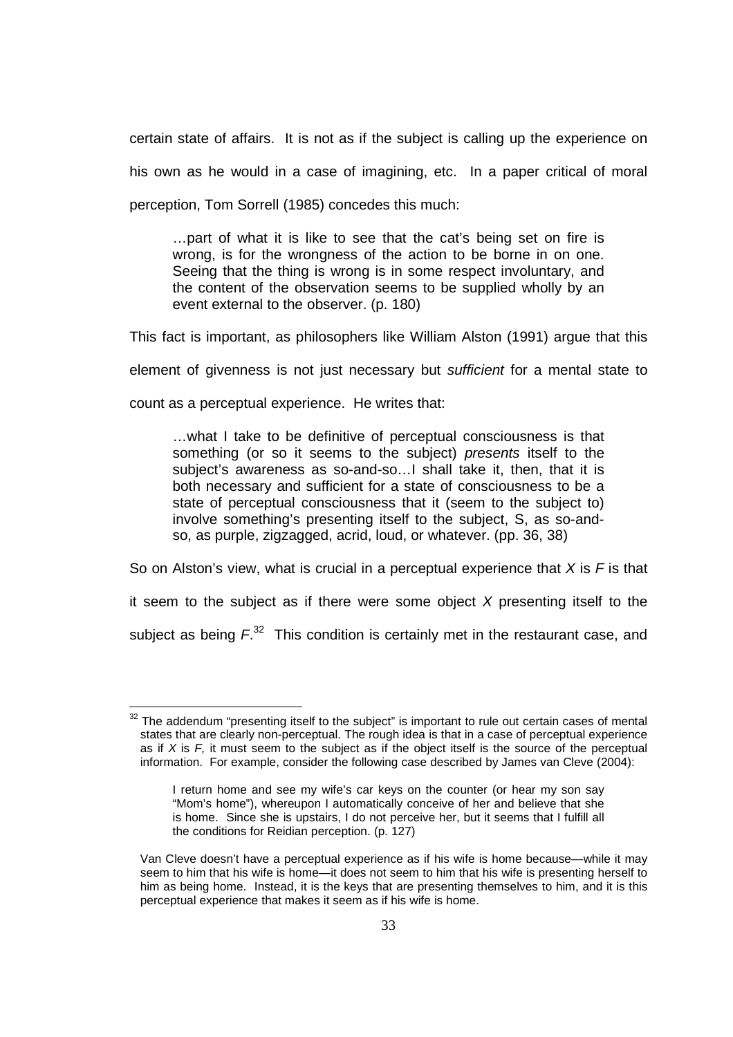certain state of affairs. It is not as if the subject is calling up the experience on his own as he would in a case of imagining, etc. In a paper critical of moral perception, Tom Sorrell (1985) concedes this much:

> …part of what it is like to see that the cat's being set on fire is wrong, is for the wrongness of the action to be borne in on one. Seeing that the thing is wrong is in some respect involuntary, and the content of the observation seems to be supplied wholly by an event external to the observer. (p. 180)

This fact is important, as philosophers like William Alston (1991) argue that this element of givenness is not just necessary but *sufficient* for a mental state to count as a perceptual experience. He writes that:

> …what I take to be definitive of perceptual consciousness is that something (or so it seems to the subject) *presents* itself to the subject's awareness as so-and-so…I shall take it, then, that it is both necessary and sufficient for a state of consciousness to be a state of perceptual consciousness that it (seem to the subject to) involve something's presenting itself to the subject, S, as so-and-so, as purple, zigzagged, acrid, loud, or whatever. (pp. 36, 38)

So on Alston's view, what is crucial in a perceptual experience that *X* is *F* is that it seem to the subject as if there were some object *X* presenting itself to the subject as being *F*.[32] This condition is certainly met in the restaurant case, and

---

[32] The addendum "presenting itself to the subject" is important to rule out certain cases of mental states that are clearly non-perceptual. The rough idea is that in a case of perceptual experience as if *X* is *F,* it must seem to the subject as if the object itself is the source of the perceptual information. For example, consider the following case described by James van Cleve (2004):

> I return home and see my wife's car keys on the counter (or hear my son say "Mom's home"), whereupon I automatically conceive of her and believe that she is home. Since she is upstairs, I do not perceive her, but it seems that I fulfill all the conditions for Reidian perception. (p. 127)

Van Cleve doesn't have a perceptual experience as if his wife is home because—while it may seem to him that his wife is home—it does not seem to him that his wife is presenting herself to him as being home. Instead, it is the keys that are presenting themselves to him, and it is this perceptual experience that makes it seem as if his wife is home.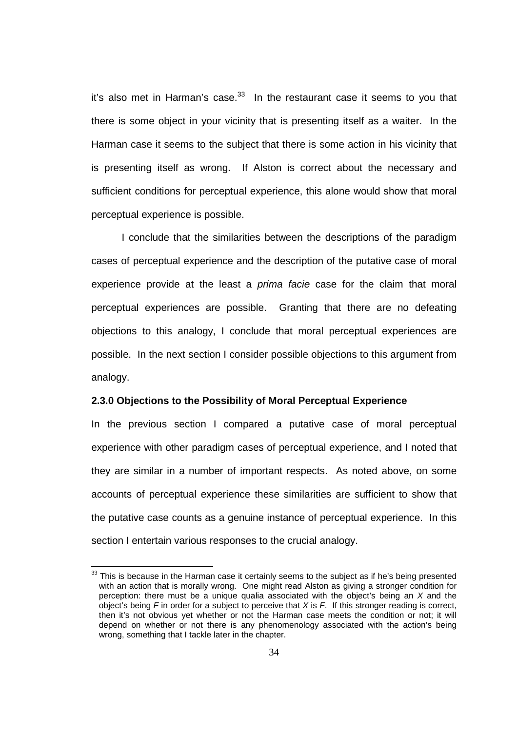it's also met in Harman's case.[33] In the restaurant case it seems to you that there is some object in your vicinity that is presenting itself as a waiter. In the Harman case it seems to the subject that there is some action in his vicinity that is presenting itself as wrong. If Alston is correct about the necessary and sufficient conditions for perceptual experience, this alone would show that moral perceptual experience is possible.

I conclude that the similarities between the descriptions of the paradigm cases of perceptual experience and the description of the putative case of moral experience provide at the least a *prima facie* case for the claim that moral perceptual experiences are possible. Granting that there are no defeating objections to this analogy, I conclude that moral perceptual experiences are possible. In the next section I consider possible objections to this argument from analogy.

### 2.3.0 Objections to the Possibility of Moral Perceptual Experience

In the previous section I compared a putative case of moral perceptual experience with other paradigm cases of perceptual experience, and I noted that they are similar in a number of important respects. As noted above, on some accounts of perceptual experience these similarities are sufficient to show that the putative case counts as a genuine instance of perceptual experience. In this section I entertain various responses to the crucial analogy.

---

[33] This is because in the Harman case it certainly seems to the subject as if he's being presented with an action that is morally wrong. One might read Alston as giving a stronger condition for perception: there must be a unique qualia associated with the object's being an *X* and the object's being *F* in order for a subject to perceive that *X* is *F*. If this stronger reading is correct, then it's not obvious yet whether or not the Harman case meets the condition or not; it will depend on whether or not there is any phenomenology associated with the action's being wrong, something that I tackle later in the chapter.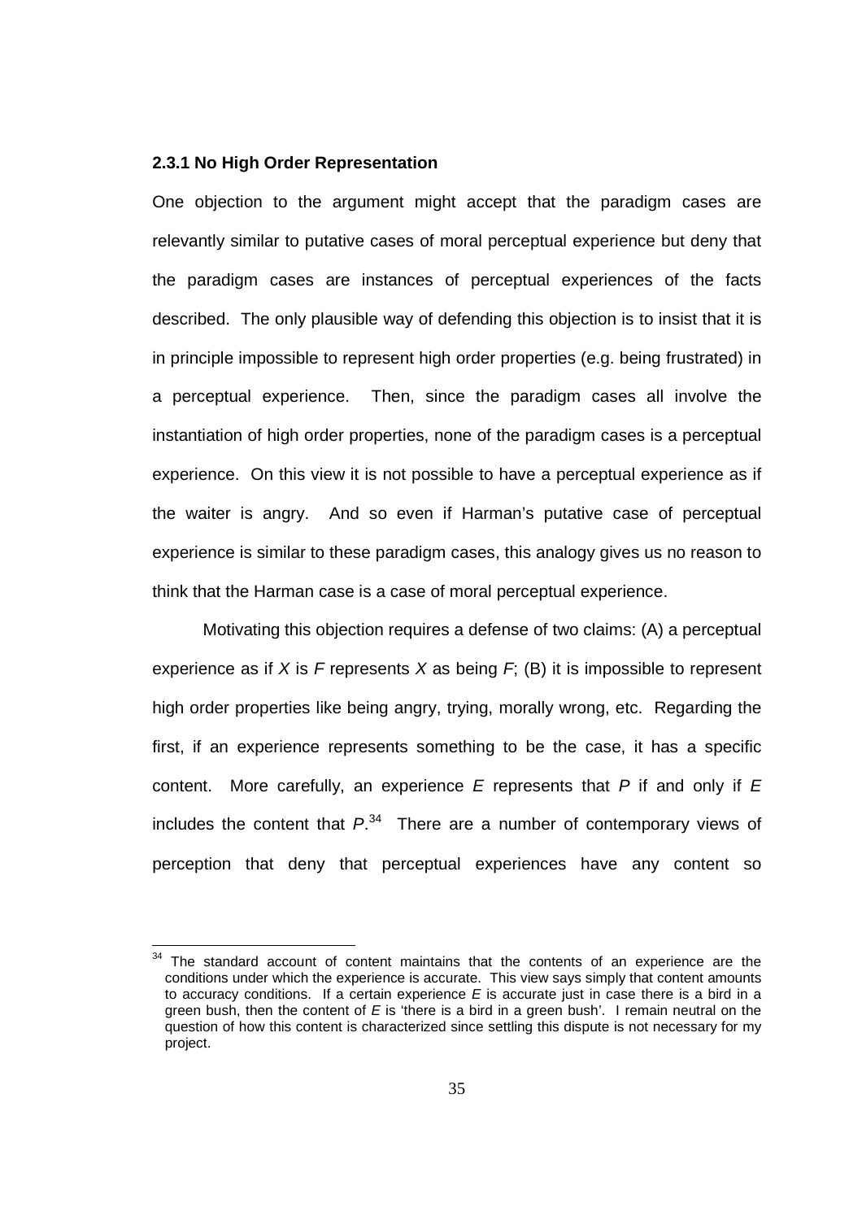### 2.3.1 No High Order Representation

One objection to the argument might accept that the paradigm cases are relevantly similar to putative cases of moral perceptual experience but deny that the paradigm cases are instances of perceptual experiences of the facts described. The only plausible way of defending this objection is to insist that it is in principle impossible to represent high order properties (e.g. being frustrated) in a perceptual experience. Then, since the paradigm cases all involve the instantiation of high order properties, none of the paradigm cases is a perceptual experience. On this view it is not possible to have a perceptual experience as if the waiter is angry. And so even if Harman's putative case of perceptual experience is similar to these paradigm cases, this analogy gives us no reason to think that the Harman case is a case of moral perceptual experience.

Motivating this objection requires a defense of two claims: (A) a perceptual experience as if *X* is *F* represents *X* as being *F*; (B) it is impossible to represent high order properties like being angry, trying, morally wrong, etc. Regarding the first, if an experience represents something to be the case, it has a specific content. More carefully, an experience *E* represents that *P* if and only if *E* includes the content that *P*.[34] There are a number of contemporary views of perception that deny that perceptual experiences have any content so

---

[34] The standard account of content maintains that the contents of an experience are the conditions under which the experience is accurate. This view says simply that content amounts to accuracy conditions. If a certain experience *E* is accurate just in case there is a bird in a green bush, then the content of *E* is 'there is a bird in a green bush'. I remain neutral on the question of how this content is characterized since settling this dispute is not necessary for my project.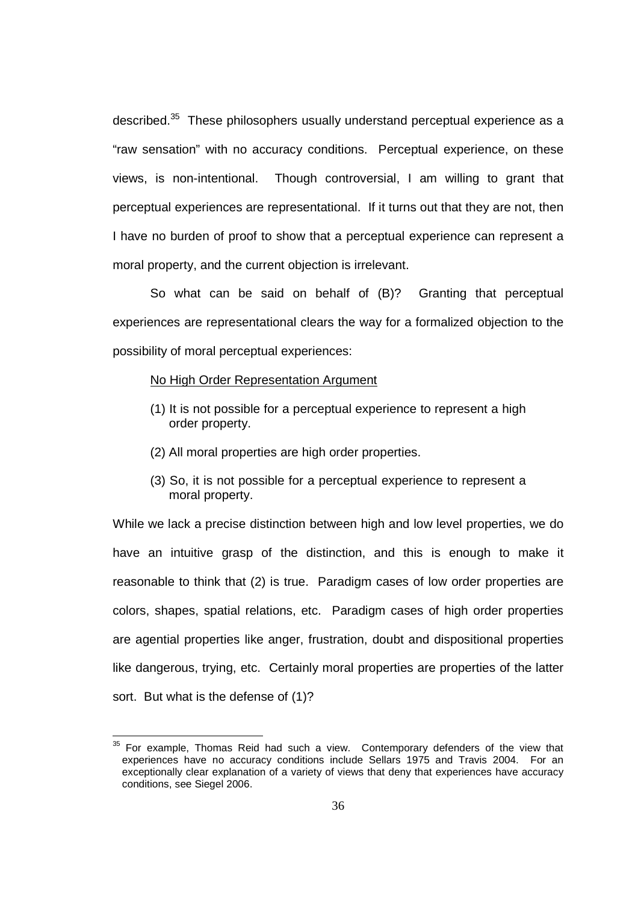described.[35] These philosophers usually understand perceptual experience as a "raw sensation" with no accuracy conditions. Perceptual experience, on these views, is non-intentional. Though controversial, I am willing to grant that perceptual experiences are representational. If it turns out that they are not, then I have no burden of proof to show that a perceptual experience can represent a moral property, and the current objection is irrelevant.

So what can be said on behalf of (B)? Granting that perceptual experiences are representational clears the way for a formalized objection to the possibility of moral perceptual experiences:

<u>No High Order Representation Argument</u>

(1) It is not possible for a perceptual experience to represent a high order property.

(2) All moral properties are high order properties.

(3) So, it is not possible for a perceptual experience to represent a moral property.

While we lack a precise distinction between high and low level properties, we do have an intuitive grasp of the distinction, and this is enough to make it reasonable to think that (2) is true. Paradigm cases of low order properties are colors, shapes, spatial relations, etc. Paradigm cases of high order properties are agential properties like anger, frustration, doubt and dispositional properties like dangerous, trying, etc. Certainly moral properties are properties of the latter sort. But what is the defense of (1)?

---

[35] For example, Thomas Reid had such a view. Contemporary defenders of the view that experiences have no accuracy conditions include Sellars 1975 and Travis 2004. For an exceptionally clear explanation of a variety of views that deny that experiences have accuracy conditions, see Siegel 2006.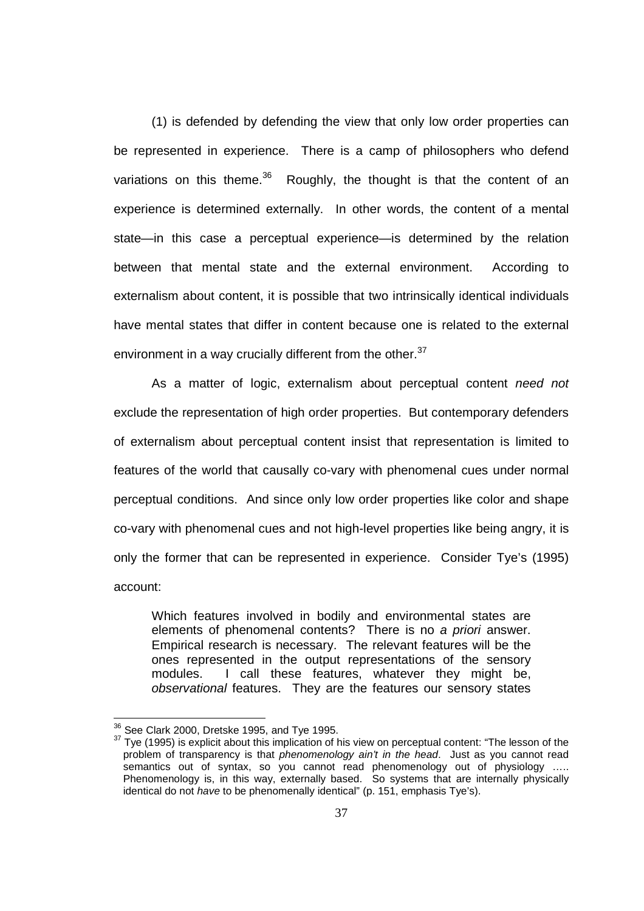(1) is defended by defending the view that only low order properties can be represented in experience. There is a camp of philosophers who defend variations on this theme.[36] Roughly, the thought is that the content of an experience is determined externally. In other words, the content of a mental state—in this case a perceptual experience—is determined by the relation between that mental state and the external environment. According to externalism about content, it is possible that two intrinsically identical individuals have mental states that differ in content because one is related to the external environment in a way crucially different from the other.[37]

As a matter of logic, externalism about perceptual content *need not* exclude the representation of high order properties. But contemporary defenders of externalism about perceptual content insist that representation is limited to features of the world that causally co-vary with phenomenal cues under normal perceptual conditions. And since only low order properties like color and shape co-vary with phenomenal cues and not high-level properties like being angry, it is only the former that can be represented in experience. Consider Tye's (1995) account:

> Which features involved in bodily and environmental states are elements of phenomenal contents? There is no *a priori* answer. Empirical research is necessary. The relevant features will be the ones represented in the output representations of the sensory modules. I call these features, whatever they might be, *observational* features. They are the features our sensory states

[36] See Clark 2000, Dretske 1995, and Tye 1995.

[37] Tye (1995) is explicit about this implication of his view on perceptual content: "The lesson of the problem of transparency is that *phenomenology ain't in the head*. Just as you cannot read semantics out of syntax, so you cannot read phenomenology out of physiology ….. Phenomenology is, in this way, externally based. So systems that are internally physically identical do not *have* to be phenomenally identical" (p. 151, emphasis Tye's).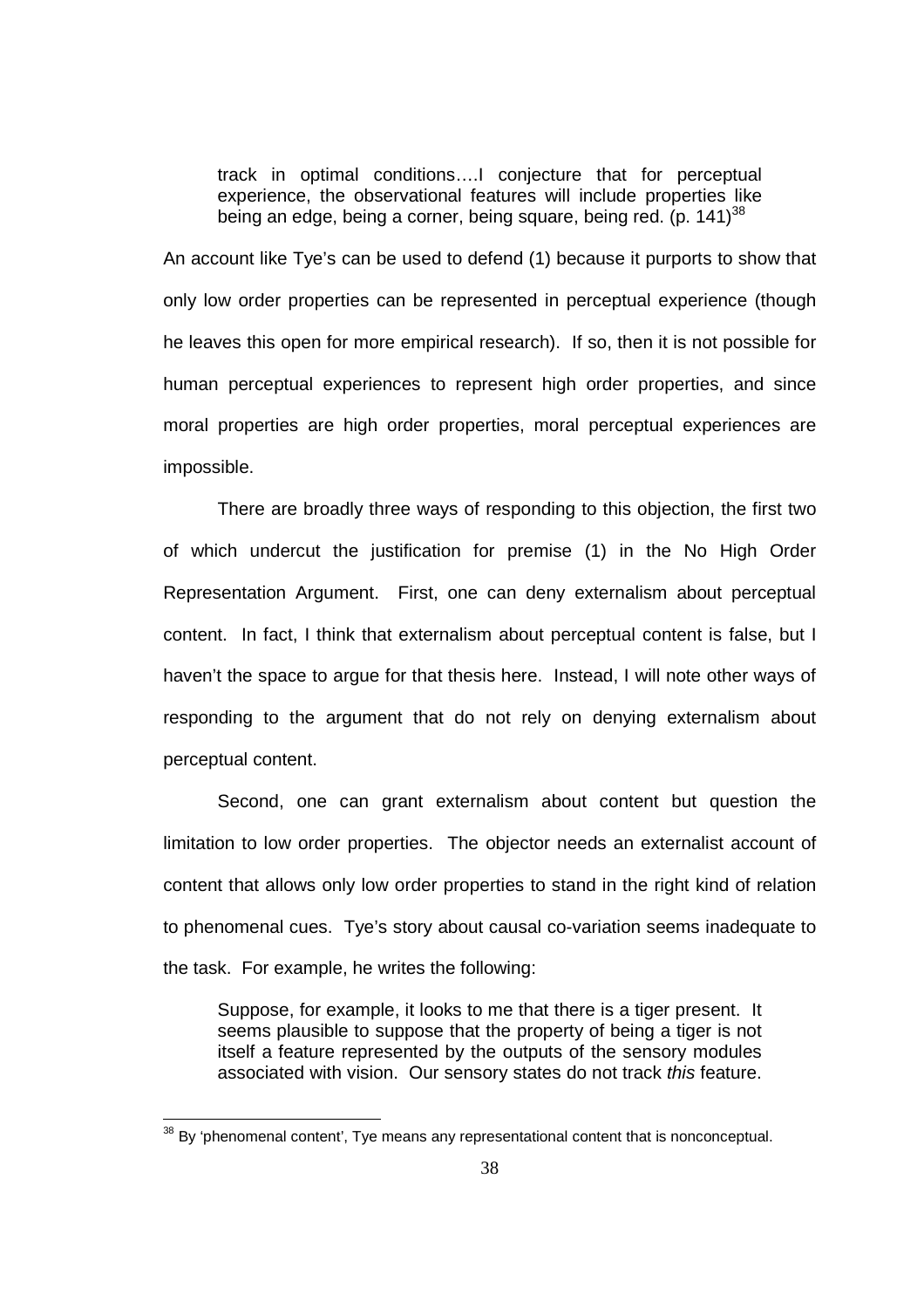> track in optimal conditions….I conjecture that for perceptual experience, the observational features will include properties like being an edge, being a corner, being square, being red. (p. 141)[38]

An account like Tye's can be used to defend (1) because it purports to show that only low order properties can be represented in perceptual experience (though he leaves this open for more empirical research). If so, then it is not possible for human perceptual experiences to represent high order properties, and since moral properties are high order properties, moral perceptual experiences are impossible.

There are broadly three ways of responding to this objection, the first two of which undercut the justification for premise (1) in the No High Order Representation Argument. First, one can deny externalism about perceptual content. In fact, I think that externalism about perceptual content is false, but I haven't the space to argue for that thesis here. Instead, I will note other ways of responding to the argument that do not rely on denying externalism about perceptual content.

Second, one can grant externalism about content but question the limitation to low order properties. The objector needs an externalist account of content that allows only low order properties to stand in the right kind of relation to phenomenal cues. Tye's story about causal co-variation seems inadequate to the task. For example, he writes the following:

> Suppose, for example, it looks to me that there is a tiger present. It seems plausible to suppose that the property of being a tiger is not itself a feature represented by the outputs of the sensory modules associated with vision. Our sensory states do not track *this* feature.

[38] By 'phenomenal content', Tye means any representational content that is nonconceptual.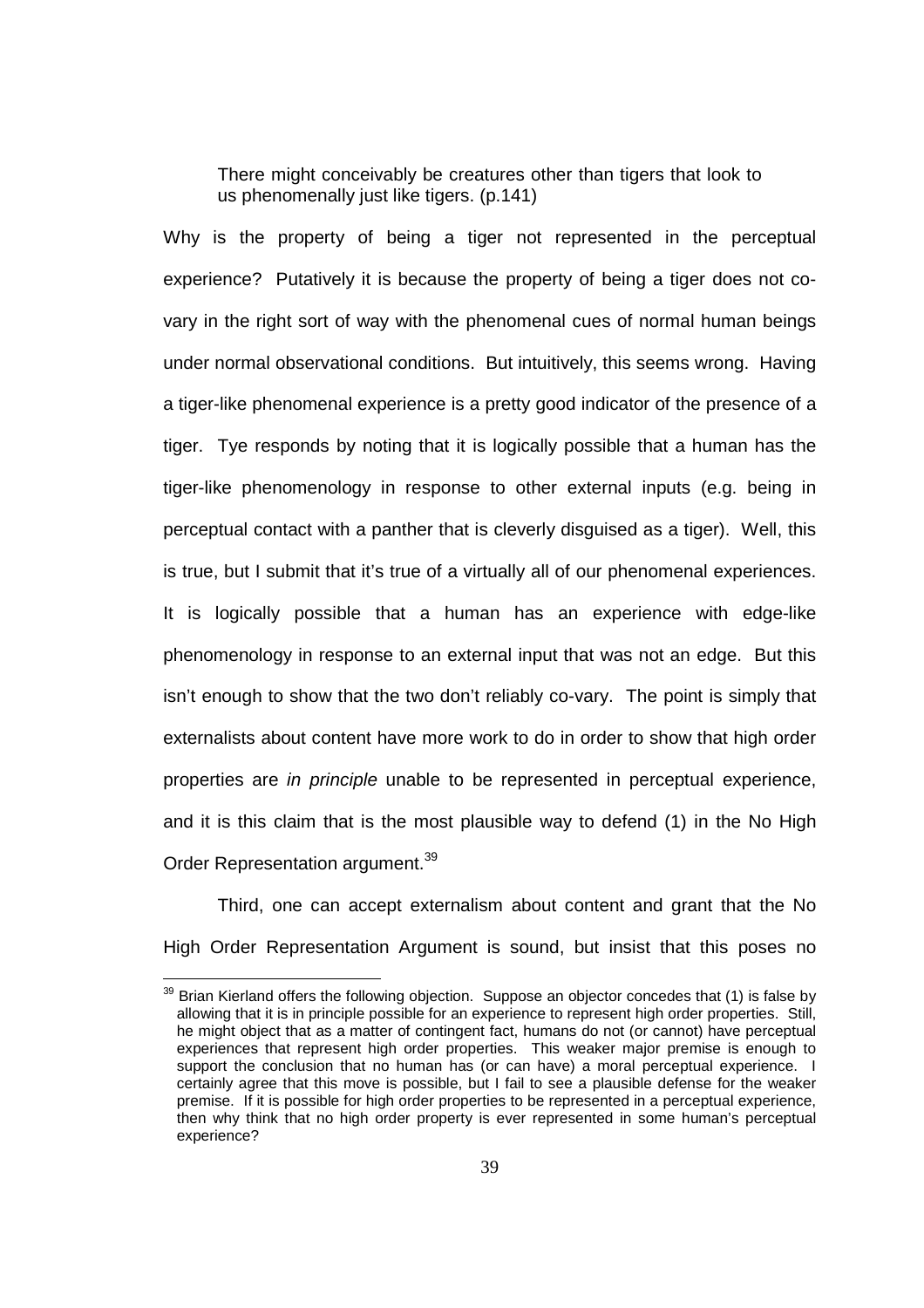> There might conceivably be creatures other than tigers that look to us phenomenally just like tigers. (p.141)

Why is the property of being a tiger not represented in the perceptual experience? Putatively it is because the property of being a tiger does not co-vary in the right sort of way with the phenomenal cues of normal human beings under normal observational conditions. But intuitively, this seems wrong. Having a tiger-like phenomenal experience is a pretty good indicator of the presence of a tiger. Tye responds by noting that it is logically possible that a human has the tiger-like phenomenology in response to other external inputs (e.g. being in perceptual contact with a panther that is cleverly disguised as a tiger). Well, this is true, but I submit that it's true of a virtually all of our phenomenal experiences. It is logically possible that a human has an experience with edge-like phenomenology in response to an external input that was not an edge. But this isn't enough to show that the two don't reliably co-vary. The point is simply that externalists about content have more work to do in order to show that high order properties are *in principle* unable to be represented in perceptual experience, and it is this claim that is the most plausible way to defend (1) in the No High Order Representation argument.[39]

Third, one can accept externalism about content and grant that the No High Order Representation Argument is sound, but insist that this poses no

---

[39] Brian Kierland offers the following objection. Suppose an objector concedes that (1) is false by allowing that it is in principle possible for an experience to represent high order properties. Still, he might object that as a matter of contingent fact, humans do not (or cannot) have perceptual experiences that represent high order properties. This weaker major premise is enough to support the conclusion that no human has (or can have) a moral perceptual experience. I certainly agree that this move is possible, but I fail to see a plausible defense for the weaker premise. If it is possible for high order properties to be represented in a perceptual experience, then why think that no high order property is ever represented in some human's perceptual experience?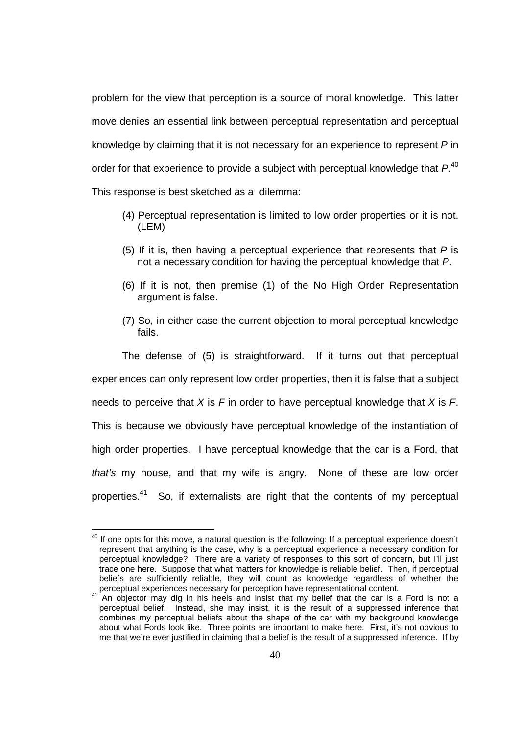problem for the view that perception is a source of moral knowledge. This latter move denies an essential link between perceptual representation and perceptual knowledge by claiming that it is not necessary for an experience to represent *P* in order for that experience to provide a subject with perceptual knowledge that *P*.[40] This response is best sketched as a dilemma:

(4) Perceptual representation is limited to low order properties or it is not. (LEM)

(5) If it is, then having a perceptual experience that represents that *P* is not a necessary condition for having the perceptual knowledge that *P*.

(6) If it is not, then premise (1) of the No High Order Representation argument is false.

(7) So, in either case the current objection to moral perceptual knowledge fails.

The defense of (5) is straightforward. If it turns out that perceptual experiences can only represent low order properties, then it is false that a subject needs to perceive that *X* is *F* in order to have perceptual knowledge that *X* is *F*. This is because we obviously have perceptual knowledge of the instantiation of high order properties. I have perceptual knowledge that the car is a Ford, that *that's* my house, and that my wife is angry. None of these are low order properties.[41] So, if externalists are right that the contents of my perceptual

---

[40] If one opts for this move, a natural question is the following: If a perceptual experience doesn't represent that anything is the case, why is a perceptual experience a necessary condition for perceptual knowledge? There are a variety of responses to this sort of concern, but I'll just trace one here. Suppose that what matters for knowledge is reliable belief. Then, if perceptual beliefs are sufficiently reliable, they will count as knowledge regardless of whether the perceptual experiences necessary for perception have representational content.

[41] An objector may dig in his heels and insist that my belief that the car is a Ford is not a perceptual belief. Instead, she may insist, it is the result of a suppressed inference that combines my perceptual beliefs about the shape of the car with my background knowledge about what Fords look like. Three points are important to make here. First, it's not obvious to me that we're ever justified in claiming that a belief is the result of a suppressed inference. If by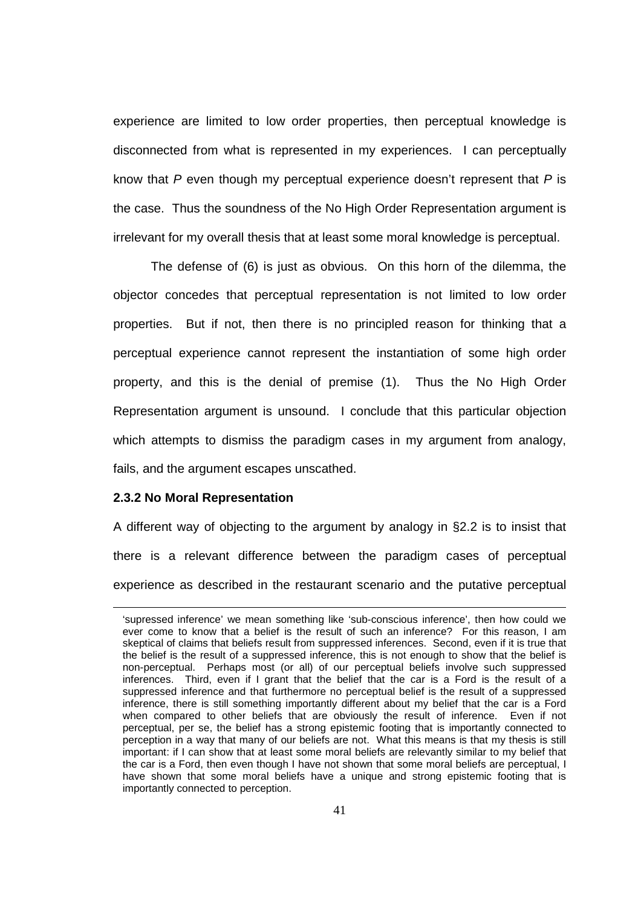experience are limited to low order properties, then perceptual knowledge is disconnected from what is represented in my experiences. I can perceptually know that *P* even though my perceptual experience doesn't represent that *P* is the case. Thus the soundness of the No High Order Representation argument is irrelevant for my overall thesis that at least some moral knowledge is perceptual.

The defense of (6) is just as obvious. On this horn of the dilemma, the objector concedes that perceptual representation is not limited to low order properties. But if not, then there is no principled reason for thinking that a perceptual experience cannot represent the instantiation of some high order property, and this is the denial of premise (1). Thus the No High Order Representation argument is unsound. I conclude that this particular objection which attempts to dismiss the paradigm cases in my argument from analogy, fails, and the argument escapes unscathed.

### 2.3.2 No Moral Representation

A different way of objecting to the argument by analogy in §2.2 is to insist that there is a relevant difference between the paradigm cases of perceptual experience as described in the restaurant scenario and the putative perceptual

---

'supressed inference' we mean something like 'sub-conscious inference', then how could we ever come to know that a belief is the result of such an inference? For this reason, I am skeptical of claims that beliefs result from suppressed inferences. Second, even if it is true that the belief is the result of a suppressed inference, this is not enough to show that the belief is non-perceptual. Perhaps most (or all) of our perceptual beliefs involve such suppressed inferences. Third, even if I grant that the belief that the car is a Ford is the result of a suppressed inference and that furthermore no perceptual belief is the result of a suppressed inference, there is still something importantly different about my belief that the car is a Ford when compared to other beliefs that are obviously the result of inference. Even if not perceptual, per se, the belief has a strong epistemic footing that is importantly connected to perception in a way that many of our beliefs are not. What this means is that my thesis is still important: if I can show that at least some moral beliefs are relevantly similar to my belief that the car is a Ford, then even though I have not shown that some moral beliefs are perceptual, I have shown that some moral beliefs have a unique and strong epistemic footing that is importantly connected to perception.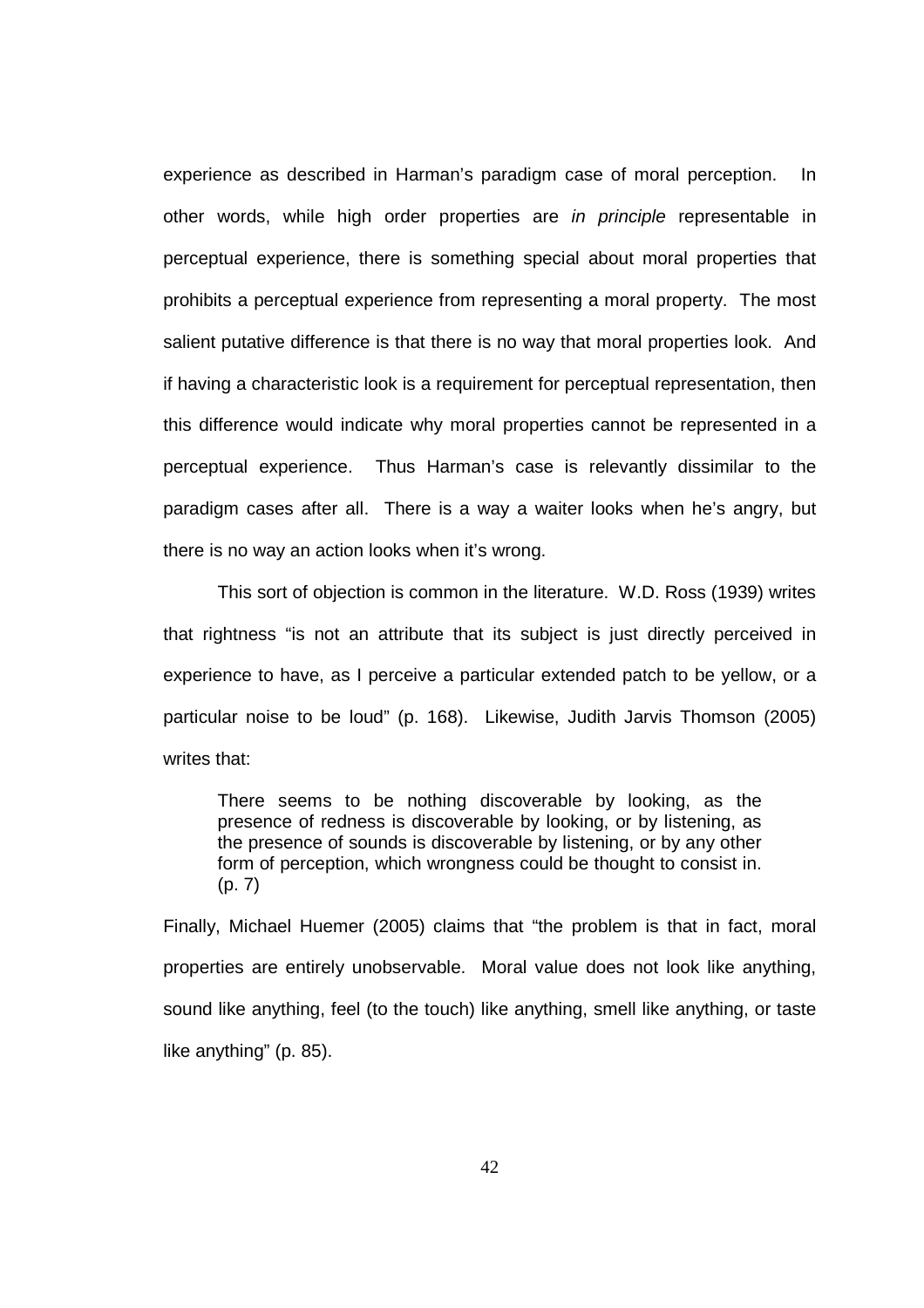experience as described in Harman's paradigm case of moral perception. In other words, while high order properties are *in principle* representable in perceptual experience, there is something special about moral properties that prohibits a perceptual experience from representing a moral property. The most salient putative difference is that there is no way that moral properties look. And if having a characteristic look is a requirement for perceptual representation, then this difference would indicate why moral properties cannot be represented in a perceptual experience. Thus Harman's case is relevantly dissimilar to the paradigm cases after all. There is a way a waiter looks when he's angry, but there is no way an action looks when it's wrong.

This sort of objection is common in the literature. W.D. Ross (1939) writes that rightness "is not an attribute that its subject is just directly perceived in experience to have, as I perceive a particular extended patch to be yellow, or a particular noise to be loud" (p. 168). Likewise, Judith Jarvis Thomson (2005) writes that:

> There seems to be nothing discoverable by looking, as the presence of redness is discoverable by looking, or by listening, as the presence of sounds is discoverable by listening, or by any other form of perception, which wrongness could be thought to consist in. (p. 7)

Finally, Michael Huemer (2005) claims that "the problem is that in fact, moral properties are entirely unobservable. Moral value does not look like anything, sound like anything, feel (to the touch) like anything, smell like anything, or taste like anything" (p. 85).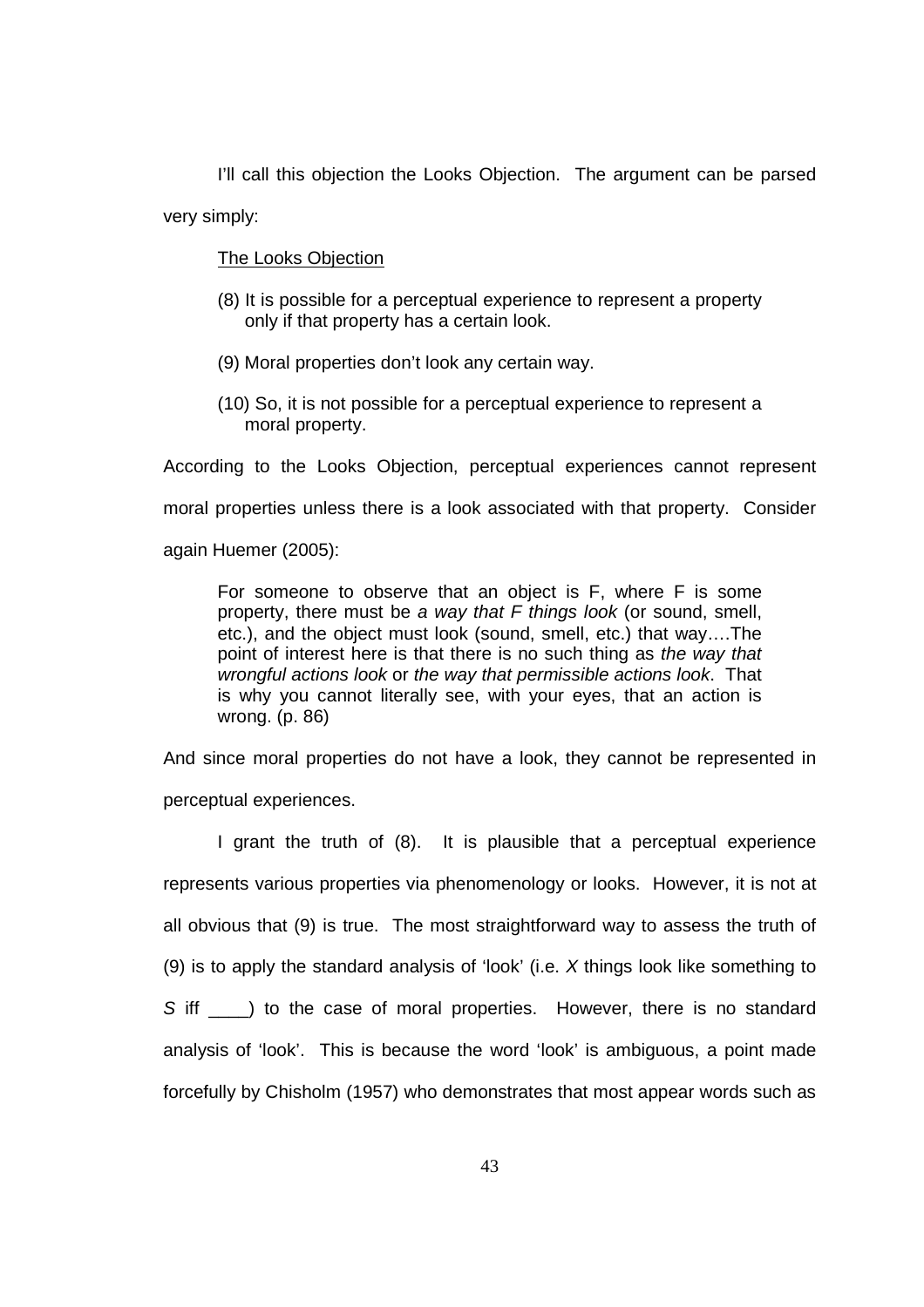I'll call this objection the Looks Objection. The argument can be parsed very simply:

<u>The Looks Objection</u>

(8) It is possible for a perceptual experience to represent a property only if that property has a certain look.

(9) Moral properties don't look any certain way.

(10) So, it is not possible for a perceptual experience to represent a moral property.

According to the Looks Objection, perceptual experiences cannot represent moral properties unless there is a look associated with that property. Consider again Huemer (2005):

> For someone to observe that an object is F, where F is some property, there must be *a way that F things look* (or sound, smell, etc.), and the object must look (sound, smell, etc.) that way….The point of interest here is that there is no such thing as *the way that wrongful actions look* or *the way that permissible actions look*. That is why you cannot literally see, with your eyes, that an action is wrong. (p. 86)

And since moral properties do not have a look, they cannot be represented in perceptual experiences.

I grant the truth of (8). It is plausible that a perceptual experience represents various properties via phenomenology or looks. However, it is not at all obvious that (9) is true. The most straightforward way to assess the truth of (9) is to apply the standard analysis of 'look' (i.e. *X* things look like something to *S* iff ____) to the case of moral properties. However, there is no standard analysis of 'look'. This is because the word 'look' is ambiguous, a point made forcefully by Chisholm (1957) who demonstrates that most appear words such as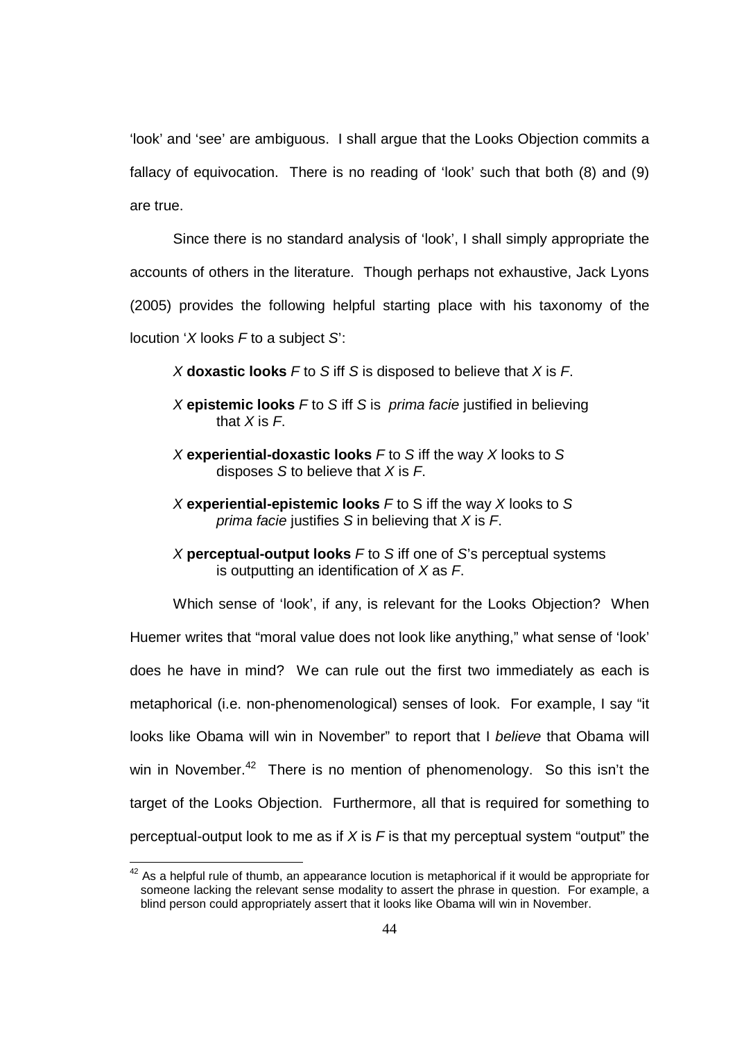'look' and 'see' are ambiguous. I shall argue that the Looks Objection commits a fallacy of equivocation. There is no reading of 'look' such that both (8) and (9) are true.

Since there is no standard analysis of 'look', I shall simply appropriate the accounts of others in the literature. Though perhaps not exhaustive, Jack Lyons (2005) provides the following helpful starting place with his taxonomy of the locution '*X* looks *F* to a subject *S*':

> *X* **doxastic looks** *F* to *S* iff *S* is disposed to believe that *X* is *F*.
>
> *X* **epistemic looks** *F* to *S* iff *S* is *prima facie* justified in believing that *X* is *F*.
>
> *X* **experiential-doxastic looks** *F* to *S* iff the way *X* looks to *S* disposes *S* to believe that *X* is *F*.
>
> *X* **experiential-epistemic looks** *F* to S iff the way *X* looks to *S* *prima facie* justifies *S* in believing that *X* is *F*.
>
> *X* **perceptual-output looks** *F* to *S* iff one of *S*'s perceptual systems is outputting an identification of *X* as *F*.

Which sense of 'look', if any, is relevant for the Looks Objection? When Huemer writes that "moral value does not look like anything," what sense of 'look' does he have in mind? We can rule out the first two immediately as each is metaphorical (i.e. non-phenomenological) senses of look. For example, I say "it looks like Obama will win in November" to report that I *believe* that Obama will win in November.[42] There is no mention of phenomenology. So this isn't the target of the Looks Objection. Furthermore, all that is required for something to perceptual-output look to me as if *X* is *F* is that my perceptual system "output" the

[42] As a helpful rule of thumb, an appearance locution is metaphorical if it would be appropriate for someone lacking the relevant sense modality to assert the phrase in question. For example, a blind person could appropriately assert that it looks like Obama will win in November.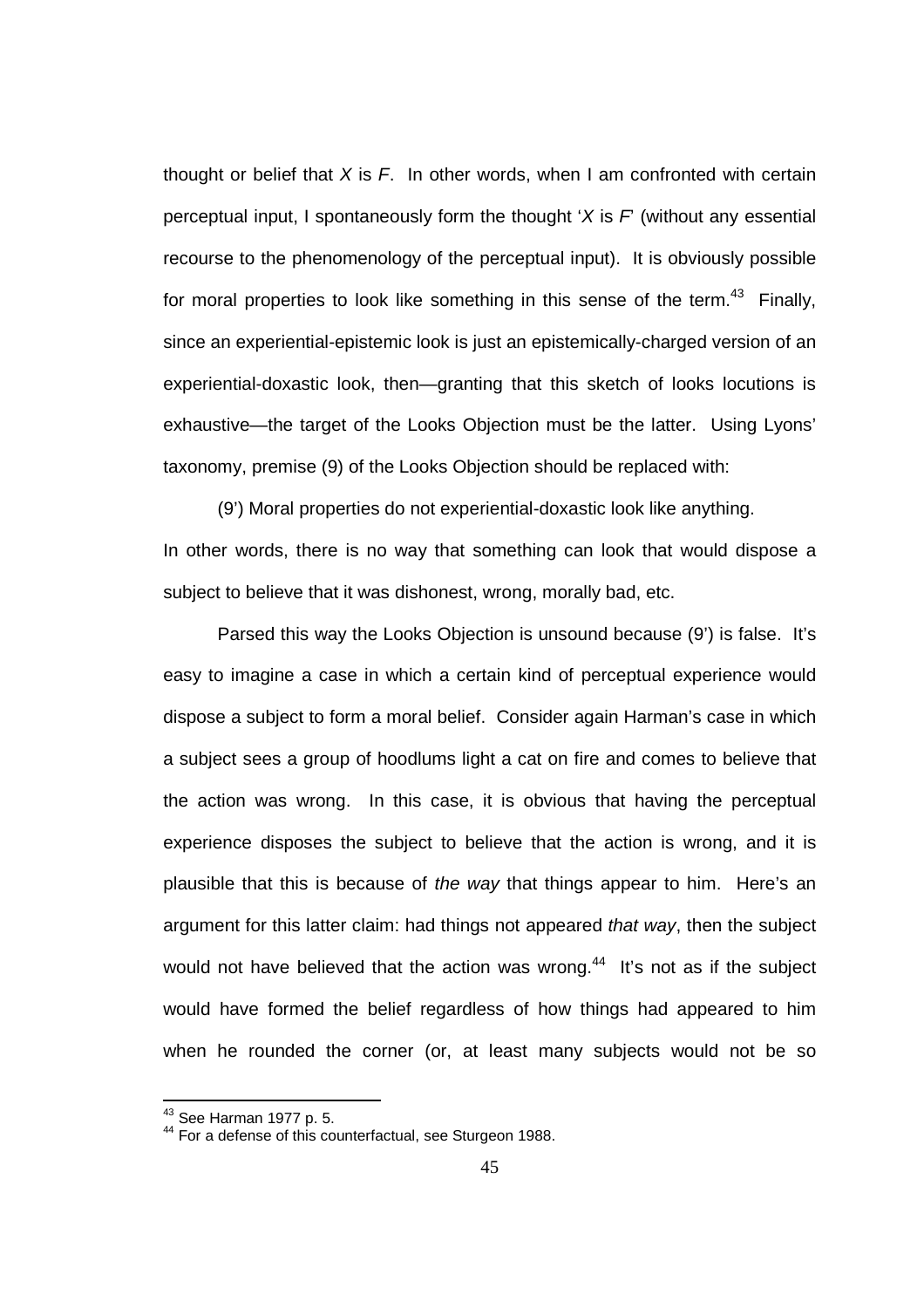thought or belief that *X* is *F*. In other words, when I am confronted with certain perceptual input, I spontaneously form the thought '*X* is *F*' (without any essential recourse to the phenomenology of the perceptual input). It is obviously possible for moral properties to look like something in this sense of the term.[43] Finally, since an experiential-epistemic look is just an epistemically-charged version of an experiential-doxastic look, then—granting that this sketch of looks locutions is exhaustive—the target of the Looks Objection must be the latter. Using Lyons' taxonomy, premise (9) of the Looks Objection should be replaced with:

(9') Moral properties do not experiential-doxastic look like anything.

In other words, there is no way that something can look that would dispose a subject to believe that it was dishonest, wrong, morally bad, etc.

Parsed this way the Looks Objection is unsound because (9') is false. It's easy to imagine a case in which a certain kind of perceptual experience would dispose a subject to form a moral belief. Consider again Harman's case in which a subject sees a group of hoodlums light a cat on fire and comes to believe that the action was wrong. In this case, it is obvious that having the perceptual experience disposes the subject to believe that the action is wrong, and it is plausible that this is because of *the way* that things appear to him. Here's an argument for this latter claim: had things not appeared *that way*, then the subject would not have believed that the action was wrong.[44] It's not as if the subject would have formed the belief regardless of how things had appeared to him when he rounded the corner (or, at least many subjects would not be so

[43] See Harman 1977 p. 5.

[44] For a defense of this counterfactual, see Sturgeon 1988.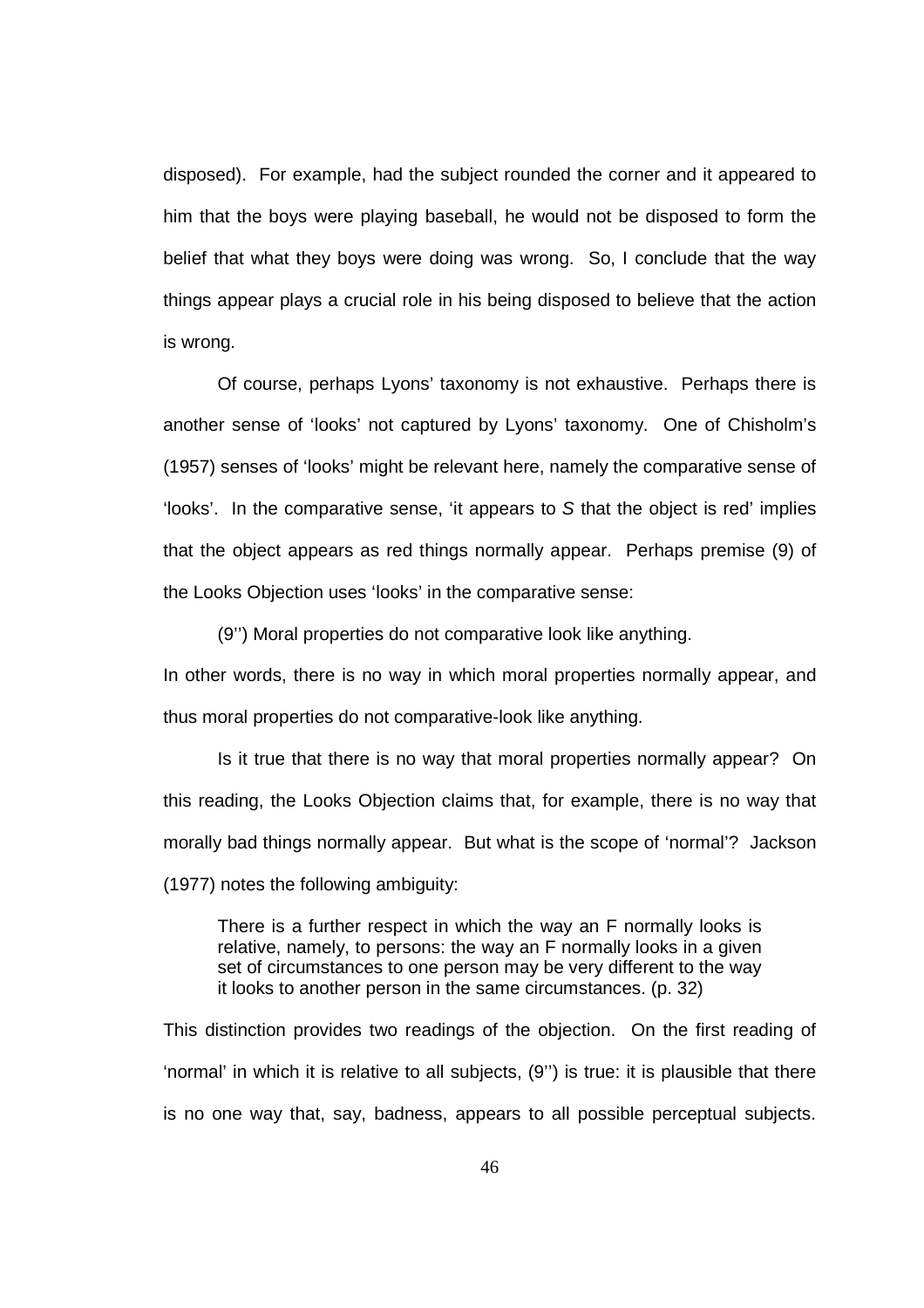disposed). For example, had the subject rounded the corner and it appeared to him that the boys were playing baseball, he would not be disposed to form the belief that what they boys were doing was wrong. So, I conclude that the way things appear plays a crucial role in his being disposed to believe that the action is wrong.

Of course, perhaps Lyons' taxonomy is not exhaustive. Perhaps there is another sense of 'looks' not captured by Lyons' taxonomy. One of Chisholm's (1957) senses of 'looks' might be relevant here, namely the comparative sense of 'looks'. In the comparative sense, 'it appears to *S* that the object is red' implies that the object appears as red things normally appear. Perhaps premise (9) of the Looks Objection uses 'looks' in the comparative sense:

(9'') Moral properties do not comparative look like anything.

In other words, there is no way in which moral properties normally appear, and thus moral properties do not comparative-look like anything.

Is it true that there is no way that moral properties normally appear? On this reading, the Looks Objection claims that, for example, there is no way that morally bad things normally appear. But what is the scope of 'normal'? Jackson (1977) notes the following ambiguity:

> There is a further respect in which the way an F normally looks is relative, namely, to persons: the way an F normally looks in a given set of circumstances to one person may be very different to the way it looks to another person in the same circumstances. (p. 32)

This distinction provides two readings of the objection. On the first reading of 'normal' in which it is relative to all subjects, (9'') is true: it is plausible that there is no one way that, say, badness, appears to all possible perceptual subjects.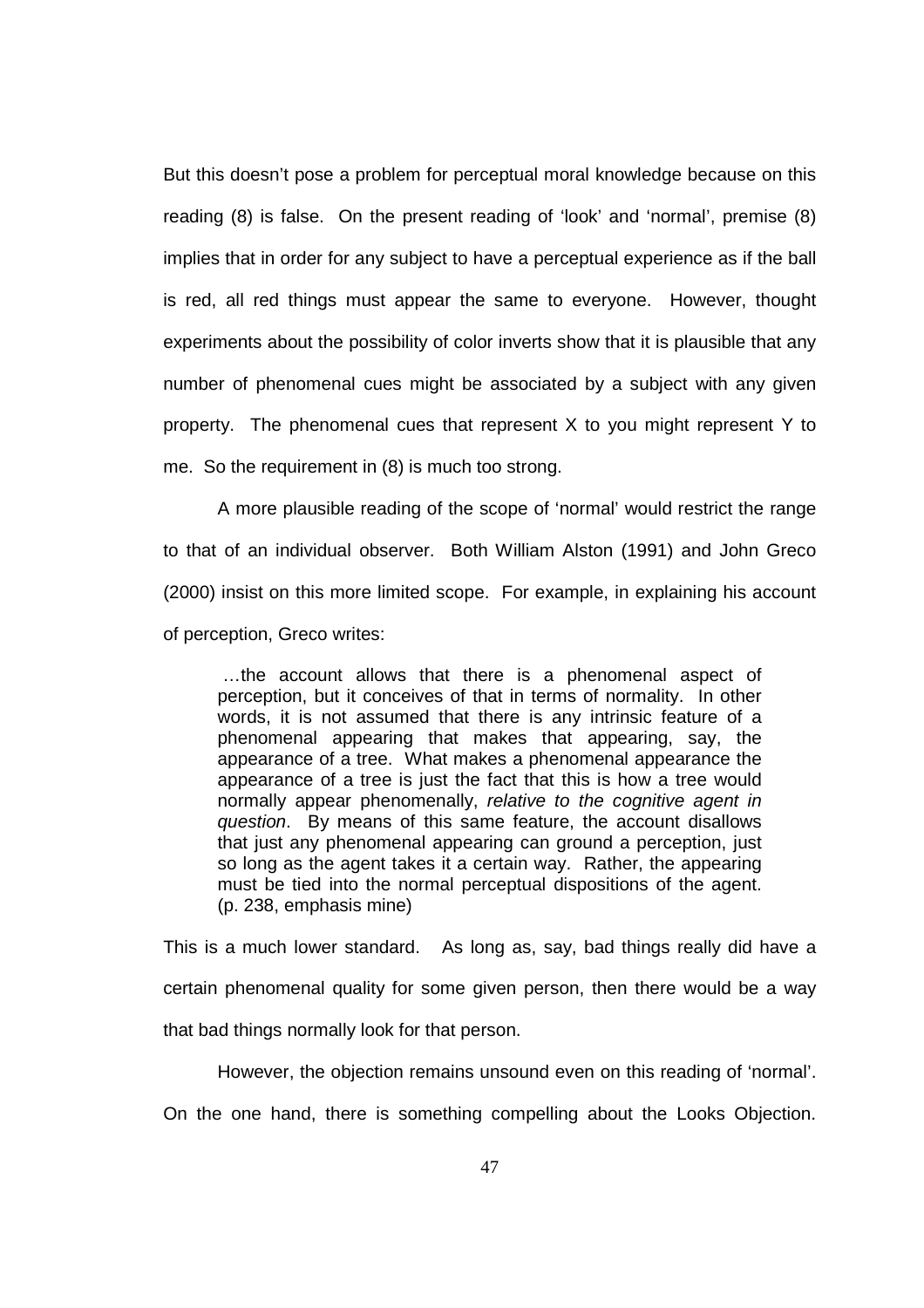But this doesn't pose a problem for perceptual moral knowledge because on this reading (8) is false. On the present reading of 'look' and 'normal', premise (8) implies that in order for any subject to have a perceptual experience as if the ball is red, all red things must appear the same to everyone. However, thought experiments about the possibility of color inverts show that it is plausible that any number of phenomenal cues might be associated by a subject with any given property. The phenomenal cues that represent X to you might represent Y to me. So the requirement in (8) is much too strong.

A more plausible reading of the scope of 'normal' would restrict the range to that of an individual observer. Both William Alston (1991) and John Greco (2000) insist on this more limited scope. For example, in explaining his account of perception, Greco writes:

> …the account allows that there is a phenomenal aspect of perception, but it conceives of that in terms of normality. In other words, it is not assumed that there is any intrinsic feature of a phenomenal appearing that makes that appearing, say, the appearance of a tree. What makes a phenomenal appearance the appearance of a tree is just the fact that this is how a tree would normally appear phenomenally, *relative to the cognitive agent in question*. By means of this same feature, the account disallows that just any phenomenal appearing can ground a perception, just so long as the agent takes it a certain way. Rather, the appearing must be tied into the normal perceptual dispositions of the agent. (p. 238, emphasis mine)

This is a much lower standard. As long as, say, bad things really did have a certain phenomenal quality for some given person, then there would be a way that bad things normally look for that person.

However, the objection remains unsound even on this reading of 'normal'. On the one hand, there is something compelling about the Looks Objection.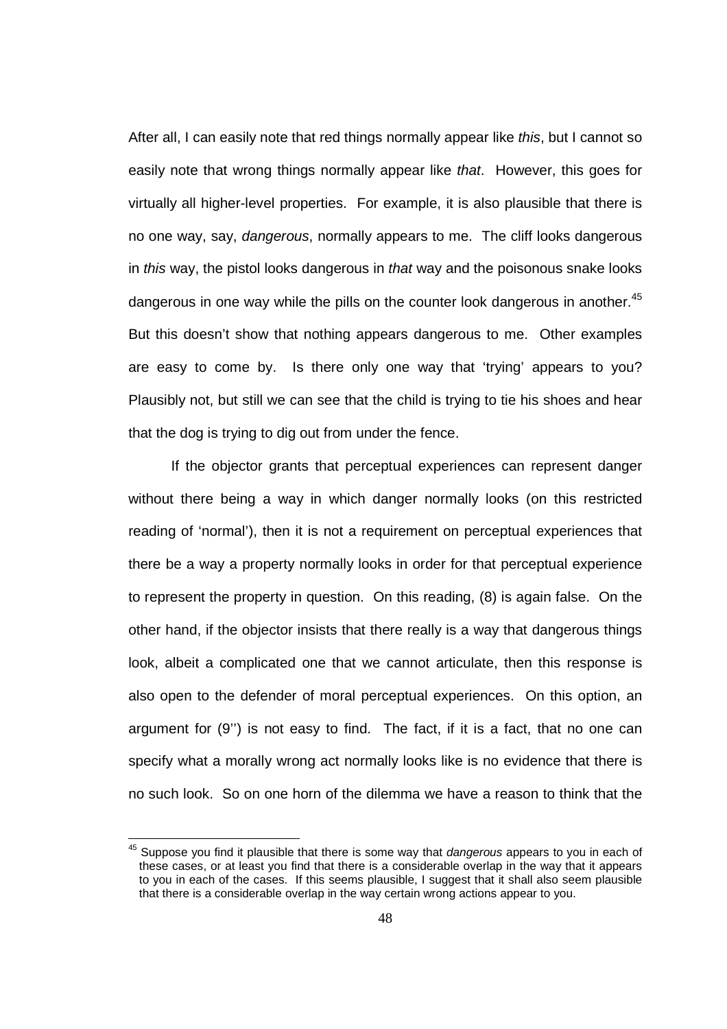After all, I can easily note that red things normally appear like *this*, but I cannot so easily note that wrong things normally appear like *that*. However, this goes for virtually all higher-level properties. For example, it is also plausible that there is no one way, say, *dangerous*, normally appears to me. The cliff looks dangerous in *this* way, the pistol looks dangerous in *that* way and the poisonous snake looks dangerous in one way while the pills on the counter look dangerous in another.[45] But this doesn't show that nothing appears dangerous to me. Other examples are easy to come by. Is there only one way that 'trying' appears to you? Plausibly not, but still we can see that the child is trying to tie his shoes and hear that the dog is trying to dig out from under the fence.

If the objector grants that perceptual experiences can represent danger without there being a way in which danger normally looks (on this restricted reading of 'normal'), then it is not a requirement on perceptual experiences that there be a way a property normally looks in order for that perceptual experience to represent the property in question. On this reading, (8) is again false. On the other hand, if the objector insists that there really is a way that dangerous things look, albeit a complicated one that we cannot articulate, then this response is also open to the defender of moral perceptual experiences. On this option, an argument for (9'') is not easy to find. The fact, if it is a fact, that no one can specify what a morally wrong act normally looks like is no evidence that there is no such look. So on one horn of the dilemma we have a reason to think that the

---

[45] Suppose you find it plausible that there is some way that *dangerous* appears to you in each of these cases, or at least you find that there is a considerable overlap in the way that it appears to you in each of the cases. If this seems plausible, I suggest that it shall also seem plausible that there is a considerable overlap in the way certain wrong actions appear to you.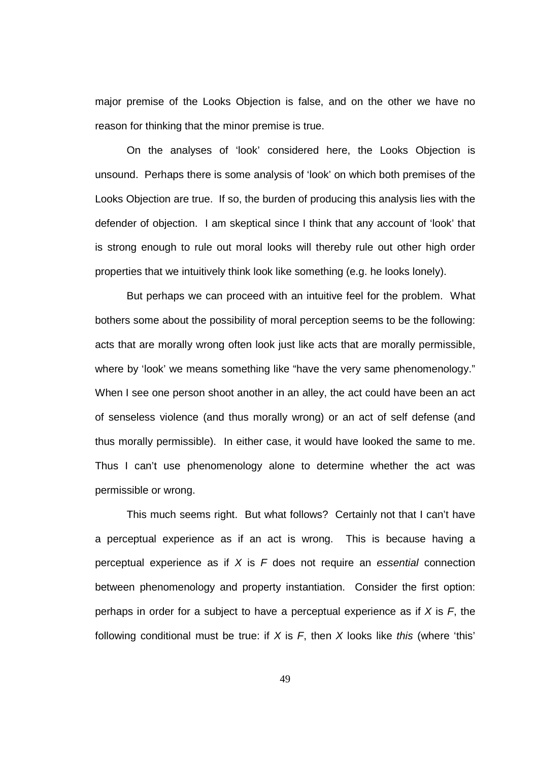major premise of the Looks Objection is false, and on the other we have no reason for thinking that the minor premise is true.

On the analyses of 'look' considered here, the Looks Objection is unsound. Perhaps there is some analysis of 'look' on which both premises of the Looks Objection are true. If so, the burden of producing this analysis lies with the defender of objection. I am skeptical since I think that any account of 'look' that is strong enough to rule out moral looks will thereby rule out other high order properties that we intuitively think look like something (e.g. he looks lonely).

But perhaps we can proceed with an intuitive feel for the problem. What bothers some about the possibility of moral perception seems to be the following: acts that are morally wrong often look just like acts that are morally permissible, where by 'look' we means something like "have the very same phenomenology." When I see one person shoot another in an alley, the act could have been an act of senseless violence (and thus morally wrong) or an act of self defense (and thus morally permissible). In either case, it would have looked the same to me. Thus I can't use phenomenology alone to determine whether the act was permissible or wrong.

This much seems right. But what follows? Certainly not that I can't have a perceptual experience as if an act is wrong. This is because having a perceptual experience as if *X* is *F* does not require an *essential* connection between phenomenology and property instantiation. Consider the first option: perhaps in order for a subject to have a perceptual experience as if *X* is *F*, the following conditional must be true: if *X* is *F*, then *X* looks like *this* (where 'this'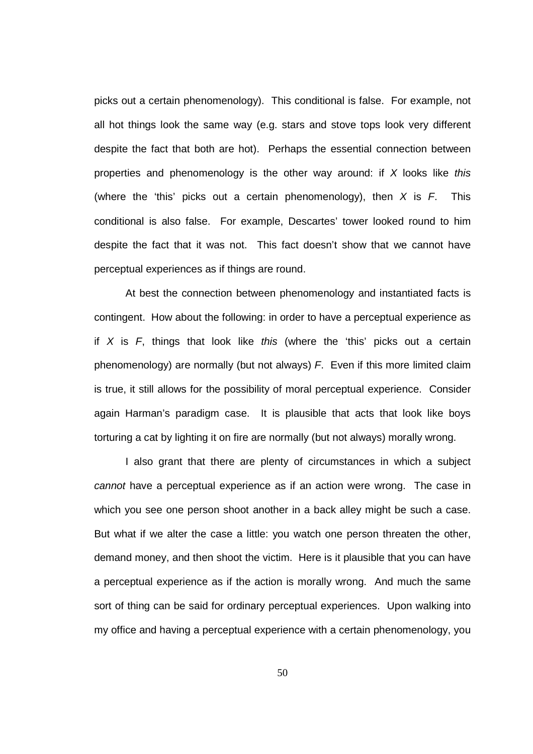picks out a certain phenomenology). This conditional is false. For example, not all hot things look the same way (e.g. stars and stove tops look very different despite the fact that both are hot). Perhaps the essential connection between properties and phenomenology is the other way around: if *X* looks like *this* (where the 'this' picks out a certain phenomenology), then *X* is *F*. This conditional is also false. For example, Descartes' tower looked round to him despite the fact that it was not. This fact doesn't show that we cannot have perceptual experiences as if things are round.

At best the connection between phenomenology and instantiated facts is contingent. How about the following: in order to have a perceptual experience as if *X* is *F*, things that look like *this* (where the 'this' picks out a certain phenomenology) are normally (but not always) *F*. Even if this more limited claim is true, it still allows for the possibility of moral perceptual experience. Consider again Harman's paradigm case. It is plausible that acts that look like boys torturing a cat by lighting it on fire are normally (but not always) morally wrong.

I also grant that there are plenty of circumstances in which a subject *cannot* have a perceptual experience as if an action were wrong. The case in which you see one person shoot another in a back alley might be such a case. But what if we alter the case a little: you watch one person threaten the other, demand money, and then shoot the victim. Here is it plausible that you can have a perceptual experience as if the action is morally wrong. And much the same sort of thing can be said for ordinary perceptual experiences. Upon walking into my office and having a perceptual experience with a certain phenomenology, you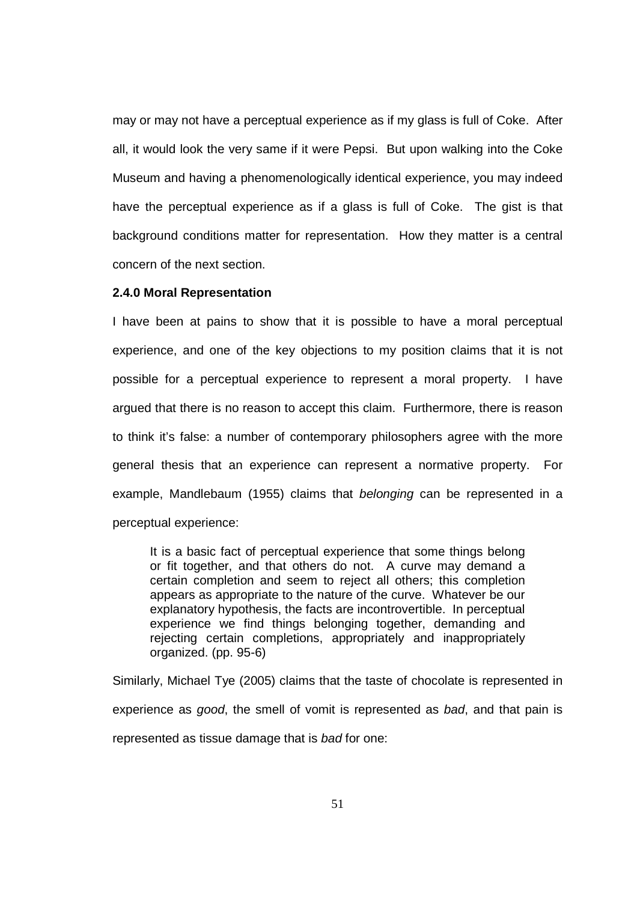may or may not have a perceptual experience as if my glass is full of Coke. After all, it would look the very same if it were Pepsi. But upon walking into the Coke Museum and having a phenomenologically identical experience, you may indeed have the perceptual experience as if a glass is full of Coke. The gist is that background conditions matter for representation. How they matter is a central concern of the next section.

### 2.4.0 Moral Representation

I have been at pains to show that it is possible to have a moral perceptual experience, and one of the key objections to my position claims that it is not possible for a perceptual experience to represent a moral property. I have argued that there is no reason to accept this claim. Furthermore, there is reason to think it's false: a number of contemporary philosophers agree with the more general thesis that an experience can represent a normative property. For example, Mandlebaum (1955) claims that *belonging* can be represented in a perceptual experience:

> It is a basic fact of perceptual experience that some things belong or fit together, and that others do not. A curve may demand a certain completion and seem to reject all others; this completion appears as appropriate to the nature of the curve. Whatever be our explanatory hypothesis, the facts are incontrovertible. In perceptual experience we find things belonging together, demanding and rejecting certain completions, appropriately and inappropriately organized. (pp. 95-6)

Similarly, Michael Tye (2005) claims that the taste of chocolate is represented in experience as *good*, the smell of vomit is represented as *bad*, and that pain is represented as tissue damage that is *bad* for one: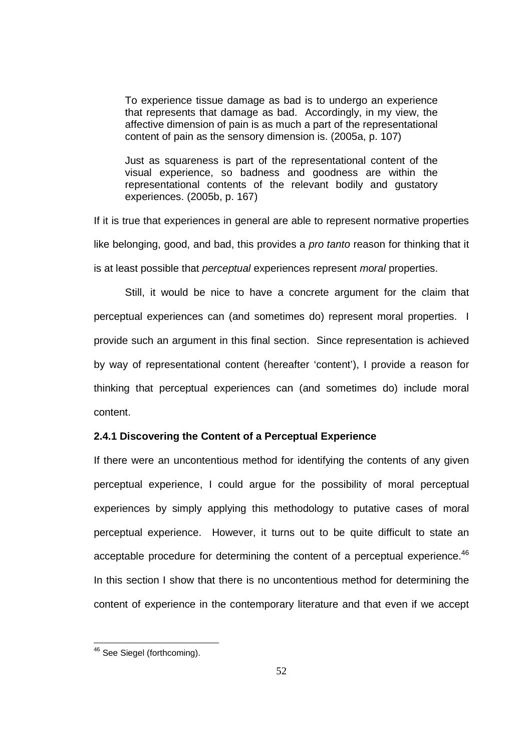> To experience tissue damage as bad is to undergo an experience that represents that damage as bad. Accordingly, in my view, the affective dimension of pain is as much a part of the representational content of pain as the sensory dimension is. (2005a, p. 107)

> Just as squareness is part of the representational content of the visual experience, so badness and goodness are within the representational contents of the relevant bodily and gustatory experiences. (2005b, p. 167)

If it is true that experiences in general are able to represent normative properties like belonging, good, and bad, this provides a *pro tanto* reason for thinking that it is at least possible that *perceptual* experiences represent *moral* properties.

Still, it would be nice to have a concrete argument for the claim that perceptual experiences can (and sometimes do) represent moral properties. I provide such an argument in this final section. Since representation is achieved by way of representational content (hereafter 'content'), I provide a reason for thinking that perceptual experiences can (and sometimes do) include moral content.

### 2.4.1 Discovering the Content of a Perceptual Experience

If there were an uncontentious method for identifying the contents of any given perceptual experience, I could argue for the possibility of moral perceptual experiences by simply applying this methodology to putative cases of moral perceptual experience. However, it turns out to be quite difficult to state an acceptable procedure for determining the content of a perceptual experience.[46] In this section I show that there is no uncontentious method for determining the content of experience in the contemporary literature and that even if we accept

[46] See Siegel (forthcoming).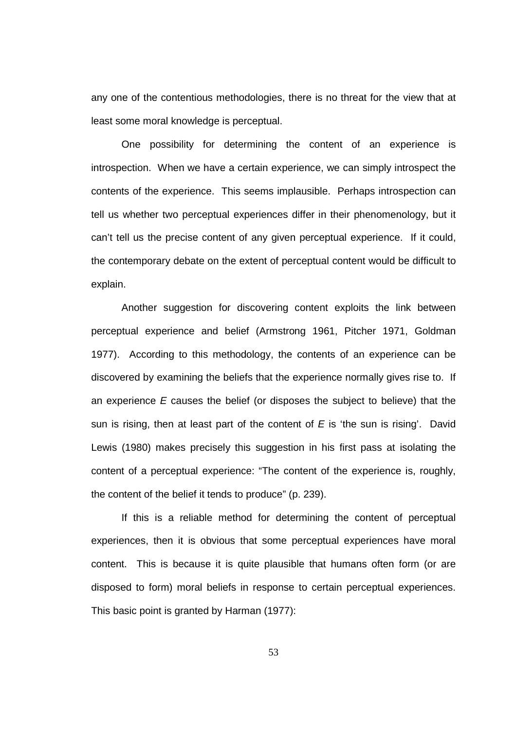any one of the contentious methodologies, there is no threat for the view that at least some moral knowledge is perceptual.

One possibility for determining the content of an experience is introspection. When we have a certain experience, we can simply introspect the contents of the experience. This seems implausible. Perhaps introspection can tell us whether two perceptual experiences differ in their phenomenology, but it can't tell us the precise content of any given perceptual experience. If it could, the contemporary debate on the extent of perceptual content would be difficult to explain.

Another suggestion for discovering content exploits the link between perceptual experience and belief (Armstrong 1961, Pitcher 1971, Goldman 1977). According to this methodology, the contents of an experience can be discovered by examining the beliefs that the experience normally gives rise to. If an experience *E* causes the belief (or disposes the subject to believe) that the sun is rising, then at least part of the content of *E* is 'the sun is rising'. David Lewis (1980) makes precisely this suggestion in his first pass at isolating the content of a perceptual experience: "The content of the experience is, roughly, the content of the belief it tends to produce" (p. 239).

If this is a reliable method for determining the content of perceptual experiences, then it is obvious that some perceptual experiences have moral content. This is because it is quite plausible that humans often form (or are disposed to form) moral beliefs in response to certain perceptual experiences. This basic point is granted by Harman (1977):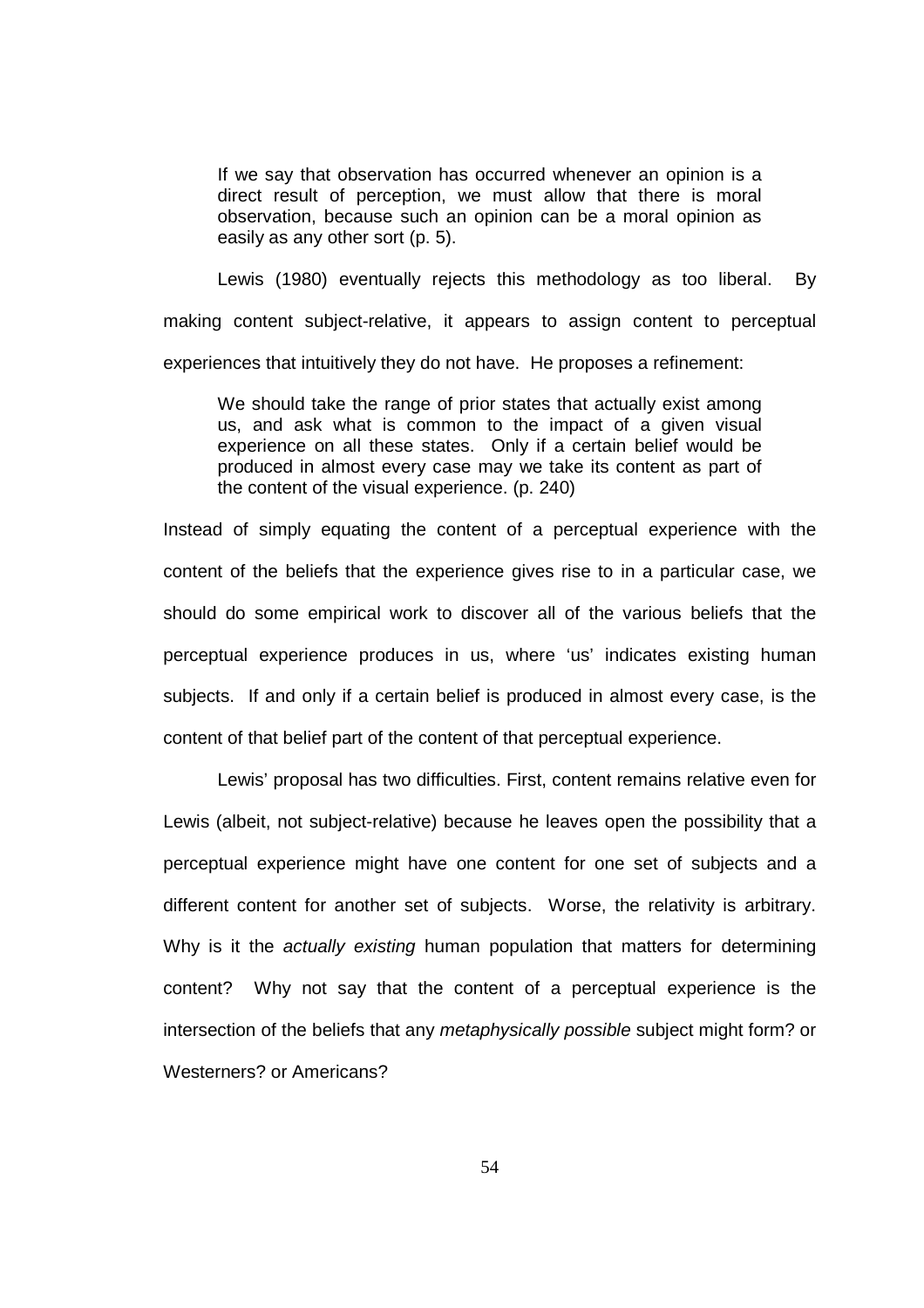> If we say that observation has occurred whenever an opinion is a direct result of perception, we must allow that there is moral observation, because such an opinion can be a moral opinion as easily as any other sort (p. 5).

Lewis (1980) eventually rejects this methodology as too liberal. By making content subject-relative, it appears to assign content to perceptual experiences that intuitively they do not have. He proposes a refinement:

> We should take the range of prior states that actually exist among us, and ask what is common to the impact of a given visual experience on all these states. Only if a certain belief would be produced in almost every case may we take its content as part of the content of the visual experience. (p. 240)

Instead of simply equating the content of a perceptual experience with the content of the beliefs that the experience gives rise to in a particular case, we should do some empirical work to discover all of the various beliefs that the perceptual experience produces in us, where 'us' indicates existing human subjects. If and only if a certain belief is produced in almost every case, is the content of that belief part of the content of that perceptual experience.

Lewis' proposal has two difficulties. First, content remains relative even for Lewis (albeit, not subject-relative) because he leaves open the possibility that a perceptual experience might have one content for one set of subjects and a different content for another set of subjects. Worse, the relativity is arbitrary. Why is it the *actually existing* human population that matters for determining content? Why not say that the content of a perceptual experience is the intersection of the beliefs that any *metaphysically possible* subject might form? or Westerners? or Americans?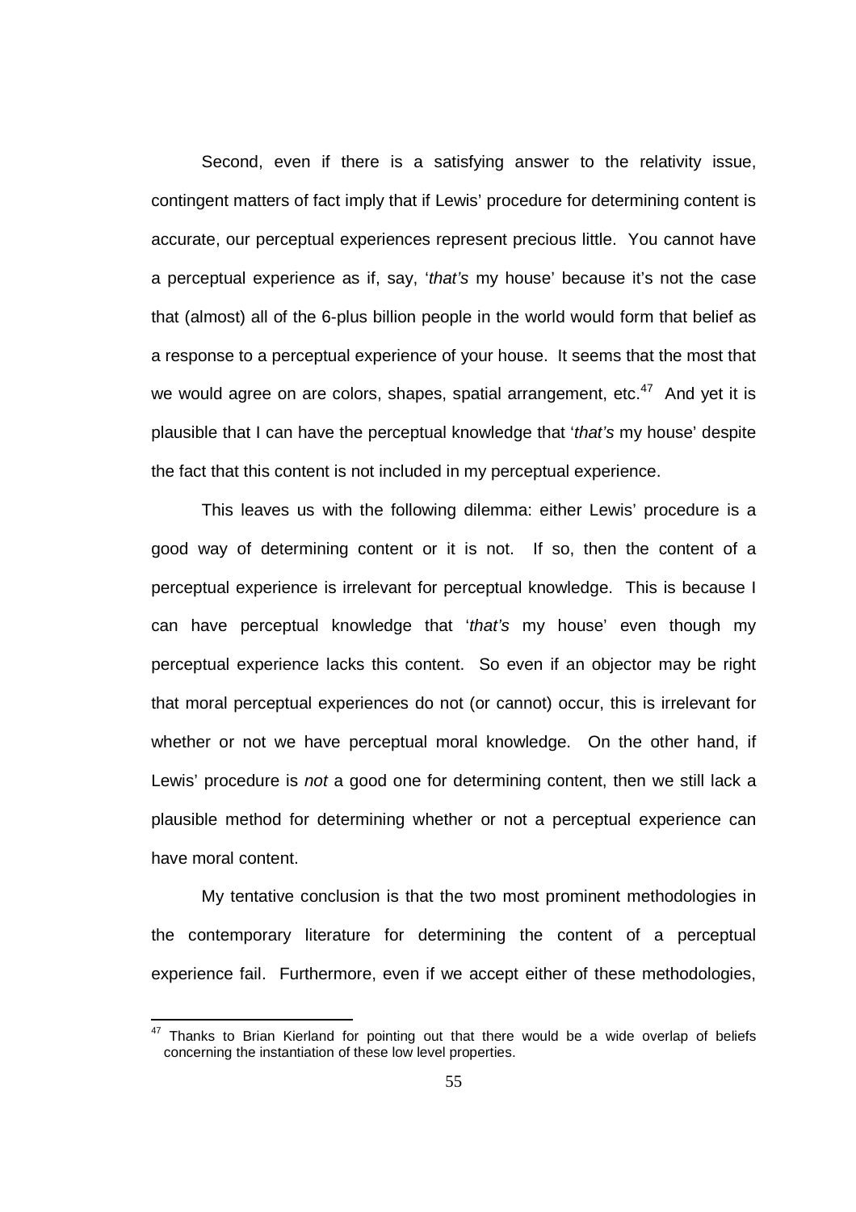Second, even if there is a satisfying answer to the relativity issue, contingent matters of fact imply that if Lewis' procedure for determining content is accurate, our perceptual experiences represent precious little. You cannot have a perceptual experience as if, say, '*that's* my house' because it's not the case that (almost) all of the 6-plus billion people in the world would form that belief as a response to a perceptual experience of your house. It seems that the most that we would agree on are colors, shapes, spatial arrangement, etc.[47] And yet it is plausible that I can have the perceptual knowledge that '*that's* my house' despite the fact that this content is not included in my perceptual experience.

This leaves us with the following dilemma: either Lewis' procedure is a good way of determining content or it is not. If so, then the content of a perceptual experience is irrelevant for perceptual knowledge. This is because I can have perceptual knowledge that '*that's* my house' even though my perceptual experience lacks this content. So even if an objector may be right that moral perceptual experiences do not (or cannot) occur, this is irrelevant for whether or not we have perceptual moral knowledge. On the other hand, if Lewis' procedure is *not* a good one for determining content, then we still lack a plausible method for determining whether or not a perceptual experience can have moral content.

My tentative conclusion is that the two most prominent methodologies in the contemporary literature for determining the content of a perceptual experience fail. Furthermore, even if we accept either of these methodologies,

---

[47] Thanks to Brian Kierland for pointing out that there would be a wide overlap of beliefs concerning the instantiation of these low level properties.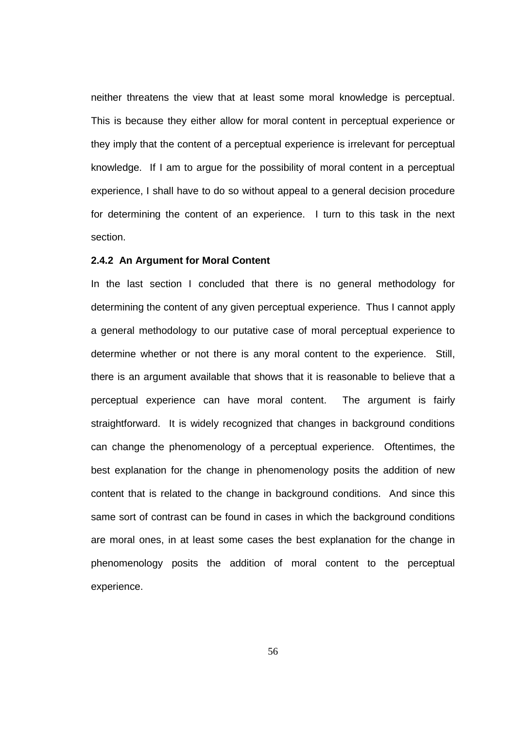neither threatens the view that at least some moral knowledge is perceptual. This is because they either allow for moral content in perceptual experience or they imply that the content of a perceptual experience is irrelevant for perceptual knowledge. If I am to argue for the possibility of moral content in a perceptual experience, I shall have to do so without appeal to a general decision procedure for determining the content of an experience. I turn to this task in the next section.

### 2.4.2 An Argument for Moral Content

In the last section I concluded that there is no general methodology for determining the content of any given perceptual experience. Thus I cannot apply a general methodology to our putative case of moral perceptual experience to determine whether or not there is any moral content to the experience. Still, there is an argument available that shows that it is reasonable to believe that a perceptual experience can have moral content. The argument is fairly straightforward. It is widely recognized that changes in background conditions can change the phenomenology of a perceptual experience. Oftentimes, the best explanation for the change in phenomenology posits the addition of new content that is related to the change in background conditions. And since this same sort of contrast can be found in cases in which the background conditions are moral ones, in at least some cases the best explanation for the change in phenomenology posits the addition of moral content to the perceptual experience.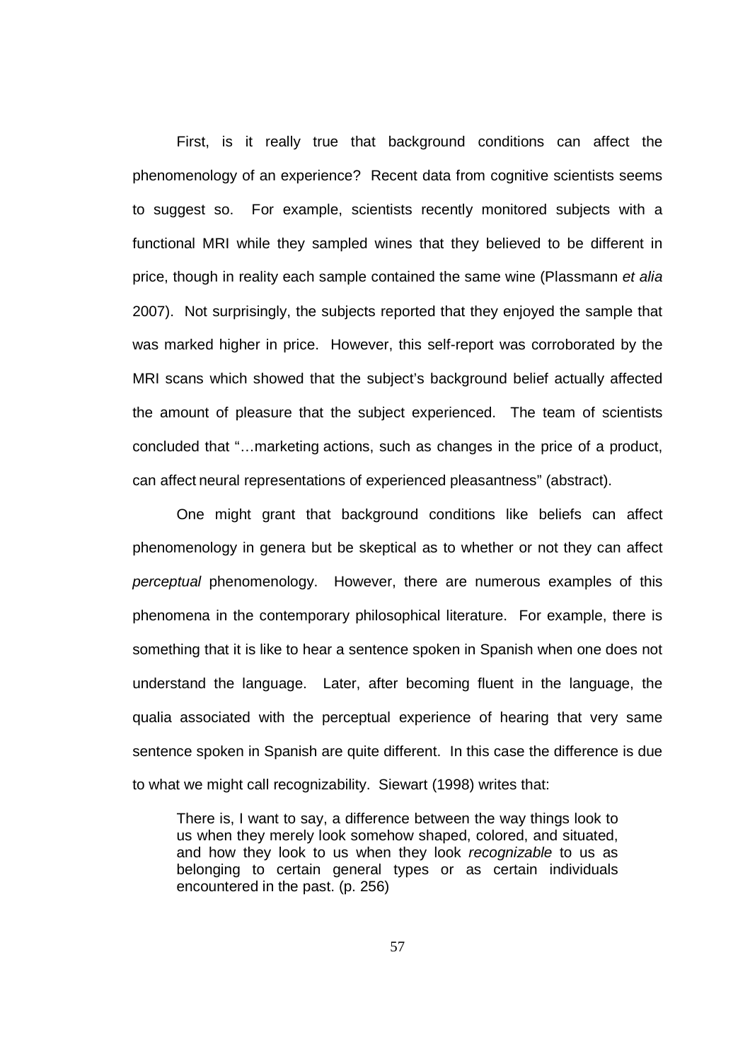First, is it really true that background conditions can affect the phenomenology of an experience? Recent data from cognitive scientists seems to suggest so. For example, scientists recently monitored subjects with a functional MRI while they sampled wines that they believed to be different in price, though in reality each sample contained the same wine (Plassmann *et alia* 2007). Not surprisingly, the subjects reported that they enjoyed the sample that was marked higher in price. However, this self-report was corroborated by the MRI scans which showed that the subject's background belief actually affected the amount of pleasure that the subject experienced. The team of scientists concluded that "…marketing actions, such as changes in the price of a product, can affect neural representations of experienced pleasantness" (abstract).

One might grant that background conditions like beliefs can affect phenomenology in genera but be skeptical as to whether or not they can affect *perceptual* phenomenology. However, there are numerous examples of this phenomena in the contemporary philosophical literature. For example, there is something that it is like to hear a sentence spoken in Spanish when one does not understand the language. Later, after becoming fluent in the language, the qualia associated with the perceptual experience of hearing that very same sentence spoken in Spanish are quite different. In this case the difference is due to what we might call recognizability. Siewart (1998) writes that:

> There is, I want to say, a difference between the way things look to us when they merely look somehow shaped, colored, and situated, and how they look to us when they look *recognizable* to us as belonging to certain general types or as certain individuals encountered in the past. (p. 256)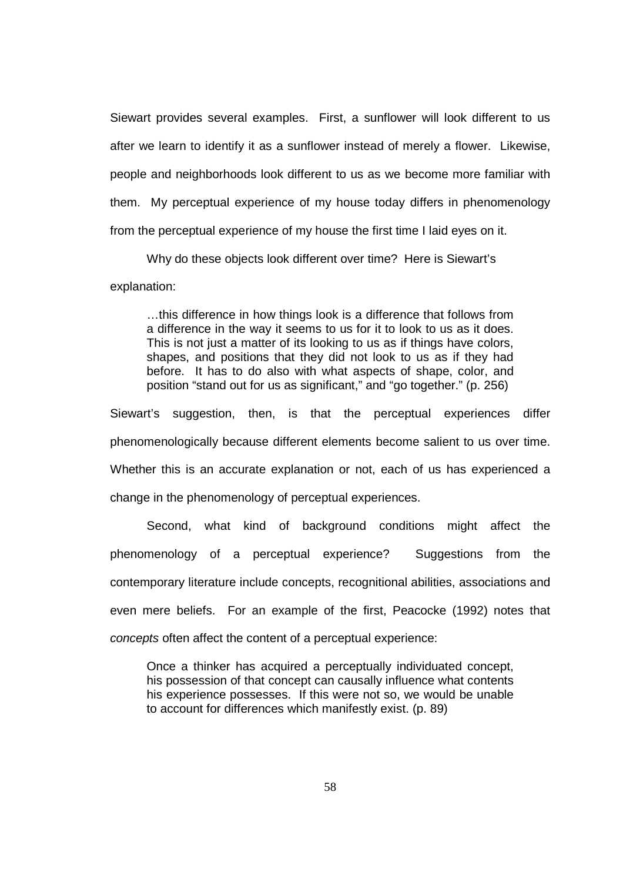Siewart provides several examples. First, a sunflower will look different to us after we learn to identify it as a sunflower instead of merely a flower. Likewise, people and neighborhoods look different to us as we become more familiar with them. My perceptual experience of my house today differs in phenomenology from the perceptual experience of my house the first time I laid eyes on it.

Why do these objects look different over time? Here is Siewart's explanation:

> …this difference in how things look is a difference that follows from a difference in the way it seems to us for it to look to us as it does. This is not just a matter of its looking to us as if things have colors, shapes, and positions that they did not look to us as if they had before. It has to do also with what aspects of shape, color, and position "stand out for us as significant," and "go together." (p. 256)

Siewart's suggestion, then, is that the perceptual experiences differ phenomenologically because different elements become salient to us over time. Whether this is an accurate explanation or not, each of us has experienced a change in the phenomenology of perceptual experiences.

Second, what kind of background conditions might affect the phenomenology of a perceptual experience? Suggestions from the contemporary literature include concepts, recognitional abilities, associations and even mere beliefs. For an example of the first, Peacocke (1992) notes that *concepts* often affect the content of a perceptual experience:

> Once a thinker has acquired a perceptually individuated concept, his possession of that concept can causally influence what contents his experience possesses. If this were not so, we would be unable to account for differences which manifestly exist. (p. 89)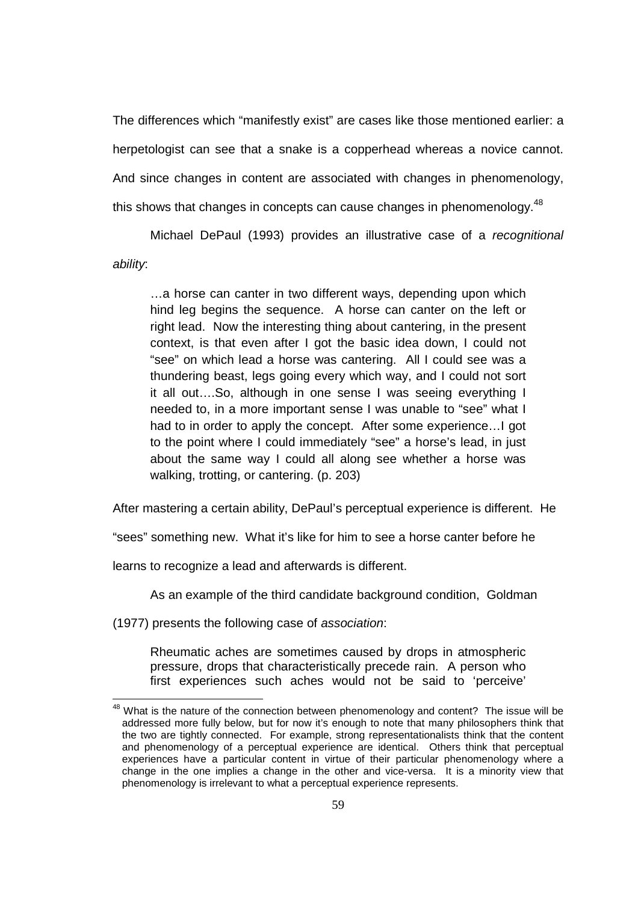The differences which "manifestly exist" are cases like those mentioned earlier: a herpetologist can see that a snake is a copperhead whereas a novice cannot. And since changes in content are associated with changes in phenomenology, this shows that changes in concepts can cause changes in phenomenology.[48]

Michael DePaul (1993) provides an illustrative case of a *recognitional ability*:

> …a horse can canter in two different ways, depending upon which hind leg begins the sequence. A horse can canter on the left or right lead. Now the interesting thing about cantering, in the present context, is that even after I got the basic idea down, I could not "see" on which lead a horse was cantering. All I could see was a thundering beast, legs going every which way, and I could not sort it all out….So, although in one sense I was seeing everything I needed to, in a more important sense I was unable to "see" what I had to in order to apply the concept. After some experience…I got to the point where I could immediately "see" a horse's lead, in just about the same way I could all along see whether a horse was walking, trotting, or cantering. (p. 203)

After mastering a certain ability, DePaul's perceptual experience is different. He "sees" something new. What it's like for him to see a horse canter before he learns to recognize a lead and afterwards is different.

As an example of the third candidate background condition, Goldman (1977) presents the following case of *association*:

> Rheumatic aches are sometimes caused by drops in atmospheric pressure, drops that characteristically precede rain. A person who first experiences such aches would not be said to 'perceive'

[48] What is the nature of the connection between phenomenology and content? The issue will be addressed more fully below, but for now it's enough to note that many philosophers think that the two are tightly connected. For example, strong representationalists think that the content and phenomenology of a perceptual experience are identical. Others think that perceptual experiences have a particular content in virtue of their particular phenomenology where a change in the one implies a change in the other and vice-versa. It is a minority view that phenomenology is irrelevant to what a perceptual experience represents.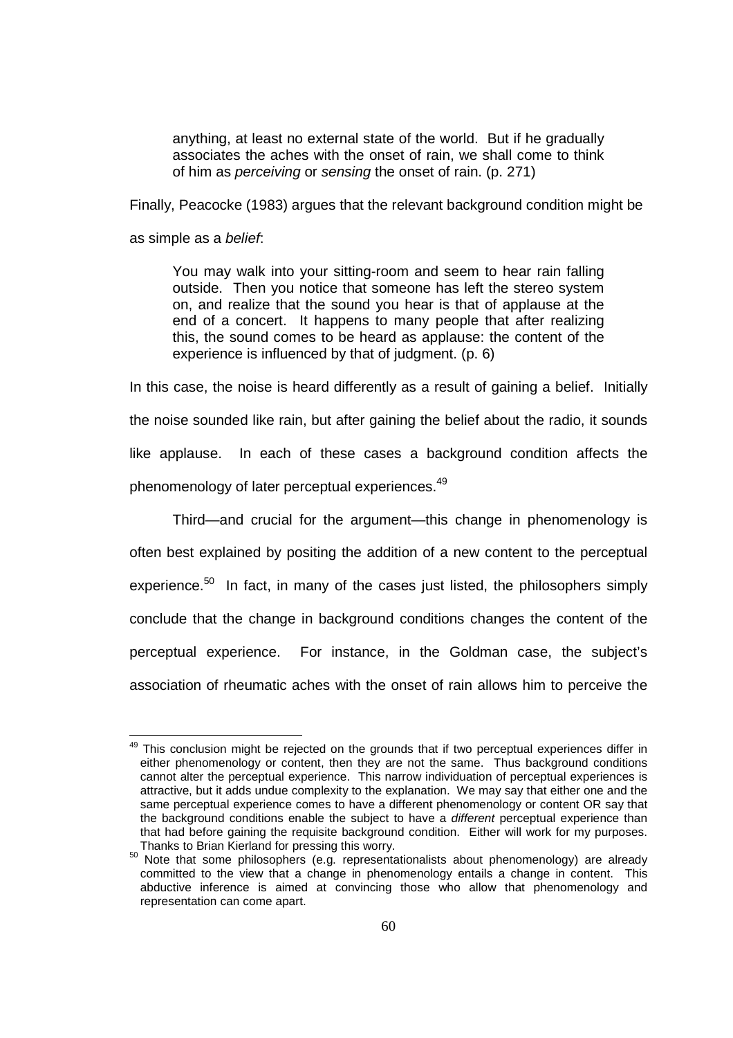> anything, at least no external state of the world. But if he gradually associates the aches with the onset of rain, we shall come to think of him as *perceiving* or *sensing* the onset of rain. (p. 271)

Finally, Peacocke (1983) argues that the relevant background condition might be as simple as a *belief*:

> You may walk into your sitting-room and seem to hear rain falling outside. Then you notice that someone has left the stereo system on, and realize that the sound you hear is that of applause at the end of a concert. It happens to many people that after realizing this, the sound comes to be heard as applause: the content of the experience is influenced by that of judgment. (p. 6)

In this case, the noise is heard differently as a result of gaining a belief. Initially the noise sounded like rain, but after gaining the belief about the radio, it sounds like applause. In each of these cases a background condition affects the phenomenology of later perceptual experiences.[49]

Third—and crucial for the argument—this change in phenomenology is often best explained by positing the addition of a new content to the perceptual experience.[50] In fact, in many of the cases just listed, the philosophers simply conclude that the change in background conditions changes the content of the perceptual experience. For instance, in the Goldman case, the subject's association of rheumatic aches with the onset of rain allows him to perceive the

---

[49] This conclusion might be rejected on the grounds that if two perceptual experiences differ in either phenomenology or content, then they are not the same. Thus background conditions cannot alter the perceptual experience. This narrow individuation of perceptual experiences is attractive, but it adds undue complexity to the explanation. We may say that either one and the same perceptual experience comes to have a different phenomenology or content OR say that the background conditions enable the subject to have a *different* perceptual experience than that had before gaining the requisite background condition. Either will work for my purposes. Thanks to Brian Kierland for pressing this worry.

[50] Note that some philosophers (e.g. representationalists about phenomenology) are already committed to the view that a change in phenomenology entails a change in content. This abductive inference is aimed at convincing those who allow that phenomenology and representation can come apart.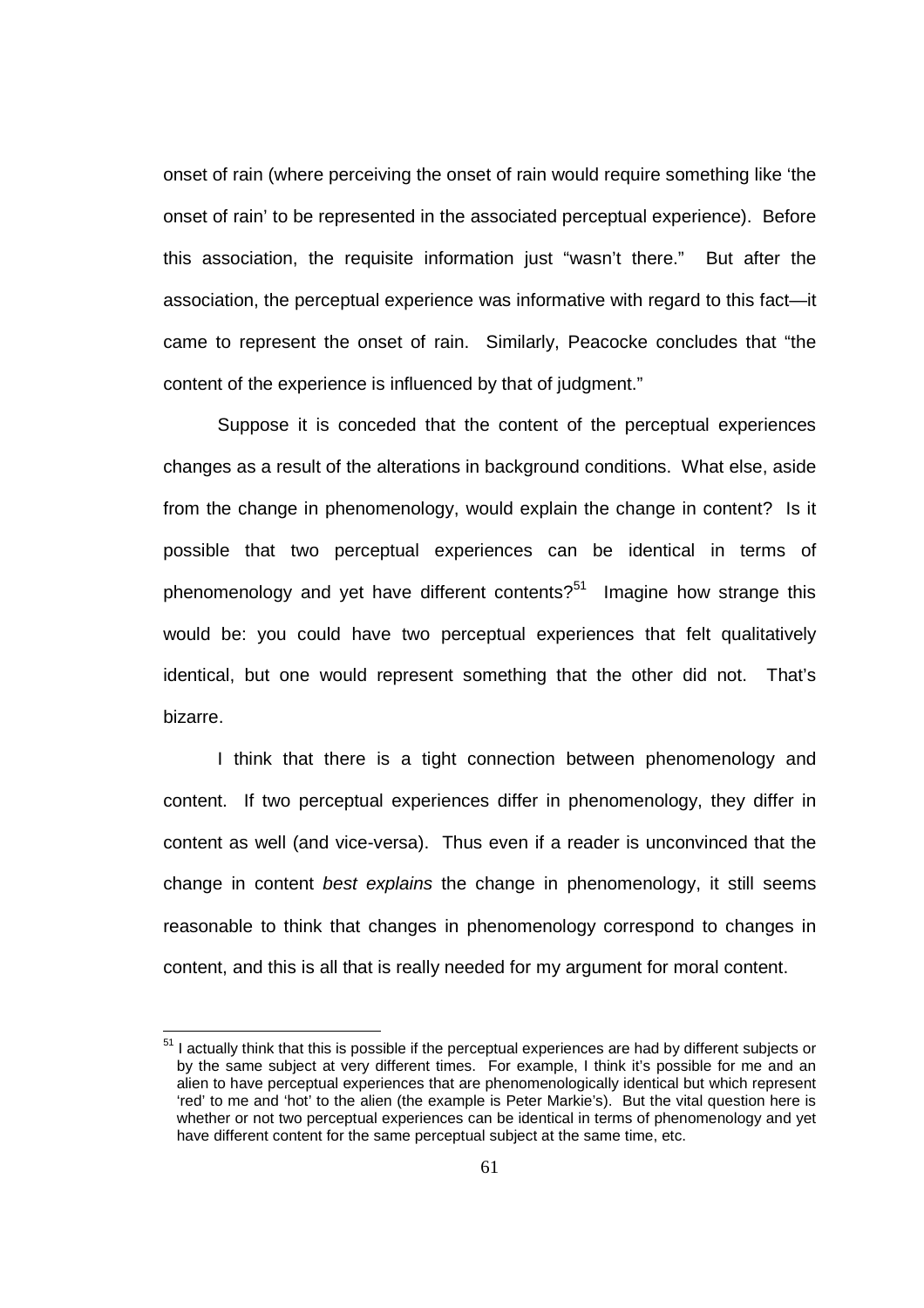onset of rain (where perceiving the onset of rain would require something like 'the onset of rain' to be represented in the associated perceptual experience). Before this association, the requisite information just "wasn't there." But after the association, the perceptual experience was informative with regard to this fact—it came to represent the onset of rain. Similarly, Peacocke concludes that "the content of the experience is influenced by that of judgment."

Suppose it is conceded that the content of the perceptual experiences changes as a result of the alterations in background conditions. What else, aside from the change in phenomenology, would explain the change in content? Is it possible that two perceptual experiences can be identical in terms of phenomenology and yet have different contents?[51] Imagine how strange this would be: you could have two perceptual experiences that felt qualitatively identical, but one would represent something that the other did not. That's bizarre.

I think that there is a tight connection between phenomenology and content. If two perceptual experiences differ in phenomenology, they differ in content as well (and vice-versa). Thus even if a reader is unconvinced that the change in content *best explains* the change in phenomenology, it still seems reasonable to think that changes in phenomenology correspond to changes in content, and this is all that is really needed for my argument for moral content.

---

[51] I actually think that this is possible if the perceptual experiences are had by different subjects or by the same subject at very different times. For example, I think it's possible for me and an alien to have perceptual experiences that are phenomenologically identical but which represent 'red' to me and 'hot' to the alien (the example is Peter Markie's). But the vital question here is whether or not two perceptual experiences can be identical in terms of phenomenology and yet have different content for the same perceptual subject at the same time, etc.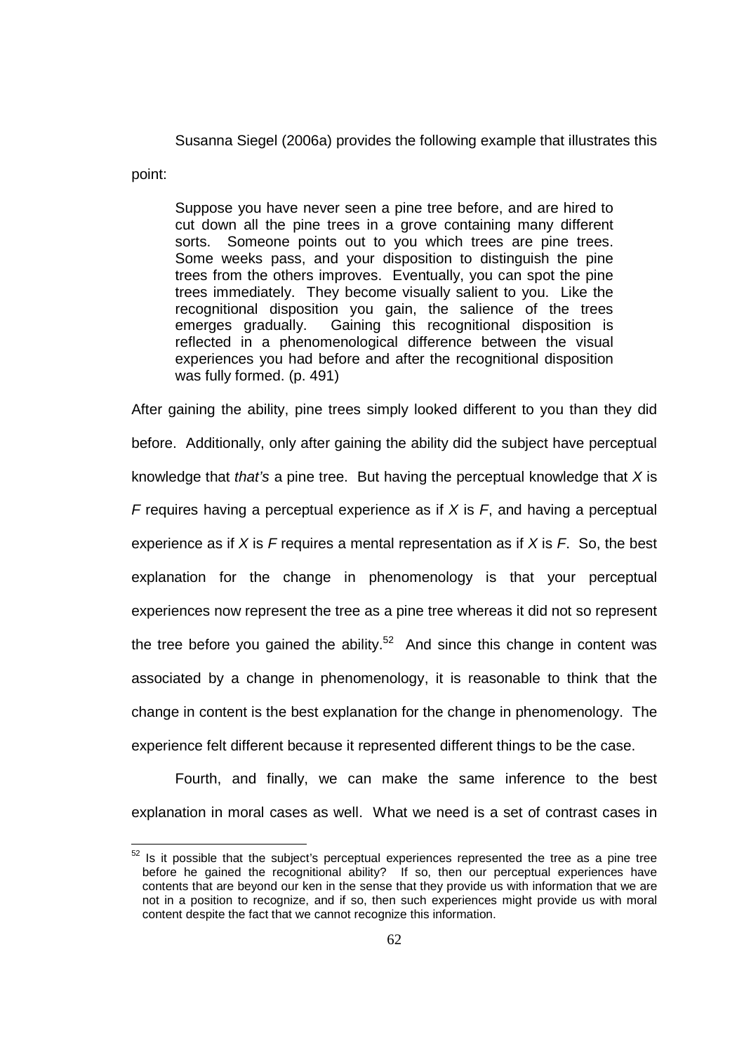Susanna Siegel (2006a) provides the following example that illustrates this point:

> Suppose you have never seen a pine tree before, and are hired to cut down all the pine trees in a grove containing many different sorts. Someone points out to you which trees are pine trees. Some weeks pass, and your disposition to distinguish the pine trees from the others improves. Eventually, you can spot the pine trees immediately. They become visually salient to you. Like the recognitional disposition you gain, the salience of the trees emerges gradually. Gaining this recognitional disposition is reflected in a phenomenological difference between the visual experiences you had before and after the recognitional disposition was fully formed. (p. 491)

After gaining the ability, pine trees simply looked different to you than they did before. Additionally, only after gaining the ability did the subject have perceptual knowledge that *that's* a pine tree. But having the perceptual knowledge that *X* is *F* requires having a perceptual experience as if *X* is *F*, and having a perceptual experience as if *X* is *F* requires a mental representation as if *X* is *F*. So, the best explanation for the change in phenomenology is that your perceptual experiences now represent the tree as a pine tree whereas it did not so represent the tree before you gained the ability.[52] And since this change in content was associated by a change in phenomenology, it is reasonable to think that the change in content is the best explanation for the change in phenomenology. The experience felt different because it represented different things to be the case.

Fourth, and finally, we can make the same inference to the best explanation in moral cases as well. What we need is a set of contrast cases in

---

[52] Is it possible that the subject's perceptual experiences represented the tree as a pine tree before he gained the recognitional ability? If so, then our perceptual experiences have contents that are beyond our ken in the sense that they provide us with information that we are not in a position to recognize, and if so, then such experiences might provide us with moral content despite the fact that we cannot recognize this information.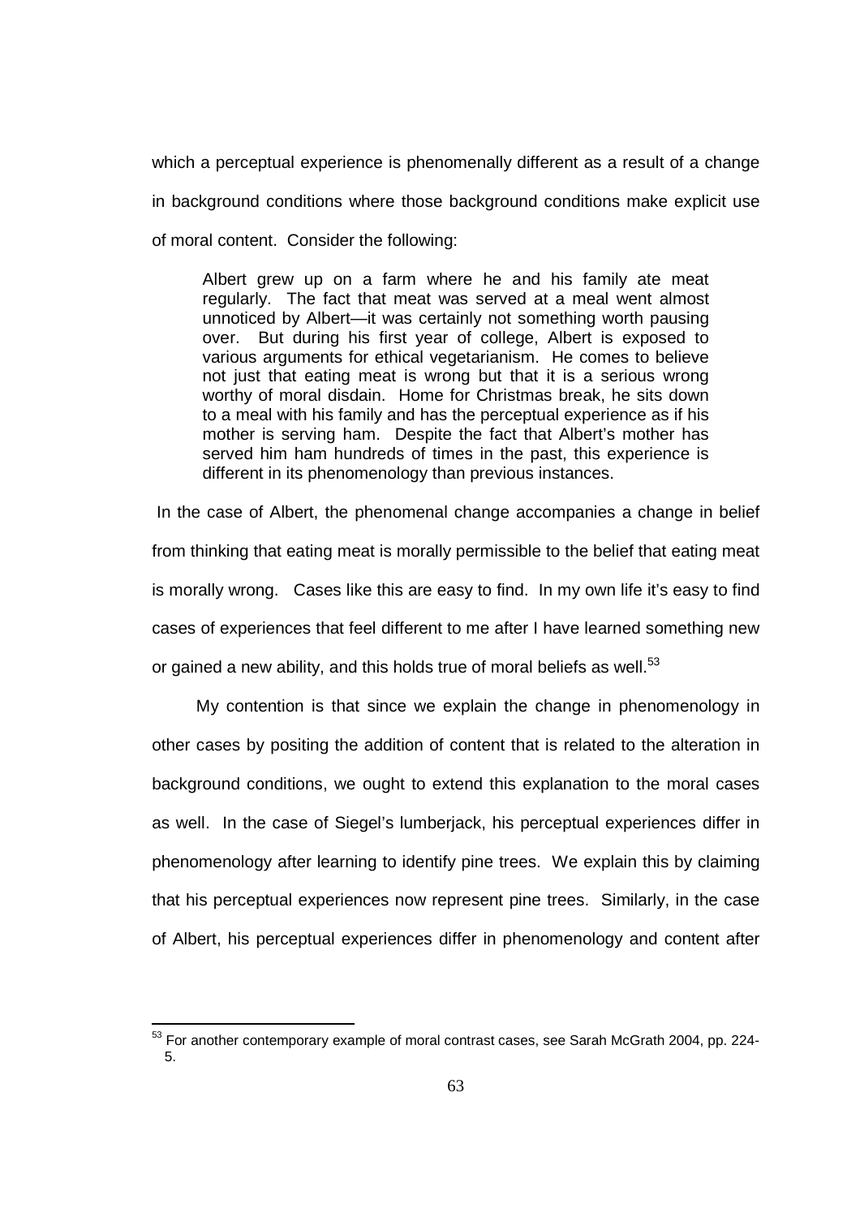which a perceptual experience is phenomenally different as a result of a change in background conditions where those background conditions make explicit use of moral content. Consider the following:

> Albert grew up on a farm where he and his family ate meat regularly. The fact that meat was served at a meal went almost unnoticed by Albert—it was certainly not something worth pausing over. But during his first year of college, Albert is exposed to various arguments for ethical vegetarianism. He comes to believe not just that eating meat is wrong but that it is a serious wrong worthy of moral disdain. Home for Christmas break, he sits down to a meal with his family and has the perceptual experience as if his mother is serving ham. Despite the fact that Albert's mother has served him ham hundreds of times in the past, this experience is different in its phenomenology than previous instances.

In the case of Albert, the phenomenal change accompanies a change in belief from thinking that eating meat is morally permissible to the belief that eating meat is morally wrong. Cases like this are easy to find. In my own life it's easy to find cases of experiences that feel different to me after I have learned something new or gained a new ability, and this holds true of moral beliefs as well.[53]

My contention is that since we explain the change in phenomenology in other cases by positing the addition of content that is related to the alteration in background conditions, we ought to extend this explanation to the moral cases as well. In the case of Siegel's lumberjack, his perceptual experiences differ in phenomenology after learning to identify pine trees. We explain this by claiming that his perceptual experiences now represent pine trees. Similarly, in the case of Albert, his perceptual experiences differ in phenomenology and content after

---

[53] For another contemporary example of moral contrast cases, see Sarah McGrath 2004, pp. 224-5.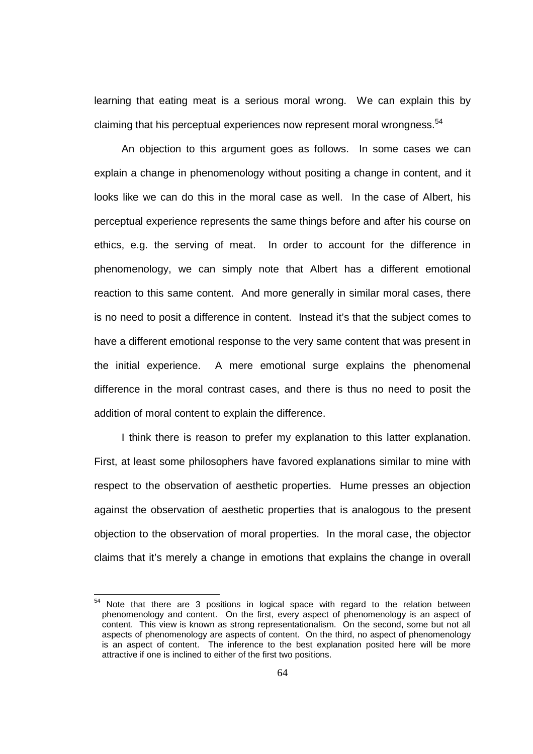learning that eating meat is a serious moral wrong. We can explain this by claiming that his perceptual experiences now represent moral wrongness.[54]

An objection to this argument goes as follows. In some cases we can explain a change in phenomenology without positing a change in content, and it looks like we can do this in the moral case as well. In the case of Albert, his perceptual experience represents the same things before and after his course on ethics, e.g. the serving of meat. In order to account for the difference in phenomenology, we can simply note that Albert has a different emotional reaction to this same content. And more generally in similar moral cases, there is no need to posit a difference in content. Instead it's that the subject comes to have a different emotional response to the very same content that was present in the initial experience. A mere emotional surge explains the phenomenal difference in the moral contrast cases, and there is thus no need to posit the addition of moral content to explain the difference.

I think there is reason to prefer my explanation to this latter explanation. First, at least some philosophers have favored explanations similar to mine with respect to the observation of aesthetic properties. Hume presses an objection against the observation of aesthetic properties that is analogous to the present objection to the observation of moral properties. In the moral case, the objector claims that it's merely a change in emotions that explains the change in overall

[54] Note that there are 3 positions in logical space with regard to the relation between phenomenology and content. On the first, every aspect of phenomenology is an aspect of content. This view is known as strong representationalism. On the second, some but not all aspects of phenomenology are aspects of content. On the third, no aspect of phenomenology is an aspect of content. The inference to the best explanation posited here will be more attractive if one is inclined to either of the first two positions.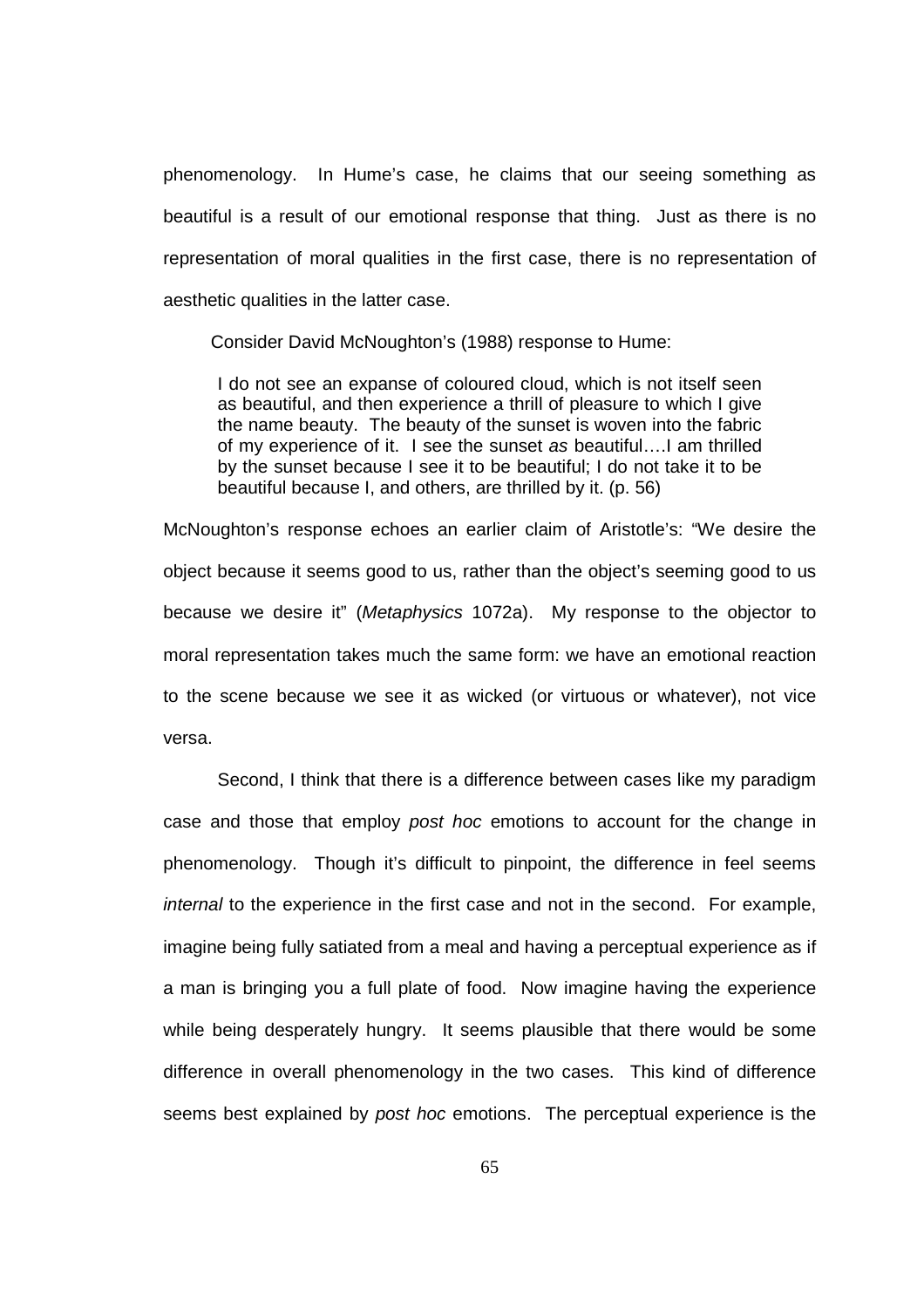phenomenology. In Hume's case, he claims that our seeing something as beautiful is a result of our emotional response that thing. Just as there is no representation of moral qualities in the first case, there is no representation of aesthetic qualities in the latter case.

Consider David McNoughton's (1988) response to Hume:

> I do not see an expanse of coloured cloud, which is not itself seen as beautiful, and then experience a thrill of pleasure to which I give the name beauty. The beauty of the sunset is woven into the fabric of my experience of it. I see the sunset *as* beautiful….I am thrilled by the sunset because I see it to be beautiful; I do not take it to be beautiful because I, and others, are thrilled by it. (p. 56)

McNoughton's response echoes an earlier claim of Aristotle's: "We desire the object because it seems good to us, rather than the object's seeming good to us because we desire it" (*Metaphysics* 1072a). My response to the objector to moral representation takes much the same form: we have an emotional reaction to the scene because we see it as wicked (or virtuous or whatever), not vice versa.

Second, I think that there is a difference between cases like my paradigm case and those that employ *post hoc* emotions to account for the change in phenomenology. Though it's difficult to pinpoint, the difference in feel seems *internal* to the experience in the first case and not in the second. For example, imagine being fully satiated from a meal and having a perceptual experience as if a man is bringing you a full plate of food. Now imagine having the experience while being desperately hungry. It seems plausible that there would be some difference in overall phenomenology in the two cases. This kind of difference seems best explained by *post hoc* emotions. The perceptual experience is the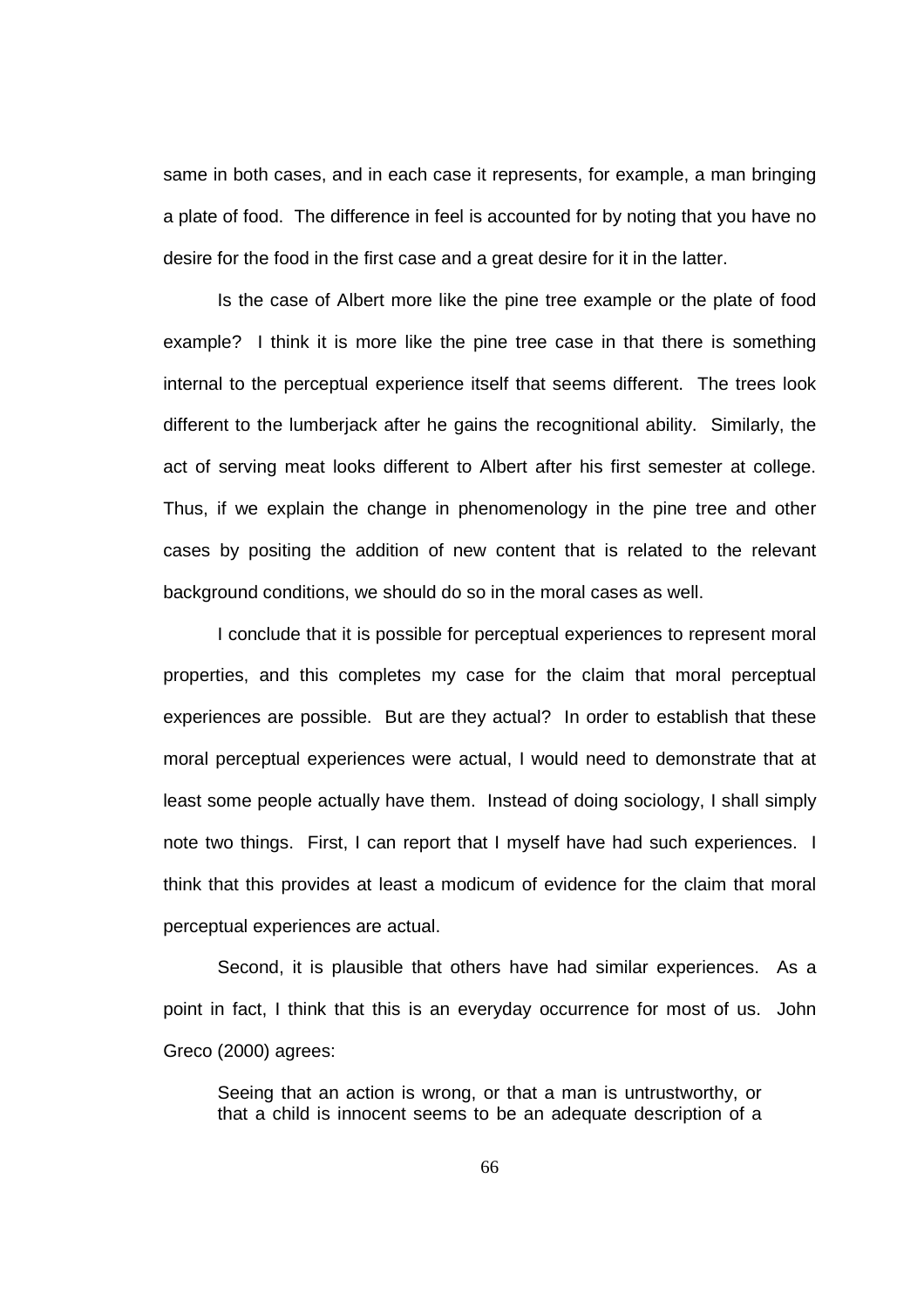same in both cases, and in each case it represents, for example, a man bringing a plate of food. The difference in feel is accounted for by noting that you have no desire for the food in the first case and a great desire for it in the latter.

Is the case of Albert more like the pine tree example or the plate of food example? I think it is more like the pine tree case in that there is something internal to the perceptual experience itself that seems different. The trees look different to the lumberjack after he gains the recognitional ability. Similarly, the act of serving meat looks different to Albert after his first semester at college. Thus, if we explain the change in phenomenology in the pine tree and other cases by positing the addition of new content that is related to the relevant background conditions, we should do so in the moral cases as well.

I conclude that it is possible for perceptual experiences to represent moral properties, and this completes my case for the claim that moral perceptual experiences are possible. But are they actual? In order to establish that these moral perceptual experiences were actual, I would need to demonstrate that at least some people actually have them. Instead of doing sociology, I shall simply note two things. First, I can report that I myself have had such experiences. I think that this provides at least a modicum of evidence for the claim that moral perceptual experiences are actual.

Second, it is plausible that others have had similar experiences. As a point in fact, I think that this is an everyday occurrence for most of us. John Greco (2000) agrees:

> Seeing that an action is wrong, or that a man is untrustworthy, or that a child is innocent seems to be an adequate description of a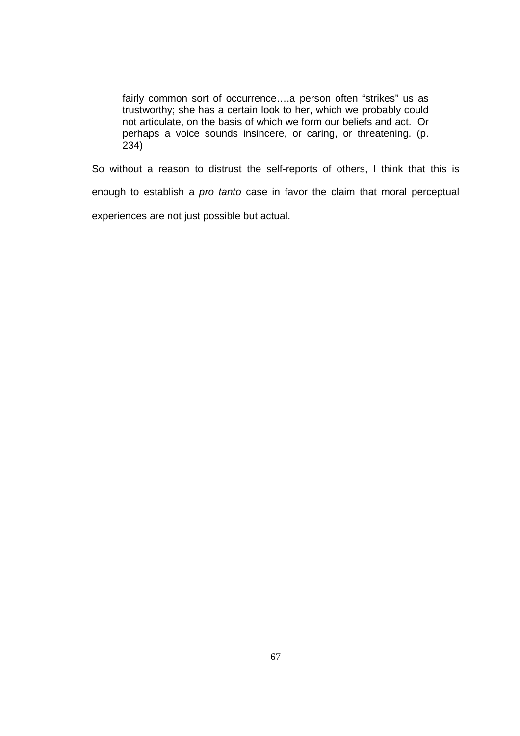> fairly common sort of occurrence….a person often "strikes" us as trustworthy; she has a certain look to her, which we probably could not articulate, on the basis of which we form our beliefs and act. Or perhaps a voice sounds insincere, or caring, or threatening. (p. 234)

So without a reason to distrust the self-reports of others, I think that this is enough to establish a *pro tanto* case in favor the claim that moral perceptual experiences are not just possible but actual.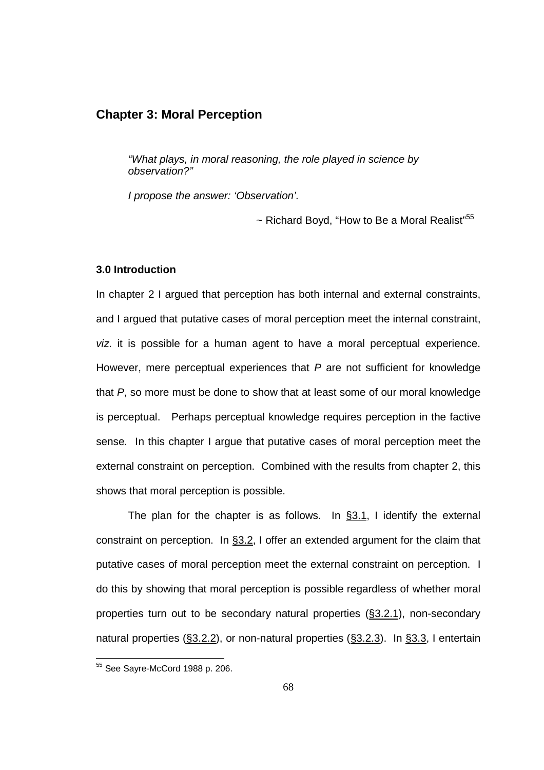## Chapter 3: Moral Perception

> *"What plays, in moral reasoning, the role played in science by observation?"*
>
> *I propose the answer: 'Observation'.*
>
> ~ Richard Boyd, "How to Be a Moral Realist"[55]

### 3.0 Introduction

In chapter 2 I argued that perception has both internal and external constraints, and I argued that putative cases of moral perception meet the internal constraint, *viz*. it is possible for a human agent to have a moral perceptual experience. However, mere perceptual experiences that *P* are not sufficient for knowledge that *P*, so more must be done to show that at least some of our moral knowledge is perceptual. Perhaps perceptual knowledge requires perception in the factive sense. In this chapter I argue that putative cases of moral perception meet the external constraint on perception. Combined with the results from chapter 2, this shows that moral perception is possible.

The plan for the chapter is as follows. In §3.1, I identify the external constraint on perception. In §3.2, I offer an extended argument for the claim that putative cases of moral perception meet the external constraint on perception. I do this by showing that moral perception is possible regardless of whether moral properties turn out to be secondary natural properties (§3.2.1), non-secondary natural properties (§3.2.2), or non-natural properties (§3.2.3). In §3.3, I entertain

[55] See Sayre-McCord 1988 p. 206.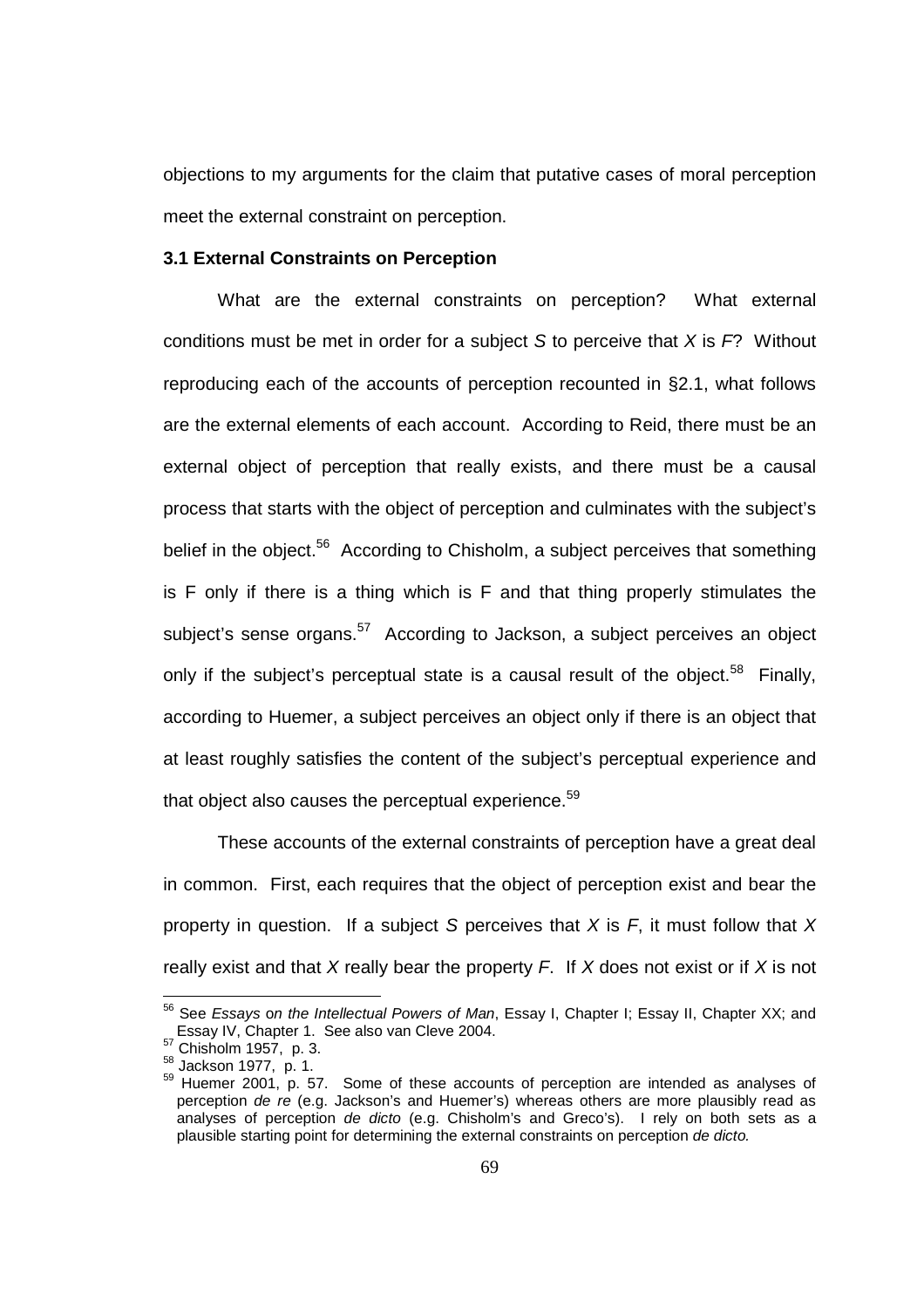objections to my arguments for the claim that putative cases of moral perception meet the external constraint on perception.

### 3.1 External Constraints on Perception

What are the external constraints on perception? What external conditions must be met in order for a subject *S* to perceive that *X* is *F*? Without reproducing each of the accounts of perception recounted in §2.1, what follows are the external elements of each account. According to Reid, there must be an external object of perception that really exists, and there must be a causal process that starts with the object of perception and culminates with the subject's belief in the object.[56] According to Chisholm, a subject perceives that something is F only if there is a thing which is F and that thing properly stimulates the subject's sense organs.[57] According to Jackson, a subject perceives an object only if the subject's perceptual state is a causal result of the object.[58] Finally, according to Huemer, a subject perceives an object only if there is an object that at least roughly satisfies the content of the subject's perceptual experience and that object also causes the perceptual experience.[59]

These accounts of the external constraints of perception have a great deal in common. First, each requires that the object of perception exist and bear the property in question. If a subject *S* perceives that *X* is *F*, it must follow that *X* really exist and that *X* really bear the property *F*. If *X* does not exist or if *X* is not

---

[56] See *Essays on the Intellectual Powers of Man*, Essay I, Chapter I; Essay II, Chapter XX; and Essay IV, Chapter 1. See also van Cleve 2004.

[57] Chisholm 1957, p. 3.

[58] Jackson 1977, p. 1.

[59] Huemer 2001, p. 57. Some of these accounts of perception are intended as analyses of perception *de re* (e.g. Jackson's and Huemer's) whereas others are more plausibly read as analyses of perception *de dicto* (e.g. Chisholm's and Greco's). I rely on both sets as a plausible starting point for determining the external constraints on perception *de dicto*.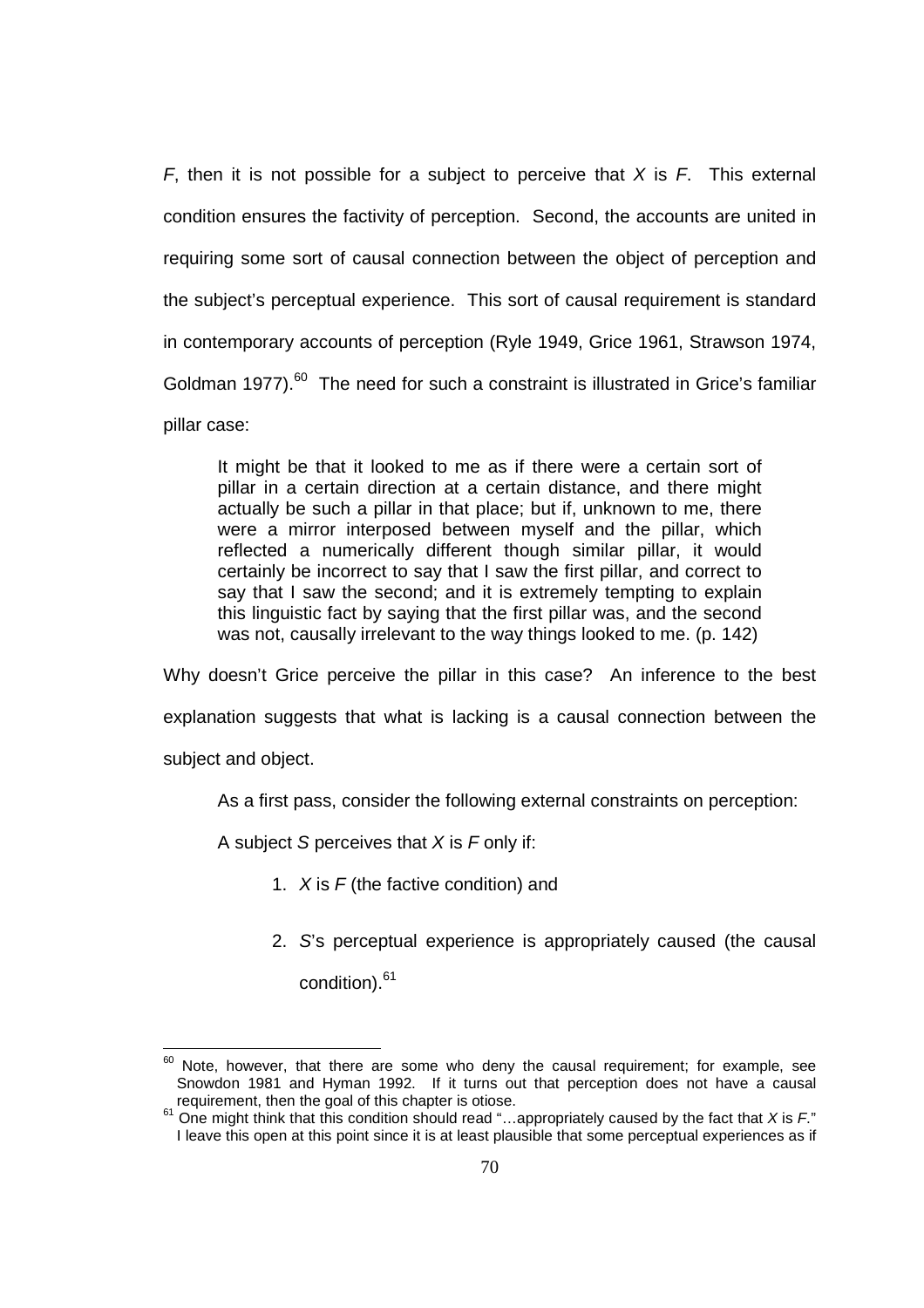*F*, then it is not possible for a subject to perceive that *X* is *F*. This external condition ensures the factivity of perception. Second, the accounts are united in requiring some sort of causal connection between the object of perception and the subject's perceptual experience. This sort of causal requirement is standard in contemporary accounts of perception (Ryle 1949, Grice 1961, Strawson 1974, Goldman 1977).[60] The need for such a constraint is illustrated in Grice's familiar pillar case:

> It might be that it looked to me as if there were a certain sort of pillar in a certain direction at a certain distance, and there might actually be such a pillar in that place; but if, unknown to me, there were a mirror interposed between myself and the pillar, which reflected a numerically different though similar pillar, it would certainly be incorrect to say that I saw the first pillar, and correct to say that I saw the second; and it is extremely tempting to explain this linguistic fact by saying that the first pillar was, and the second was not, causally irrelevant to the way things looked to me. (p. 142)

Why doesn't Grice perceive the pillar in this case? An inference to the best explanation suggests that what is lacking is a causal connection between the subject and object.

As a first pass, consider the following external constraints on perception:

A subject *S* perceives that *X* is *F* only if:

1. *X* is *F* (the factive condition) and
2. *S*'s perceptual experience is appropriately caused (the causal condition).[61]

---

[60] Note, however, that there are some who deny the causal requirement; for example, see Snowdon 1981 and Hyman 1992. If it turns out that perception does not have a causal requirement, then the goal of this chapter is otiose.

[61] One might think that this condition should read "…appropriately caused by the fact that *X* is *F*." I leave this open at this point since it is at least plausible that some perceptual experiences as if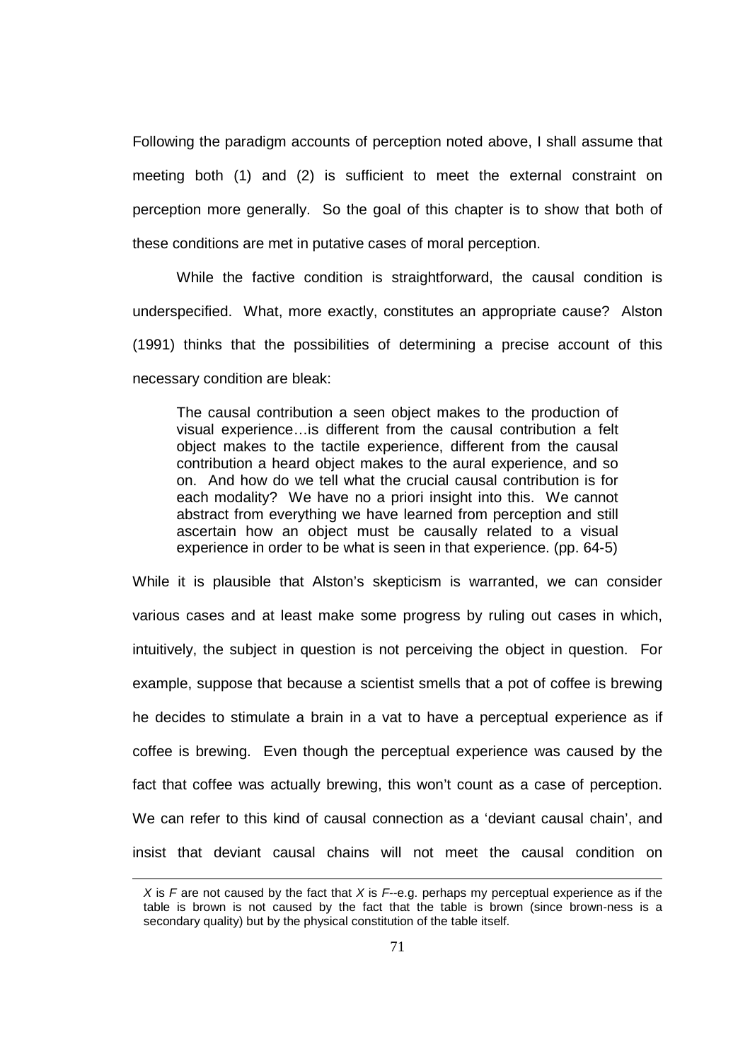Following the paradigm accounts of perception noted above, I shall assume that meeting both (1) and (2) is sufficient to meet the external constraint on perception more generally. So the goal of this chapter is to show that both of these conditions are met in putative cases of moral perception.

While the factive condition is straightforward, the causal condition is underspecified. What, more exactly, constitutes an appropriate cause? Alston (1991) thinks that the possibilities of determining a precise account of this necessary condition are bleak:

> The causal contribution a seen object makes to the production of visual experience…is different from the causal contribution a felt object makes to the tactile experience, different from the causal contribution a heard object makes to the aural experience, and so on. And how do we tell what the crucial causal contribution is for each modality? We have no a priori insight into this. We cannot abstract from everything we have learned from perception and still ascertain how an object must be causally related to a visual experience in order to be what is seen in that experience. (pp. 64-5)

While it is plausible that Alston's skepticism is warranted, we can consider various cases and at least make some progress by ruling out cases in which, intuitively, the subject in question is not perceiving the object in question. For example, suppose that because a scientist smells that a pot of coffee is brewing he decides to stimulate a brain in a vat to have a perceptual experience as if coffee is brewing. Even though the perceptual experience was caused by the fact that coffee was actually brewing, this won't count as a case of perception. We can refer to this kind of causal connection as a 'deviant causal chain', and insist that deviant causal chains will not meet the causal condition on

---

*X* is *F* are not caused by the fact that *X* is *F*--e.g. perhaps my perceptual experience as if the table is brown is not caused by the fact that the table is brown (since brown-ness is a secondary quality) but by the physical constitution of the table itself.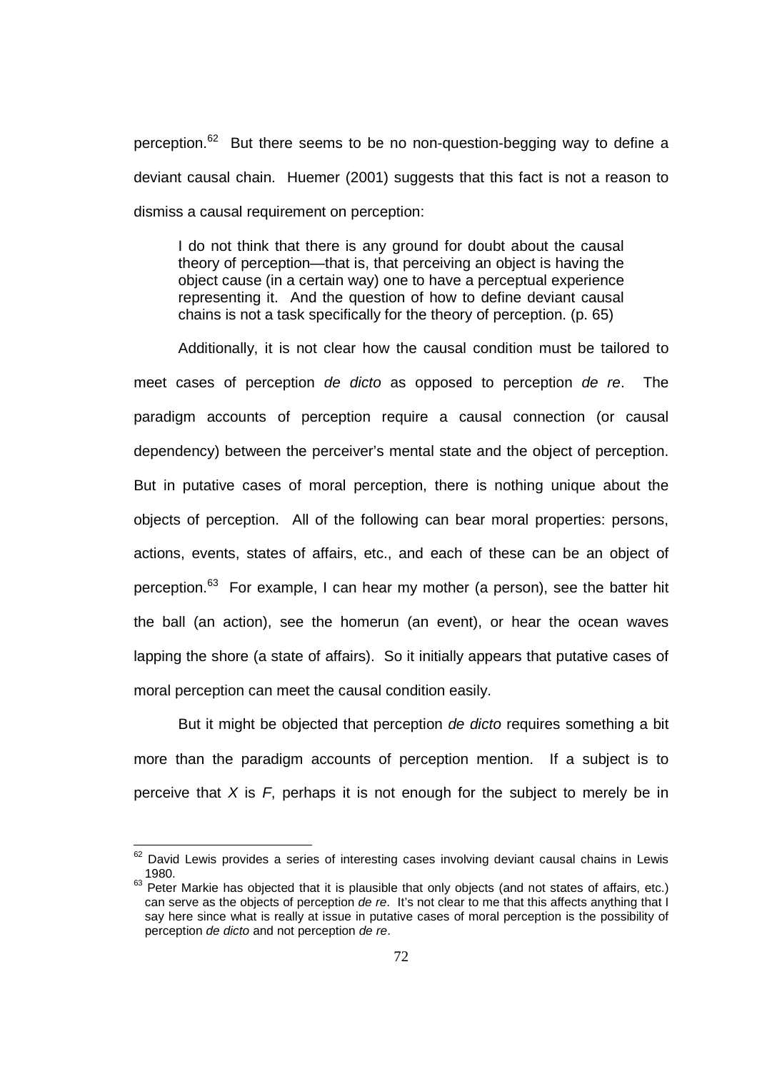perception.[62] But there seems to be no non-question-begging way to define a deviant causal chain. Huemer (2001) suggests that this fact is not a reason to dismiss a causal requirement on perception:

> I do not think that there is any ground for doubt about the causal theory of perception—that is, that perceiving an object is having the object cause (in a certain way) one to have a perceptual experience representing it. And the question of how to define deviant causal chains is not a task specifically for the theory of perception. (p. 65)

Additionally, it is not clear how the causal condition must be tailored to meet cases of perception *de dicto* as opposed to perception *de re*. The paradigm accounts of perception require a causal connection (or causal dependency) between the perceiver's mental state and the object of perception. But in putative cases of moral perception, there is nothing unique about the objects of perception. All of the following can bear moral properties: persons, actions, events, states of affairs, etc., and each of these can be an object of perception.[63] For example, I can hear my mother (a person), see the batter hit the ball (an action), see the homerun (an event), or hear the ocean waves lapping the shore (a state of affairs). So it initially appears that putative cases of moral perception can meet the causal condition easily.

But it might be objected that perception *de dicto* requires something a bit more than the paradigm accounts of perception mention. If a subject is to perceive that *X* is *F*, perhaps it is not enough for the subject to merely be in

---

[62] David Lewis provides a series of interesting cases involving deviant causal chains in Lewis 1980.

[63] Peter Markie has objected that it is plausible that only objects (and not states of affairs, etc.) can serve as the objects of perception *de re*. It's not clear to me that this affects anything that I say here since what is really at issue in putative cases of moral perception is the possibility of perception *de dicto* and not perception *de re*.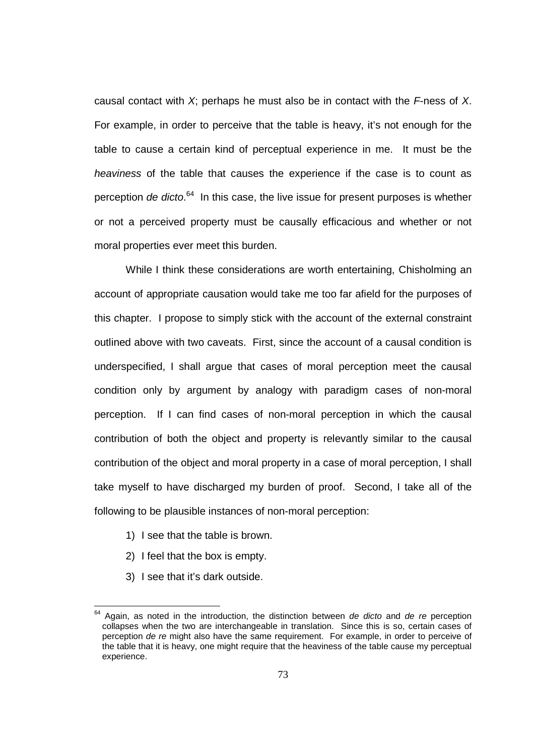causal contact with *X*; perhaps he must also be in contact with the *F*-ness of *X*. For example, in order to perceive that the table is heavy, it's not enough for the table to cause a certain kind of perceptual experience in me. It must be the *heaviness* of the table that causes the experience if the case is to count as perception *de dicto*.[64] In this case, the live issue for present purposes is whether or not a perceived property must be causally efficacious and whether or not moral properties ever meet this burden.

While I think these considerations are worth entertaining, Chisholming an account of appropriate causation would take me too far afield for the purposes of this chapter. I propose to simply stick with the account of the external constraint outlined above with two caveats. First, since the account of a causal condition is underspecified, I shall argue that cases of moral perception meet the causal condition only by argument by analogy with paradigm cases of non-moral perception. If I can find cases of non-moral perception in which the causal contribution of both the object and property is relevantly similar to the causal contribution of the object and moral property in a case of moral perception, I shall take myself to have discharged my burden of proof. Second, I take all of the following to be plausible instances of non-moral perception:

1) I see that the table is brown.
2) I feel that the box is empty.
3) I see that it's dark outside.

[64] Again, as noted in the introduction, the distinction between *de dicto* and *de re* perception collapses when the two are interchangeable in translation. Since this is so, certain cases of perception *de re* might also have the same requirement. For example, in order to perceive of the table that it is heavy, one might require that the heaviness of the table cause my perceptual experience.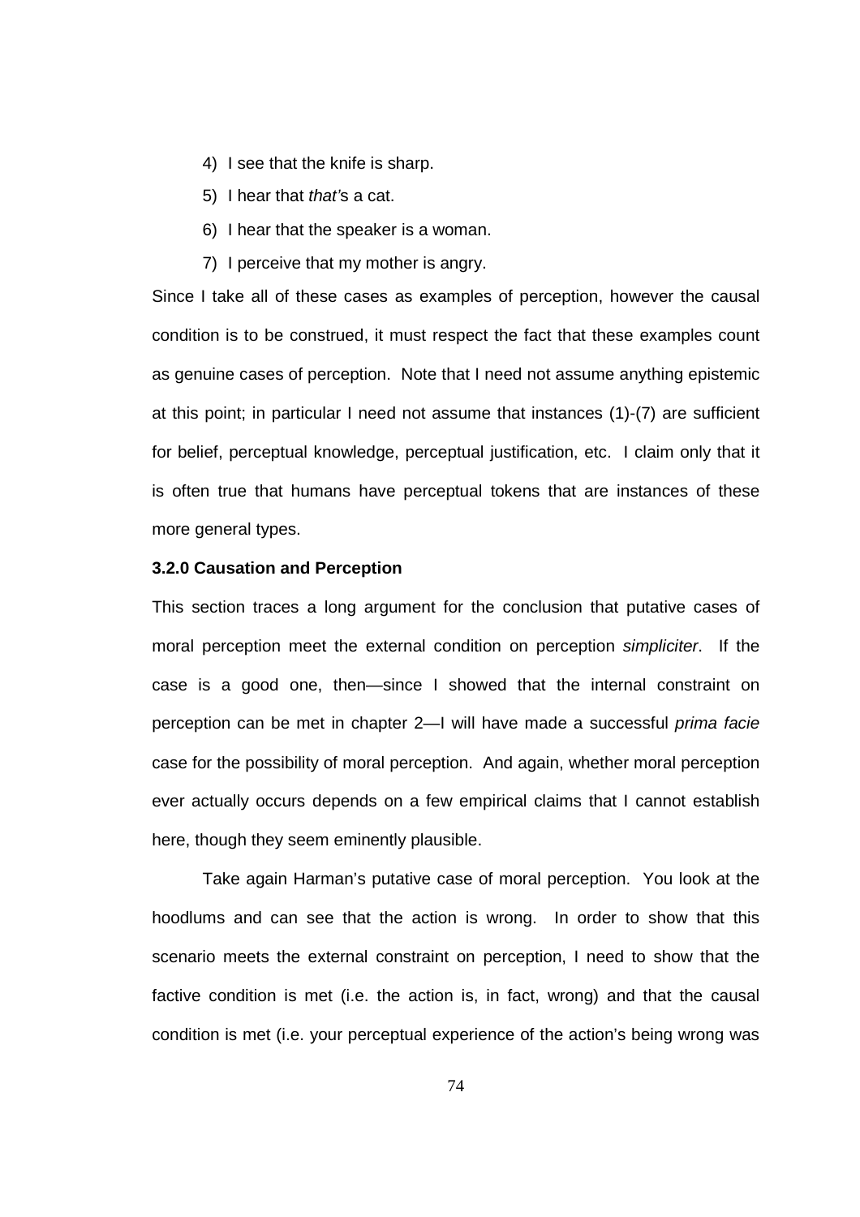4) I see that the knife is sharp.
5) I hear that *that*'s a cat.
6) I hear that the speaker is a woman.
7) I perceive that my mother is angry.

Since I take all of these cases as examples of perception, however the causal condition is to be construed, it must respect the fact that these examples count as genuine cases of perception. Note that I need not assume anything epistemic at this point; in particular I need not assume that instances (1)-(7) are sufficient for belief, perceptual knowledge, perceptual justification, etc. I claim only that it is often true that humans have perceptual tokens that are instances of these more general types.

### 3.2.0 Causation and Perception

This section traces a long argument for the conclusion that putative cases of moral perception meet the external condition on perception *simpliciter*. If the case is a good one, then—since I showed that the internal constraint on perception can be met in chapter 2—I will have made a successful *prima facie* case for the possibility of moral perception. And again, whether moral perception ever actually occurs depends on a few empirical claims that I cannot establish here, though they seem eminently plausible.

Take again Harman's putative case of moral perception. You look at the hoodlums and can see that the action is wrong. In order to show that this scenario meets the external constraint on perception, I need to show that the factive condition is met (i.e. the action is, in fact, wrong) and that the causal condition is met (i.e. your perceptual experience of the action's being wrong was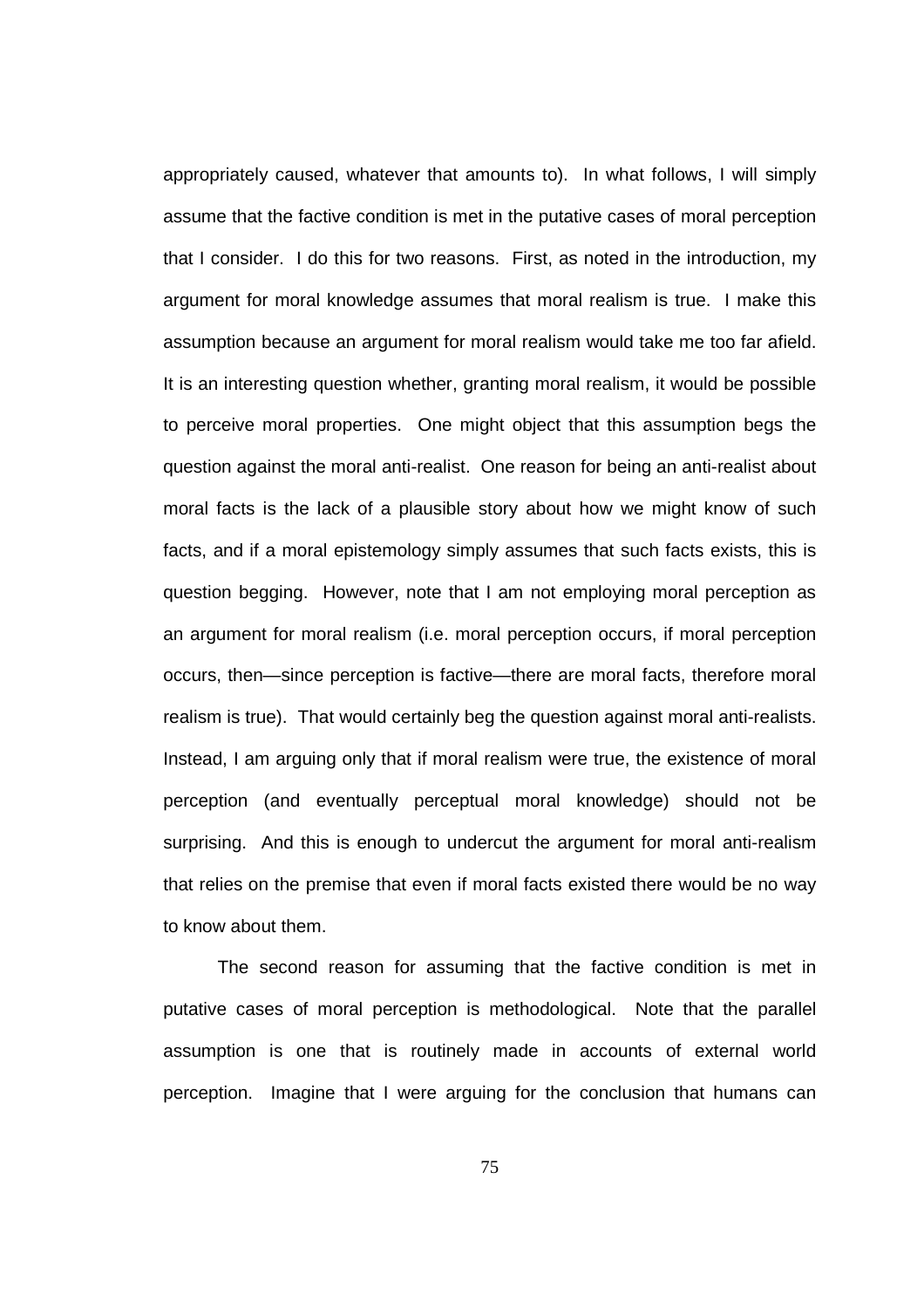appropriately caused, whatever that amounts to). In what follows, I will simply assume that the factive condition is met in the putative cases of moral perception that I consider. I do this for two reasons. First, as noted in the introduction, my argument for moral knowledge assumes that moral realism is true. I make this assumption because an argument for moral realism would take me too far afield. It is an interesting question whether, granting moral realism, it would be possible to perceive moral properties. One might object that this assumption begs the question against the moral anti-realist. One reason for being an anti-realist about moral facts is the lack of a plausible story about how we might know of such facts, and if a moral epistemology simply assumes that such facts exists, this is question begging. However, note that I am not employing moral perception as an argument for moral realism (i.e. moral perception occurs, if moral perception occurs, then—since perception is factive—there are moral facts, therefore moral realism is true). That would certainly beg the question against moral anti-realists. Instead, I am arguing only that if moral realism were true, the existence of moral perception (and eventually perceptual moral knowledge) should not be surprising. And this is enough to undercut the argument for moral anti-realism that relies on the premise that even if moral facts existed there would be no way to know about them.

The second reason for assuming that the factive condition is met in putative cases of moral perception is methodological. Note that the parallel assumption is one that is routinely made in accounts of external world perception. Imagine that I were arguing for the conclusion that humans can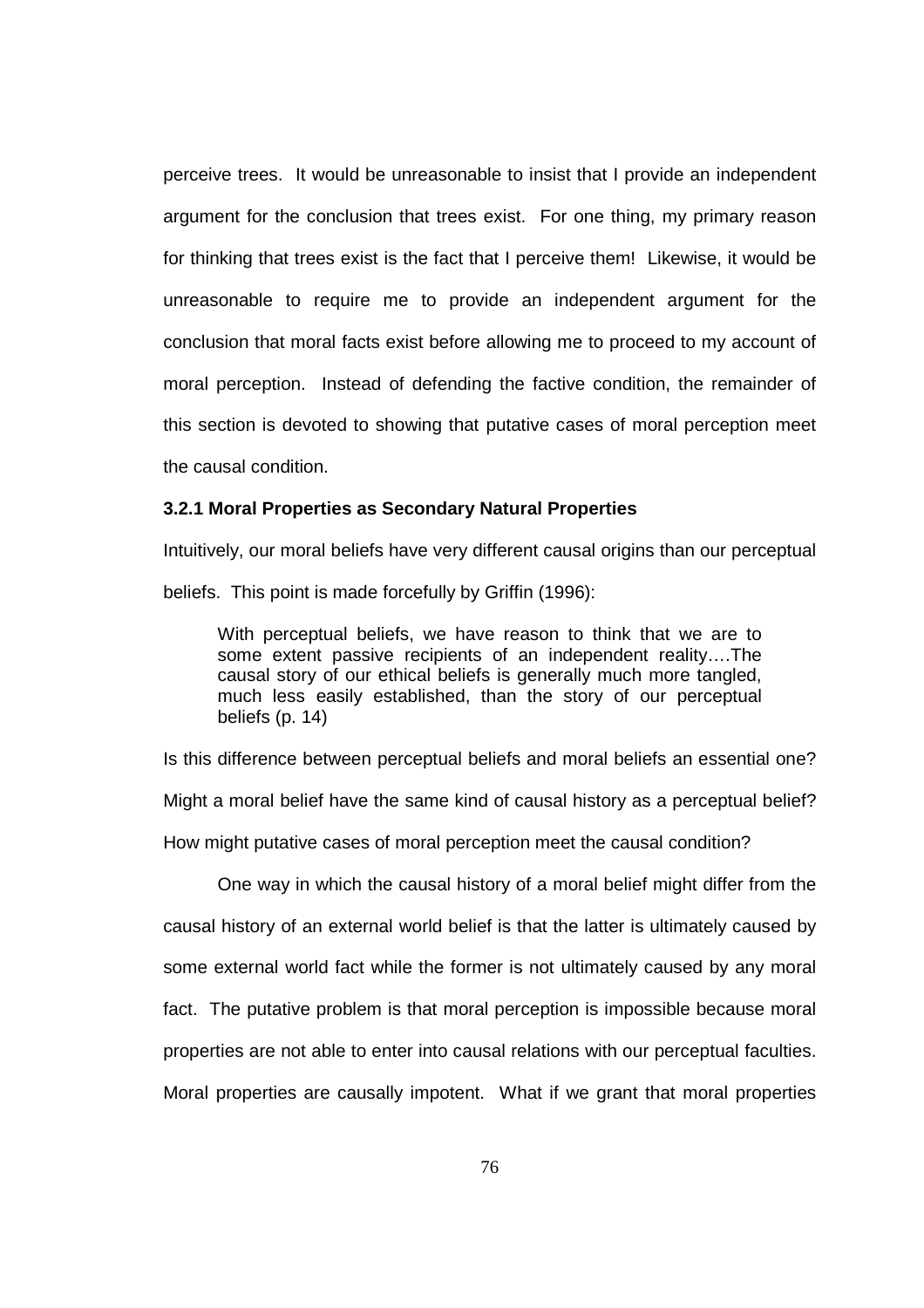perceive trees. It would be unreasonable to insist that I provide an independent argument for the conclusion that trees exist. For one thing, my primary reason for thinking that trees exist is the fact that I perceive them! Likewise, it would be unreasonable to require me to provide an independent argument for the conclusion that moral facts exist before allowing me to proceed to my account of moral perception. Instead of defending the factive condition, the remainder of this section is devoted to showing that putative cases of moral perception meet the causal condition.

### 3.2.1 Moral Properties as Secondary Natural Properties

Intuitively, our moral beliefs have very different causal origins than our perceptual beliefs. This point is made forcefully by Griffin (1996):

> With perceptual beliefs, we have reason to think that we are to some extent passive recipients of an independent reality….The causal story of our ethical beliefs is generally much more tangled, much less easily established, than the story of our perceptual beliefs (p. 14)

Is this difference between perceptual beliefs and moral beliefs an essential one? Might a moral belief have the same kind of causal history as a perceptual belief? How might putative cases of moral perception meet the causal condition?

One way in which the causal history of a moral belief might differ from the causal history of an external world belief is that the latter is ultimately caused by some external world fact while the former is not ultimately caused by any moral fact. The putative problem is that moral perception is impossible because moral properties are not able to enter into causal relations with our perceptual faculties. Moral properties are causally impotent. What if we grant that moral properties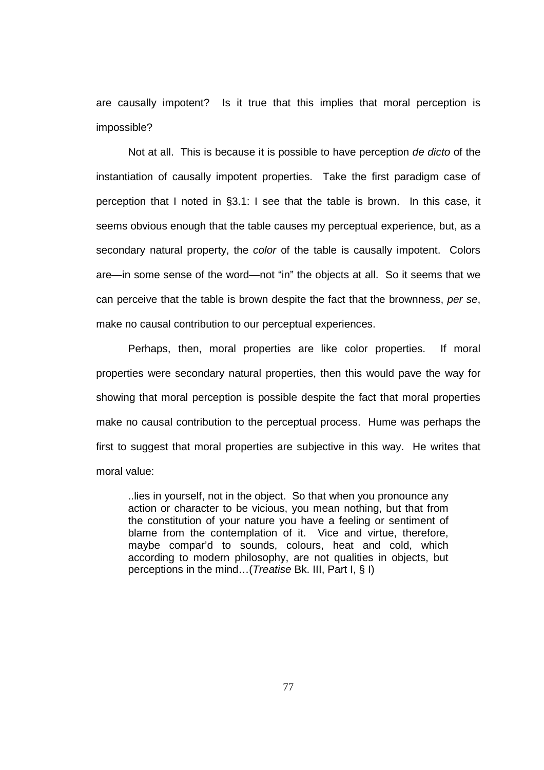are causally impotent? Is it true that this implies that moral perception is impossible?

Not at all. This is because it is possible to have perception *de dicto* of the instantiation of causally impotent properties. Take the first paradigm case of perception that I noted in §3.1: I see that the table is brown. In this case, it seems obvious enough that the table causes my perceptual experience, but, as a secondary natural property, the *color* of the table is causally impotent. Colors are—in some sense of the word—not "in" the objects at all. So it seems that we can perceive that the table is brown despite the fact that the brownness, *per se*, make no causal contribution to our perceptual experiences.

Perhaps, then, moral properties are like color properties. If moral properties were secondary natural properties, then this would pave the way for showing that moral perception is possible despite the fact that moral properties make no causal contribution to the perceptual process. Hume was perhaps the first to suggest that moral properties are subjective in this way. He writes that moral value:

> ..lies in yourself, not in the object. So that when you pronounce any action or character to be vicious, you mean nothing, but that from the constitution of your nature you have a feeling or sentiment of blame from the contemplation of it. Vice and virtue, therefore, maybe compar'd to sounds, colours, heat and cold, which according to modern philosophy, are not qualities in objects, but perceptions in the mind…(*Treatise* Bk. III, Part I, § I)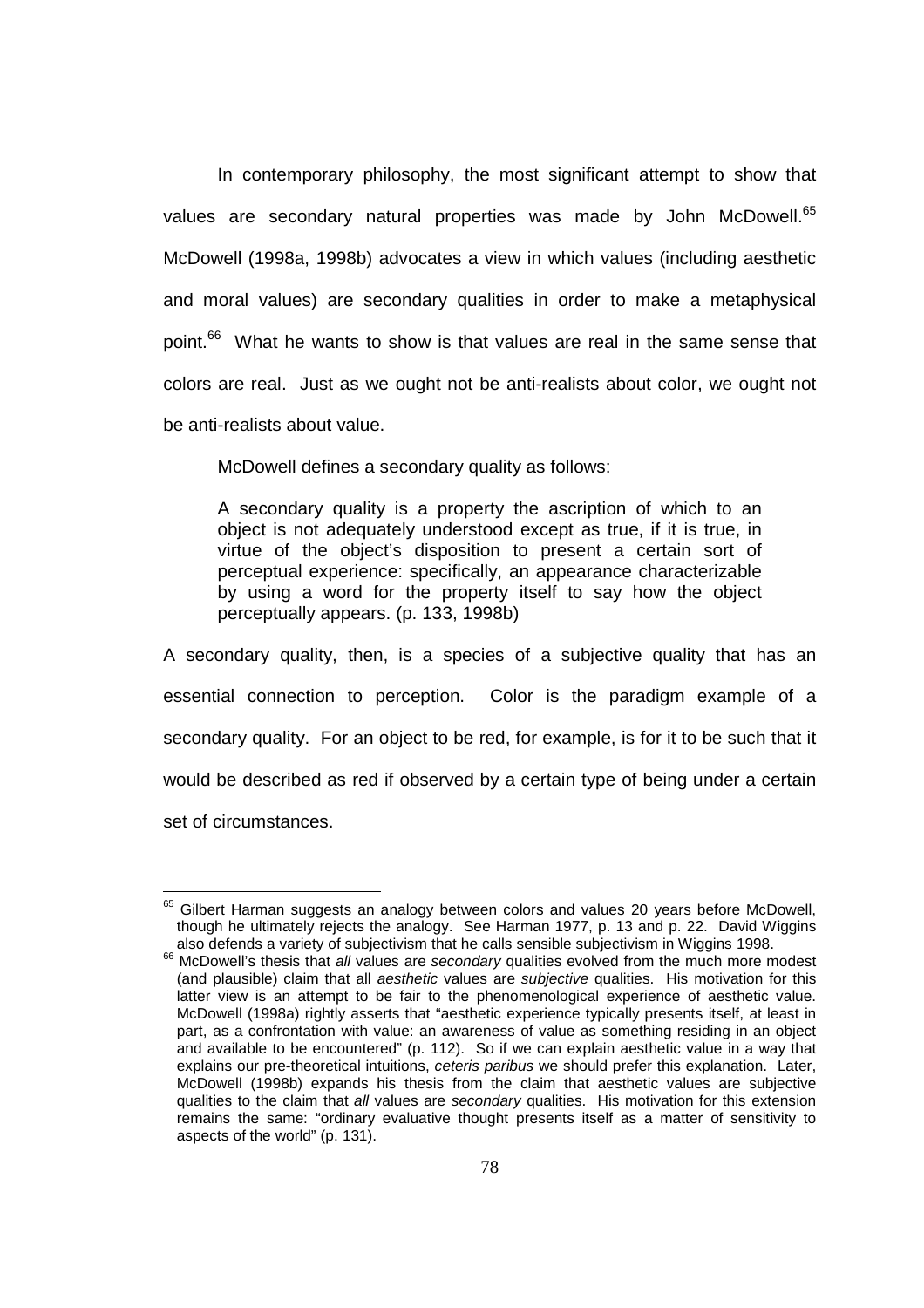In contemporary philosophy, the most significant attempt to show that values are secondary natural properties was made by John McDowell.[65] McDowell (1998a, 1998b) advocates a view in which values (including aesthetic and moral values) are secondary qualities in order to make a metaphysical point.[66] What he wants to show is that values are real in the same sense that colors are real. Just as we ought not be anti-realists about color, we ought not be anti-realists about value.

McDowell defines a secondary quality as follows:

> A secondary quality is a property the ascription of which to an object is not adequately understood except as true, if it is true, in virtue of the object's disposition to present a certain sort of perceptual experience: specifically, an appearance characterizable by using a word for the property itself to say how the object perceptually appears. (p. 133, 1998b)

A secondary quality, then, is a species of a subjective quality that has an essential connection to perception. Color is the paradigm example of a secondary quality. For an object to be red, for example, is for it to be such that it would be described as red if observed by a certain type of being under a certain set of circumstances.

---

[65] Gilbert Harman suggests an analogy between colors and values 20 years before McDowell, though he ultimately rejects the analogy. See Harman 1977, p. 13 and p. 22. David Wiggins also defends a variety of subjectivism that he calls sensible subjectivism in Wiggins 1998.

[66] McDowell's thesis that *all* values are *secondary* qualities evolved from the much more modest (and plausible) claim that all *aesthetic* values are *subjective* qualities. His motivation for this latter view is an attempt to be fair to the phenomenological experience of aesthetic value. McDowell (1998a) rightly asserts that "aesthetic experience typically presents itself, at least in part, as a confrontation with value: an awareness of value as something residing in an object and available to be encountered" (p. 112). So if we can explain aesthetic value in a way that explains our pre-theoretical intuitions, *ceteris paribus* we should prefer this explanation. Later, McDowell (1998b) expands his thesis from the claim that aesthetic values are subjective qualities to the claim that *all* values are *secondary* qualities. His motivation for this extension remains the same: "ordinary evaluative thought presents itself as a matter of sensitivity to aspects of the world" (p. 131).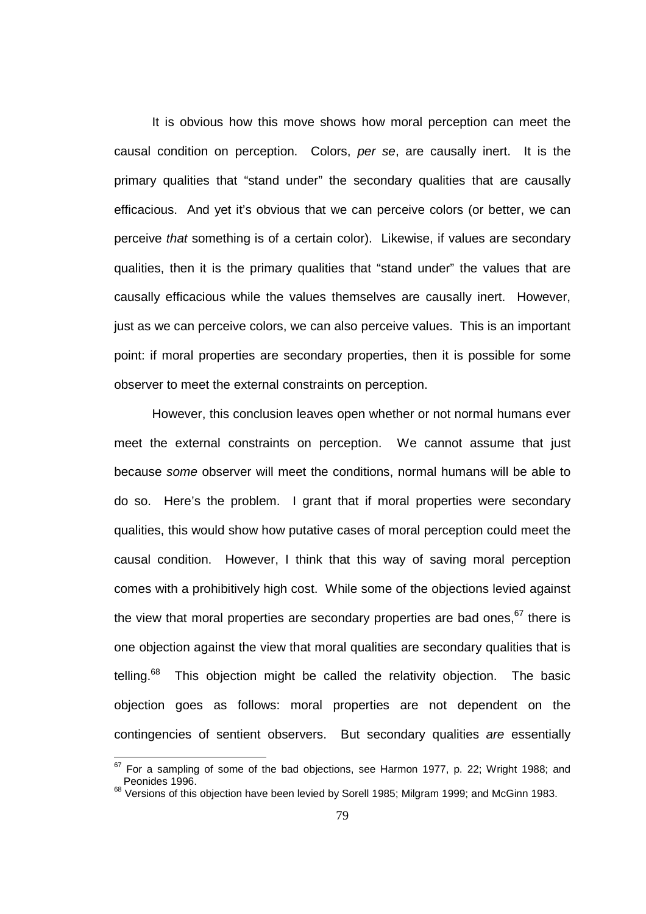It is obvious how this move shows how moral perception can meet the causal condition on perception. Colors, *per se*, are causally inert. It is the primary qualities that "stand under" the secondary qualities that are causally efficacious. And yet it's obvious that we can perceive colors (or better, we can perceive *that* something is of a certain color). Likewise, if values are secondary qualities, then it is the primary qualities that "stand under" the values that are causally efficacious while the values themselves are causally inert. However, just as we can perceive colors, we can also perceive values. This is an important point: if moral properties are secondary properties, then it is possible for some observer to meet the external constraints on perception.

However, this conclusion leaves open whether or not normal humans ever meet the external constraints on perception. We cannot assume that just because *some* observer will meet the conditions, normal humans will be able to do so. Here's the problem. I grant that if moral properties were secondary qualities, this would show how putative cases of moral perception could meet the causal condition. However, I think that this way of saving moral perception comes with a prohibitively high cost. While some of the objections levied against the view that moral properties are secondary properties are bad ones,[67] there is one objection against the view that moral qualities are secondary qualities that is telling.[68] This objection might be called the relativity objection. The basic objection goes as follows: moral properties are not dependent on the contingencies of sentient observers. But secondary qualities *are* essentially

---

[67] For a sampling of some of the bad objections, see Harmon 1977, p. 22; Wright 1988; and Peonides 1996.

[68] Versions of this objection have been levied by Sorell 1985; Milgram 1999; and McGinn 1983.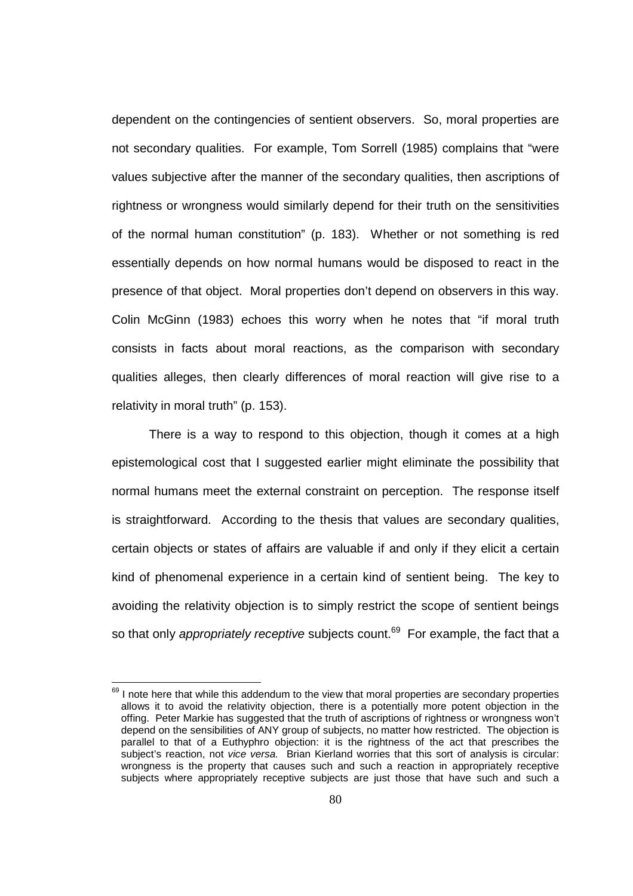dependent on the contingencies of sentient observers. So, moral properties are not secondary qualities. For example, Tom Sorrell (1985) complains that "were values subjective after the manner of the secondary qualities, then ascriptions of rightness or wrongness would similarly depend for their truth on the sensitivities of the normal human constitution" (p. 183). Whether or not something is red essentially depends on how normal humans would be disposed to react in the presence of that object. Moral properties don't depend on observers in this way. Colin McGinn (1983) echoes this worry when he notes that "if moral truth consists in facts about moral reactions, as the comparison with secondary qualities alleges, then clearly differences of moral reaction will give rise to a relativity in moral truth" (p. 153).

There is a way to respond to this objection, though it comes at a high epistemological cost that I suggested earlier might eliminate the possibility that normal humans meet the external constraint on perception. The response itself is straightforward. According to the thesis that values are secondary qualities, certain objects or states of affairs are valuable if and only if they elicit a certain kind of phenomenal experience in a certain kind of sentient being. The key to avoiding the relativity objection is to simply restrict the scope of sentient beings so that only *appropriately receptive* subjects count.[69] For example, the fact that a

---

[69] I note here that while this addendum to the view that moral properties are secondary properties allows it to avoid the relativity objection, there is a potentially more potent objection in the offing. Peter Markie has suggested that the truth of ascriptions of rightness or wrongness won't depend on the sensibilities of ANY group of subjects, no matter how restricted. The objection is parallel to that of a Euthyphro objection: it is the rightness of the act that prescribes the subject's reaction, not *vice versa.* Brian Kierland worries that this sort of analysis is circular: wrongness is the property that causes such and such a reaction in appropriately receptive subjects where appropriately receptive subjects are just those that have such and such a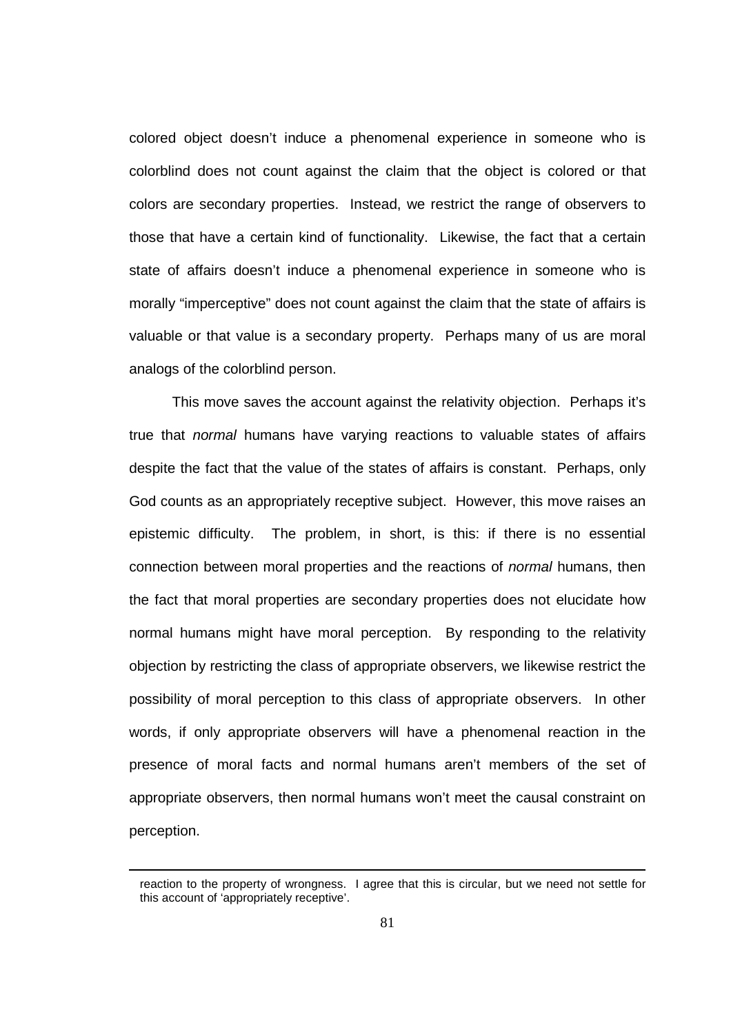colored object doesn't induce a phenomenal experience in someone who is colorblind does not count against the claim that the object is colored or that colors are secondary properties. Instead, we restrict the range of observers to those that have a certain kind of functionality. Likewise, the fact that a certain state of affairs doesn't induce a phenomenal experience in someone who is morally "imperceptive" does not count against the claim that the state of affairs is valuable or that value is a secondary property. Perhaps many of us are moral analogs of the colorblind person.

This move saves the account against the relativity objection. Perhaps it's true that *normal* humans have varying reactions to valuable states of affairs despite the fact that the value of the states of affairs is constant. Perhaps, only God counts as an appropriately receptive subject. However, this move raises an epistemic difficulty. The problem, in short, is this: if there is no essential connection between moral properties and the reactions of *normal* humans, then the fact that moral properties are secondary properties does not elucidate how normal humans might have moral perception. By responding to the relativity objection by restricting the class of appropriate observers, we likewise restrict the possibility of moral perception to this class of appropriate observers. In other words, if only appropriate observers will have a phenomenal reaction in the presence of moral facts and normal humans aren't members of the set of appropriate observers, then normal humans won't meet the causal constraint on perception.

---

reaction to the property of wrongness. I agree that this is circular, but we need not settle for this account of 'appropriately receptive'.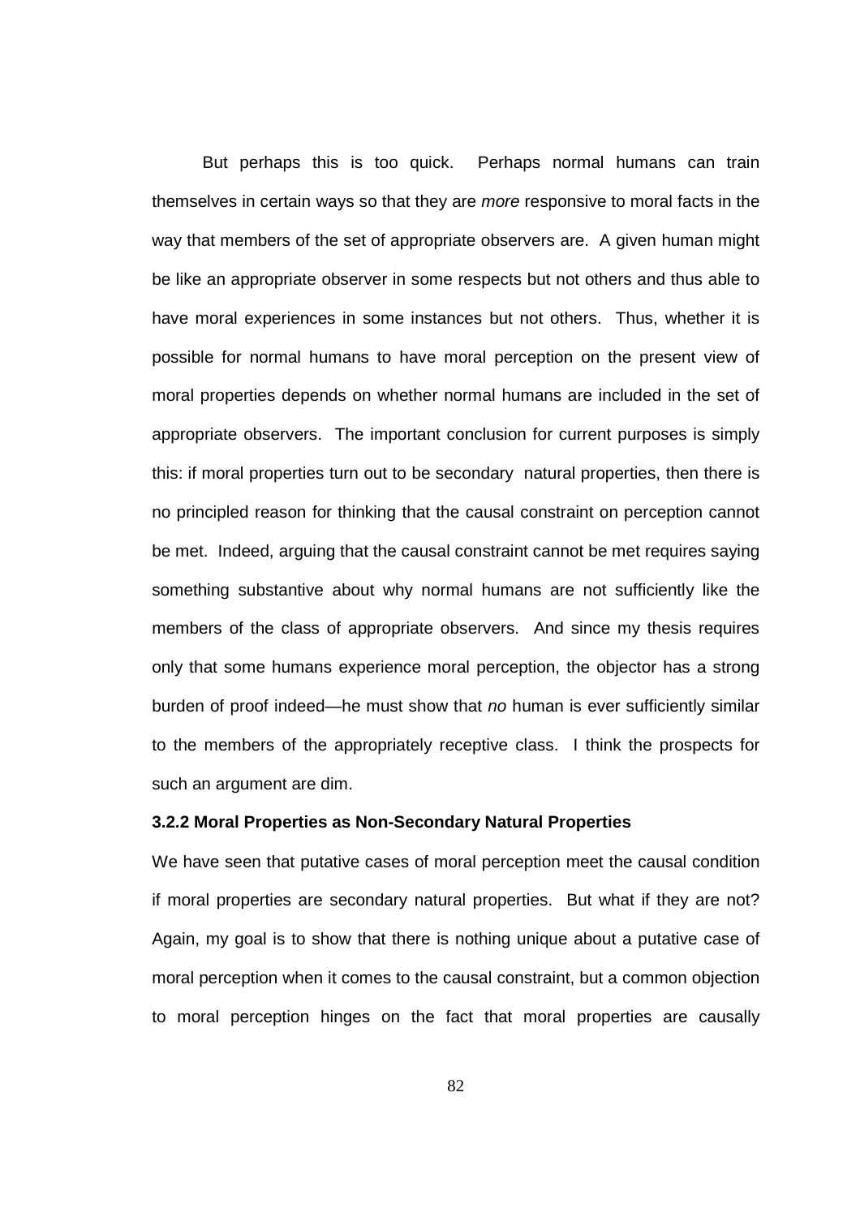But perhaps this is too quick. Perhaps normal humans can train themselves in certain ways so that they are *more* responsive to moral facts in the way that members of the set of appropriate observers are. A given human might be like an appropriate observer in some respects but not others and thus able to have moral experiences in some instances but not others. Thus, whether it is possible for normal humans to have moral perception on the present view of moral properties depends on whether normal humans are included in the set of appropriate observers. The important conclusion for current purposes is simply this: if moral properties turn out to be secondary natural properties, then there is no principled reason for thinking that the causal constraint on perception cannot be met. Indeed, arguing that the causal constraint cannot be met requires saying something substantive about why normal humans are not sufficiently like the members of the class of appropriate observers. And since my thesis requires only that some humans experience moral perception, the objector has a strong burden of proof indeed—he must show that *no* human is ever sufficiently similar to the members of the appropriately receptive class. I think the prospects for such an argument are dim.

### 3.2.2 Moral Properties as Non-Secondary Natural Properties

We have seen that putative cases of moral perception meet the causal condition if moral properties are secondary natural properties. But what if they are not? Again, my goal is to show that there is nothing unique about a putative case of moral perception when it comes to the causal constraint, but a common objection to moral perception hinges on the fact that moral properties are causally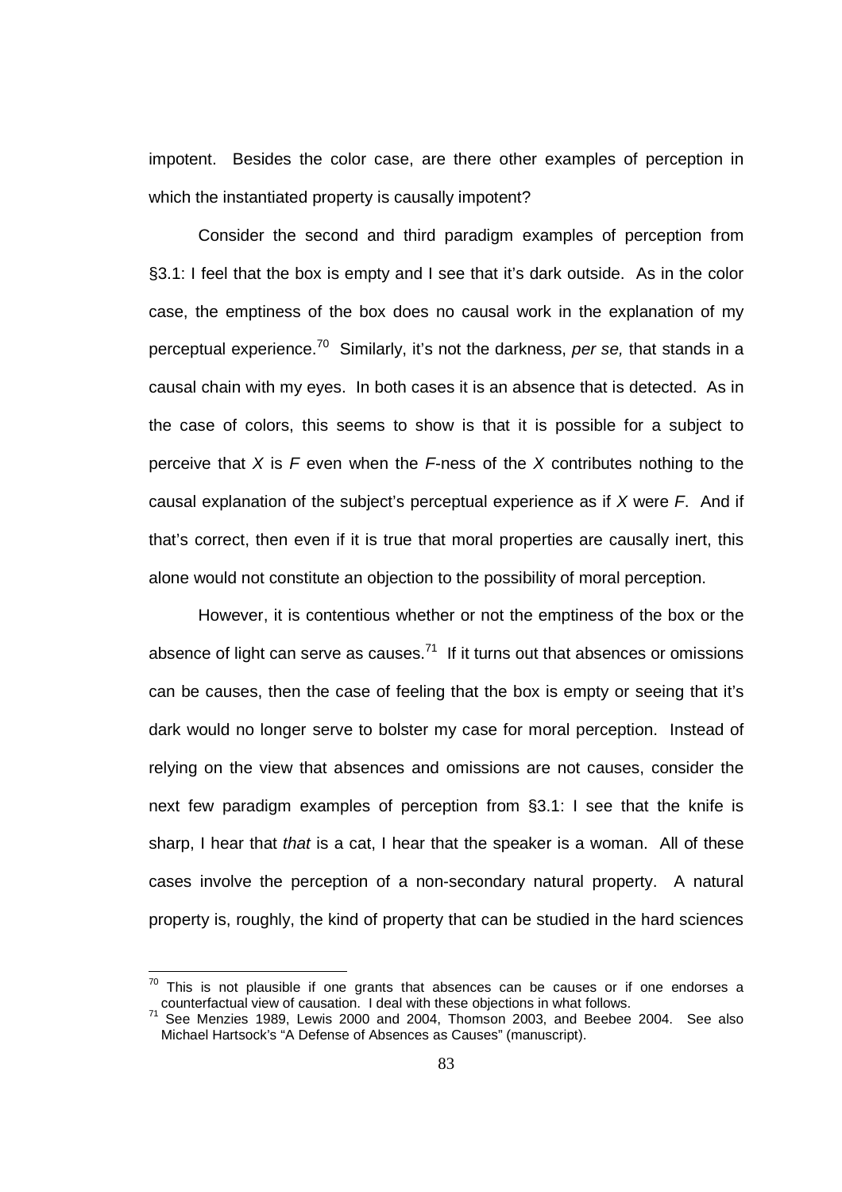impotent. Besides the color case, are there other examples of perception in which the instantiated property is causally impotent?

Consider the second and third paradigm examples of perception from §3.1: I feel that the box is empty and I see that it's dark outside. As in the color case, the emptiness of the box does no causal work in the explanation of my perceptual experience.[70] Similarly, it's not the darkness, *per se,* that stands in a causal chain with my eyes. In both cases it is an absence that is detected. As in the case of colors, this seems to show is that it is possible for a subject to perceive that *X* is *F* even when the *F*-ness of the *X* contributes nothing to the causal explanation of the subject's perceptual experience as if *X* were *F*. And if that's correct, then even if it is true that moral properties are causally inert, this alone would not constitute an objection to the possibility of moral perception.

However, it is contentious whether or not the emptiness of the box or the absence of light can serve as causes.[71] If it turns out that absences or omissions can be causes, then the case of feeling that the box is empty or seeing that it's dark would no longer serve to bolster my case for moral perception. Instead of relying on the view that absences and omissions are not causes, consider the next few paradigm examples of perception from §3.1: I see that the knife is sharp, I hear that *that* is a cat, I hear that the speaker is a woman. All of these cases involve the perception of a non-secondary natural property. A natural property is, roughly, the kind of property that can be studied in the hard sciences

---

[70] This is not plausible if one grants that absences can be causes or if one endorses a counterfactual view of causation. I deal with these objections in what follows.

[71] See Menzies 1989, Lewis 2000 and 2004, Thomson 2003, and Beebee 2004. See also Michael Hartsock's "A Defense of Absences as Causes" (manuscript).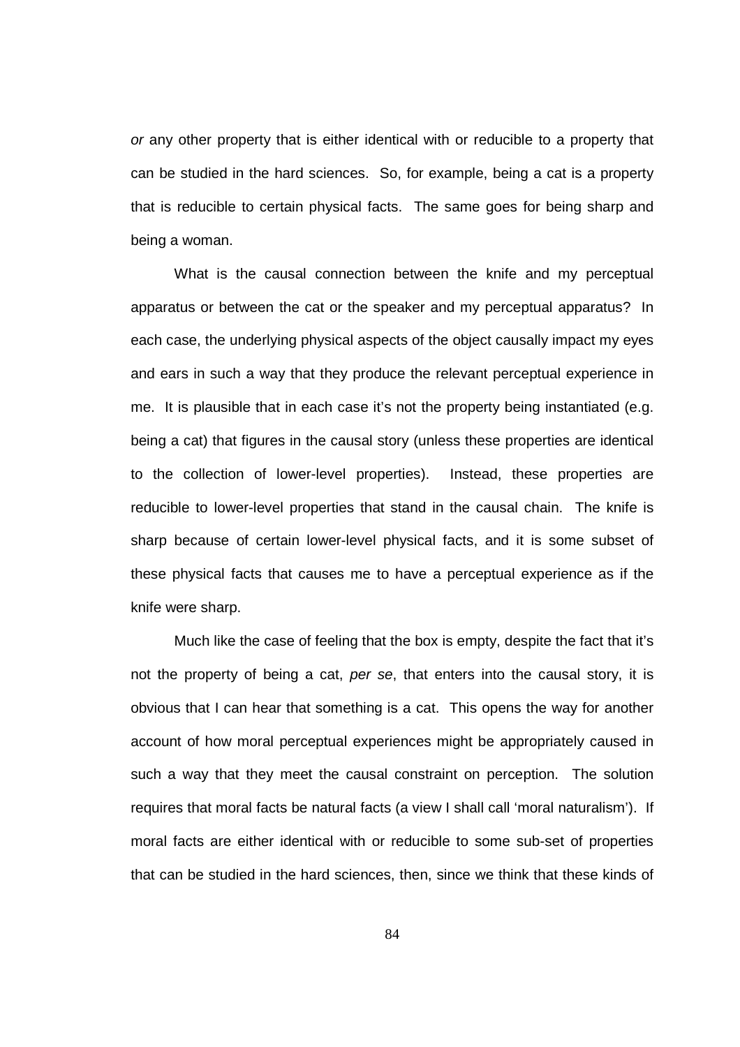*or* any other property that is either identical with or reducible to a property that can be studied in the hard sciences. So, for example, being a cat is a property that is reducible to certain physical facts. The same goes for being sharp and being a woman.

What is the causal connection between the knife and my perceptual apparatus or between the cat or the speaker and my perceptual apparatus? In each case, the underlying physical aspects of the object causally impact my eyes and ears in such a way that they produce the relevant perceptual experience in me. It is plausible that in each case it's not the property being instantiated (e.g. being a cat) that figures in the causal story (unless these properties are identical to the collection of lower-level properties). Instead, these properties are reducible to lower-level properties that stand in the causal chain. The knife is sharp because of certain lower-level physical facts, and it is some subset of these physical facts that causes me to have a perceptual experience as if the knife were sharp.

Much like the case of feeling that the box is empty, despite the fact that it's not the property of being a cat, *per se*, that enters into the causal story, it is obvious that I can hear that something is a cat. This opens the way for another account of how moral perceptual experiences might be appropriately caused in such a way that they meet the causal constraint on perception. The solution requires that moral facts be natural facts (a view I shall call 'moral naturalism'). If moral facts are either identical with or reducible to some sub-set of properties that can be studied in the hard sciences, then, since we think that these kinds of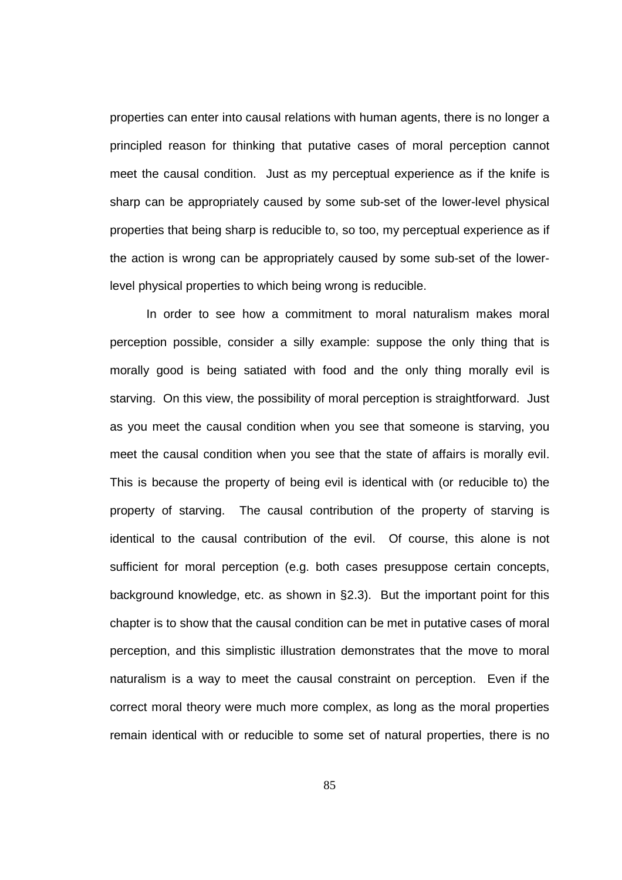properties can enter into causal relations with human agents, there is no longer a principled reason for thinking that putative cases of moral perception cannot meet the causal condition. Just as my perceptual experience as if the knife is sharp can be appropriately caused by some sub-set of the lower-level physical properties that being sharp is reducible to, so too, my perceptual experience as if the action is wrong can be appropriately caused by some sub-set of the lower-level physical properties to which being wrong is reducible.

In order to see how a commitment to moral naturalism makes moral perception possible, consider a silly example: suppose the only thing that is morally good is being satiated with food and the only thing morally evil is starving. On this view, the possibility of moral perception is straightforward. Just as you meet the causal condition when you see that someone is starving, you meet the causal condition when you see that the state of affairs is morally evil. This is because the property of being evil is identical with (or reducible to) the property of starving. The causal contribution of the property of starving is identical to the causal contribution of the evil. Of course, this alone is not sufficient for moral perception (e.g. both cases presuppose certain concepts, background knowledge, etc. as shown in §2.3). But the important point for this chapter is to show that the causal condition can be met in putative cases of moral perception, and this simplistic illustration demonstrates that the move to moral naturalism is a way to meet the causal constraint on perception. Even if the correct moral theory were much more complex, as long as the moral properties remain identical with or reducible to some set of natural properties, there is no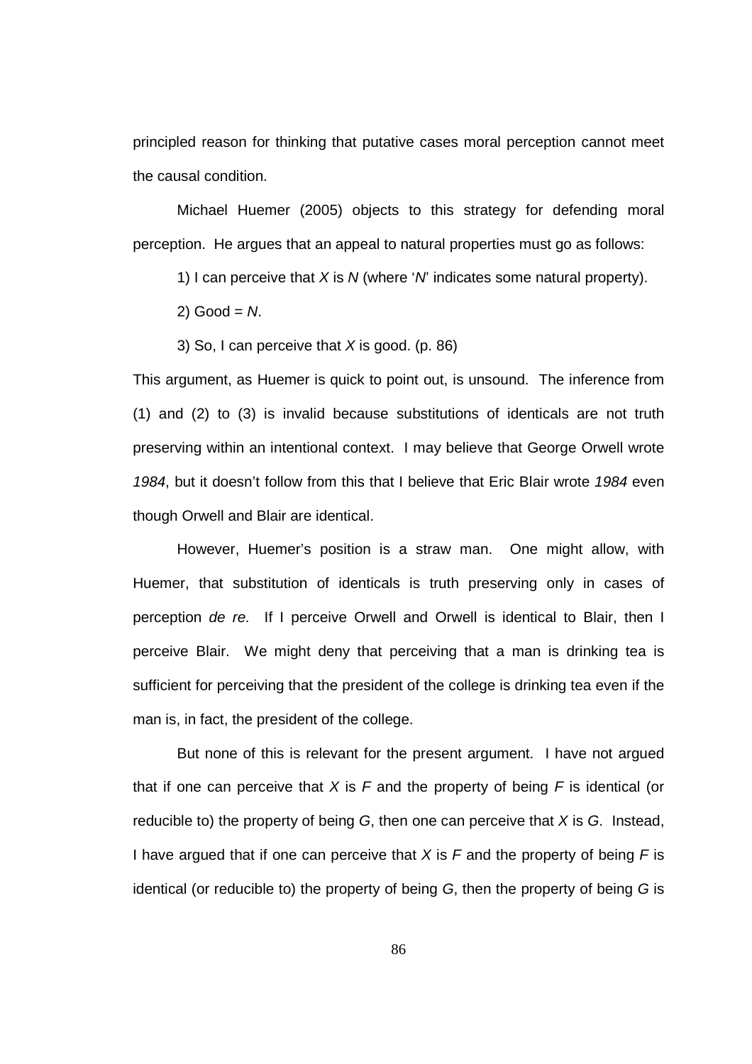principled reason for thinking that putative cases moral perception cannot meet the causal condition.

Michael Huemer (2005) objects to this strategy for defending moral perception. He argues that an appeal to natural properties must go as follows:

1) I can perceive that *X* is *N* (where '*N*' indicates some natural property).

2) Good = *N*.

3) So, I can perceive that *X* is good. (p. 86)

This argument, as Huemer is quick to point out, is unsound. The inference from (1) and (2) to (3) is invalid because substitutions of identicals are not truth preserving within an intentional context. I may believe that George Orwell wrote *1984*, but it doesn't follow from this that I believe that Eric Blair wrote *1984* even though Orwell and Blair are identical.

However, Huemer's position is a straw man. One might allow, with Huemer, that substitution of identicals is truth preserving only in cases of perception *de re.* If I perceive Orwell and Orwell is identical to Blair, then I perceive Blair. We might deny that perceiving that a man is drinking tea is sufficient for perceiving that the president of the college is drinking tea even if the man is, in fact, the president of the college.

But none of this is relevant for the present argument. I have not argued that if one can perceive that *X* is *F* and the property of being *F* is identical (or reducible to) the property of being *G*, then one can perceive that *X* is *G*. Instead, I have argued that if one can perceive that *X* is *F* and the property of being *F* is identical (or reducible to) the property of being *G*, then the property of being *G* is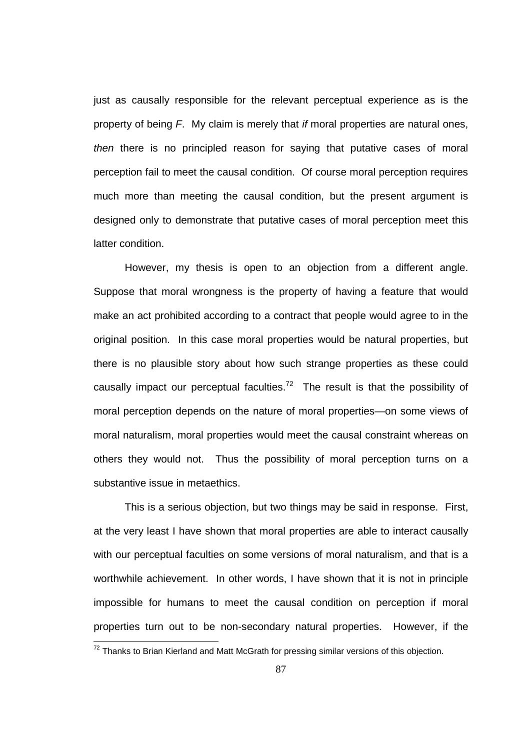just as causally responsible for the relevant perceptual experience as is the property of being *F*. My claim is merely that *if* moral properties are natural ones, *then* there is no principled reason for saying that putative cases of moral perception fail to meet the causal condition. Of course moral perception requires much more than meeting the causal condition, but the present argument is designed only to demonstrate that putative cases of moral perception meet this latter condition.

However, my thesis is open to an objection from a different angle. Suppose that moral wrongness is the property of having a feature that would make an act prohibited according to a contract that people would agree to in the original position. In this case moral properties would be natural properties, but there is no plausible story about how such strange properties as these could causally impact our perceptual faculties.[72] The result is that the possibility of moral perception depends on the nature of moral properties—on some views of moral naturalism, moral properties would meet the causal constraint whereas on others they would not. Thus the possibility of moral perception turns on a substantive issue in metaethics.

This is a serious objection, but two things may be said in response. First, at the very least I have shown that moral properties are able to interact causally with our perceptual faculties on some versions of moral naturalism, and that is a worthwhile achievement. In other words, I have shown that it is not in principle impossible for humans to meet the causal condition on perception if moral properties turn out to be non-secondary natural properties. However, if the

[72] Thanks to Brian Kierland and Matt McGrath for pressing similar versions of this objection.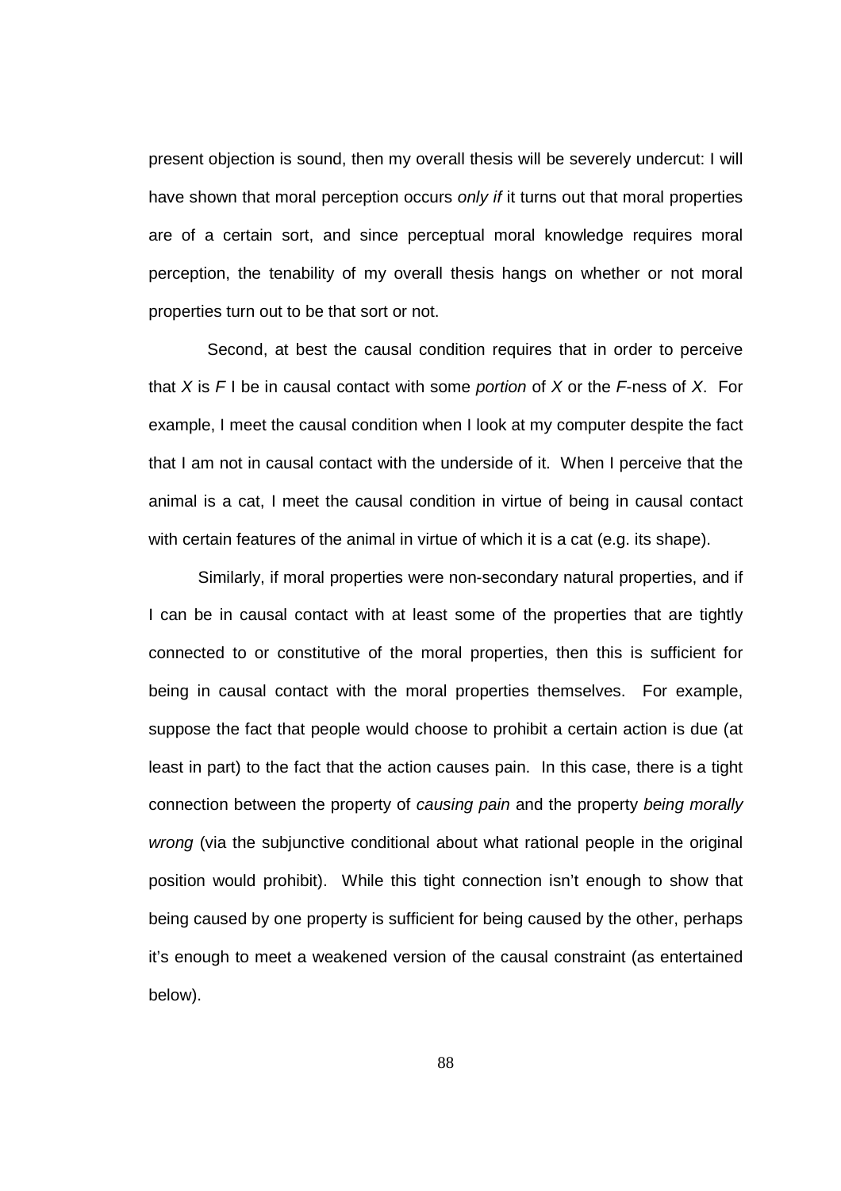present objection is sound, then my overall thesis will be severely undercut: I will have shown that moral perception occurs *only if* it turns out that moral properties are of a certain sort, and since perceptual moral knowledge requires moral perception, the tenability of my overall thesis hangs on whether or not moral properties turn out to be that sort or not.

Second, at best the causal condition requires that in order to perceive that *X* is *F* I be in causal contact with some *portion* of *X* or the *F*-ness of *X*. For example, I meet the causal condition when I look at my computer despite the fact that I am not in causal contact with the underside of it. When I perceive that the animal is a cat, I meet the causal condition in virtue of being in causal contact with certain features of the animal in virtue of which it is a cat (e.g. its shape).

Similarly, if moral properties were non-secondary natural properties, and if I can be in causal contact with at least some of the properties that are tightly connected to or constitutive of the moral properties, then this is sufficient for being in causal contact with the moral properties themselves. For example, suppose the fact that people would choose to prohibit a certain action is due (at least in part) to the fact that the action causes pain. In this case, there is a tight connection between the property of *causing pain* and the property *being morally wrong* (via the subjunctive conditional about what rational people in the original position would prohibit). While this tight connection isn't enough to show that being caused by one property is sufficient for being caused by the other, perhaps it's enough to meet a weakened version of the causal constraint (as entertained below).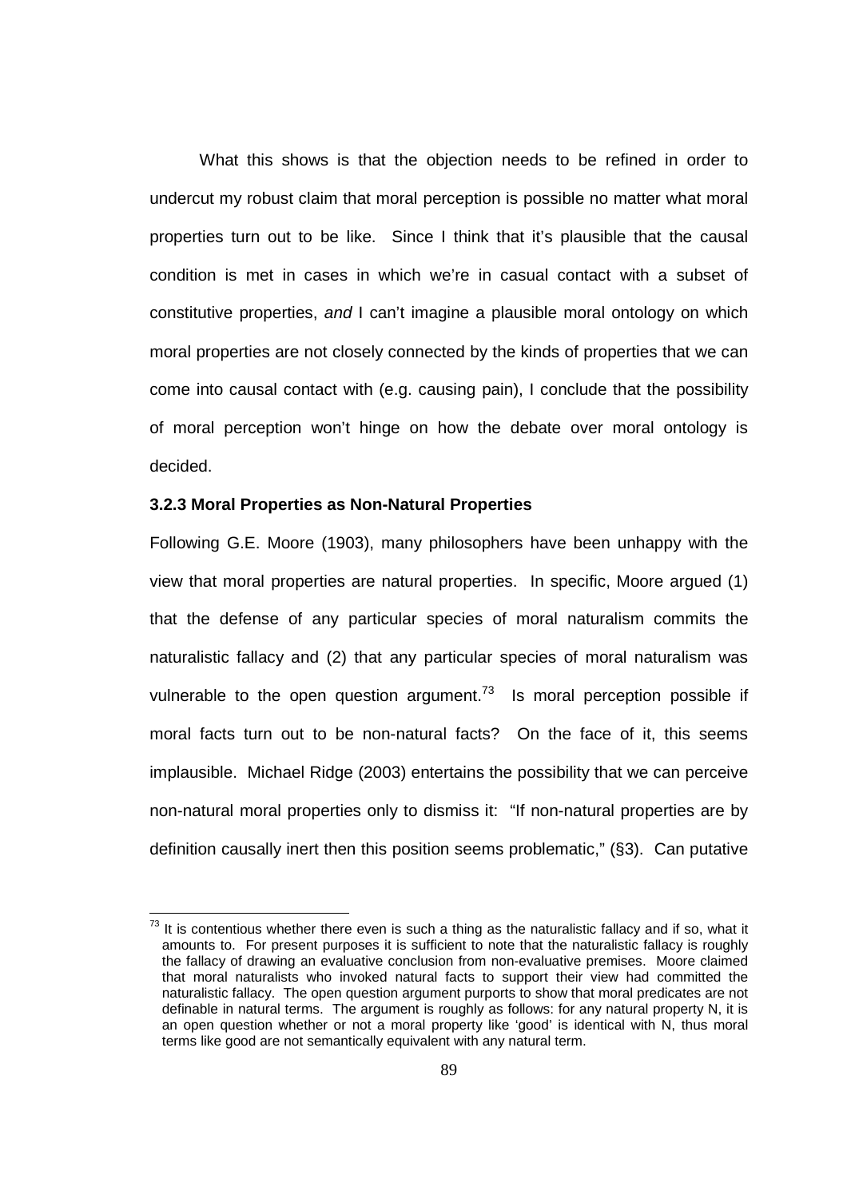What this shows is that the objection needs to be refined in order to undercut my robust claim that moral perception is possible no matter what moral properties turn out to be like. Since I think that it's plausible that the causal condition is met in cases in which we're in casual contact with a subset of constitutive properties, *and* I can't imagine a plausible moral ontology on which moral properties are not closely connected by the kinds of properties that we can come into causal contact with (e.g. causing pain), I conclude that the possibility of moral perception won't hinge on how the debate over moral ontology is decided.

### 3.2.3 Moral Properties as Non-Natural Properties

Following G.E. Moore (1903), many philosophers have been unhappy with the view that moral properties are natural properties. In specific, Moore argued (1) that the defense of any particular species of moral naturalism commits the naturalistic fallacy and (2) that any particular species of moral naturalism was vulnerable to the open question argument.[73] Is moral perception possible if moral facts turn out to be non-natural facts? On the face of it, this seems implausible. Michael Ridge (2003) entertains the possibility that we can perceive non-natural moral properties only to dismiss it: "If non-natural properties are by definition causally inert then this position seems problematic," (§3). Can putative

---

[73] It is contentious whether there even is such a thing as the naturalistic fallacy and if so, what it amounts to. For present purposes it is sufficient to note that the naturalistic fallacy is roughly the fallacy of drawing an evaluative conclusion from non-evaluative premises. Moore claimed that moral naturalists who invoked natural facts to support their view had committed the naturalistic fallacy. The open question argument purports to show that moral predicates are not definable in natural terms. The argument is roughly as follows: for any natural property N, it is an open question whether or not a moral property like 'good' is identical with N, thus moral terms like good are not semantically equivalent with any natural term.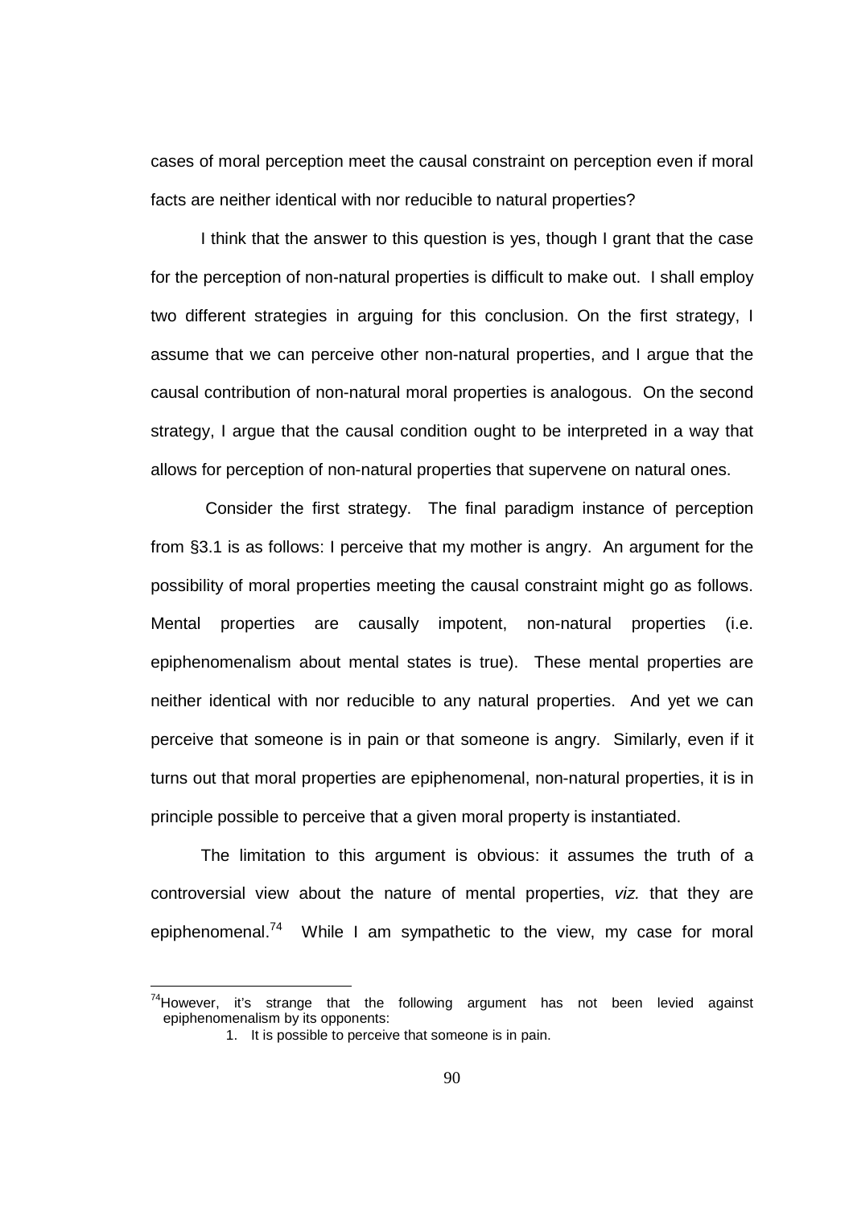cases of moral perception meet the causal constraint on perception even if moral facts are neither identical with nor reducible to natural properties?

I think that the answer to this question is yes, though I grant that the case for the perception of non-natural properties is difficult to make out. I shall employ two different strategies in arguing for this conclusion. On the first strategy, I assume that we can perceive other non-natural properties, and I argue that the causal contribution of non-natural moral properties is analogous. On the second strategy, I argue that the causal condition ought to be interpreted in a way that allows for perception of non-natural properties that supervene on natural ones.

Consider the first strategy. The final paradigm instance of perception from §3.1 is as follows: I perceive that my mother is angry. An argument for the possibility of moral properties meeting the causal constraint might go as follows. Mental properties are causally impotent, non-natural properties (i.e. epiphenomenalism about mental states is true). These mental properties are neither identical with nor reducible to any natural properties. And yet we can perceive that someone is in pain or that someone is angry. Similarly, even if it turns out that moral properties are epiphenomenal, non-natural properties, it is in principle possible to perceive that a given moral property is instantiated.

The limitation to this argument is obvious: it assumes the truth of a controversial view about the nature of mental properties, *viz.* that they are epiphenomenal.[74] While I am sympathetic to the view, my case for moral

[74] However, it's strange that the following argument has not been levied against epiphenomenalism by its opponents:

1. It is possible to perceive that someone is in pain.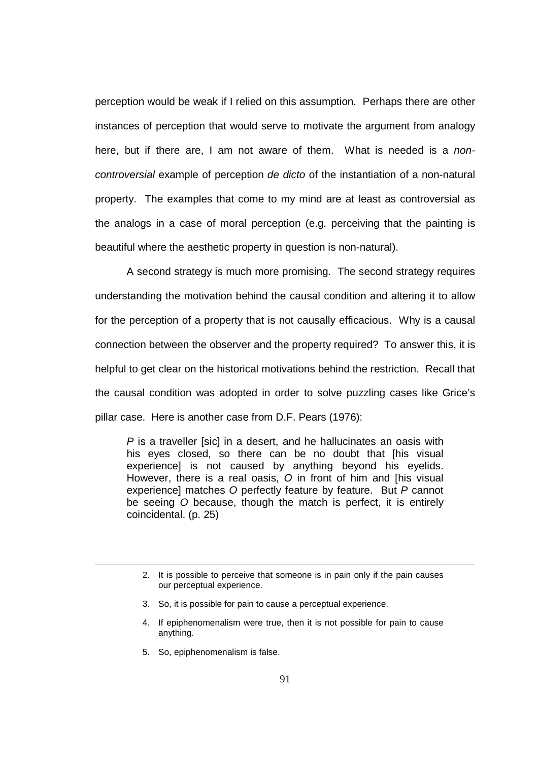perception would be weak if I relied on this assumption. Perhaps there are other instances of perception that would serve to motivate the argument from analogy here, but if there are, I am not aware of them. What is needed is a *non-controversial* example of perception *de dicto* of the instantiation of a non-natural property. The examples that come to my mind are at least as controversial as the analogs in a case of moral perception (e.g. perceiving that the painting is beautiful where the aesthetic property in question is non-natural).

A second strategy is much more promising. The second strategy requires understanding the motivation behind the causal condition and altering it to allow for the perception of a property that is not causally efficacious. Why is a causal connection between the observer and the property required? To answer this, it is helpful to get clear on the historical motivations behind the restriction. Recall that the causal condition was adopted in order to solve puzzling cases like Grice's pillar case. Here is another case from D.F. Pears (1976):

> *P* is a traveller [sic] in a desert, and he hallucinates an oasis with his eyes closed, so there can be no doubt that [his visual experience] is not caused by anything beyond his eyelids. However, there is a real oasis, *O* in front of him and [his visual experience] matches *O* perfectly feature by feature. But *P* cannot be seeing *O* because, though the match is perfect, it is entirely coincidental. (p. 25)

---

2. It is possible to perceive that someone is in pain only if the pain causes our perceptual experience.
3. So, it is possible for pain to cause a perceptual experience.
4. If epiphenomenalism were true, then it is not possible for pain to cause anything.
5. So, epiphenomenalism is false.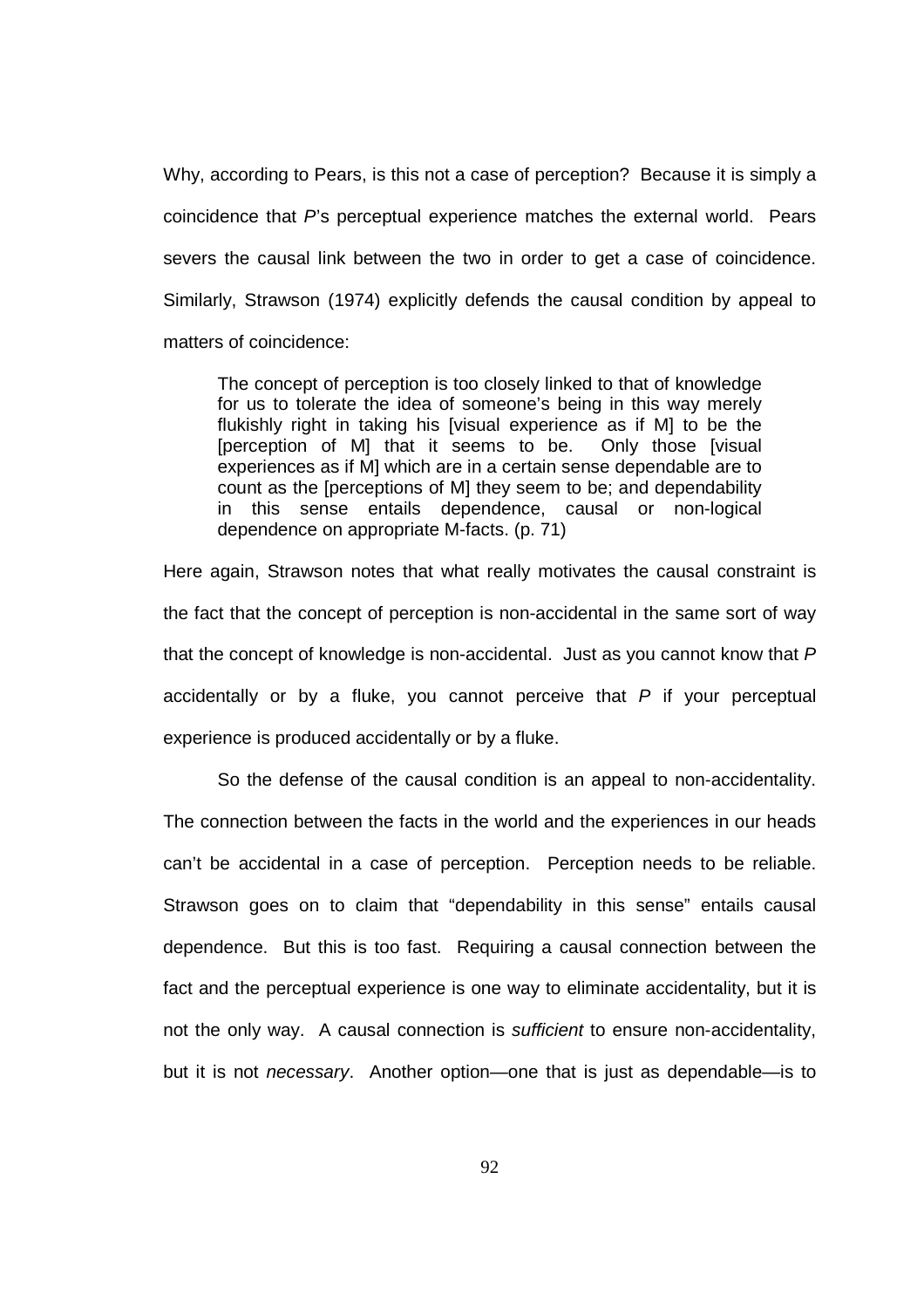Why, according to Pears, is this not a case of perception? Because it is simply a coincidence that *P*'s perceptual experience matches the external world. Pears severs the causal link between the two in order to get a case of coincidence. Similarly, Strawson (1974) explicitly defends the causal condition by appeal to matters of coincidence:

> The concept of perception is too closely linked to that of knowledge for us to tolerate the idea of someone's being in this way merely flukishly right in taking his [visual experience as if M] to be the [perception of M] that it seems to be. Only those [visual experiences as if M] which are in a certain sense dependable are to count as the [perceptions of M] they seem to be; and dependability in this sense entails dependence, causal or non-logical dependence on appropriate M-facts. (p. 71)

Here again, Strawson notes that what really motivates the causal constraint is the fact that the concept of perception is non-accidental in the same sort of way that the concept of knowledge is non-accidental. Just as you cannot know that *P* accidentally or by a fluke, you cannot perceive that *P* if your perceptual experience is produced accidentally or by a fluke.

So the defense of the causal condition is an appeal to non-accidentality. The connection between the facts in the world and the experiences in our heads can't be accidental in a case of perception. Perception needs to be reliable. Strawson goes on to claim that "dependability in this sense" entails causal dependence. But this is too fast. Requiring a causal connection between the fact and the perceptual experience is one way to eliminate accidentality, but it is not the only way. A causal connection is *sufficient* to ensure non-accidentality, but it is not *necessary*. Another option—one that is just as dependable—is to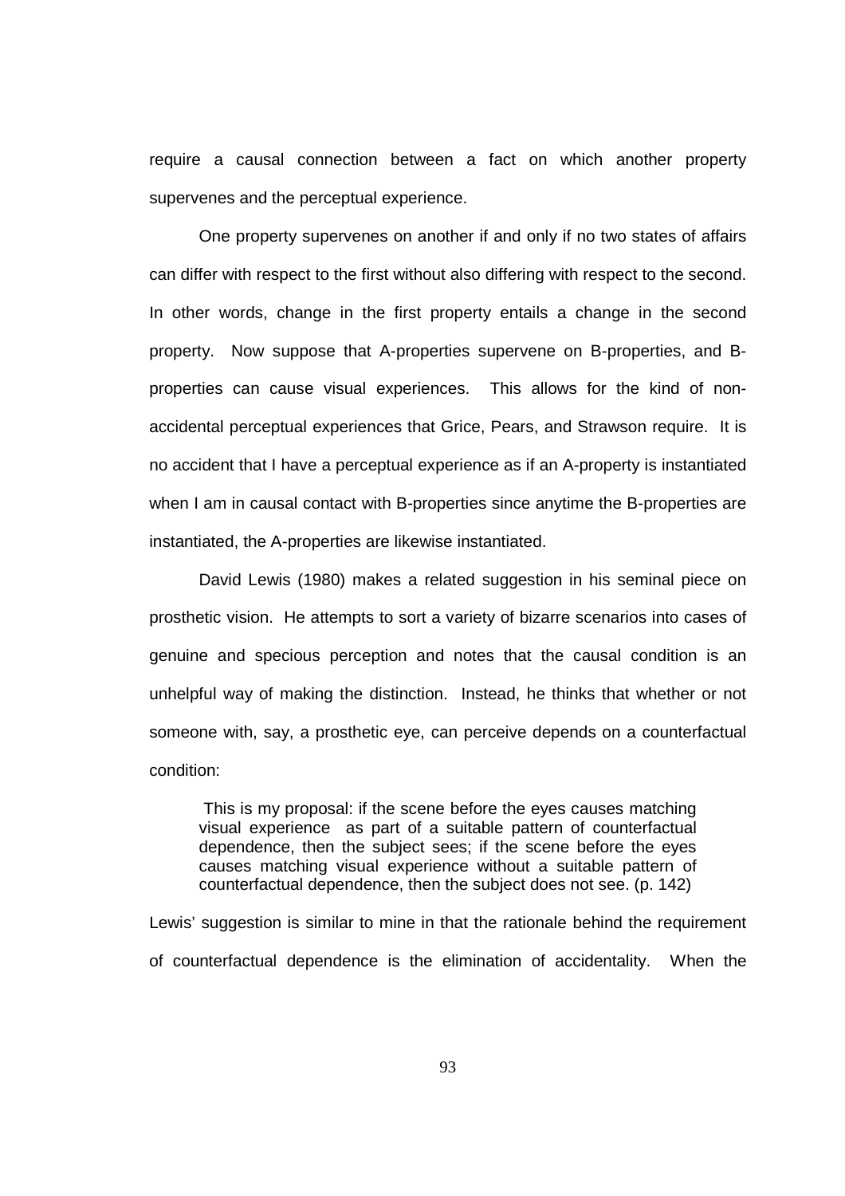require a causal connection between a fact on which another property supervenes and the perceptual experience.

One property supervenes on another if and only if no two states of affairs can differ with respect to the first without also differing with respect to the second. In other words, change in the first property entails a change in the second property. Now suppose that A-properties supervene on B-properties, and B-properties can cause visual experiences. This allows for the kind of non-accidental perceptual experiences that Grice, Pears, and Strawson require. It is no accident that I have a perceptual experience as if an A-property is instantiated when I am in causal contact with B-properties since anytime the B-properties are instantiated, the A-properties are likewise instantiated.

David Lewis (1980) makes a related suggestion in his seminal piece on prosthetic vision. He attempts to sort a variety of bizarre scenarios into cases of genuine and specious perception and notes that the causal condition is an unhelpful way of making the distinction. Instead, he thinks that whether or not someone with, say, a prosthetic eye, can perceive depends on a counterfactual condition:

> This is my proposal: if the scene before the eyes causes matching visual experience as part of a suitable pattern of counterfactual dependence, then the subject sees; if the scene before the eyes causes matching visual experience without a suitable pattern of counterfactual dependence, then the subject does not see. (p. 142)

Lewis' suggestion is similar to mine in that the rationale behind the requirement of counterfactual dependence is the elimination of accidentality. When the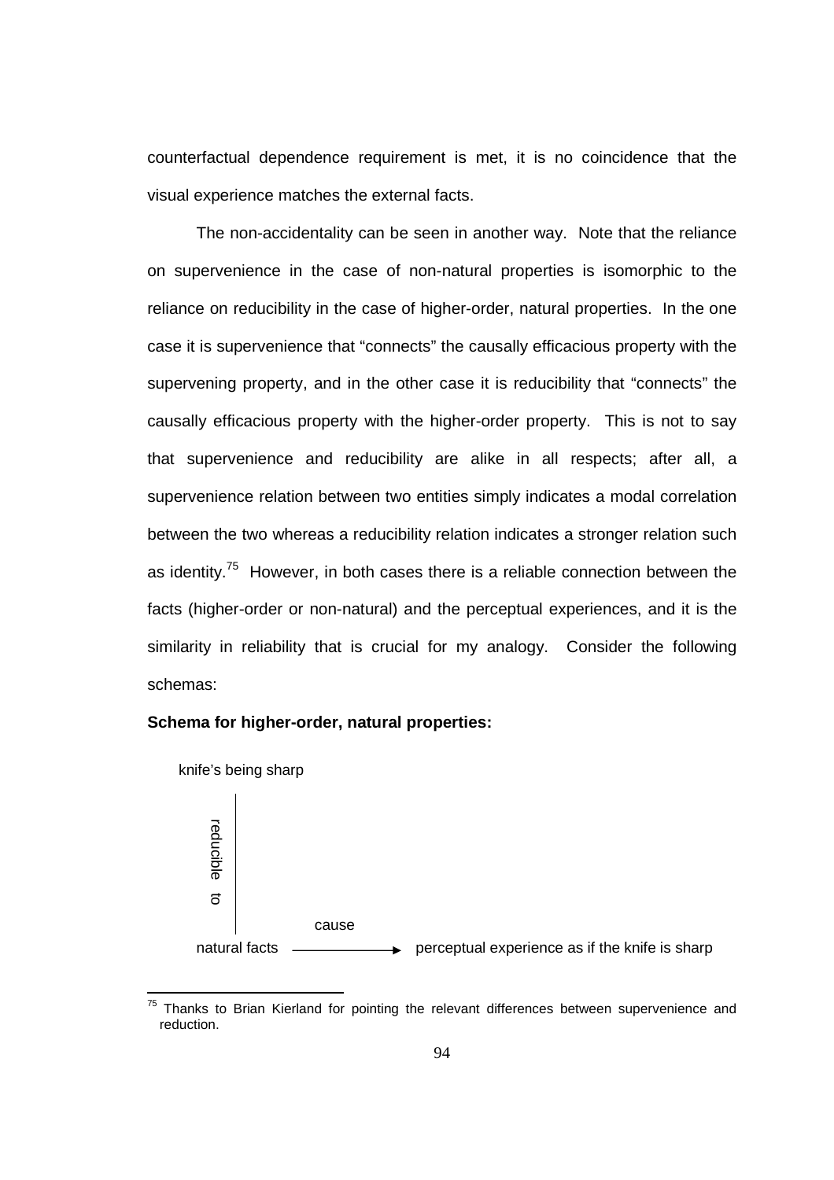counterfactual dependence requirement is met, it is no coincidence that the visual experience matches the external facts.

The non-accidentality can be seen in another way. Note that the reliance on supervenience in the case of non-natural properties is isomorphic to the reliance on reducibility in the case of higher-order, natural properties. In the one case it is supervenience that "connects" the causally efficacious property with the supervening property, and in the other case it is reducibility that "connects" the causally efficacious property with the higher-order property. This is not to say that supervenience and reducibility are alike in all respects; after all, a supervenience relation between two entities simply indicates a modal correlation between the two whereas a reducibility relation indicates a stronger relation such as identity.[75] However, in both cases there is a reliable connection between the facts (higher-order or non-natural) and the perceptual experiences, and it is the similarity in reliability that is crucial for my analogy. Consider the following schemas:

**Schema for higher-order, natural properties:**

```
knife's being sharp
    |
    | reducible to
    |
    |            cause
natural facts  ----------->  perceptual experience as if the knife is sharp
```

[75] Thanks to Brian Kierland for pointing the relevant differences between supervenience and reduction.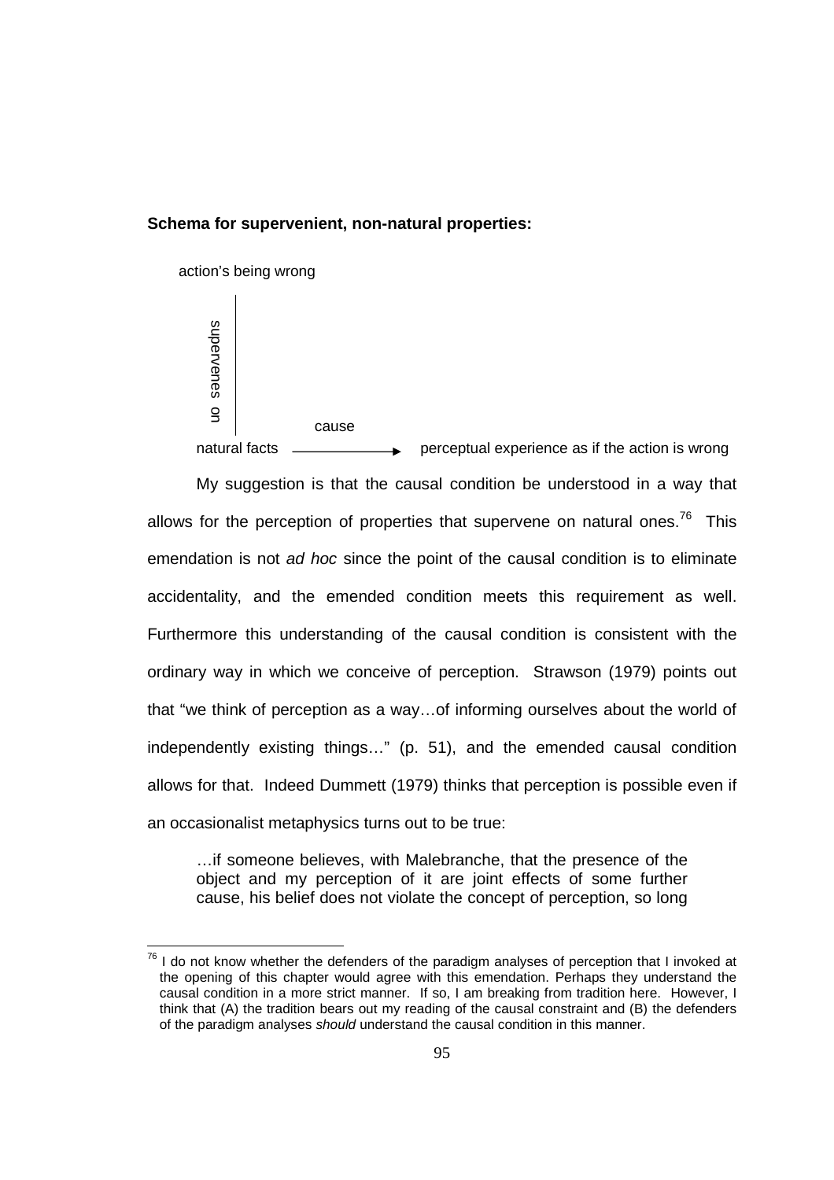**Schema for supervenient, non-natural properties:**

```
action's being wrong
        |
        | supervenes on
        |
        |         cause
natural facts  ----------->  perceptual experience as if the action is wrong
```

My suggestion is that the causal condition be understood in a way that allows for the perception of properties that supervene on natural ones.[76] This emendation is not *ad hoc* since the point of the causal condition is to eliminate accidentality, and the emended condition meets this requirement as well. Furthermore this understanding of the causal condition is consistent with the ordinary way in which we conceive of perception. Strawson (1979) points out that "we think of perception as a way…of informing ourselves about the world of independently existing things…" (p. 51), and the emended causal condition allows for that. Indeed Dummett (1979) thinks that perception is possible even if an occasionalist metaphysics turns out to be true:

> …if someone believes, with Malebranche, that the presence of the object and my perception of it are joint effects of some further cause, his belief does not violate the concept of perception, so long

[76] I do not know whether the defenders of the paradigm analyses of perception that I invoked at the opening of this chapter would agree with this emendation. Perhaps they understand the causal condition in a more strict manner. If so, I am breaking from tradition here. However, I think that (A) the tradition bears out my reading of the causal constraint and (B) the defenders of the paradigm analyses *should* understand the causal condition in this manner.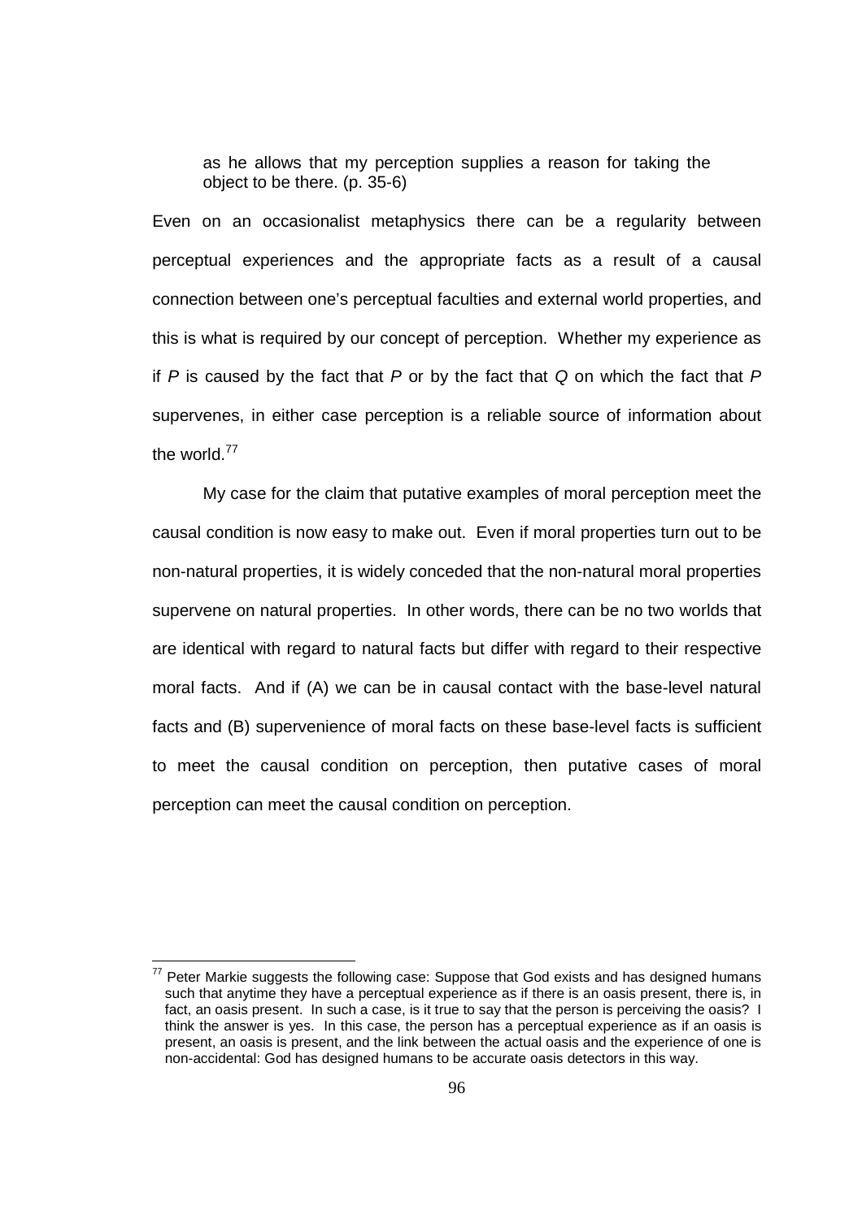> as he allows that my perception supplies a reason for taking the object to be there. (p. 35-6)

Even on an occasionalist metaphysics there can be a regularity between perceptual experiences and the appropriate facts as a result of a causal connection between one's perceptual faculties and external world properties, and this is what is required by our concept of perception. Whether my experience as if *P* is caused by the fact that *P* or by the fact that *Q* on which the fact that *P* supervenes, in either case perception is a reliable source of information about the world.[77]

My case for the claim that putative examples of moral perception meet the causal condition is now easy to make out. Even if moral properties turn out to be non-natural properties, it is widely conceded that the non-natural moral properties supervene on natural properties. In other words, there can be no two worlds that are identical with regard to natural facts but differ with regard to their respective moral facts. And if (A) we can be in causal contact with the base-level natural facts and (B) supervenience of moral facts on these base-level facts is sufficient to meet the causal condition on perception, then putative cases of moral perception can meet the causal condition on perception.

---

[77] Peter Markie suggests the following case: Suppose that God exists and has designed humans such that anytime they have a perceptual experience as if there is an oasis present, there is, in fact, an oasis present. In such a case, is it true to say that the person is perceiving the oasis? I think the answer is yes. In this case, the person has a perceptual experience as if an oasis is present, an oasis is present, and the link between the actual oasis and the experience of one is non-accidental: God has designed humans to be accurate oasis detectors in this way.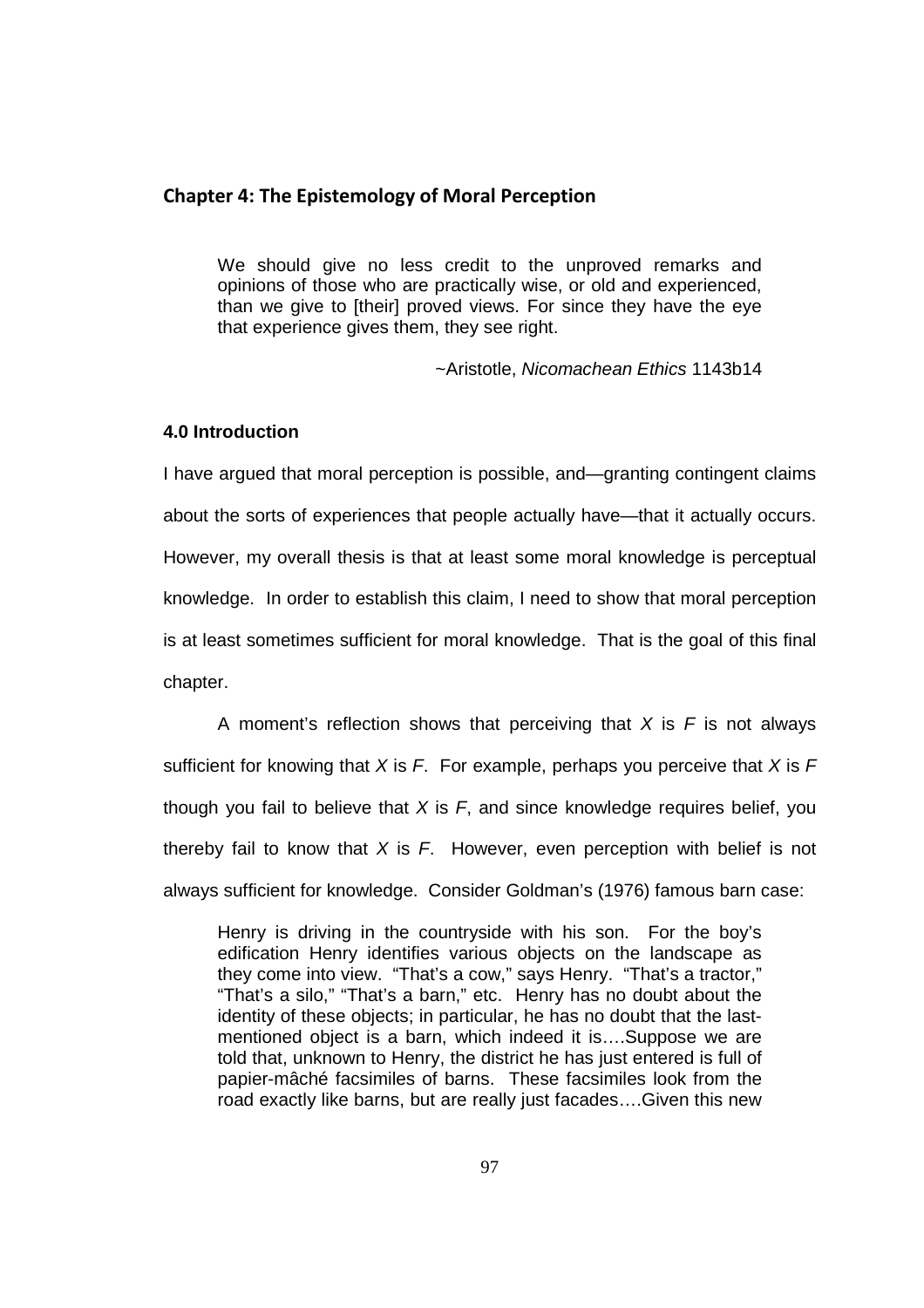## Chapter 4: The Epistemology of Moral Perception

> We should give no less credit to the unproved remarks and opinions of those who are practically wise, or old and experienced, than we give to [their] proved views. For since they have the eye that experience gives them, they see right.
>
> ~Aristotle, *Nicomachean Ethics* 1143b14

### 4.0 Introduction

I have argued that moral perception is possible, and—granting contingent claims about the sorts of experiences that people actually have—that it actually occurs. However, my overall thesis is that at least some moral knowledge is perceptual knowledge. In order to establish this claim, I need to show that moral perception is at least sometimes sufficient for moral knowledge. That is the goal of this final chapter.

A moment's reflection shows that perceiving that *X* is *F* is not always sufficient for knowing that *X* is *F*. For example, perhaps you perceive that *X* is *F* though you fail to believe that *X* is *F*, and since knowledge requires belief, you thereby fail to know that *X* is *F*. However, even perception with belief is not always sufficient for knowledge. Consider Goldman's (1976) famous barn case:

> Henry is driving in the countryside with his son. For the boy's edification Henry identifies various objects on the landscape as they come into view. "That's a cow," says Henry. "That's a tractor," "That's a silo," "That's a barn," etc. Henry has no doubt about the identity of these objects; in particular, he has no doubt that the last-mentioned object is a barn, which indeed it is….Suppose we are told that, unknown to Henry, the district he has just entered is full of papier-mâché facsimiles of barns. These facsimiles look from the road exactly like barns, but are really just facades….Given this new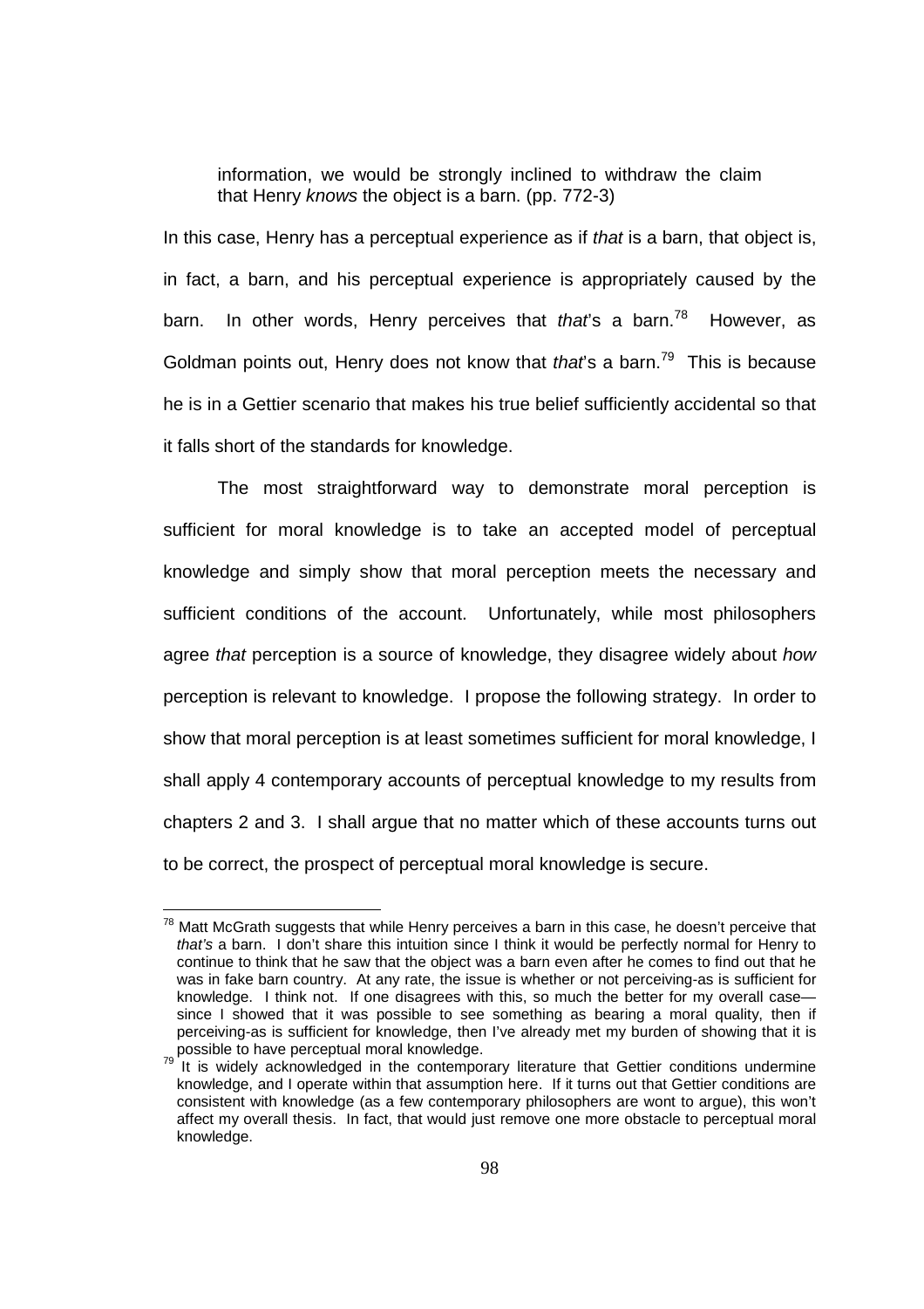> information, we would be strongly inclined to withdraw the claim that Henry *knows* the object is a barn. (pp. 772-3)

In this case, Henry has a perceptual experience as if *that* is a barn, that object is, in fact, a barn, and his perceptual experience is appropriately caused by the barn. In other words, Henry perceives that *that*'s a barn.[78] However, as Goldman points out, Henry does not know that *that*'s a barn.[79] This is because he is in a Gettier scenario that makes his true belief sufficiently accidental so that it falls short of the standards for knowledge.

The most straightforward way to demonstrate moral perception is sufficient for moral knowledge is to take an accepted model of perceptual knowledge and simply show that moral perception meets the necessary and sufficient conditions of the account. Unfortunately, while most philosophers agree *that* perception is a source of knowledge, they disagree widely about *how* perception is relevant to knowledge. I propose the following strategy. In order to show that moral perception is at least sometimes sufficient for moral knowledge, I shall apply 4 contemporary accounts of perceptual knowledge to my results from chapters 2 and 3. I shall argue that no matter which of these accounts turns out to be correct, the prospect of perceptual moral knowledge is secure.

---

[78] Matt McGrath suggests that while Henry perceives a barn in this case, he doesn't perceive that *that's* a barn. I don't share this intuition since I think it would be perfectly normal for Henry to continue to think that he saw that the object was a barn even after he comes to find out that he was in fake barn country. At any rate, the issue is whether or not perceiving-as is sufficient for knowledge. I think not. If one disagrees with this, so much the better for my overall case—since I showed that it was possible to see something as bearing a moral quality, then if perceiving-as is sufficient for knowledge, then I've already met my burden of showing that it is possible to have perceptual moral knowledge.

[79] It is widely acknowledged in the contemporary literature that Gettier conditions undermine knowledge, and I operate within that assumption here. If it turns out that Gettier conditions are consistent with knowledge (as a few contemporary philosophers are wont to argue), this won't affect my overall thesis. In fact, that would just remove one more obstacle to perceptual moral knowledge.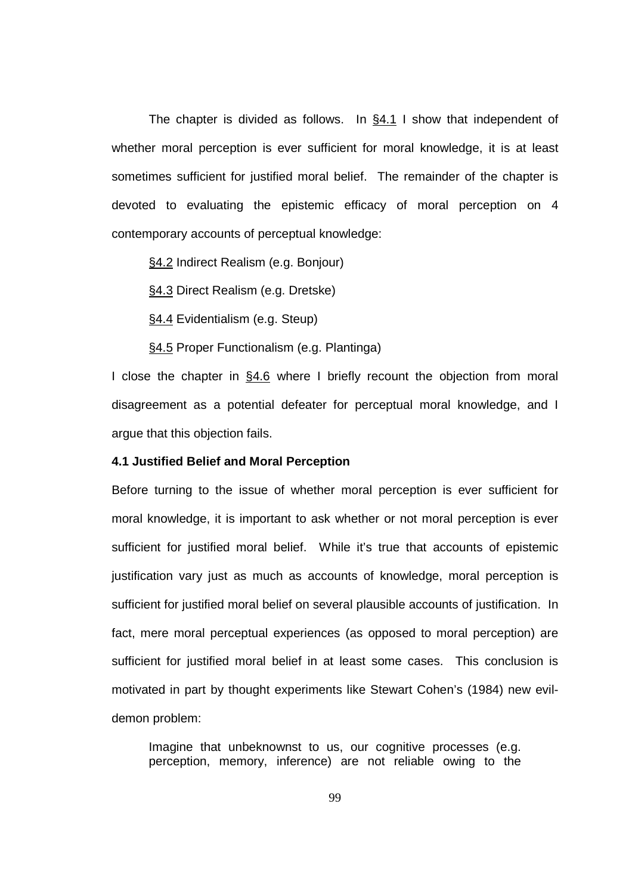The chapter is divided as follows. In §4.1 I show that independent of whether moral perception is ever sufficient for moral knowledge, it is at least sometimes sufficient for justified moral belief. The remainder of the chapter is devoted to evaluating the epistemic efficacy of moral perception on 4 contemporary accounts of perceptual knowledge:

§4.2 Indirect Realism (e.g. Bonjour)

§4.3 Direct Realism (e.g. Dretske)

§4.4 Evidentialism (e.g. Steup)

§4.5 Proper Functionalism (e.g. Plantinga)

I close the chapter in §4.6 where I briefly recount the objection from moral disagreement as a potential defeater for perceptual moral knowledge, and I argue that this objection fails.

### 4.1 Justified Belief and Moral Perception

Before turning to the issue of whether moral perception is ever sufficient for moral knowledge, it is important to ask whether or not moral perception is ever sufficient for justified moral belief. While it's true that accounts of epistemic justification vary just as much as accounts of knowledge, moral perception is sufficient for justified moral belief on several plausible accounts of justification. In fact, mere moral perceptual experiences (as opposed to moral perception) are sufficient for justified moral belief in at least some cases. This conclusion is motivated in part by thought experiments like Stewart Cohen's (1984) new evil-demon problem:

> Imagine that unbeknownst to us, our cognitive processes (e.g. perception, memory, inference) are not reliable owing to the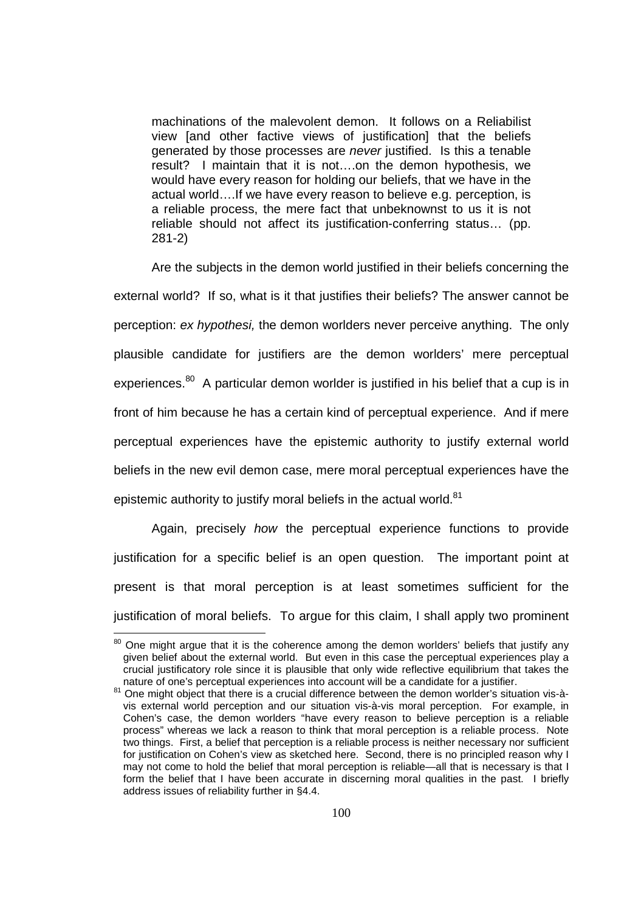> machinations of the malevolent demon. It follows on a Reliabilist view [and other factive views of justification] that the beliefs generated by those processes are *never* justified. Is this a tenable result? I maintain that it is not….on the demon hypothesis, we would have every reason for holding our beliefs, that we have in the actual world….If we have every reason to believe e.g. perception, is a reliable process, the mere fact that unbeknownst to us it is not reliable should not affect its justification-conferring status… (pp. 281-2)

Are the subjects in the demon world justified in their beliefs concerning the external world? If so, what is it that justifies their beliefs? The answer cannot be perception: *ex hypothesi,* the demon worlders never perceive anything. The only plausible candidate for justifiers are the demon worlders' mere perceptual experiences.[80] A particular demon worlder is justified in his belief that a cup is in front of him because he has a certain kind of perceptual experience. And if mere perceptual experiences have the epistemic authority to justify external world beliefs in the new evil demon case, mere moral perceptual experiences have the epistemic authority to justify moral beliefs in the actual world.[81]

Again, precisely *how* the perceptual experience functions to provide justification for a specific belief is an open question. The important point at present is that moral perception is at least sometimes sufficient for the justification of moral beliefs. To argue for this claim, I shall apply two prominent

---

[80] One might argue that it is the coherence among the demon worlders' beliefs that justify any given belief about the external world. But even in this case the perceptual experiences play a crucial justificatory role since it is plausible that only wide reflective equilibrium that takes the nature of one's perceptual experiences into account will be a candidate for a justifier.

[81] One might object that there is a crucial difference between the demon worlder's situation vis-à-vis external world perception and our situation vis-à-vis moral perception. For example, in Cohen's case, the demon worlders "have every reason to believe perception is a reliable process" whereas we lack a reason to think that moral perception is a reliable process. Note two things. First, a belief that perception is a reliable process is neither necessary nor sufficient for justification on Cohen's view as sketched here. Second, there is no principled reason why I may not come to hold the belief that moral perception is reliable—all that is necessary is that I form the belief that I have been accurate in discerning moral qualities in the past. I briefly address issues of reliability further in §4.4.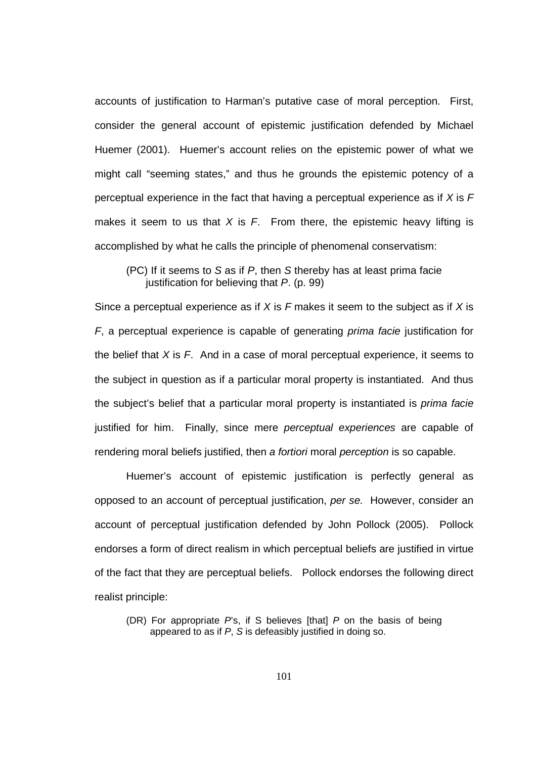accounts of justification to Harman's putative case of moral perception. First, consider the general account of epistemic justification defended by Michael Huemer (2001). Huemer's account relies on the epistemic power of what we might call "seeming states," and thus he grounds the epistemic potency of a perceptual experience in the fact that having a perceptual experience as if *X* is *F* makes it seem to us that *X* is *F*. From there, the epistemic heavy lifting is accomplished by what he calls the principle of phenomenal conservatism:

> (PC) If it seems to *S* as if *P*, then *S* thereby has at least prima facie justification for believing that *P*. (p. 99)

Since a perceptual experience as if *X* is *F* makes it seem to the subject as if *X* is *F*, a perceptual experience is capable of generating *prima facie* justification for the belief that *X* is *F*. And in a case of moral perceptual experience, it seems to the subject in question as if a particular moral property is instantiated. And thus the subject's belief that a particular moral property is instantiated is *prima facie* justified for him. Finally, since mere *perceptual experiences* are capable of rendering moral beliefs justified, then *a fortiori* moral *perception* is so capable.

Huemer's account of epistemic justification is perfectly general as opposed to an account of perceptual justification, *per se.* However, consider an account of perceptual justification defended by John Pollock (2005). Pollock endorses a form of direct realism in which perceptual beliefs are justified in virtue of the fact that they are perceptual beliefs. Pollock endorses the following direct realist principle:

> (DR) For appropriate *P*'s, if S believes [that] *P* on the basis of being appeared to as if *P*, *S* is defeasibly justified in doing so.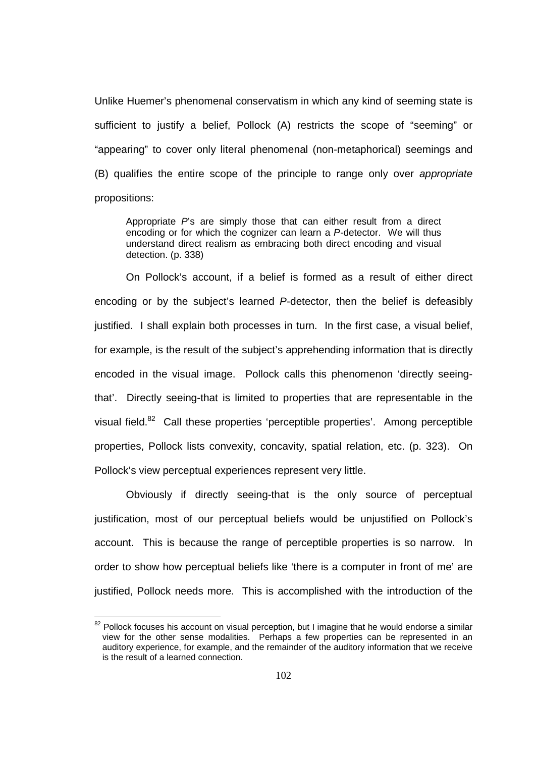Unlike Huemer's phenomenal conservatism in which any kind of seeming state is sufficient to justify a belief, Pollock (A) restricts the scope of "seeming" or "appearing" to cover only literal phenomenal (non-metaphorical) seemings and (B) qualifies the entire scope of the principle to range only over *appropriate* propositions:

> Appropriate *P*'s are simply those that can either result from a direct encoding or for which the cognizer can learn a *P*-detector. We will thus understand direct realism as embracing both direct encoding and visual detection. (p. 338)

On Pollock's account, if a belief is formed as a result of either direct encoding or by the subject's learned *P*-detector, then the belief is defeasibly justified. I shall explain both processes in turn. In the first case, a visual belief, for example, is the result of the subject's apprehending information that is directly encoded in the visual image. Pollock calls this phenomenon 'directly seeing-that'. Directly seeing-that is limited to properties that are representable in the visual field.[82] Call these properties 'perceptible properties'. Among perceptible properties, Pollock lists convexity, concavity, spatial relation, etc. (p. 323). On Pollock's view perceptual experiences represent very little.

Obviously if directly seeing-that is the only source of perceptual justification, most of our perceptual beliefs would be unjustified on Pollock's account. This is because the range of perceptible properties is so narrow. In order to show how perceptual beliefs like 'there is a computer in front of me' are justified, Pollock needs more. This is accomplished with the introduction of the

---

[82] Pollock focuses his account on visual perception, but I imagine that he would endorse a similar view for the other sense modalities. Perhaps a few properties can be represented in an auditory experience, for example, and the remainder of the auditory information that we receive is the result of a learned connection.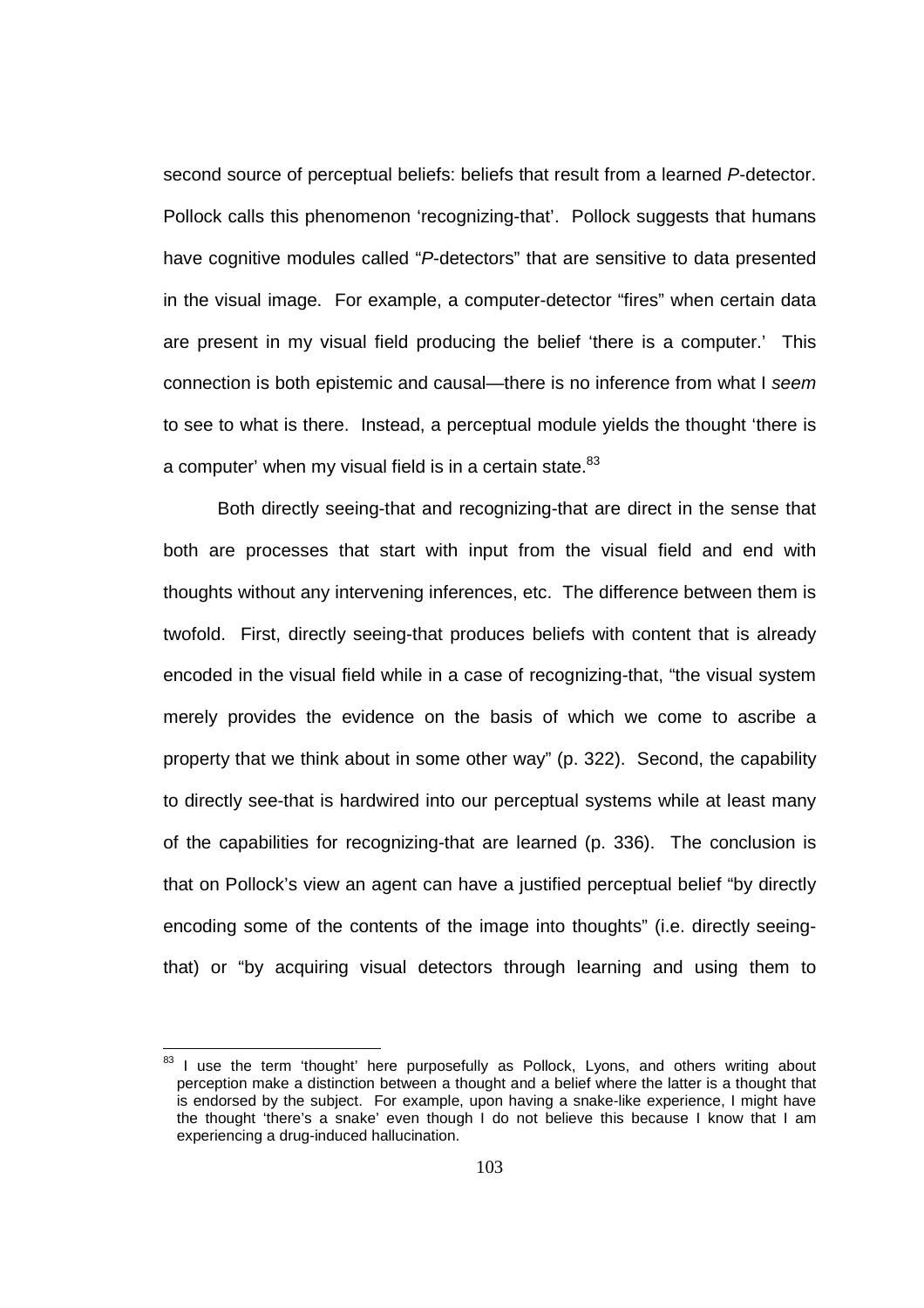second source of perceptual beliefs: beliefs that result from a learned *P*-detector. Pollock calls this phenomenon 'recognizing-that'. Pollock suggests that humans have cognitive modules called "*P*-detectors" that are sensitive to data presented in the visual image. For example, a computer-detector "fires" when certain data are present in my visual field producing the belief 'there is a computer.' This connection is both epistemic and causal—there is no inference from what I *seem* to see to what is there. Instead, a perceptual module yields the thought 'there is a computer' when my visual field is in a certain state.[83]

Both directly seeing-that and recognizing-that are direct in the sense that both are processes that start with input from the visual field and end with thoughts without any intervening inferences, etc. The difference between them is twofold. First, directly seeing-that produces beliefs with content that is already encoded in the visual field while in a case of recognizing-that, "the visual system merely provides the evidence on the basis of which we come to ascribe a property that we think about in some other way" (p. 322). Second, the capability to directly see-that is hardwired into our perceptual systems while at least many of the capabilities for recognizing-that are learned (p. 336). The conclusion is that on Pollock's view an agent can have a justified perceptual belief "by directly encoding some of the contents of the image into thoughts" (i.e. directly seeing-that) or "by acquiring visual detectors through learning and using them to

[83] I use the term 'thought' here purposefully as Pollock, Lyons, and others writing about perception make a distinction between a thought and a belief where the latter is a thought that is endorsed by the subject. For example, upon having a snake-like experience, I might have the thought 'there's a snake' even though I do not believe this because I know that I am experiencing a drug-induced hallucination.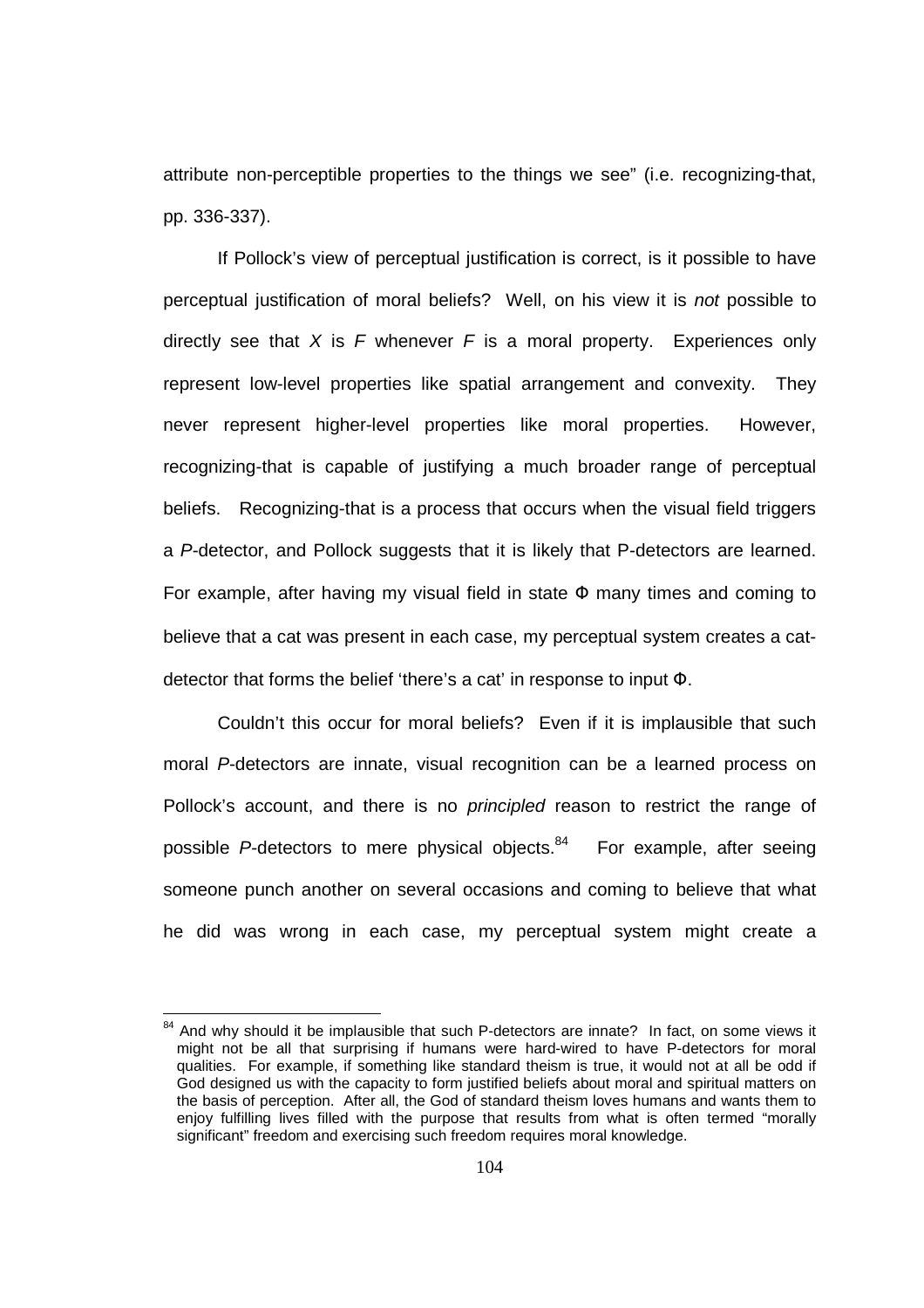attribute non-perceptible properties to the things we see" (i.e. recognizing-that, pp. 336-337).

If Pollock's view of perceptual justification is correct, is it possible to have perceptual justification of moral beliefs? Well, on his view it is *not* possible to directly see that $X$ is $F$ whenever $F$ is a moral property. Experiences only represent low-level properties like spatial arrangement and convexity. They never represent higher-level properties like moral properties. However, recognizing-that is capable of justifying a much broader range of perceptual beliefs. Recognizing-that is a process that occurs when the visual field triggers a *P*-detector, and Pollock suggests that it is likely that P-detectors are learned. For example, after having my visual field in state Φ many times and coming to believe that a cat was present in each case, my perceptual system creates a cat-detector that forms the belief 'there's a cat' in response to input Φ.

Couldn't this occur for moral beliefs? Even if it is implausible that such moral *P*-detectors are innate, visual recognition can be a learned process on Pollock's account, and there is no *principled* reason to restrict the range of possible *P*-detectors to mere physical objects.[84] For example, after seeing someone punch another on several occasions and coming to believe that what he did was wrong in each case, my perceptual system might create a

[84] And why should it be implausible that such P-detectors are innate? In fact, on some views it might not be all that surprising if humans were hard-wired to have P-detectors for moral qualities. For example, if something like standard theism is true, it would not at all be odd if God designed us with the capacity to form justified beliefs about moral and spiritual matters on the basis of perception. After all, the God of standard theism loves humans and wants them to enjoy fulfilling lives filled with the purpose that results from what is often termed "morally significant" freedom and exercising such freedom requires moral knowledge.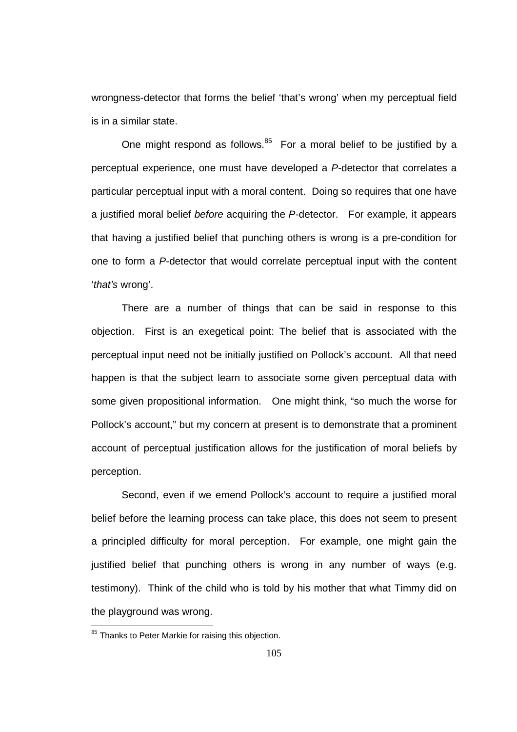wrongness-detector that forms the belief 'that's wrong' when my perceptual field is in a similar state.

One might respond as follows.[85] For a moral belief to be justified by a perceptual experience, one must have developed a *P*-detector that correlates a particular perceptual input with a moral content. Doing so requires that one have a justified moral belief *before* acquiring the *P*-detector. For example, it appears that having a justified belief that punching others is wrong is a pre-condition for one to form a *P*-detector that would correlate perceptual input with the content '*that's* wrong'.

There are a number of things that can be said in response to this objection. First is an exegetical point: The belief that is associated with the perceptual input need not be initially justified on Pollock's account. All that need happen is that the subject learn to associate some given perceptual data with some given propositional information. One might think, "so much the worse for Pollock's account," but my concern at present is to demonstrate that a prominent account of perceptual justification allows for the justification of moral beliefs by perception.

Second, even if we emend Pollock's account to require a justified moral belief before the learning process can take place, this does not seem to present a principled difficulty for moral perception. For example, one might gain the justified belief that punching others is wrong in any number of ways (e.g. testimony). Think of the child who is told by his mother that what Timmy did on the playground was wrong.

[85] Thanks to Peter Markie for raising this objection.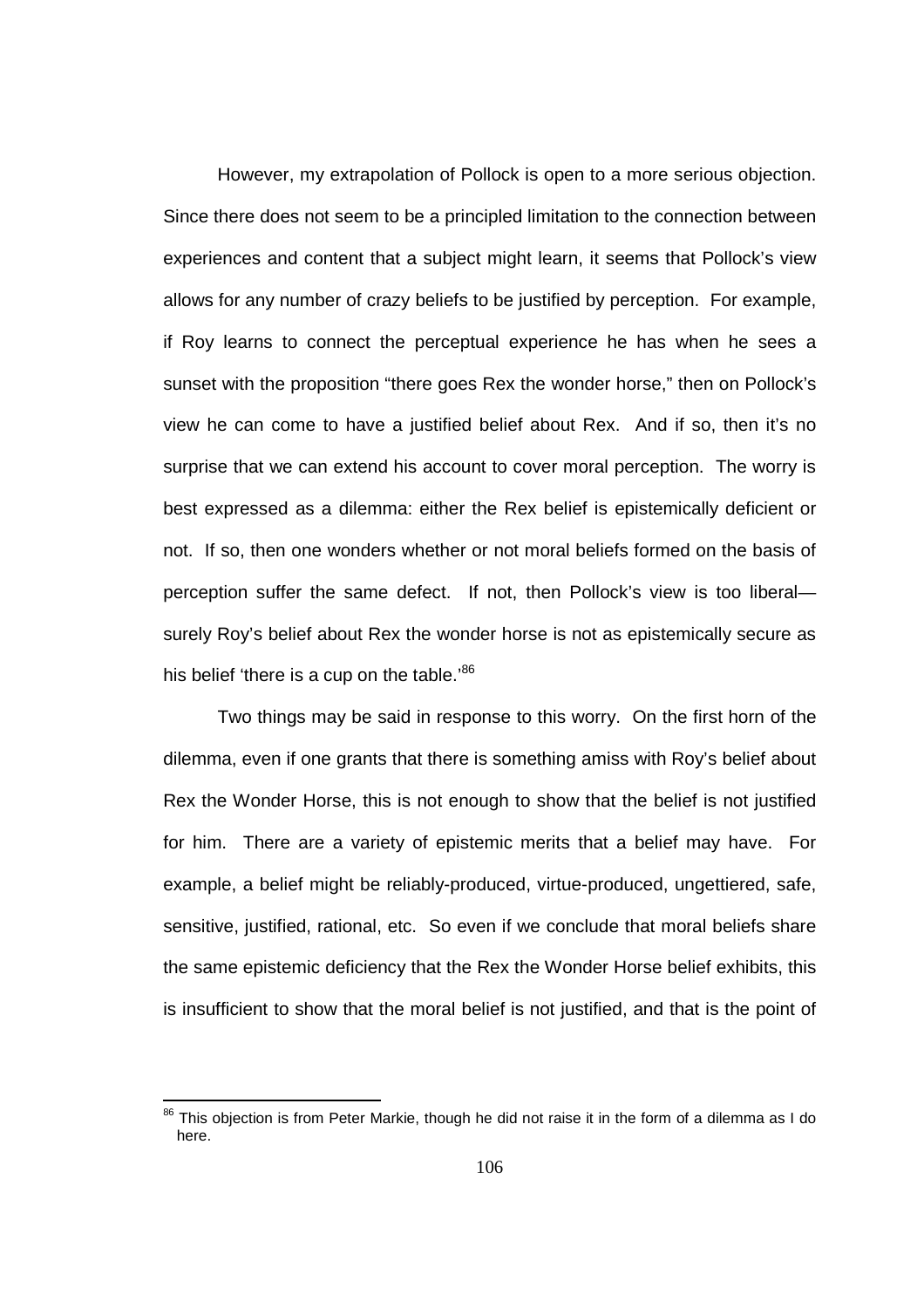However, my extrapolation of Pollock is open to a more serious objection. Since there does not seem to be a principled limitation to the connection between experiences and content that a subject might learn, it seems that Pollock's view allows for any number of crazy beliefs to be justified by perception. For example, if Roy learns to connect the perceptual experience he has when he sees a sunset with the proposition "there goes Rex the wonder horse," then on Pollock's view he can come to have a justified belief about Rex. And if so, then it's no surprise that we can extend his account to cover moral perception. The worry is best expressed as a dilemma: either the Rex belief is epistemically deficient or not. If so, then one wonders whether or not moral beliefs formed on the basis of perception suffer the same defect. If not, then Pollock's view is too liberal—surely Roy's belief about Rex the wonder horse is not as epistemically secure as his belief 'there is a cup on the table.'[86]

Two things may be said in response to this worry. On the first horn of the dilemma, even if one grants that there is something amiss with Roy's belief about Rex the Wonder Horse, this is not enough to show that the belief is not justified for him. There are a variety of epistemic merits that a belief may have. For example, a belief might be reliably-produced, virtue-produced, ungettiered, safe, sensitive, justified, rational, etc. So even if we conclude that moral beliefs share the same epistemic deficiency that the Rex the Wonder Horse belief exhibits, this is insufficient to show that the moral belief is not justified, and that is the point of

---

[86] This objection is from Peter Markie, though he did not raise it in the form of a dilemma as I do here.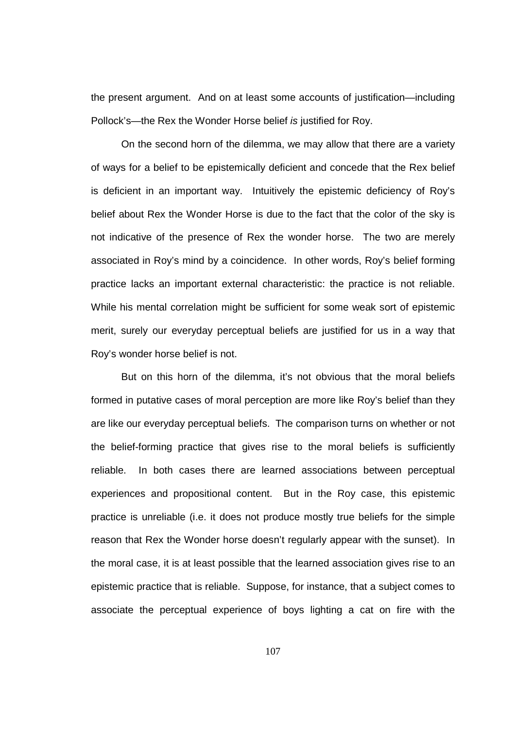the present argument. And on at least some accounts of justification—including Pollock's—the Rex the Wonder Horse belief *is* justified for Roy.

On the second horn of the dilemma, we may allow that there are a variety of ways for a belief to be epistemically deficient and concede that the Rex belief is deficient in an important way. Intuitively the epistemic deficiency of Roy's belief about Rex the Wonder Horse is due to the fact that the color of the sky is not indicative of the presence of Rex the wonder horse. The two are merely associated in Roy's mind by a coincidence. In other words, Roy's belief forming practice lacks an important external characteristic: the practice is not reliable. While his mental correlation might be sufficient for some weak sort of epistemic merit, surely our everyday perceptual beliefs are justified for us in a way that Roy's wonder horse belief is not.

But on this horn of the dilemma, it's not obvious that the moral beliefs formed in putative cases of moral perception are more like Roy's belief than they are like our everyday perceptual beliefs. The comparison turns on whether or not the belief-forming practice that gives rise to the moral beliefs is sufficiently reliable. In both cases there are learned associations between perceptual experiences and propositional content. But in the Roy case, this epistemic practice is unreliable (i.e. it does not produce mostly true beliefs for the simple reason that Rex the Wonder horse doesn't regularly appear with the sunset). In the moral case, it is at least possible that the learned association gives rise to an epistemic practice that is reliable. Suppose, for instance, that a subject comes to associate the perceptual experience of boys lighting a cat on fire with the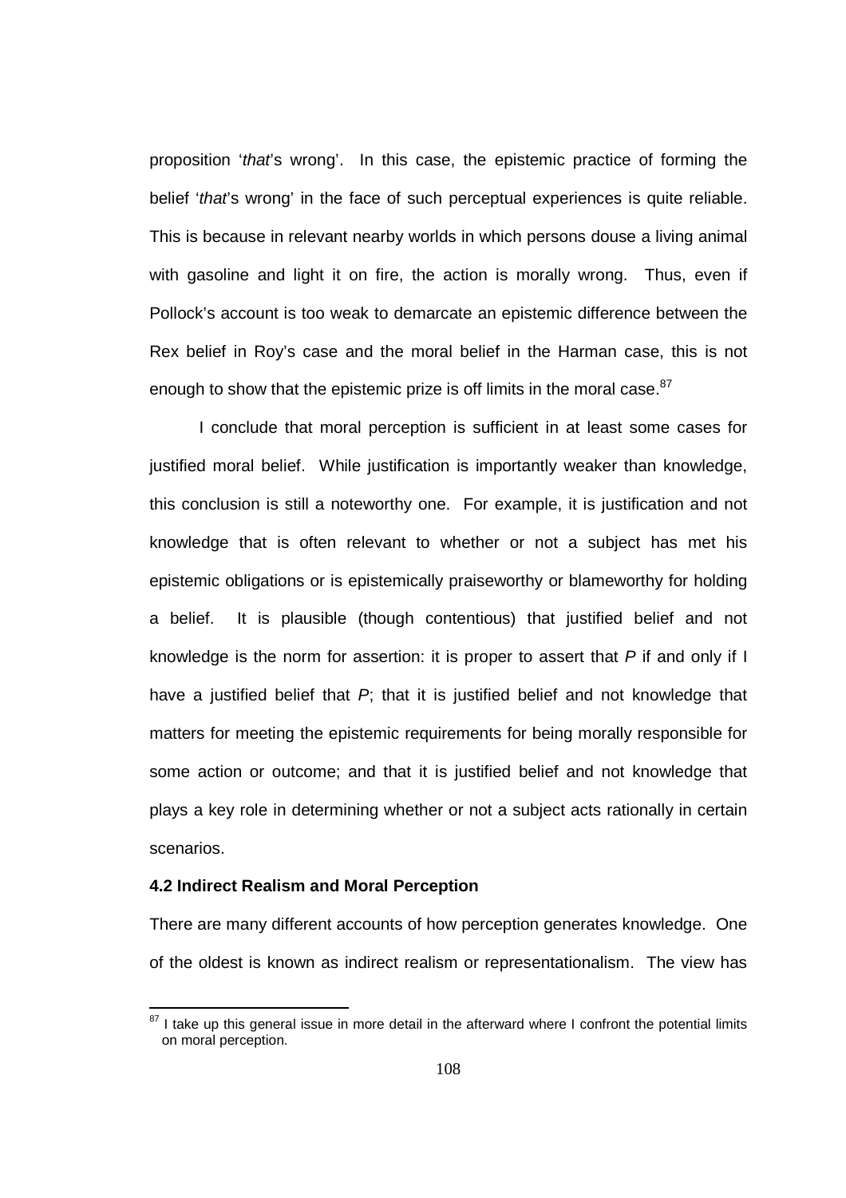proposition '*that*'s wrong'. In this case, the epistemic practice of forming the belief '*that*'s wrong' in the face of such perceptual experiences is quite reliable. This is because in relevant nearby worlds in which persons douse a living animal with gasoline and light it on fire, the action is morally wrong. Thus, even if Pollock's account is too weak to demarcate an epistemic difference between the Rex belief in Roy's case and the moral belief in the Harman case, this is not enough to show that the epistemic prize is off limits in the moral case.[87]

I conclude that moral perception is sufficient in at least some cases for justified moral belief. While justification is importantly weaker than knowledge, this conclusion is still a noteworthy one. For example, it is justification and not knowledge that is often relevant to whether or not a subject has met his epistemic obligations or is epistemically praiseworthy or blameworthy for holding a belief. It is plausible (though contentious) that justified belief and not knowledge is the norm for assertion: it is proper to assert that *P* if and only if I have a justified belief that *P*; that it is justified belief and not knowledge that matters for meeting the epistemic requirements for being morally responsible for some action or outcome; and that it is justified belief and not knowledge that plays a key role in determining whether or not a subject acts rationally in certain scenarios.

### 4.2 Indirect Realism and Moral Perception

There are many different accounts of how perception generates knowledge. One of the oldest is known as indirect realism or representationalism. The view has

[87] I take up this general issue in more detail in the afterward where I confront the potential limits on moral perception.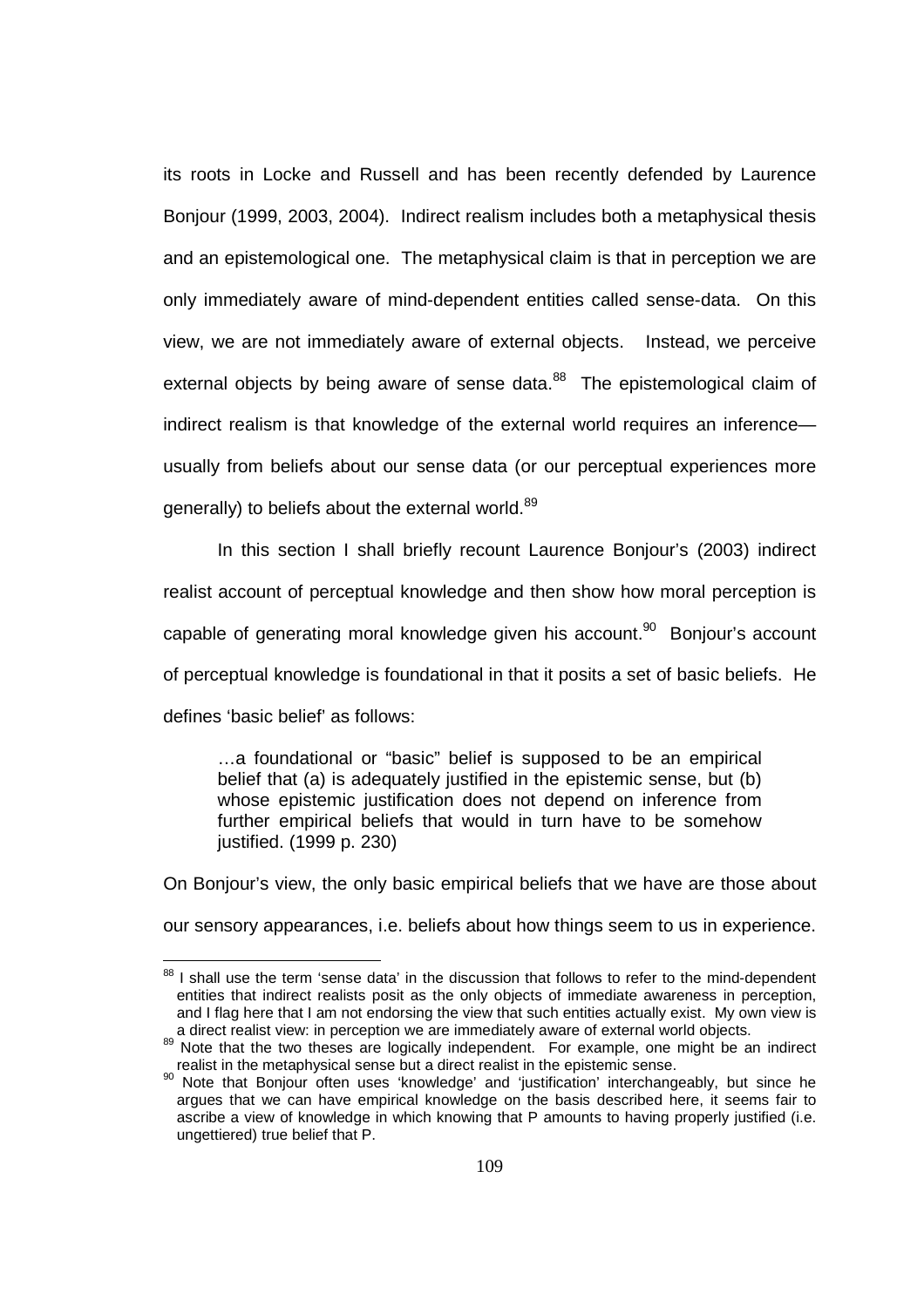its roots in Locke and Russell and has been recently defended by Laurence Bonjour (1999, 2003, 2004). Indirect realism includes both a metaphysical thesis and an epistemological one. The metaphysical claim is that in perception we are only immediately aware of mind-dependent entities called sense-data. On this view, we are not immediately aware of external objects. Instead, we perceive external objects by being aware of sense data.[88] The epistemological claim of indirect realism is that knowledge of the external world requires an inference—usually from beliefs about our sense data (or our perceptual experiences more generally) to beliefs about the external world.[89]

In this section I shall briefly recount Laurence Bonjour's (2003) indirect realist account of perceptual knowledge and then show how moral perception is capable of generating moral knowledge given his account.[90] Bonjour's account of perceptual knowledge is foundational in that it posits a set of basic beliefs. He defines 'basic belief' as follows:

> …a foundational or "basic" belief is supposed to be an empirical belief that (a) is adequately justified in the epistemic sense, but (b) whose epistemic justification does not depend on inference from further empirical beliefs that would in turn have to be somehow justified. (1999 p. 230)

On Bonjour's view, the only basic empirical beliefs that we have are those about our sensory appearances, i.e. beliefs about how things seem to us in experience.

---

[88] I shall use the term 'sense data' in the discussion that follows to refer to the mind-dependent entities that indirect realists posit as the only objects of immediate awareness in perception, and I flag here that I am not endorsing the view that such entities actually exist. My own view is a direct realist view: in perception we are immediately aware of external world objects.

[89] Note that the two theses are logically independent. For example, one might be an indirect realist in the metaphysical sense but a direct realist in the epistemic sense.

[90] Note that Bonjour often uses 'knowledge' and 'justification' interchangeably, but since he argues that we can have empirical knowledge on the basis described here, it seems fair to ascribe a view of knowledge in which knowing that P amounts to having properly justified (i.e. ungettiered) true belief that P.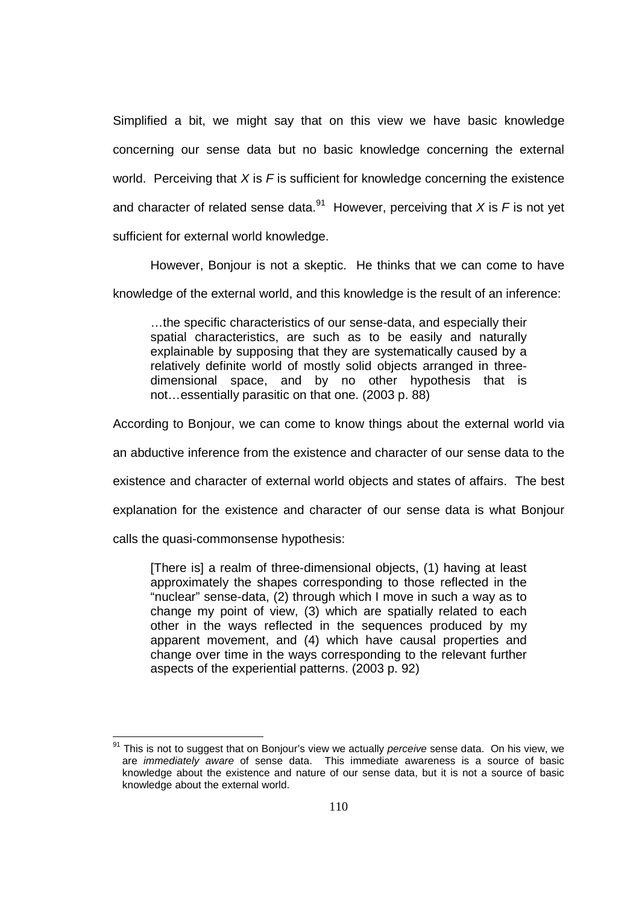Simplified a bit, we might say that on this view we have basic knowledge concerning our sense data but no basic knowledge concerning the external world. Perceiving that *X* is *F* is sufficient for knowledge concerning the existence and character of related sense data.[91] However, perceiving that *X* is *F* is not yet sufficient for external world knowledge.

However, Bonjour is not a skeptic. He thinks that we can come to have knowledge of the external world, and this knowledge is the result of an inference:

> …the specific characteristics of our sense-data, and especially their spatial characteristics, are such as to be easily and naturally explainable by supposing that they are systematically caused by a relatively definite world of mostly solid objects arranged in three-dimensional space, and by no other hypothesis that is not…essentially parasitic on that one. (2003 p. 88)

According to Bonjour, we can come to know things about the external world via an abductive inference from the existence and character of our sense data to the existence and character of external world objects and states of affairs. The best explanation for the existence and character of our sense data is what Bonjour calls the quasi-commonsense hypothesis:

> [There is] a realm of three-dimensional objects, (1) having at least approximately the shapes corresponding to those reflected in the "nuclear" sense-data, (2) through which I move in such a way as to change my point of view, (3) which are spatially related to each other in the ways reflected in the sequences produced by my apparent movement, and (4) which have causal properties and change over time in the ways corresponding to the relevant further aspects of the experiential patterns. (2003 p. 92)

---

[91] This is not to suggest that on Bonjour's view we actually *perceive* sense data. On his view, we are *immediately aware* of sense data. This immediate awareness is a source of basic knowledge about the existence and nature of our sense data, but it is not a source of basic knowledge about the external world.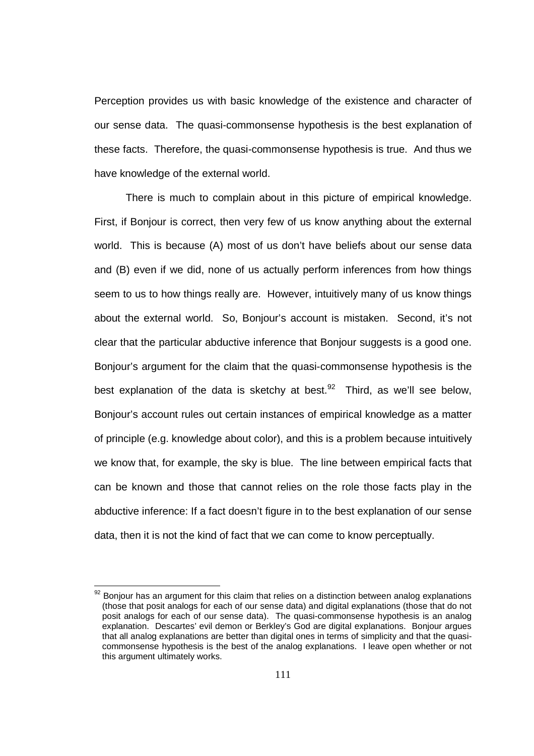Perception provides us with basic knowledge of the existence and character of our sense data. The quasi-commonsense hypothesis is the best explanation of these facts. Therefore, the quasi-commonsense hypothesis is true. And thus we have knowledge of the external world.

There is much to complain about in this picture of empirical knowledge. First, if Bonjour is correct, then very few of us know anything about the external world. This is because (A) most of us don't have beliefs about our sense data and (B) even if we did, none of us actually perform inferences from how things seem to us to how things really are. However, intuitively many of us know things about the external world. So, Bonjour's account is mistaken. Second, it's not clear that the particular abductive inference that Bonjour suggests is a good one. Bonjour's argument for the claim that the quasi-commonsense hypothesis is the best explanation of the data is sketchy at best.[92] Third, as we'll see below, Bonjour's account rules out certain instances of empirical knowledge as a matter of principle (e.g. knowledge about color), and this is a problem because intuitively we know that, for example, the sky is blue. The line between empirical facts that can be known and those that cannot relies on the role those facts play in the abductive inference: If a fact doesn't figure in to the best explanation of our sense data, then it is not the kind of fact that we can come to know perceptually.

---

[92] Bonjour has an argument for this claim that relies on a distinction between analog explanations (those that posit analogs for each of our sense data) and digital explanations (those that do not posit analogs for each of our sense data). The quasi-commonsense hypothesis is an analog explanation. Descartes' evil demon or Berkley's God are digital explanations. Bonjour argues that all analog explanations are better than digital ones in terms of simplicity and that the quasi-commonsense hypothesis is the best of the analog explanations. I leave open whether or not this argument ultimately works.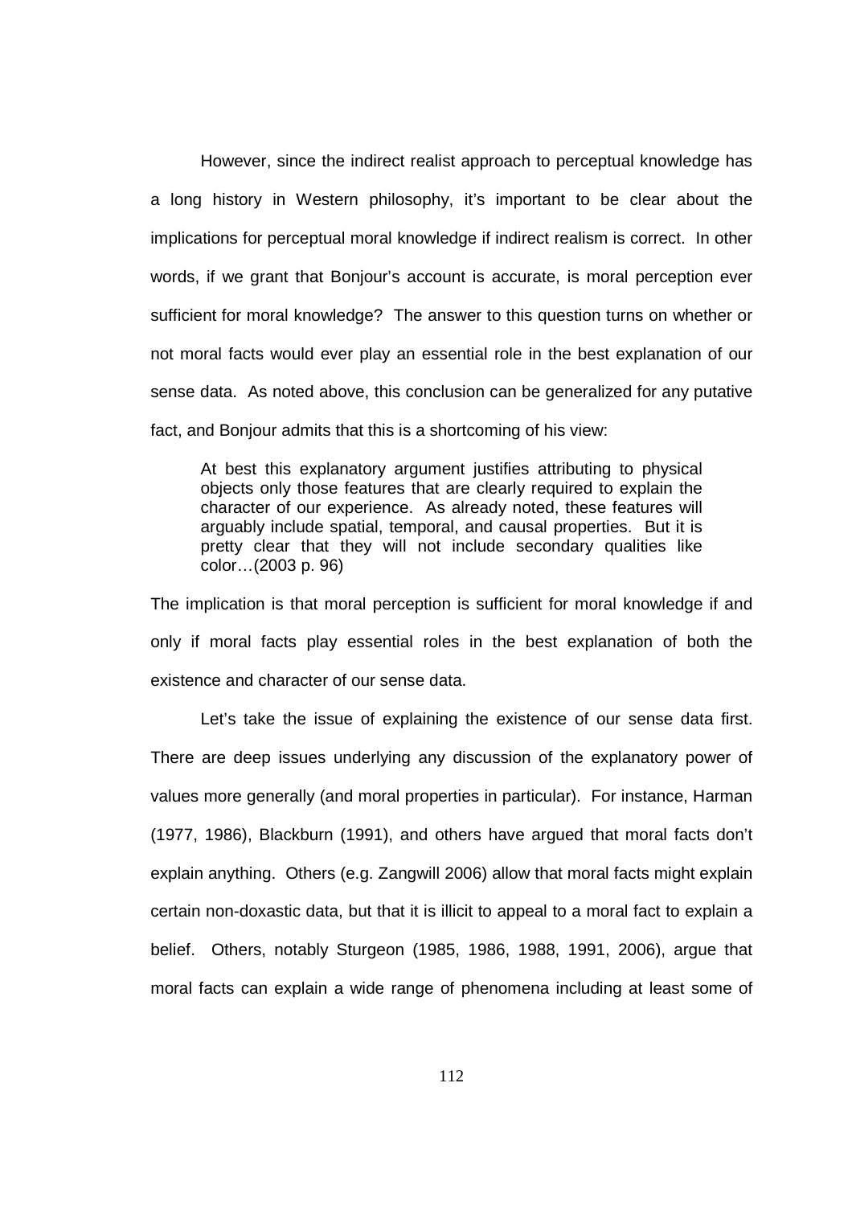However, since the indirect realist approach to perceptual knowledge has a long history in Western philosophy, it's important to be clear about the implications for perceptual moral knowledge if indirect realism is correct. In other words, if we grant that Bonjour's account is accurate, is moral perception ever sufficient for moral knowledge? The answer to this question turns on whether or not moral facts would ever play an essential role in the best explanation of our sense data. As noted above, this conclusion can be generalized for any putative fact, and Bonjour admits that this is a shortcoming of his view:

> At best this explanatory argument justifies attributing to physical objects only those features that are clearly required to explain the character of our experience. As already noted, these features will arguably include spatial, temporal, and causal properties. But it is pretty clear that they will not include secondary qualities like color…(2003 p. 96)

The implication is that moral perception is sufficient for moral knowledge if and only if moral facts play essential roles in the best explanation of both the existence and character of our sense data.

Let's take the issue of explaining the existence of our sense data first. There are deep issues underlying any discussion of the explanatory power of values more generally (and moral properties in particular). For instance, Harman (1977, 1986), Blackburn (1991), and others have argued that moral facts don't explain anything. Others (e.g. Zangwill 2006) allow that moral facts might explain certain non-doxastic data, but that it is illicit to appeal to a moral fact to explain a belief. Others, notably Sturgeon (1985, 1986, 1988, 1991, 2006), argue that moral facts can explain a wide range of phenomena including at least some of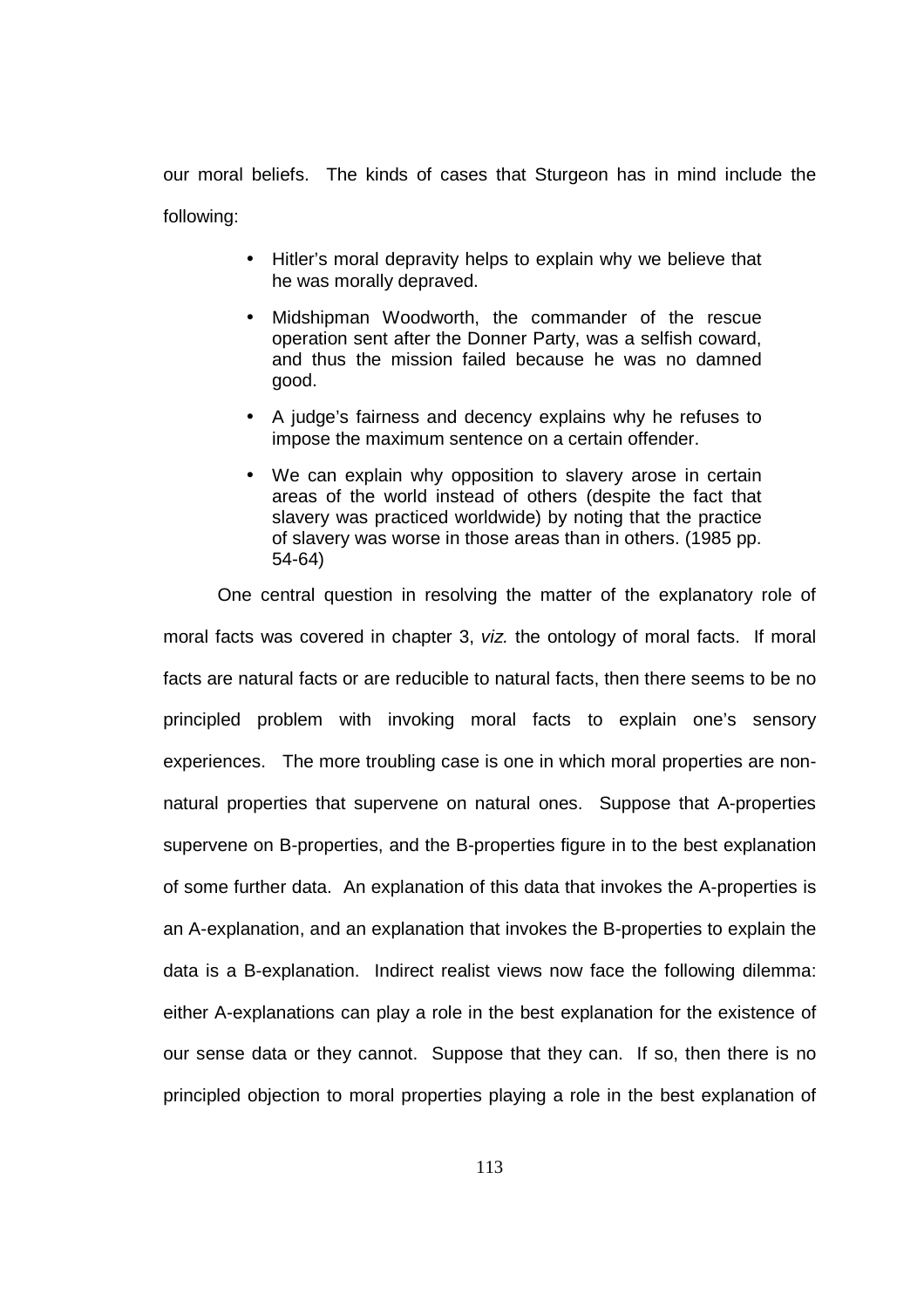our moral beliefs. The kinds of cases that Sturgeon has in mind include the following:

- Hitler's moral depravity helps to explain why we believe that he was morally depraved.
- Midshipman Woodworth, the commander of the rescue operation sent after the Donner Party, was a selfish coward, and thus the mission failed because he was no damned good.
- A judge's fairness and decency explains why he refuses to impose the maximum sentence on a certain offender.
- We can explain why opposition to slavery arose in certain areas of the world instead of others (despite the fact that slavery was practiced worldwide) by noting that the practice of slavery was worse in those areas than in others. (1985 pp. 54-64)

One central question in resolving the matter of the explanatory role of moral facts was covered in chapter 3, *viz.* the ontology of moral facts. If moral facts are natural facts or are reducible to natural facts, then there seems to be no principled problem with invoking moral facts to explain one's sensory experiences. The more troubling case is one in which moral properties are non-natural properties that supervene on natural ones. Suppose that A-properties supervene on B-properties, and the B-properties figure in to the best explanation of some further data. An explanation of this data that invokes the A-properties is an A-explanation, and an explanation that invokes the B-properties to explain the data is a B-explanation. Indirect realist views now face the following dilemma: either A-explanations can play a role in the best explanation for the existence of our sense data or they cannot. Suppose that they can. If so, then there is no principled objection to moral properties playing a role in the best explanation of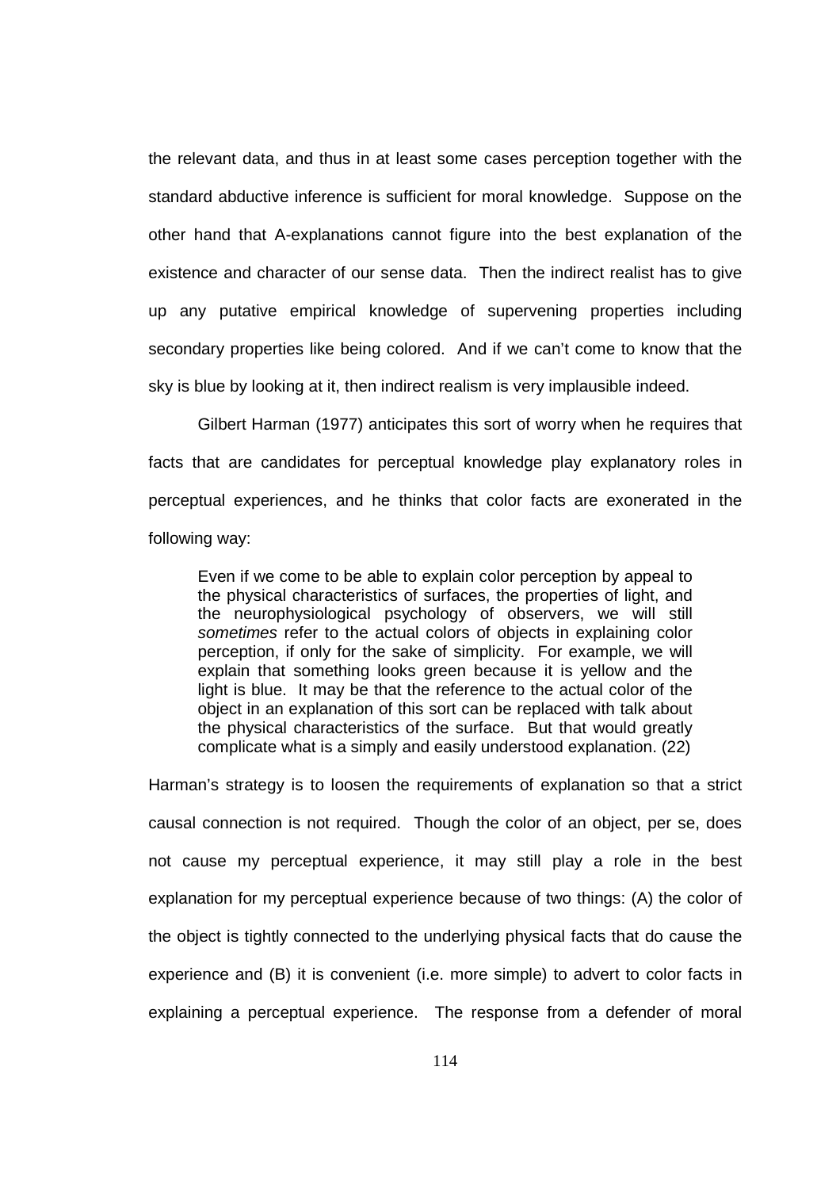the relevant data, and thus in at least some cases perception together with the standard abductive inference is sufficient for moral knowledge. Suppose on the other hand that A-explanations cannot figure into the best explanation of the existence and character of our sense data. Then the indirect realist has to give up any putative empirical knowledge of supervening properties including secondary properties like being colored. And if we can't come to know that the sky is blue by looking at it, then indirect realism is very implausible indeed.

Gilbert Harman (1977) anticipates this sort of worry when he requires that facts that are candidates for perceptual knowledge play explanatory roles in perceptual experiences, and he thinks that color facts are exonerated in the following way:

> Even if we come to be able to explain color perception by appeal to the physical characteristics of surfaces, the properties of light, and the neurophysiological psychology of observers, we will still *sometimes* refer to the actual colors of objects in explaining color perception, if only for the sake of simplicity. For example, we will explain that something looks green because it is yellow and the light is blue. It may be that the reference to the actual color of the object in an explanation of this sort can be replaced with talk about the physical characteristics of the surface. But that would greatly complicate what is a simply and easily understood explanation. (22)

Harman's strategy is to loosen the requirements of explanation so that a strict causal connection is not required. Though the color of an object, per se, does not cause my perceptual experience, it may still play a role in the best explanation for my perceptual experience because of two things: (A) the color of the object is tightly connected to the underlying physical facts that do cause the experience and (B) it is convenient (i.e. more simple) to advert to color facts in explaining a perceptual experience. The response from a defender of moral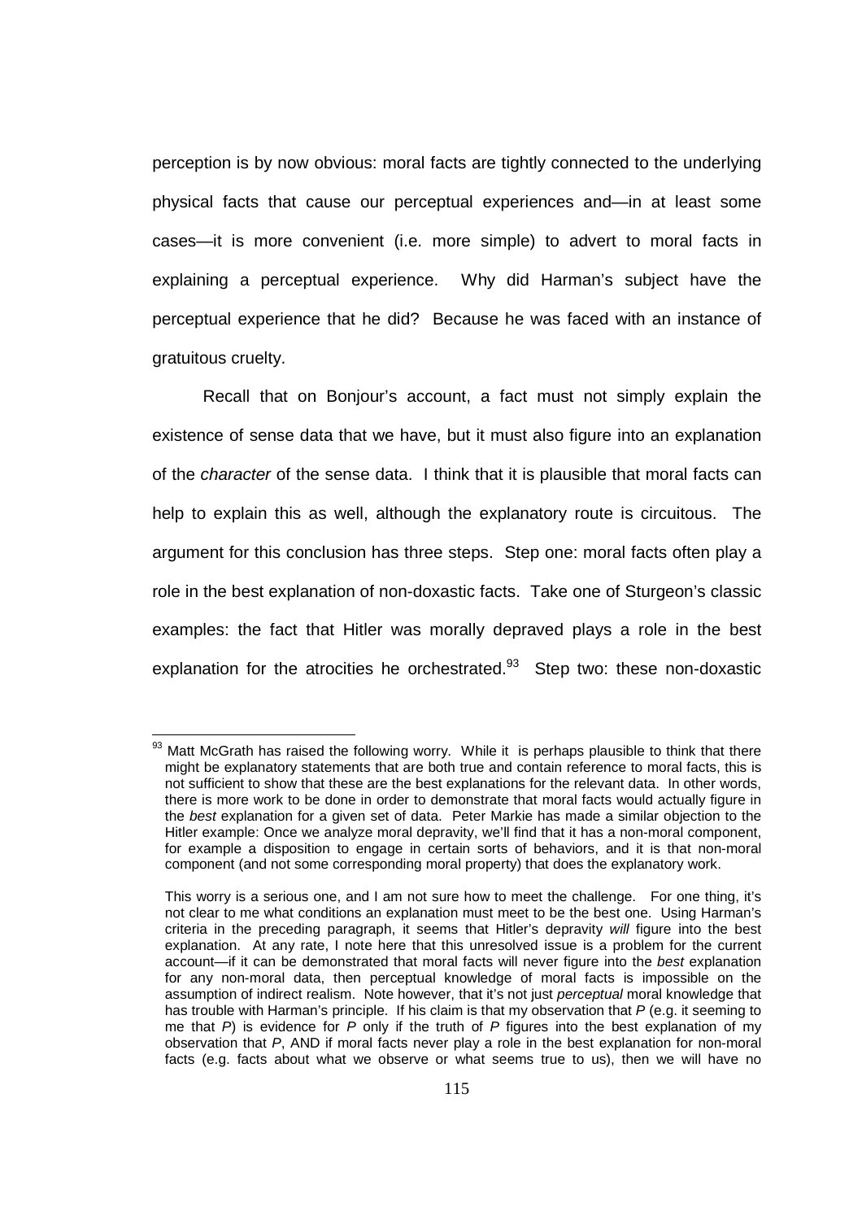perception is by now obvious: moral facts are tightly connected to the underlying physical facts that cause our perceptual experiences and—in at least some cases—it is more convenient (i.e. more simple) to advert to moral facts in explaining a perceptual experience. Why did Harman's subject have the perceptual experience that he did? Because he was faced with an instance of gratuitous cruelty.

Recall that on Bonjour's account, a fact must not simply explain the existence of sense data that we have, but it must also figure into an explanation of the *character* of the sense data. I think that it is plausible that moral facts can help to explain this as well, although the explanatory route is circuitous. The argument for this conclusion has three steps. Step one: moral facts often play a role in the best explanation of non-doxastic facts. Take one of Sturgeon's classic examples: the fact that Hitler was morally depraved plays a role in the best explanation for the atrocities he orchestrated.[93] Step two: these non-doxastic

---

[93] Matt McGrath has raised the following worry. While it is perhaps plausible to think that there might be explanatory statements that are both true and contain reference to moral facts, this is not sufficient to show that these are the best explanations for the relevant data. In other words, there is more work to be done in order to demonstrate that moral facts would actually figure in the *best* explanation for a given set of data. Peter Markie has made a similar objection to the Hitler example: Once we analyze moral depravity, we'll find that it has a non-moral component, for example a disposition to engage in certain sorts of behaviors, and it is that non-moral component (and not some corresponding moral property) that does the explanatory work.

This worry is a serious one, and I am not sure how to meet the challenge. For one thing, it's not clear to me what conditions an explanation must meet to be the best one. Using Harman's criteria in the preceding paragraph, it seems that Hitler's depravity *will* figure into the best explanation. At any rate, I note here that this unresolved issue is a problem for the current account—if it can be demonstrated that moral facts will never figure into the *best* explanation for any non-moral data, then perceptual knowledge of moral facts is impossible on the assumption of indirect realism. Note however, that it's not just *perceptual* moral knowledge that has trouble with Harman's principle. If his claim is that my observation that *P* (e.g. it seeming to me that *P*) is evidence for *P* only if the truth of *P* figures into the best explanation of my observation that *P*, AND if moral facts never play a role in the best explanation for non-moral facts (e.g. facts about what we observe or what seems true to us), then we will have no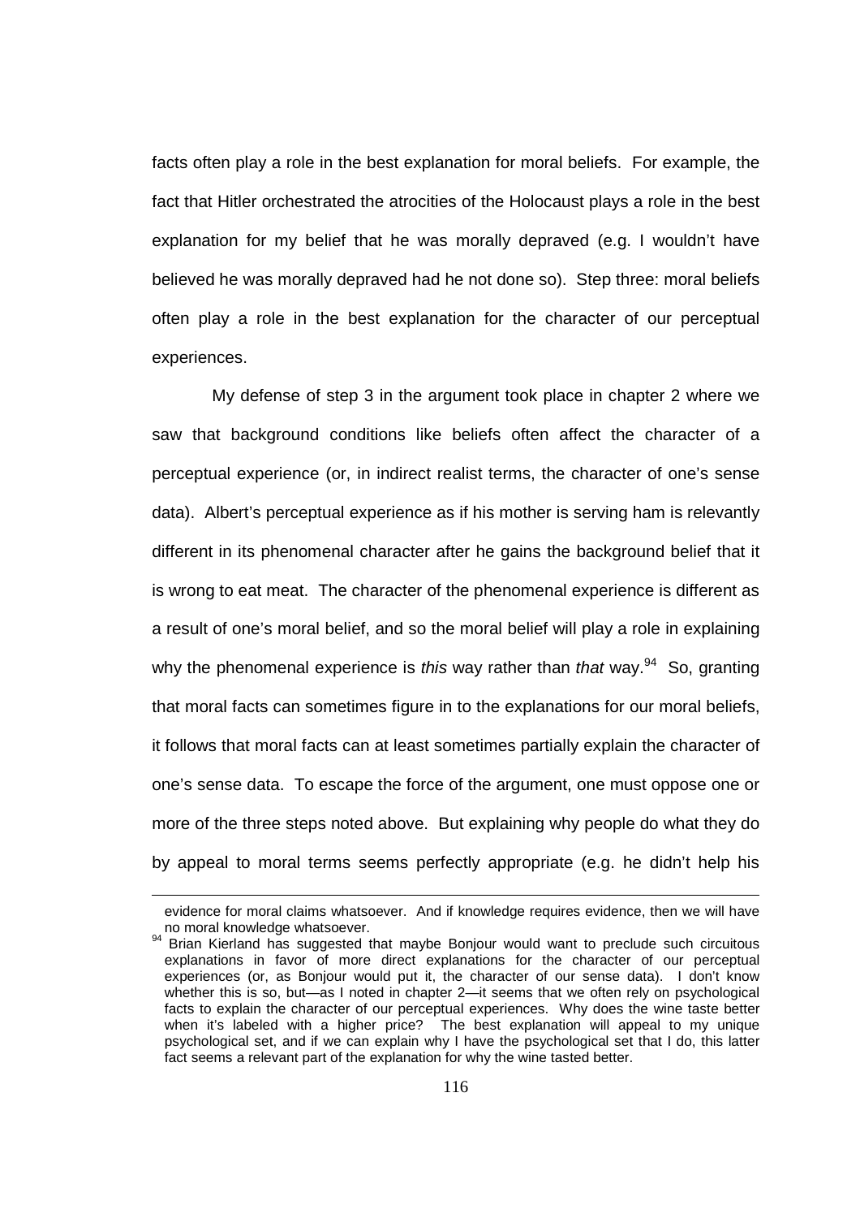facts often play a role in the best explanation for moral beliefs. For example, the fact that Hitler orchestrated the atrocities of the Holocaust plays a role in the best explanation for my belief that he was morally depraved (e.g. I wouldn't have believed he was morally depraved had he not done so). Step three: moral beliefs often play a role in the best explanation for the character of our perceptual experiences.

My defense of step 3 in the argument took place in chapter 2 where we saw that background conditions like beliefs often affect the character of a perceptual experience (or, in indirect realist terms, the character of one's sense data). Albert's perceptual experience as if his mother is serving ham is relevantly different in its phenomenal character after he gains the background belief that it is wrong to eat meat. The character of the phenomenal experience is different as a result of one's moral belief, and so the moral belief will play a role in explaining why the phenomenal experience is *this* way rather than *that* way.[94] So, granting that moral facts can sometimes figure in to the explanations for our moral beliefs, it follows that moral facts can at least sometimes partially explain the character of one's sense data. To escape the force of the argument, one must oppose one or more of the three steps noted above. But explaining why people do what they do by appeal to moral terms seems perfectly appropriate (e.g. he didn't help his

---

evidence for moral claims whatsoever. And if knowledge requires evidence, then we will have no moral knowledge whatsoever.

[94] Brian Kierland has suggested that maybe Bonjour would want to preclude such circuitous explanations in favor of more direct explanations for the character of our perceptual experiences (or, as Bonjour would put it, the character of our sense data). I don't know whether this is so, but—as I noted in chapter 2—it seems that we often rely on psychological facts to explain the character of our perceptual experiences. Why does the wine taste better when it's labeled with a higher price? The best explanation will appeal to my unique psychological set, and if we can explain why I have the psychological set that I do, this latter fact seems a relevant part of the explanation for why the wine tasted better.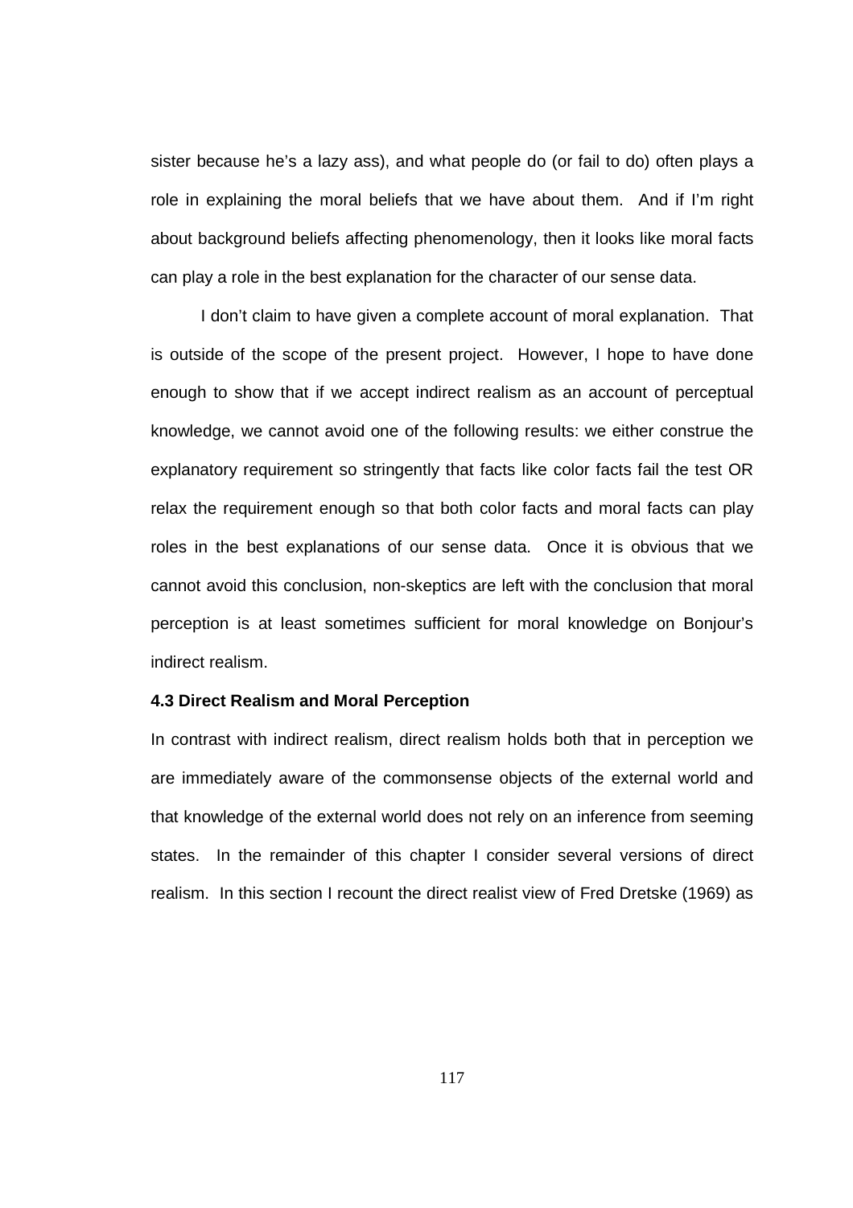sister because he's a lazy ass), and what people do (or fail to do) often plays a role in explaining the moral beliefs that we have about them. And if I'm right about background beliefs affecting phenomenology, then it looks like moral facts can play a role in the best explanation for the character of our sense data.

I don't claim to have given a complete account of moral explanation. That is outside of the scope of the present project. However, I hope to have done enough to show that if we accept indirect realism as an account of perceptual knowledge, we cannot avoid one of the following results: we either construe the explanatory requirement so stringently that facts like color facts fail the test OR relax the requirement enough so that both color facts and moral facts can play roles in the best explanations of our sense data. Once it is obvious that we cannot avoid this conclusion, non-skeptics are left with the conclusion that moral perception is at least sometimes sufficient for moral knowledge on Bonjour's indirect realism.

### 4.3 Direct Realism and Moral Perception

In contrast with indirect realism, direct realism holds both that in perception we are immediately aware of the commonsense objects of the external world and that knowledge of the external world does not rely on an inference from seeming states. In the remainder of this chapter I consider several versions of direct realism. In this section I recount the direct realist view of Fred Dretske (1969) as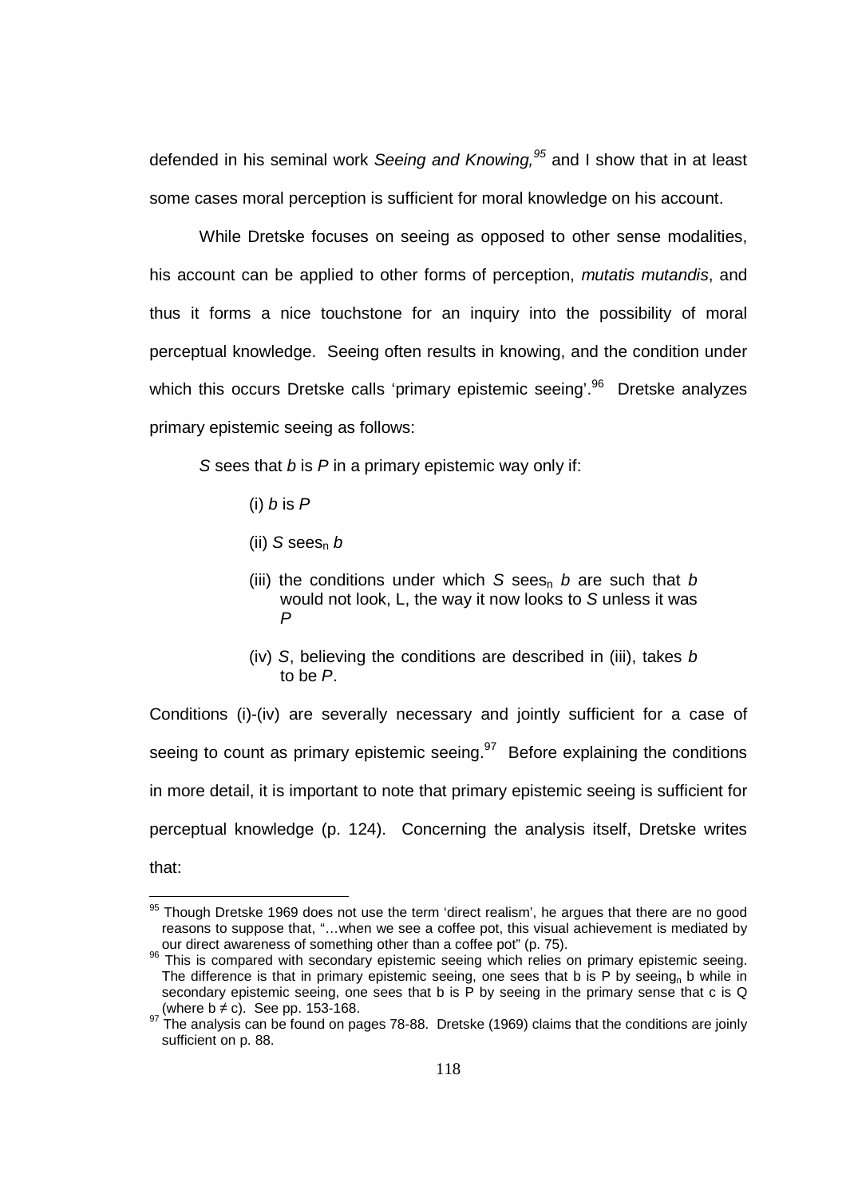defended in his seminal work *Seeing and Knowing,*[95] and I show that in at least some cases moral perception is sufficient for moral knowledge on his account.

While Dretske focuses on seeing as opposed to other sense modalities, his account can be applied to other forms of perception, *mutatis mutandis*, and thus it forms a nice touchstone for an inquiry into the possibility of moral perceptual knowledge. Seeing often results in knowing, and the condition under which this occurs Dretske calls 'primary epistemic seeing'.[96] Dretske analyzes primary epistemic seeing as follows:

> *S* sees that *b* is *P* in a primary epistemic way only if:
>
> (i) *b* is *P*
>
> (ii) *S* $sees_n$ *b*
>
> (iii) the conditions under which *S* $sees_n$ *b* are such that *b* would not look, L, the way it now looks to *S* unless it was *P*
>
> (iv) *S*, believing the conditions are described in (iii), takes *b* to be *P*.

Conditions (i)-(iv) are severally necessary and jointly sufficient for a case of seeing to count as primary epistemic seeing.[97] Before explaining the conditions in more detail, it is important to note that primary epistemic seeing is sufficient for perceptual knowledge (p. 124). Concerning the analysis itself, Dretske writes that:

---

[95] Though Dretske 1969 does not use the term 'direct realism', he argues that there are no good reasons to suppose that, "…when we see a coffee pot, this visual achievement is mediated by our direct awareness of something other than a coffee pot" (p. 75).

[96] This is compared with secondary epistemic seeing which relies on primary epistemic seeing. The difference is that in primary epistemic seeing, one sees that b is P by $seeing_n$ b while in secondary epistemic seeing, one sees that b is P by seeing in the primary sense that c is Q (where b ≠ c). See pp. 153-168.

[97] The analysis can be found on pages 78-88. Dretske (1969) claims that the conditions are joinly sufficient on p. 88.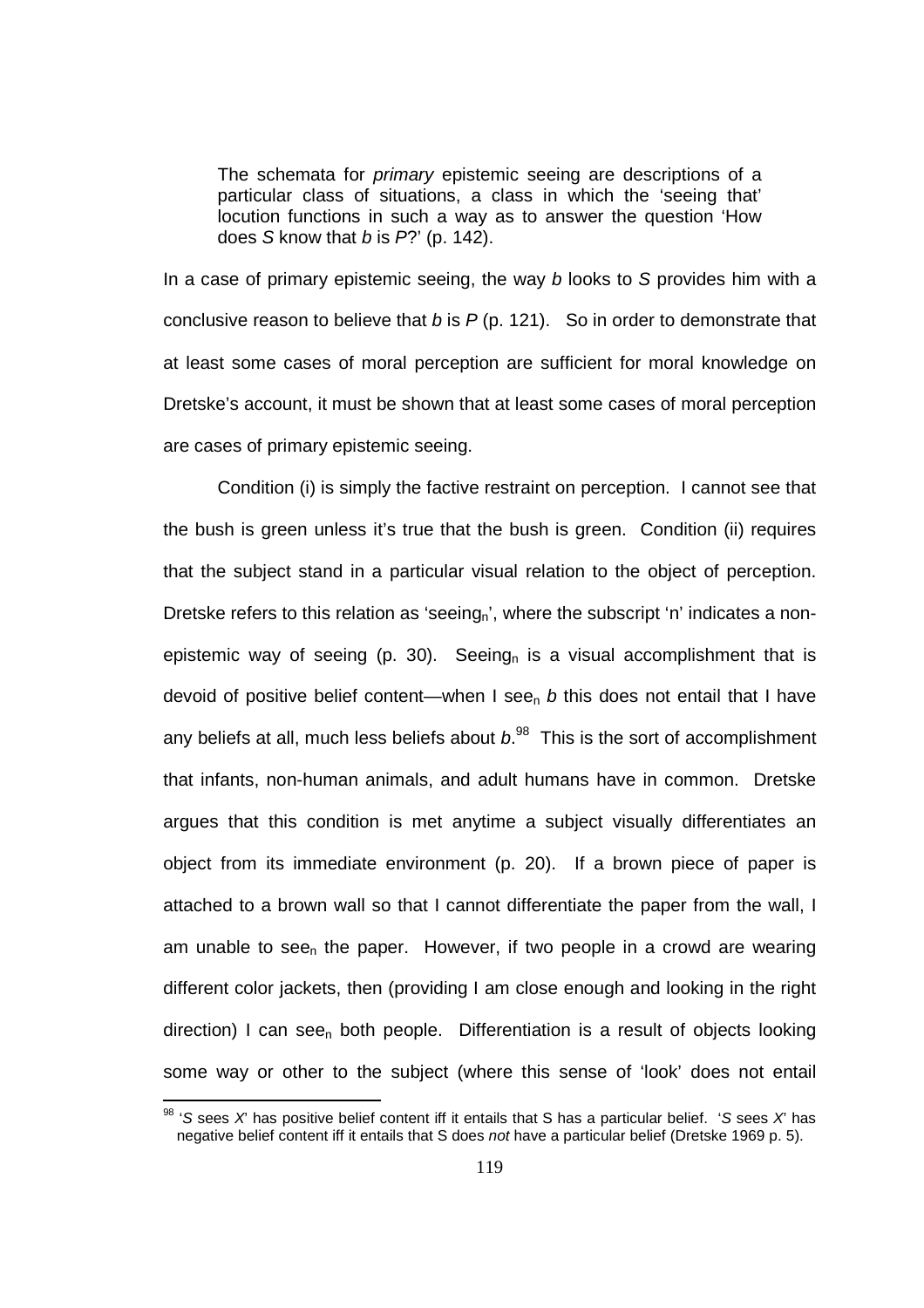> The schemata for *primary* epistemic seeing are descriptions of a particular class of situations, a class in which the 'seeing that' locution functions in such a way as to answer the question 'How does *S* know that *b* is *P*?' (p. 142).

In a case of primary epistemic seeing, the way *b* looks to *S* provides him with a conclusive reason to believe that *b* is *P* (p. 121). So in order to demonstrate that at least some cases of moral perception are sufficient for moral knowledge on Dretske's account, it must be shown that at least some cases of moral perception are cases of primary epistemic seeing.

Condition (i) is simply the factive restraint on perception. I cannot see that the bush is green unless it's true that the bush is green. Condition (ii) requires that the subject stand in a particular visual relation to the object of perception. Dretske refers to this relation as 'seeing$_n$', where the subscript 'n' indicates a non-epistemic way of seeing (p. 30). Seeing$_n$ is a visual accomplishment that is devoid of positive belief content—when I see$_n$ *b* this does not entail that I have any beliefs at all, much less beliefs about *b*.[98] This is the sort of accomplishment that infants, non-human animals, and adult humans have in common. Dretske argues that this condition is met anytime a subject visually differentiates an object from its immediate environment (p. 20). If a brown piece of paper is attached to a brown wall so that I cannot differentiate the paper from the wall, I am unable to see$_n$ the paper. However, if two people in a crowd are wearing different color jackets, then (providing I am close enough and looking in the right direction) I can see$_n$ both people. Differentiation is a result of objects looking some way or other to the subject (where this sense of 'look' does not entail

[98] '*S* sees *X*' has positive belief content iff it entails that S has a particular belief. '*S* sees *X*' has negative belief content iff it entails that S does *not* have a particular belief (Dretske 1969 p. 5).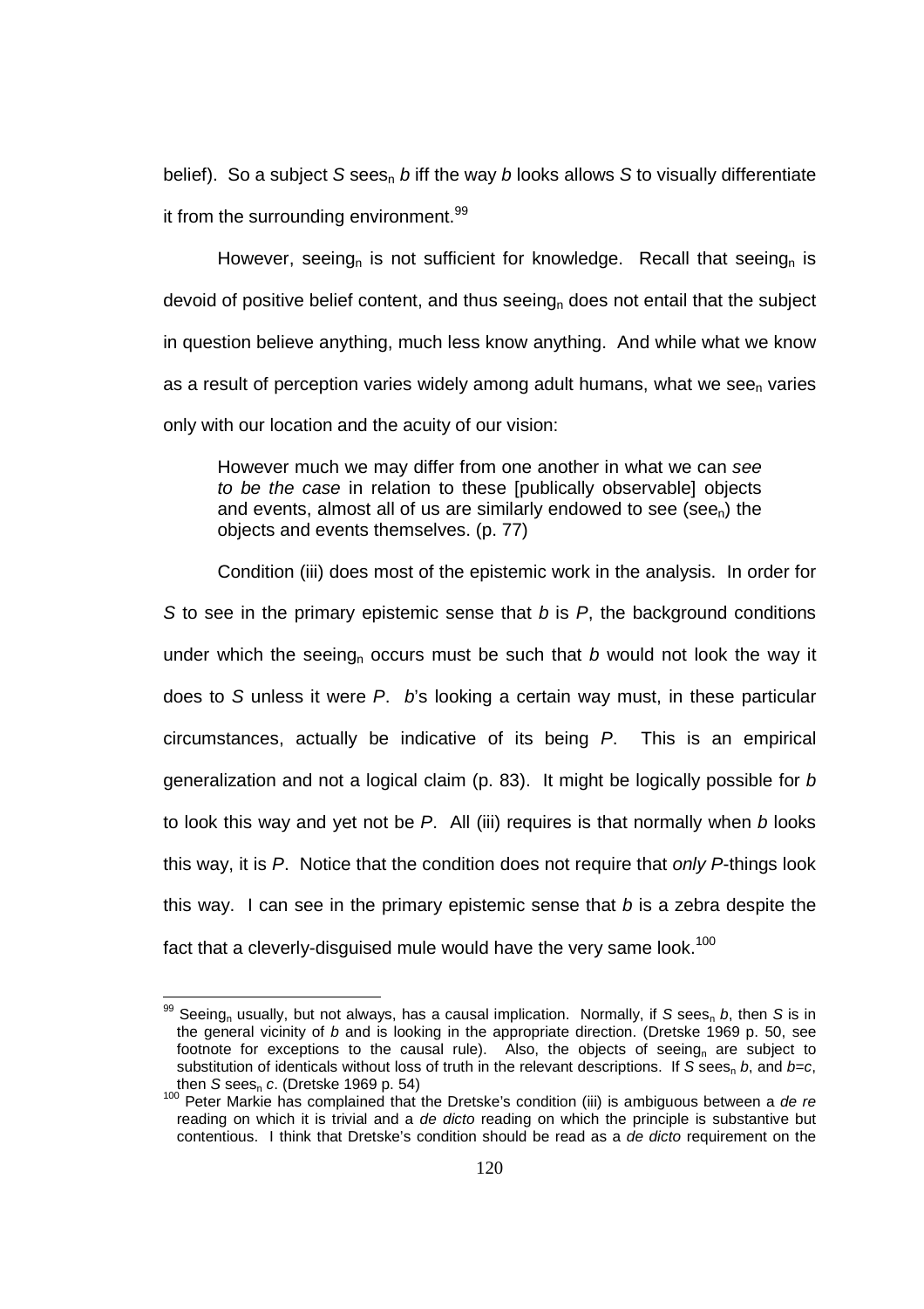belief). So a subject *S* sees$_n$ *b* iff the way *b* looks allows *S* to visually differentiate it from the surrounding environment.[99]

However, seeing$_n$ is not sufficient for knowledge. Recall that seeing$_n$ is devoid of positive belief content, and thus seeing$_n$ does not entail that the subject in question believe anything, much less know anything. And while what we know as a result of perception varies widely among adult humans, what we see$_n$ varies only with our location and the acuity of our vision:

> However much we may differ from one another in what we can *see to be the case* in relation to these [publically observable] objects and events, almost all of us are similarly endowed to see (see$_n$) the objects and events themselves. (p. 77)

Condition (iii) does most of the epistemic work in the analysis. In order for *S* to see in the primary epistemic sense that *b* is *P*, the background conditions under which the seeing$_n$ occurs must be such that *b* would not look the way it does to *S* unless it were *P*. *b*'s looking a certain way must, in these particular circumstances, actually be indicative of its being *P*. This is an empirical generalization and not a logical claim (p. 83). It might be logically possible for *b* to look this way and yet not be *P*. All (iii) requires is that normally when *b* looks this way, it is *P*. Notice that the condition does not require that *only P*-things look this way. I can see in the primary epistemic sense that *b* is a zebra despite the fact that a cleverly-disguised mule would have the very same look.[100]

---

[99] Seeing$_n$ usually, but not always, has a causal implication. Normally, if *S* sees$_n$ *b*, then *S* is in the general vicinity of *b* and is looking in the appropriate direction. (Dretske 1969 p. 50, see footnote for exceptions to the causal rule). Also, the objects of seeing$_n$ are subject to substitution of identicals without loss of truth in the relevant descriptions. If *S* sees$_n$ *b*, and *b*=*c*, then *S* sees$_n$ *c*. (Dretske 1969 p. 54)

[100] Peter Markie has complained that the Dretske's condition (iii) is ambiguous between a *de re* reading on which it is trivial and a *de dicto* reading on which the principle is substantive but contentious. I think that Dretske's condition should be read as a *de dicto* requirement on the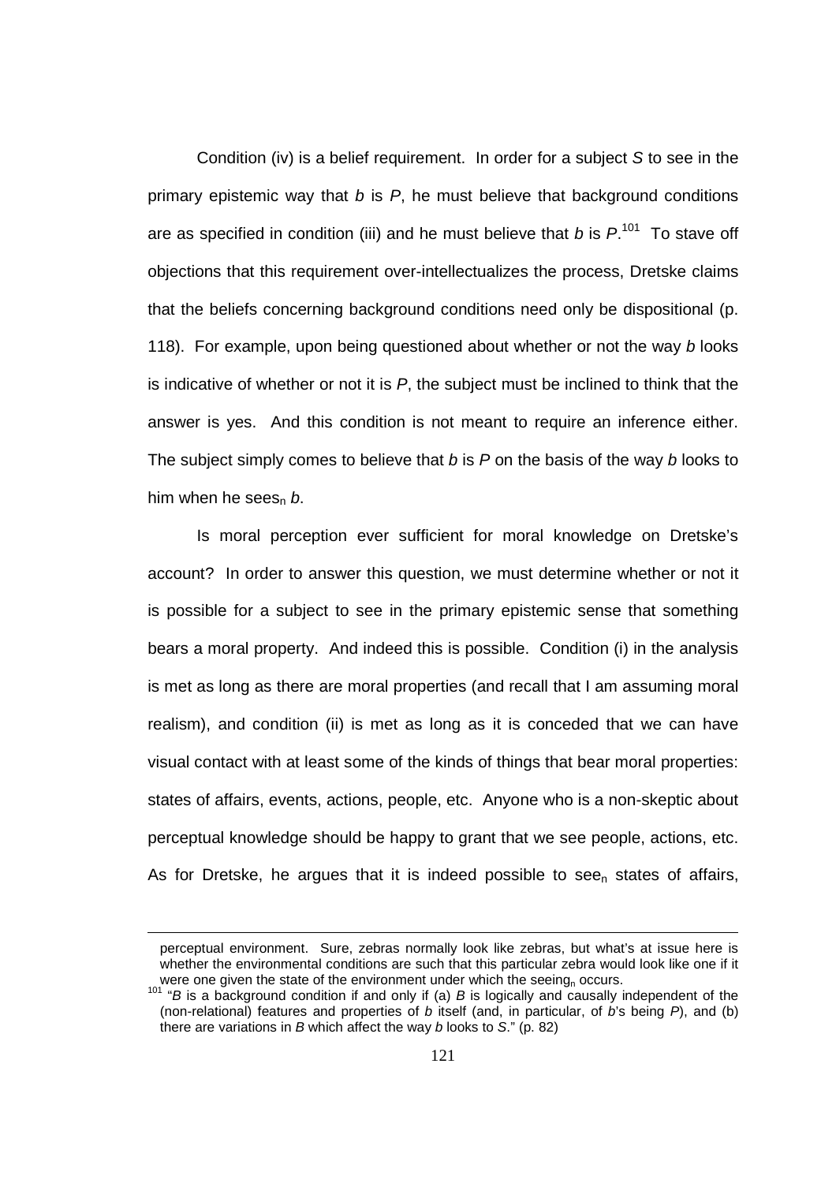Condition (iv) is a belief requirement. In order for a subject *S* to see in the primary epistemic way that *b* is *P*, he must believe that background conditions are as specified in condition (iii) and he must believe that *b* is *P*.[101] To stave off objections that this requirement over-intellectualizes the process, Dretske claims that the beliefs concerning background conditions need only be dispositional (p. 118). For example, upon being questioned about whether or not the way *b* looks is indicative of whether or not it is *P*, the subject must be inclined to think that the answer is yes. And this condition is not meant to require an inference either. The subject simply comes to believe that *b* is *P* on the basis of the way *b* looks to him when he sees$_n$ *b*.

Is moral perception ever sufficient for moral knowledge on Dretske's account? In order to answer this question, we must determine whether or not it is possible for a subject to see in the primary epistemic sense that something bears a moral property. And indeed this is possible. Condition (i) in the analysis is met as long as there are moral properties (and recall that I am assuming moral realism), and condition (ii) is met as long as it is conceded that we can have visual contact with at least some of the kinds of things that bear moral properties: states of affairs, events, actions, people, etc. Anyone who is a non-skeptic about perceptual knowledge should be happy to grant that we see people, actions, etc. As for Dretske, he argues that it is indeed possible to see$_n$ states of affairs,

---

perceptual environment. Sure, zebras normally look like zebras, but what's at issue here is whether the environmental conditions are such that this particular zebra would look like one if it were one given the state of the environment under which the seeing$_n$ occurs.

[101] "*B* is a background condition if and only if (a) *B* is logically and causally independent of the (non-relational) features and properties of *b* itself (and, in particular, of *b*'s being *P*), and (b) there are variations in *B* which affect the way *b* looks to *S*." (p. 82)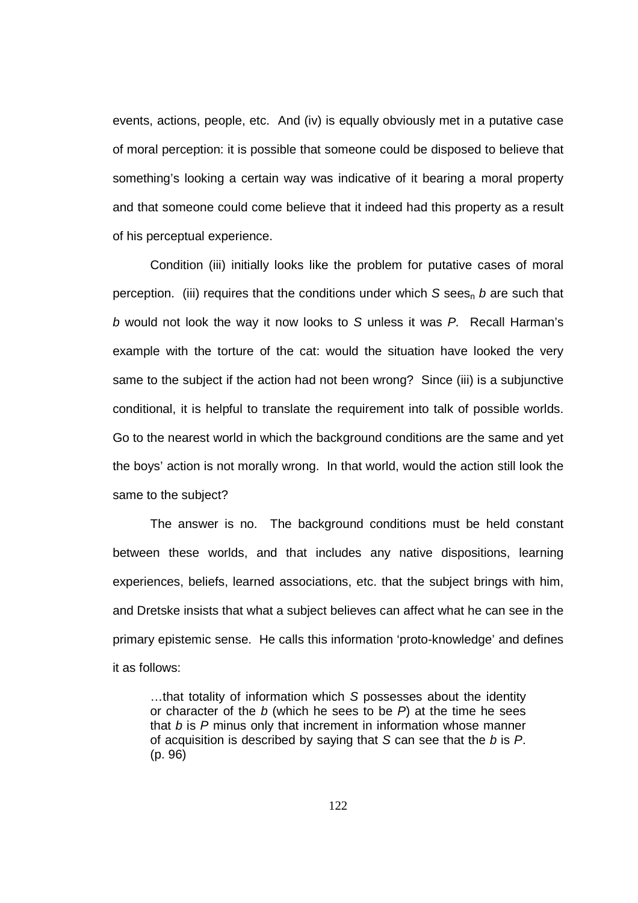events, actions, people, etc. And (iv) is equally obviously met in a putative case of moral perception: it is possible that someone could be disposed to believe that something's looking a certain way was indicative of it bearing a moral property and that someone could come believe that it indeed had this property as a result of his perceptual experience.

Condition (iii) initially looks like the problem for putative cases of moral perception. (iii) requires that the conditions under which *S* sees$_n$ *b* are such that *b* would not look the way it now looks to *S* unless it was *P.* Recall Harman's example with the torture of the cat: would the situation have looked the very same to the subject if the action had not been wrong? Since (iii) is a subjunctive conditional, it is helpful to translate the requirement into talk of possible worlds. Go to the nearest world in which the background conditions are the same and yet the boys' action is not morally wrong. In that world, would the action still look the same to the subject?

The answer is no. The background conditions must be held constant between these worlds, and that includes any native dispositions, learning experiences, beliefs, learned associations, etc. that the subject brings with him, and Dretske insists that what a subject believes can affect what he can see in the primary epistemic sense. He calls this information 'proto-knowledge' and defines it as follows:

> …that totality of information which *S* possesses about the identity or character of the *b* (which he sees to be *P*) at the time he sees that *b* is *P* minus only that increment in information whose manner of acquisition is described by saying that *S* can see that the *b* is *P*. (p. 96)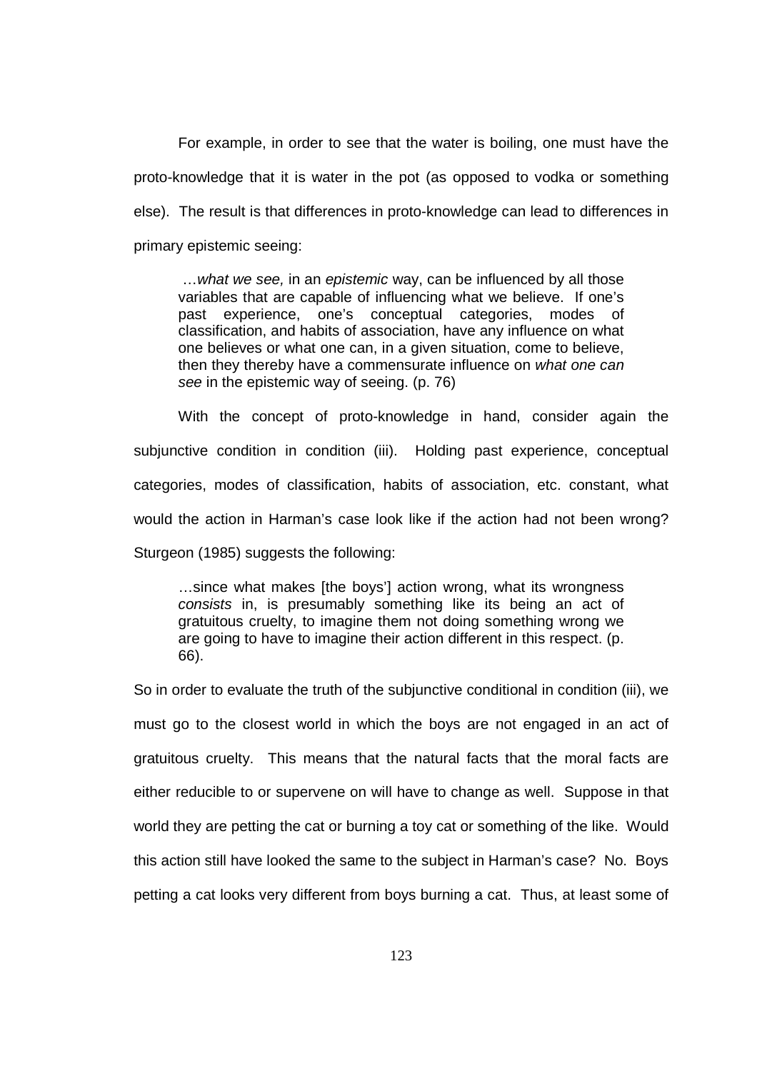For example, in order to see that the water is boiling, one must have the proto-knowledge that it is water in the pot (as opposed to vodka or something else). The result is that differences in proto-knowledge can lead to differences in primary epistemic seeing:

> …*what we see,* in an *epistemic* way, can be influenced by all those variables that are capable of influencing what we believe. If one's past experience, one's conceptual categories, modes of classification, and habits of association, have any influence on what one believes or what one can, in a given situation, come to believe, then they thereby have a commensurate influence on *what one can see* in the epistemic way of seeing. (p. 76)

With the concept of proto-knowledge in hand, consider again the subjunctive condition in condition (iii). Holding past experience, conceptual categories, modes of classification, habits of association, etc. constant, what would the action in Harman's case look like if the action had not been wrong? Sturgeon (1985) suggests the following:

> …since what makes [the boys'] action wrong, what its wrongness *consists* in, is presumably something like its being an act of gratuitous cruelty, to imagine them not doing something wrong we are going to have to imagine their action different in this respect. (p. 66).

So in order to evaluate the truth of the subjunctive conditional in condition (iii), we must go to the closest world in which the boys are not engaged in an act of gratuitous cruelty. This means that the natural facts that the moral facts are either reducible to or supervene on will have to change as well. Suppose in that world they are petting the cat or burning a toy cat or something of the like. Would this action still have looked the same to the subject in Harman's case? No. Boys petting a cat looks very different from boys burning a cat. Thus, at least some of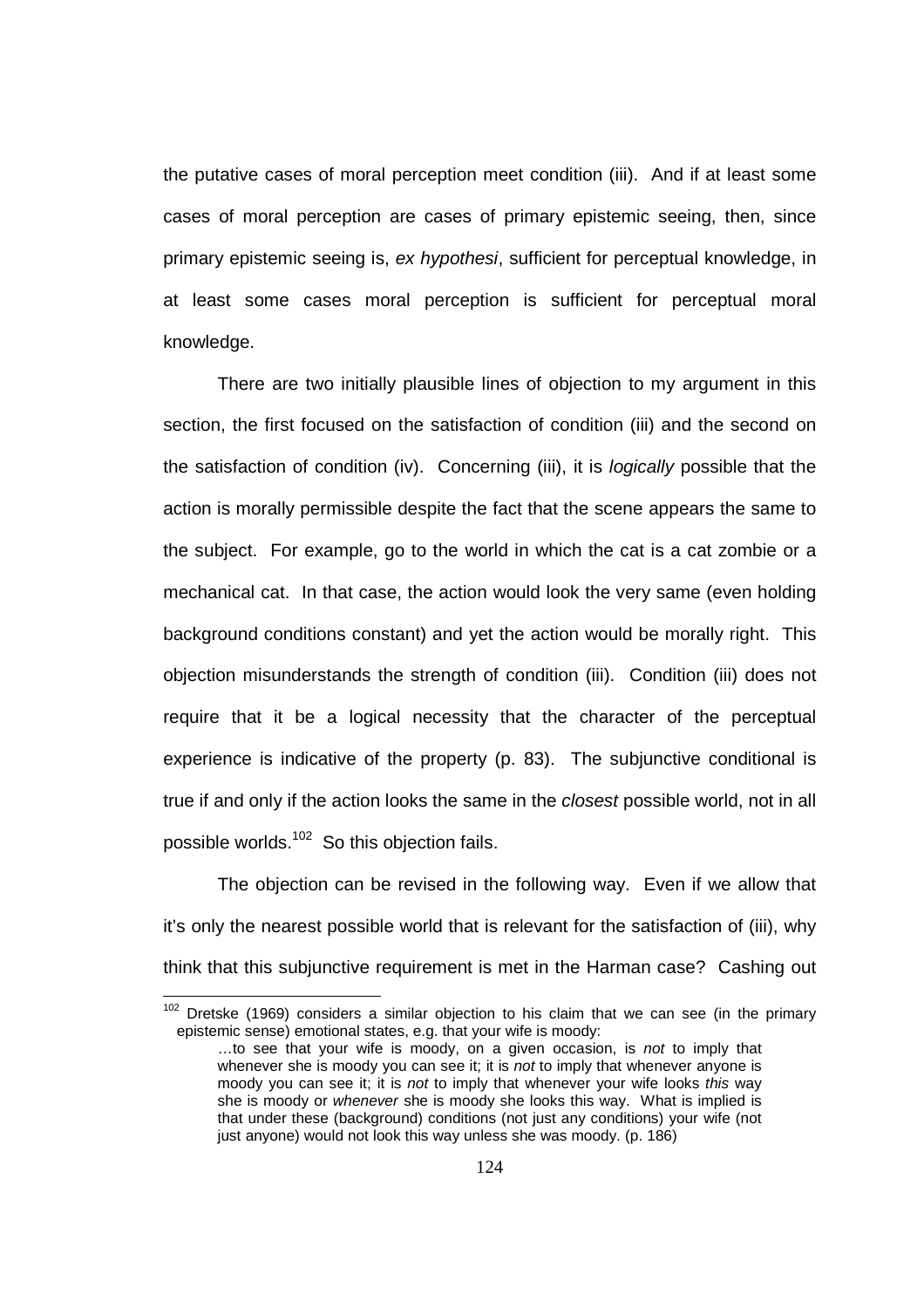the putative cases of moral perception meet condition (iii). And if at least some cases of moral perception are cases of primary epistemic seeing, then, since primary epistemic seeing is, *ex hypothesi*, sufficient for perceptual knowledge, in at least some cases moral perception is sufficient for perceptual moral knowledge.

There are two initially plausible lines of objection to my argument in this section, the first focused on the satisfaction of condition (iii) and the second on the satisfaction of condition (iv). Concerning (iii), it is *logically* possible that the action is morally permissible despite the fact that the scene appears the same to the subject. For example, go to the world in which the cat is a cat zombie or a mechanical cat. In that case, the action would look the very same (even holding background conditions constant) and yet the action would be morally right. This objection misunderstands the strength of condition (iii). Condition (iii) does not require that it be a logical necessity that the character of the perceptual experience is indicative of the property (p. 83). The subjunctive conditional is true if and only if the action looks the same in the *closest* possible world, not in all possible worlds.[102] So this objection fails.

The objection can be revised in the following way. Even if we allow that it's only the nearest possible world that is relevant for the satisfaction of (iii), why think that this subjunctive requirement is met in the Harman case? Cashing out

---

[102] Dretske (1969) considers a similar objection to his claim that we can see (in the primary epistemic sense) emotional states, e.g. that your wife is moody:

> …to see that your wife is moody, on a given occasion, is *not* to imply that whenever she is moody you can see it; it is *not* to imply that whenever anyone is moody you can see it; it is *not* to imply that whenever your wife looks *this* way she is moody or *whenever* she is moody she looks this way. What is implied is that under these (background) conditions (not just any conditions) your wife (not just anyone) would not look this way unless she was moody. (p. 186)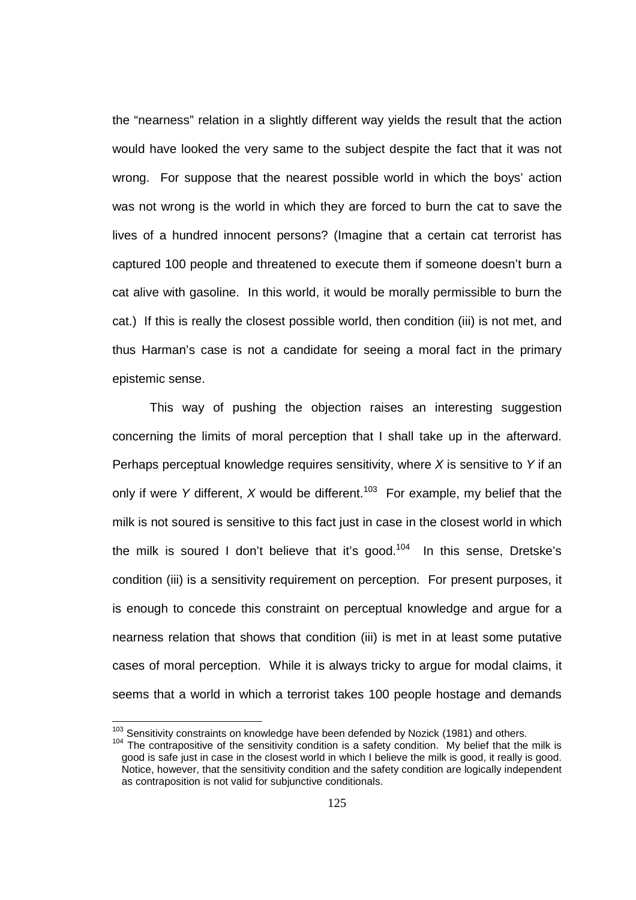the "nearness" relation in a slightly different way yields the result that the action would have looked the very same to the subject despite the fact that it was not wrong. For suppose that the nearest possible world in which the boys' action was not wrong is the world in which they are forced to burn the cat to save the lives of a hundred innocent persons? (Imagine that a certain cat terrorist has captured 100 people and threatened to execute them if someone doesn't burn a cat alive with gasoline. In this world, it would be morally permissible to burn the cat.) If this is really the closest possible world, then condition (iii) is not met, and thus Harman's case is not a candidate for seeing a moral fact in the primary epistemic sense.

This way of pushing the objection raises an interesting suggestion concerning the limits of moral perception that I shall take up in the afterward. Perhaps perceptual knowledge requires sensitivity, where *X* is sensitive to *Y* if an only if were *Y* different, *X* would be different.[103] For example, my belief that the milk is not soured is sensitive to this fact just in case in the closest world in which the milk is soured I don't believe that it's good.[104] In this sense, Dretske's condition (iii) is a sensitivity requirement on perception. For present purposes, it is enough to concede this constraint on perceptual knowledge and argue for a nearness relation that shows that condition (iii) is met in at least some putative cases of moral perception. While it is always tricky to argue for modal claims, it seems that a world in which a terrorist takes 100 people hostage and demands

---

[103] Sensitivity constraints on knowledge have been defended by Nozick (1981) and others.

[104] The contrapositive of the sensitivity condition is a safety condition. My belief that the milk is good is safe just in case in the closest world in which I believe the milk is good, it really is good. Notice, however, that the sensitivity condition and the safety condition are logically independent as contraposition is not valid for subjunctive conditionals.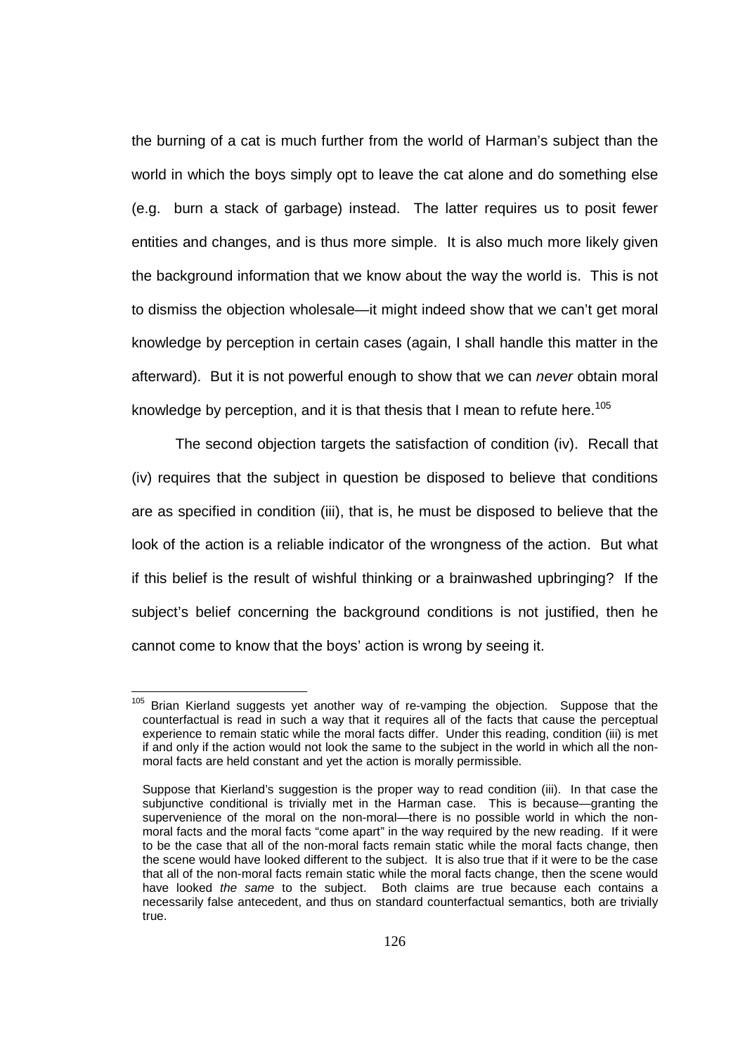the burning of a cat is much further from the world of Harman's subject than the world in which the boys simply opt to leave the cat alone and do something else (e.g. burn a stack of garbage) instead. The latter requires us to posit fewer entities and changes, and is thus more simple. It is also much more likely given the background information that we know about the way the world is. This is not to dismiss the objection wholesale—it might indeed show that we can't get moral knowledge by perception in certain cases (again, I shall handle this matter in the afterward). But it is not powerful enough to show that we can *never* obtain moral knowledge by perception, and it is that thesis that I mean to refute here.[105]

The second objection targets the satisfaction of condition (iv). Recall that (iv) requires that the subject in question be disposed to believe that conditions are as specified in condition (iii), that is, he must be disposed to believe that the look of the action is a reliable indicator of the wrongness of the action. But what if this belief is the result of wishful thinking or a brainwashed upbringing? If the subject's belief concerning the background conditions is not justified, then he cannot come to know that the boys' action is wrong by seeing it.

---

[105] Brian Kierland suggests yet another way of re-vamping the objection. Suppose that the counterfactual is read in such a way that it requires all of the facts that cause the perceptual experience to remain static while the moral facts differ. Under this reading, condition (iii) is met if and only if the action would not look the same to the subject in the world in which all the non-moral facts are held constant and yet the action is morally permissible.

Suppose that Kierland's suggestion is the proper way to read condition (iii). In that case the subjunctive conditional is trivially met in the Harman case. This is because—granting the supervenience of the moral on the non-moral—there is no possible world in which the non-moral facts and the moral facts "come apart" in the way required by the new reading. If it were to be the case that all of the non-moral facts remain static while the moral facts change, then the scene would have looked different to the subject. It is also true that if it were to be the case that all of the non-moral facts remain static while the moral facts change, then the scene would have looked *the same* to the subject. Both claims are true because each contains a necessarily false antecedent, and thus on standard counterfactual semantics, both are trivially true.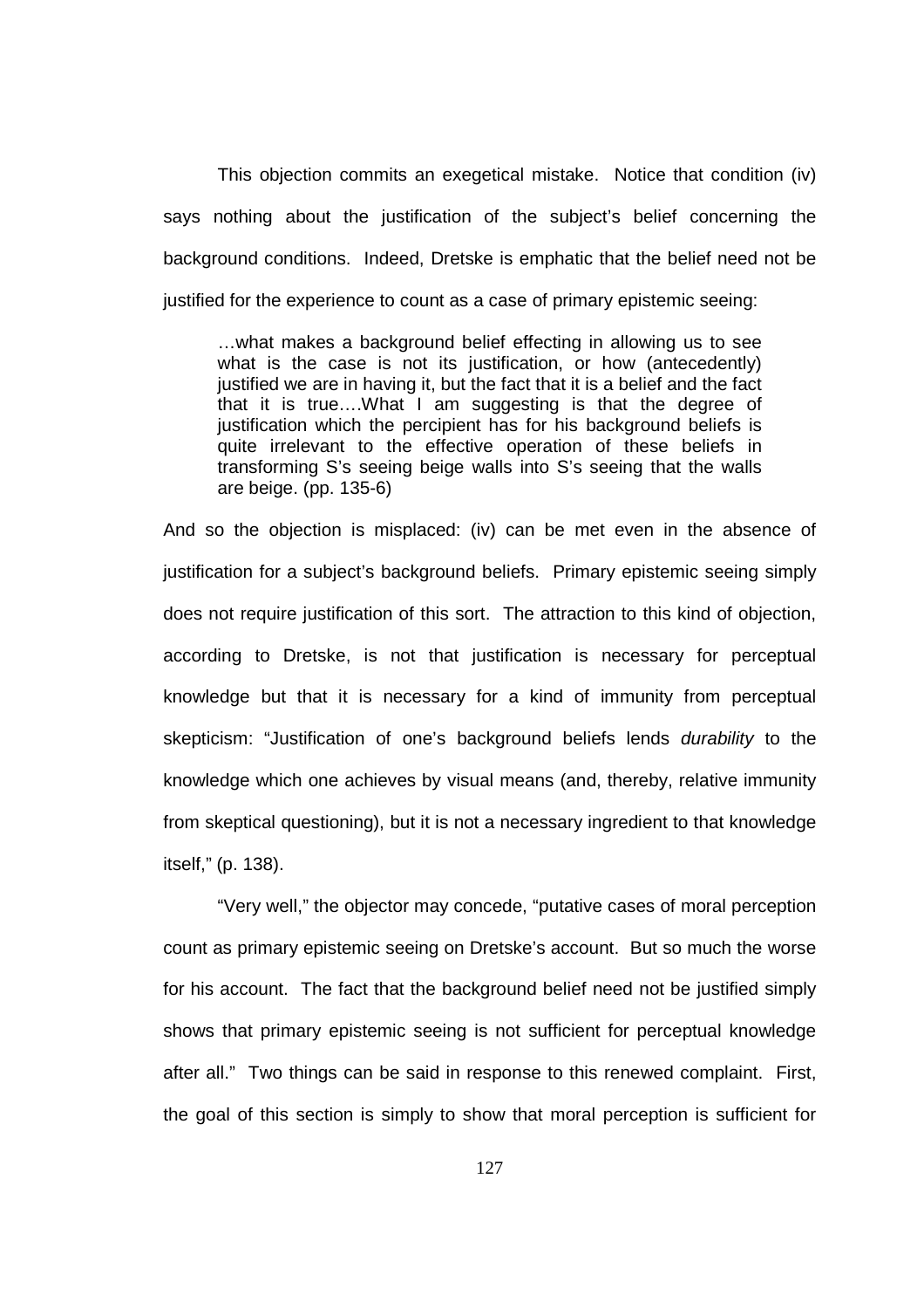This objection commits an exegetical mistake. Notice that condition (iv) says nothing about the justification of the subject's belief concerning the background conditions. Indeed, Dretske is emphatic that the belief need not be justified for the experience to count as a case of primary epistemic seeing:

> …what makes a background belief effecting in allowing us to see what is the case is not its justification, or how (antecedently) justified we are in having it, but the fact that it is a belief and the fact that it is true….What I am suggesting is that the degree of justification which the percipient has for his background beliefs is quite irrelevant to the effective operation of these beliefs in transforming S's seeing beige walls into S's seeing that the walls are beige. (pp. 135-6)

And so the objection is misplaced: (iv) can be met even in the absence of justification for a subject's background beliefs. Primary epistemic seeing simply does not require justification of this sort. The attraction to this kind of objection, according to Dretske, is not that justification is necessary for perceptual knowledge but that it is necessary for a kind of immunity from perceptual skepticism: "Justification of one's background beliefs lends *durability* to the knowledge which one achieves by visual means (and, thereby, relative immunity from skeptical questioning), but it is not a necessary ingredient to that knowledge itself," (p. 138).

"Very well," the objector may concede, "putative cases of moral perception count as primary epistemic seeing on Dretske's account. But so much the worse for his account. The fact that the background belief need not be justified simply shows that primary epistemic seeing is not sufficient for perceptual knowledge after all." Two things can be said in response to this renewed complaint. First, the goal of this section is simply to show that moral perception is sufficient for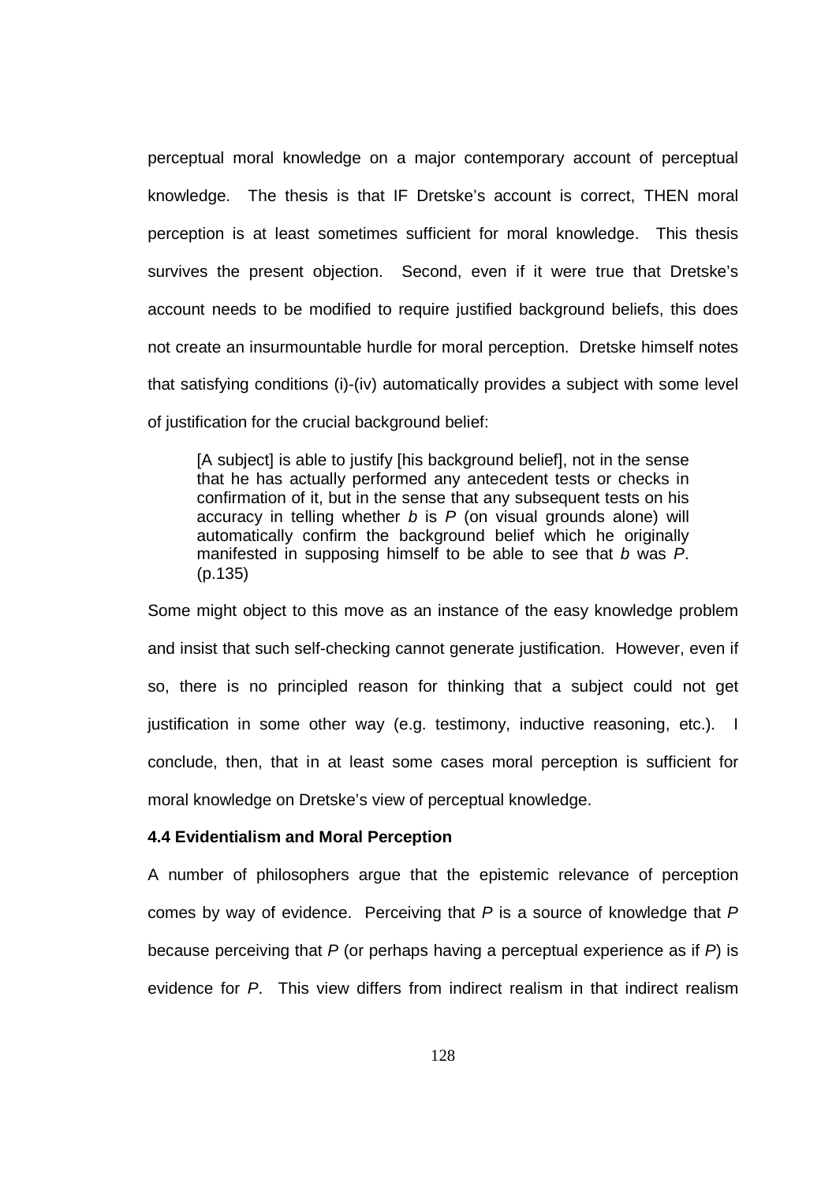perceptual moral knowledge on a major contemporary account of perceptual knowledge. The thesis is that IF Dretske's account is correct, THEN moral perception is at least sometimes sufficient for moral knowledge. This thesis survives the present objection. Second, even if it were true that Dretske's account needs to be modified to require justified background beliefs, this does not create an insurmountable hurdle for moral perception. Dretske himself notes that satisfying conditions (i)-(iv) automatically provides a subject with some level of justification for the crucial background belief:

> [A subject] is able to justify [his background belief], not in the sense that he has actually performed any antecedent tests or checks in confirmation of it, but in the sense that any subsequent tests on his accuracy in telling whether *b* is *P* (on visual grounds alone) will automatically confirm the background belief which he originally manifested in supposing himself to be able to see that *b* was *P*. (p.135)

Some might object to this move as an instance of the easy knowledge problem and insist that such self-checking cannot generate justification. However, even if so, there is no principled reason for thinking that a subject could not get justification in some other way (e.g. testimony, inductive reasoning, etc.). I conclude, then, that in at least some cases moral perception is sufficient for moral knowledge on Dretske's view of perceptual knowledge.

### 4.4 Evidentialism and Moral Perception

A number of philosophers argue that the epistemic relevance of perception comes by way of evidence. Perceiving that *P* is a source of knowledge that *P* because perceiving that *P* (or perhaps having a perceptual experience as if *P*) is evidence for *P*. This view differs from indirect realism in that indirect realism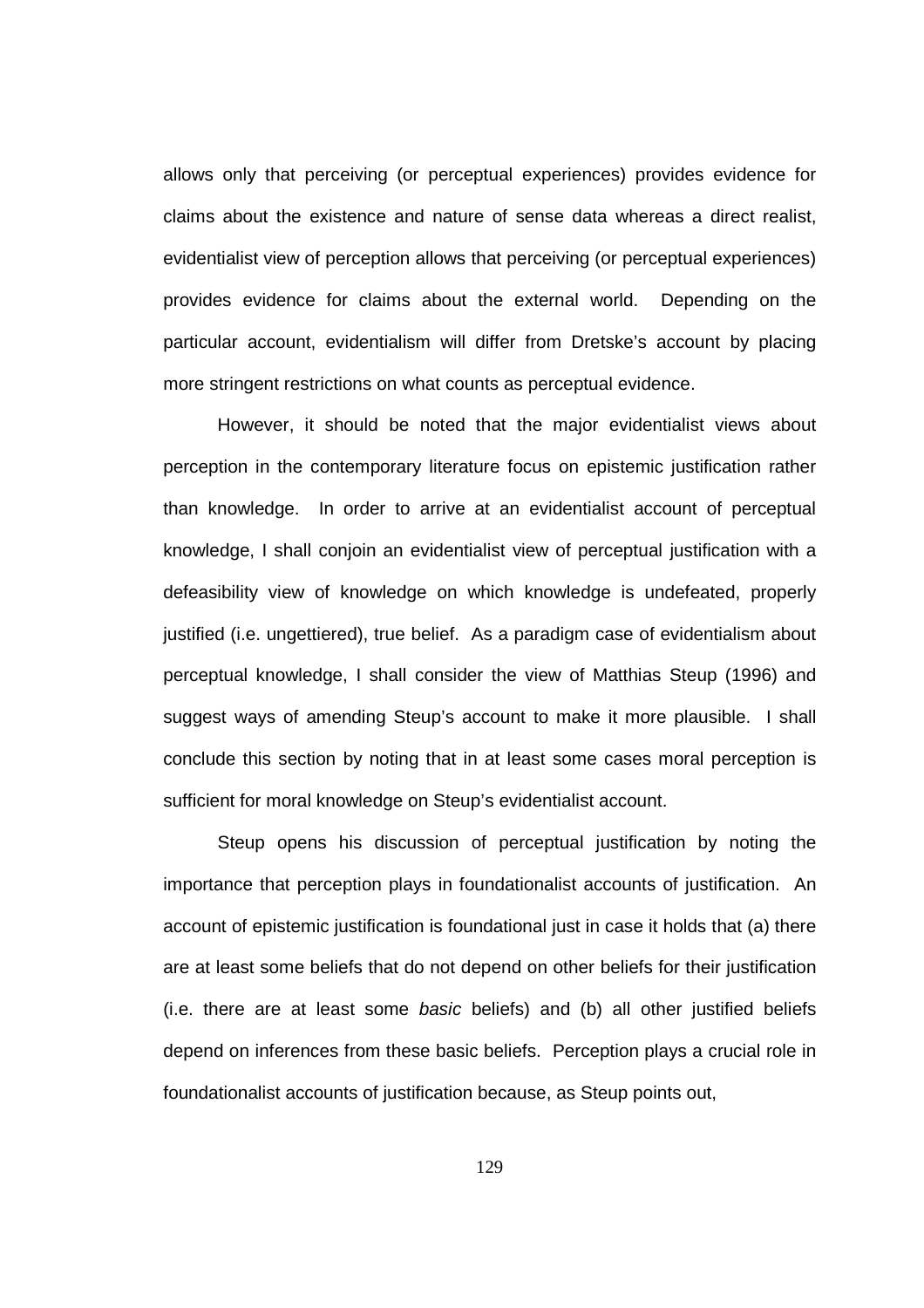allows only that perceiving (or perceptual experiences) provides evidence for claims about the existence and nature of sense data whereas a direct realist, evidentialist view of perception allows that perceiving (or perceptual experiences) provides evidence for claims about the external world. Depending on the particular account, evidentialism will differ from Dretske's account by placing more stringent restrictions on what counts as perceptual evidence.

However, it should be noted that the major evidentialist views about perception in the contemporary literature focus on epistemic justification rather than knowledge. In order to arrive at an evidentialist account of perceptual knowledge, I shall conjoin an evidentialist view of perceptual justification with a defeasibility view of knowledge on which knowledge is undefeated, properly justified (i.e. ungettiered), true belief. As a paradigm case of evidentialism about perceptual knowledge, I shall consider the view of Matthias Steup (1996) and suggest ways of amending Steup's account to make it more plausible. I shall conclude this section by noting that in at least some cases moral perception is sufficient for moral knowledge on Steup's evidentialist account.

Steup opens his discussion of perceptual justification by noting the importance that perception plays in foundationalist accounts of justification. An account of epistemic justification is foundational just in case it holds that (a) there are at least some beliefs that do not depend on other beliefs for their justification (i.e. there are at least some *basic* beliefs) and (b) all other justified beliefs depend on inferences from these basic beliefs. Perception plays a crucial role in foundationalist accounts of justification because, as Steup points out,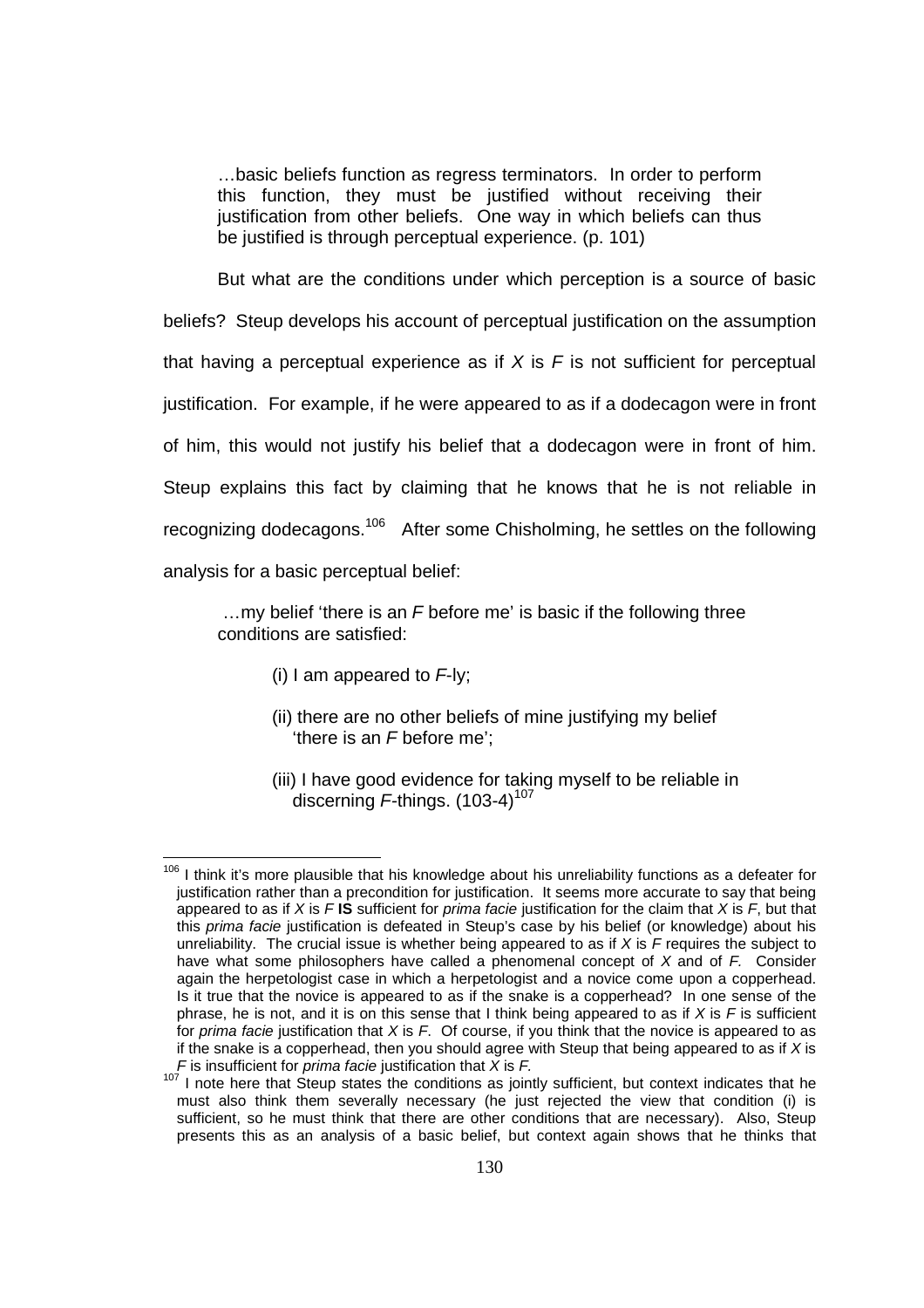> …basic beliefs function as regress terminators. In order to perform this function, they must be justified without receiving their justification from other beliefs. One way in which beliefs can thus be justified is through perceptual experience. (p. 101)

But what are the conditions under which perception is a source of basic beliefs? Steup develops his account of perceptual justification on the assumption that having a perceptual experience as if *X* is *F* is not sufficient for perceptual justification. For example, if he were appeared to as if a dodecagon were in front of him, this would not justify his belief that a dodecagon were in front of him. Steup explains this fact by claiming that he knows that he is not reliable in recognizing dodecagons.[106] After some Chisholming, he settles on the following analysis for a basic perceptual belief:

> …my belief 'there is an *F* before me' is basic if the following three conditions are satisfied:
>
> (i) I am appeared to *F*-ly;
>
> (ii) there are no other beliefs of mine justifying my belief 'there is an *F* before me';
>
> (iii) I have good evidence for taking myself to be reliable in discerning *F*-things. (103-4)[107]

---

[106] I think it's more plausible that his knowledge about his unreliability functions as a defeater for justification rather than a precondition for justification. It seems more accurate to say that being appeared to as if *X* is *F* **IS** sufficient for *prima facie* justification for the claim that *X* is *F*, but that this *prima facie* justification is defeated in Steup's case by his belief (or knowledge) about his unreliability. The crucial issue is whether being appeared to as if *X* is *F* requires the subject to have what some philosophers have called a phenomenal concept of *X* and of *F*. Consider again the herpetologist case in which a herpetologist and a novice come upon a copperhead. Is it true that the novice is appeared to as if the snake is a copperhead? In one sense of the phrase, he is not, and it is on this sense that I think being appeared to as if *X* is *F* is sufficient for *prima facie* justification that *X* is *F*. Of course, if you think that the novice is appeared to as if the snake is a copperhead, then you should agree with Steup that being appeared to as if *X* is *F* is insufficient for *prima facie* justification that *X* is *F*.

[107] I note here that Steup states the conditions as jointly sufficient, but context indicates that he must also think them severally necessary (he just rejected the view that condition (i) is sufficient, so he must think that there are other conditions that are necessary). Also, Steup presents this as an analysis of a basic belief, but context again shows that he thinks that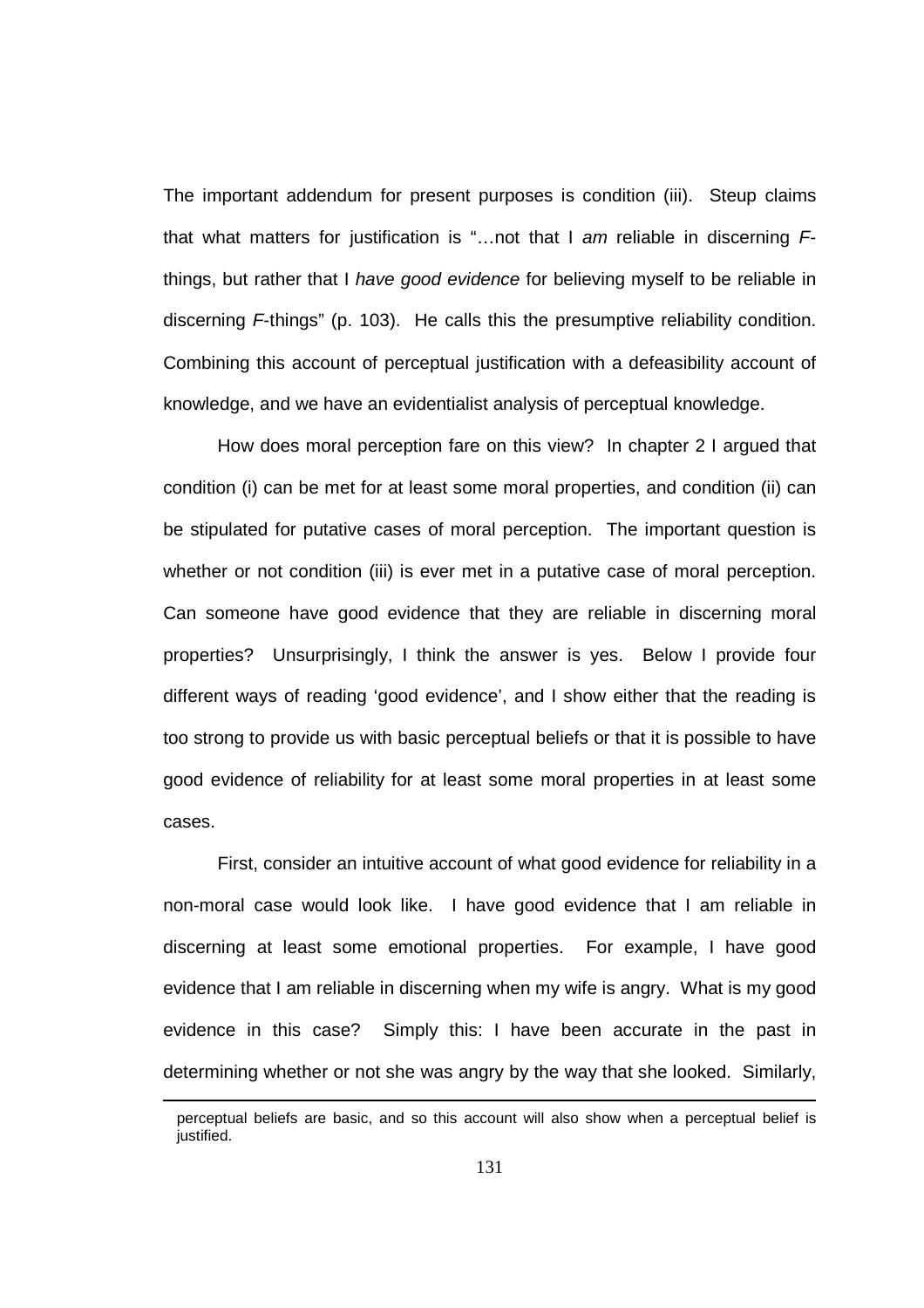The important addendum for present purposes is condition (iii). Steup claims that what matters for justification is "…not that I *am* reliable in discerning *F*-things, but rather that I *have good evidence* for believing myself to be reliable in discerning *F*-things" (p. 103). He calls this the presumptive reliability condition. Combining this account of perceptual justification with a defeasibility account of knowledge, and we have an evidentialist analysis of perceptual knowledge.

How does moral perception fare on this view? In chapter 2 I argued that condition (i) can be met for at least some moral properties, and condition (ii) can be stipulated for putative cases of moral perception. The important question is whether or not condition (iii) is ever met in a putative case of moral perception. Can someone have good evidence that they are reliable in discerning moral properties? Unsurprisingly, I think the answer is yes. Below I provide four different ways of reading 'good evidence', and I show either that the reading is too strong to provide us with basic perceptual beliefs or that it is possible to have good evidence of reliability for at least some moral properties in at least some cases.

First, consider an intuitive account of what good evidence for reliability in a non-moral case would look like. I have good evidence that I am reliable in discerning at least some emotional properties. For example, I have good evidence that I am reliable in discerning when my wife is angry. What is my good evidence in this case? Simply this: I have been accurate in the past in determining whether or not she was angry by the way that she looked. Similarly,

perceptual beliefs are basic, and so this account will also show when a perceptual belief is justified.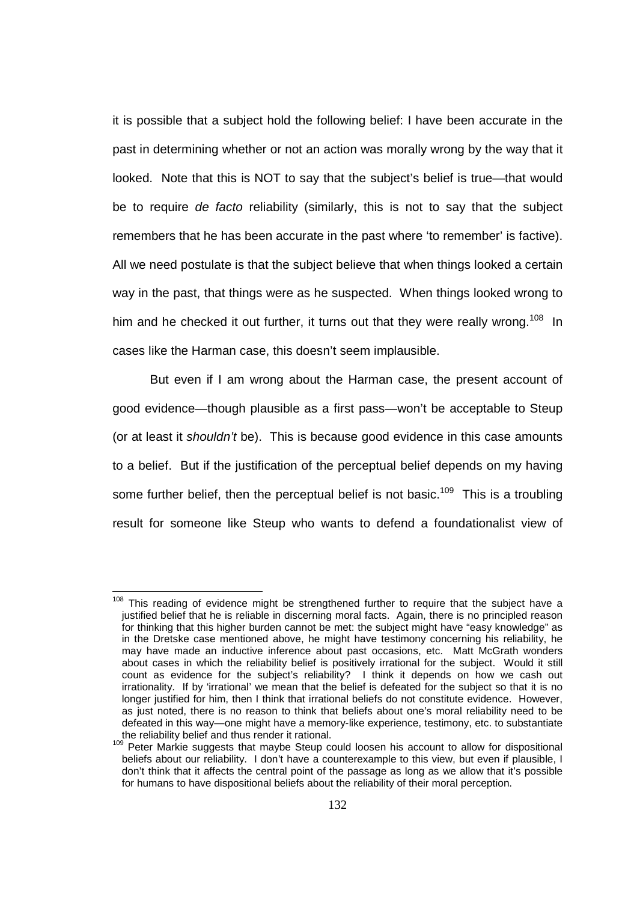it is possible that a subject hold the following belief: I have been accurate in the past in determining whether or not an action was morally wrong by the way that it looked. Note that this is NOT to say that the subject's belief is true—that would be to require *de facto* reliability (similarly, this is not to say that the subject remembers that he has been accurate in the past where 'to remember' is factive). All we need postulate is that the subject believe that when things looked a certain way in the past, that things were as he suspected. When things looked wrong to him and he checked it out further, it turns out that they were really wrong.[108] In cases like the Harman case, this doesn't seem implausible.

But even if I am wrong about the Harman case, the present account of good evidence—though plausible as a first pass—won't be acceptable to Steup (or at least it *shouldn't* be). This is because good evidence in this case amounts to a belief. But if the justification of the perceptual belief depends on my having some further belief, then the perceptual belief is not basic.[109] This is a troubling result for someone like Steup who wants to defend a foundationalist view of

---

[108] This reading of evidence might be strengthened further to require that the subject have a justified belief that he is reliable in discerning moral facts. Again, there is no principled reason for thinking that this higher burden cannot be met: the subject might have "easy knowledge" as in the Dretske case mentioned above, he might have testimony concerning his reliability, he may have made an inductive inference about past occasions, etc. Matt McGrath wonders about cases in which the reliability belief is positively irrational for the subject. Would it still count as evidence for the subject's reliability? I think it depends on how we cash out irrationality. If by 'irrational' we mean that the belief is defeated for the subject so that it is no longer justified for him, then I think that irrational beliefs do not constitute evidence. However, as just noted, there is no reason to think that beliefs about one's moral reliability need to be defeated in this way—one might have a memory-like experience, testimony, etc. to substantiate the reliability belief and thus render it rational.

[109] Peter Markie suggests that maybe Steup could loosen his account to allow for dispositional beliefs about our reliability. I don't have a counterexample to this view, but even if plausible, I don't think that it affects the central point of the passage as long as we allow that it's possible for humans to have dispositional beliefs about the reliability of their moral perception.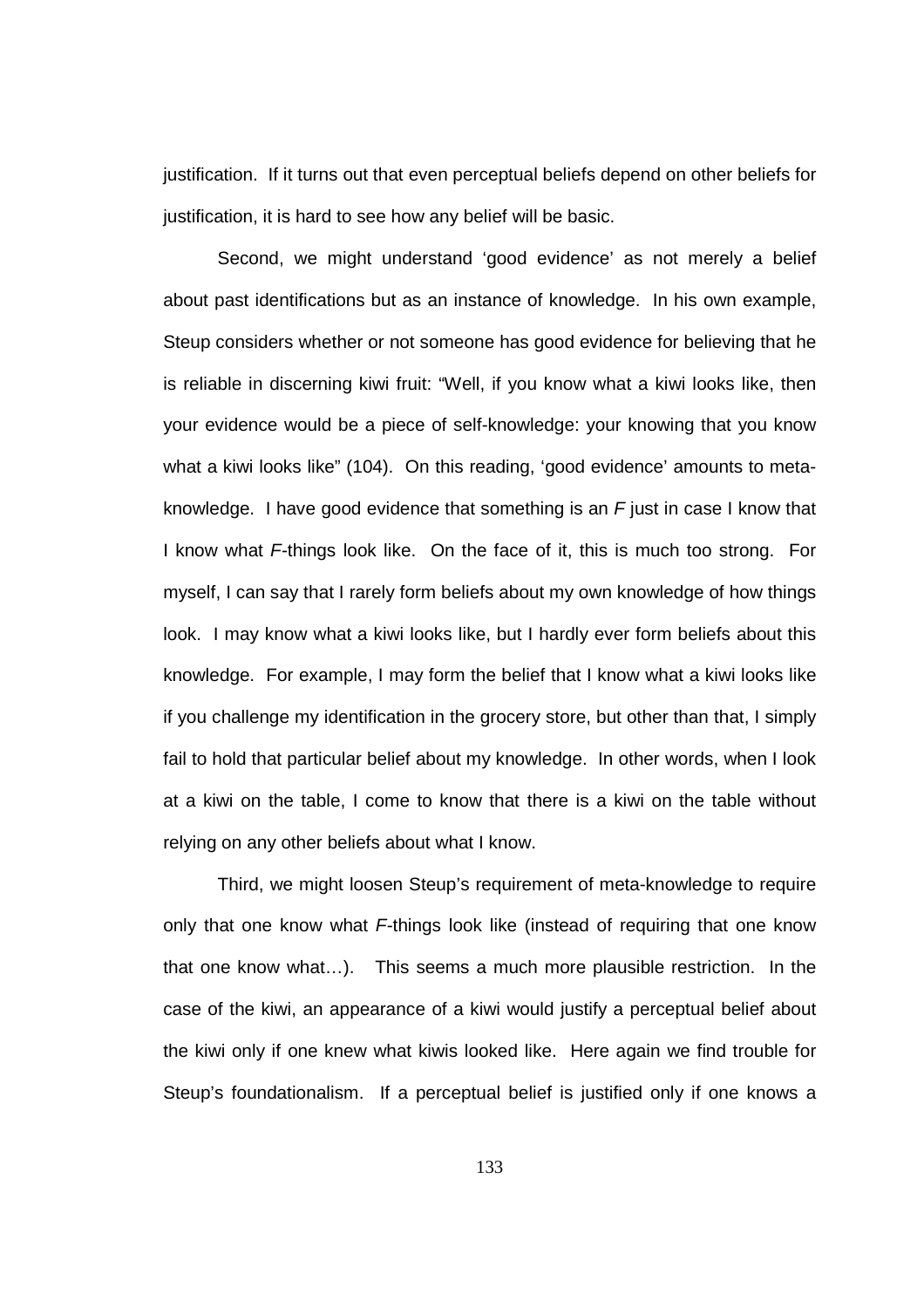justification. If it turns out that even perceptual beliefs depend on other beliefs for justification, it is hard to see how any belief will be basic.

Second, we might understand 'good evidence' as not merely a belief about past identifications but as an instance of knowledge. In his own example, Steup considers whether or not someone has good evidence for believing that he is reliable in discerning kiwi fruit: "Well, if you know what a kiwi looks like, then your evidence would be a piece of self-knowledge: your knowing that you know what a kiwi looks like" (104). On this reading, 'good evidence' amounts to meta-knowledge. I have good evidence that something is an *F* just in case I know that I know what *F*-things look like. On the face of it, this is much too strong. For myself, I can say that I rarely form beliefs about my own knowledge of how things look. I may know what a kiwi looks like, but I hardly ever form beliefs about this knowledge. For example, I may form the belief that I know what a kiwi looks like if you challenge my identification in the grocery store, but other than that, I simply fail to hold that particular belief about my knowledge. In other words, when I look at a kiwi on the table, I come to know that there is a kiwi on the table without relying on any other beliefs about what I know.

Third, we might loosen Steup's requirement of meta-knowledge to require only that one know what *F*-things look like (instead of requiring that one know that one know what…). This seems a much more plausible restriction. In the case of the kiwi, an appearance of a kiwi would justify a perceptual belief about the kiwi only if one knew what kiwis looked like. Here again we find trouble for Steup's foundationalism. If a perceptual belief is justified only if one knows a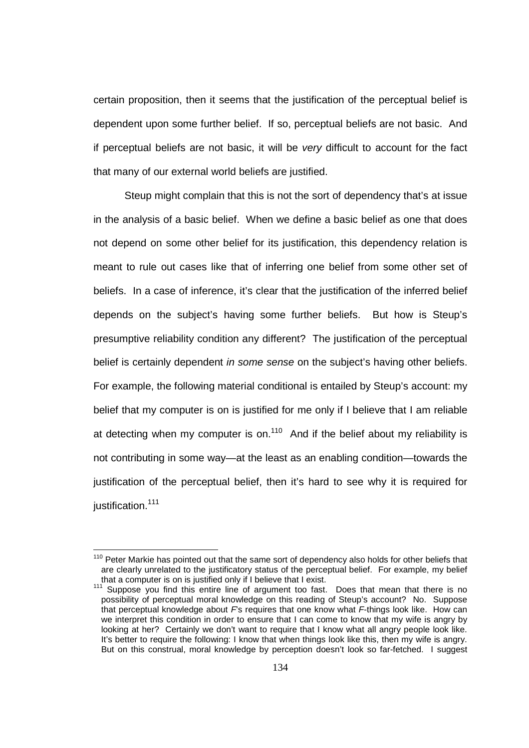certain proposition, then it seems that the justification of the perceptual belief is dependent upon some further belief. If so, perceptual beliefs are not basic. And if perceptual beliefs are not basic, it will be *very* difficult to account for the fact that many of our external world beliefs are justified.

Steup might complain that this is not the sort of dependency that's at issue in the analysis of a basic belief. When we define a basic belief as one that does not depend on some other belief for its justification, this dependency relation is meant to rule out cases like that of inferring one belief from some other set of beliefs. In a case of inference, it's clear that the justification of the inferred belief depends on the subject's having some further beliefs. But how is Steup's presumptive reliability condition any different? The justification of the perceptual belief is certainly dependent *in some sense* on the subject's having other beliefs. For example, the following material conditional is entailed by Steup's account: my belief that my computer is on is justified for me only if I believe that I am reliable at detecting when my computer is on.[110] And if the belief about my reliability is not contributing in some way—at the least as an enabling condition—towards the justification of the perceptual belief, then it's hard to see why it is required for justification.[111]

---

[110] Peter Markie has pointed out that the same sort of dependency also holds for other beliefs that are clearly unrelated to the justificatory status of the perceptual belief. For example, my belief that a computer is on is justified only if I believe that I exist.

[111] Suppose you find this entire line of argument too fast. Does that mean that there is no possibility of perceptual moral knowledge on this reading of Steup's account? No. Suppose that perceptual knowledge about *F*'s requires that one know what *F*-things look like. How can we interpret this condition in order to ensure that I can come to know that my wife is angry by looking at her? Certainly we don't want to require that I know what all angry people look like. It's better to require the following: I know that when things look like this, then my wife is angry. But on this construal, moral knowledge by perception doesn't look so far-fetched. I suggest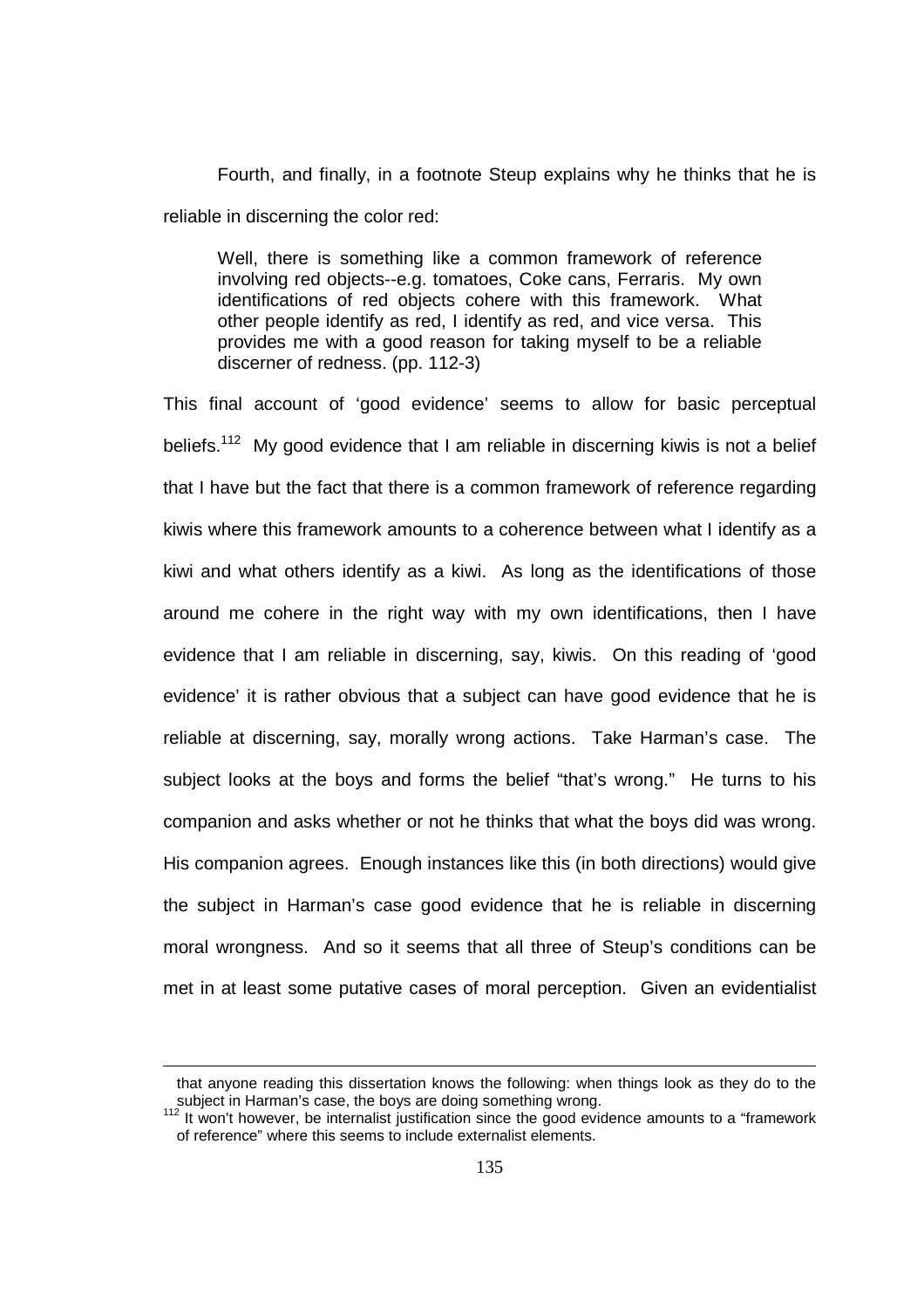Fourth, and finally, in a footnote Steup explains why he thinks that he is reliable in discerning the color red:

> Well, there is something like a common framework of reference involving red objects--e.g. tomatoes, Coke cans, Ferraris. My own identifications of red objects cohere with this framework. What other people identify as red, I identify as red, and vice versa. This provides me with a good reason for taking myself to be a reliable discerner of redness. (pp. 112-3)

This final account of 'good evidence' seems to allow for basic perceptual beliefs.[112] My good evidence that I am reliable in discerning kiwis is not a belief that I have but the fact that there is a common framework of reference regarding kiwis where this framework amounts to a coherence between what I identify as a kiwi and what others identify as a kiwi. As long as the identifications of those around me cohere in the right way with my own identifications, then I have evidence that I am reliable in discerning, say, kiwis. On this reading of 'good evidence' it is rather obvious that a subject can have good evidence that he is reliable at discerning, say, morally wrong actions. Take Harman's case. The subject looks at the boys and forms the belief "that's wrong." He turns to his companion and asks whether or not he thinks that what the boys did was wrong. His companion agrees. Enough instances like this (in both directions) would give the subject in Harman's case good evidence that he is reliable in discerning moral wrongness. And so it seems that all three of Steup's conditions can be met in at least some putative cases of moral perception. Given an evidentialist

---

that anyone reading this dissertation knows the following: when things look as they do to the subject in Harman's case, the boys are doing something wrong.

[112] It won't however, be internalist justification since the good evidence amounts to a "framework of reference" where this seems to include externalist elements.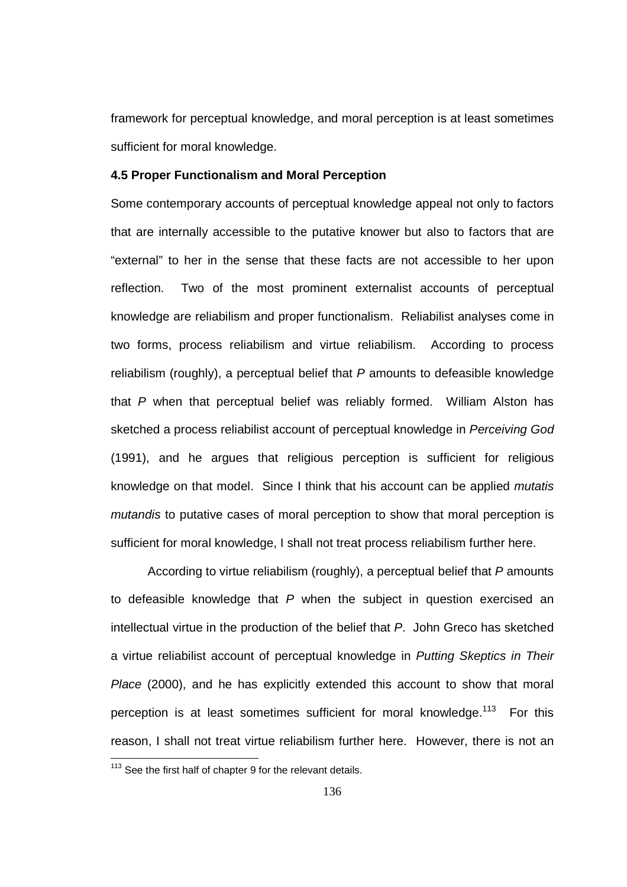framework for perceptual knowledge, and moral perception is at least sometimes sufficient for moral knowledge.

### 4.5 Proper Functionalism and Moral Perception

Some contemporary accounts of perceptual knowledge appeal not only to factors that are internally accessible to the putative knower but also to factors that are "external" to her in the sense that these facts are not accessible to her upon reflection. Two of the most prominent externalist accounts of perceptual knowledge are reliabilism and proper functionalism. Reliabilist analyses come in two forms, process reliabilism and virtue reliabilism. According to process reliabilism (roughly), a perceptual belief that *P* amounts to defeasible knowledge that *P* when that perceptual belief was reliably formed. William Alston has sketched a process reliabilist account of perceptual knowledge in *Perceiving God* (1991), and he argues that religious perception is sufficient for religious knowledge on that model. Since I think that his account can be applied *mutatis mutandis* to putative cases of moral perception to show that moral perception is sufficient for moral knowledge, I shall not treat process reliabilism further here.

According to virtue reliabilism (roughly), a perceptual belief that *P* amounts to defeasible knowledge that *P* when the subject in question exercised an intellectual virtue in the production of the belief that *P*. John Greco has sketched a virtue reliabilist account of perceptual knowledge in *Putting Skeptics in Their Place* (2000), and he has explicitly extended this account to show that moral perception is at least sometimes sufficient for moral knowledge.[113] For this reason, I shall not treat virtue reliabilism further here. However, there is not an

[113] See the first half of chapter 9 for the relevant details.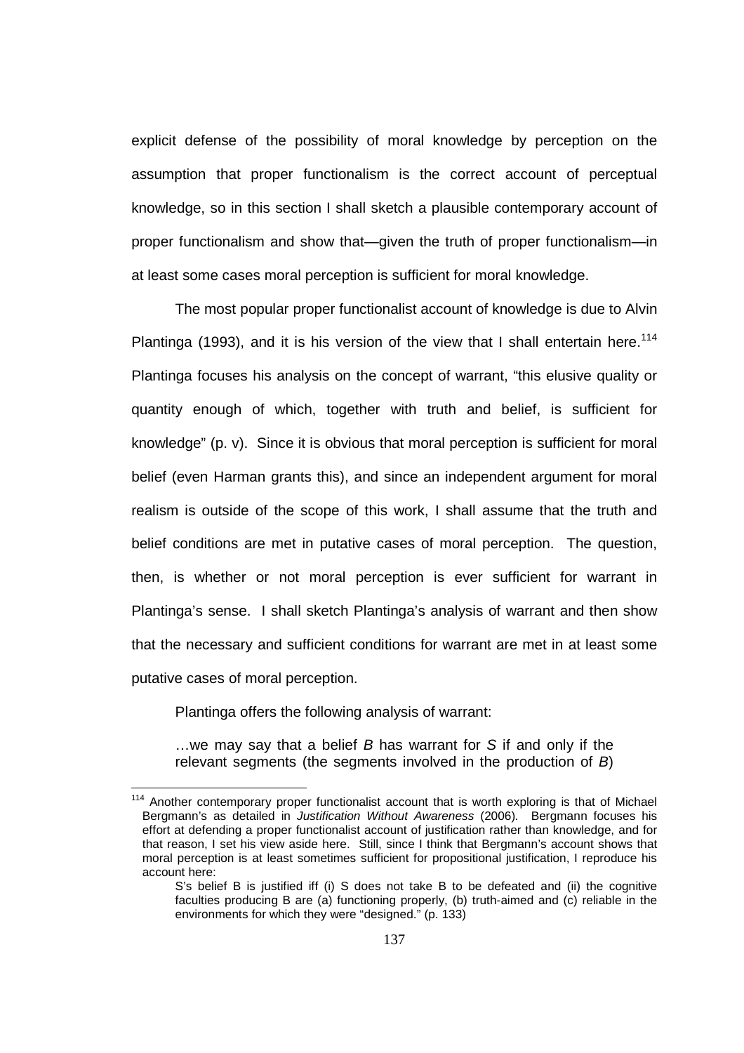explicit defense of the possibility of moral knowledge by perception on the assumption that proper functionalism is the correct account of perceptual knowledge, so in this section I shall sketch a plausible contemporary account of proper functionalism and show that—given the truth of proper functionalism—in at least some cases moral perception is sufficient for moral knowledge.

The most popular proper functionalist account of knowledge is due to Alvin Plantinga (1993), and it is his version of the view that I shall entertain here.[114] Plantinga focuses his analysis on the concept of warrant, "this elusive quality or quantity enough of which, together with truth and belief, is sufficient for knowledge" (p. v). Since it is obvious that moral perception is sufficient for moral belief (even Harman grants this), and since an independent argument for moral realism is outside of the scope of this work, I shall assume that the truth and belief conditions are met in putative cases of moral perception. The question, then, is whether or not moral perception is ever sufficient for warrant in Plantinga's sense. I shall sketch Plantinga's analysis of warrant and then show that the necessary and sufficient conditions for warrant are met in at least some putative cases of moral perception.

Plantinga offers the following analysis of warrant:

> …we may say that a belief *B* has warrant for *S* if and only if the relevant segments (the segments involved in the production of *B*)

---

[114] Another contemporary proper functionalist account that is worth exploring is that of Michael Bergmann's as detailed in *Justification Without Awareness* (2006). Bergmann focuses his effort at defending a proper functionalist account of justification rather than knowledge, and for that reason, I set his view aside here. Still, since I think that Bergmann's account shows that moral perception is at least sometimes sufficient for propositional justification, I reproduce his account here:

> S's belief B is justified iff (i) S does not take B to be defeated and (ii) the cognitive faculties producing B are (a) functioning properly, (b) truth-aimed and (c) reliable in the environments for which they were "designed." (p. 133)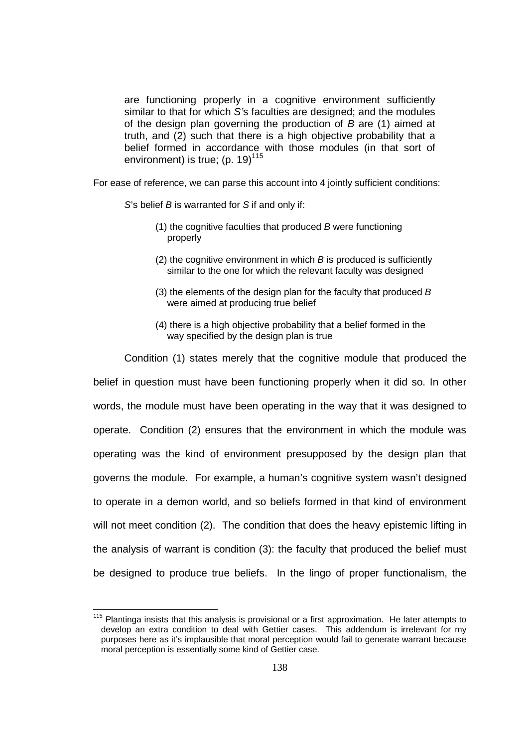> are functioning properly in a cognitive environment sufficiently similar to that for which *S'*s faculties are designed; and the modules of the design plan governing the production of *B* are (1) aimed at truth, and (2) such that there is a high objective probability that a belief formed in accordance with those modules (in that sort of environment) is true; (p. 19)[115]

For ease of reference, we can parse this account into 4 jointly sufficient conditions:

> *S*'s belief *B* is warranted for *S* if and only if:
>
> (1) the cognitive faculties that produced *B* were functioning properly
>
> (2) the cognitive environment in which *B* is produced is sufficiently similar to the one for which the relevant faculty was designed
>
> (3) the elements of the design plan for the faculty that produced *B* were aimed at producing true belief
>
> (4) there is a high objective probability that a belief formed in the way specified by the design plan is true

Condition (1) states merely that the cognitive module that produced the belief in question must have been functioning properly when it did so. In other words, the module must have been operating in the way that it was designed to operate. Condition (2) ensures that the environment in which the module was operating was the kind of environment presupposed by the design plan that governs the module. For example, a human's cognitive system wasn't designed to operate in a demon world, and so beliefs formed in that kind of environment will not meet condition (2). The condition that does the heavy epistemic lifting in the analysis of warrant is condition (3): the faculty that produced the belief must be designed to produce true beliefs. In the lingo of proper functionalism, the

[115] Plantinga insists that this analysis is provisional or a first approximation. He later attempts to develop an extra condition to deal with Gettier cases. This addendum is irrelevant for my purposes here as it's implausible that moral perception would fail to generate warrant because moral perception is essentially some kind of Gettier case.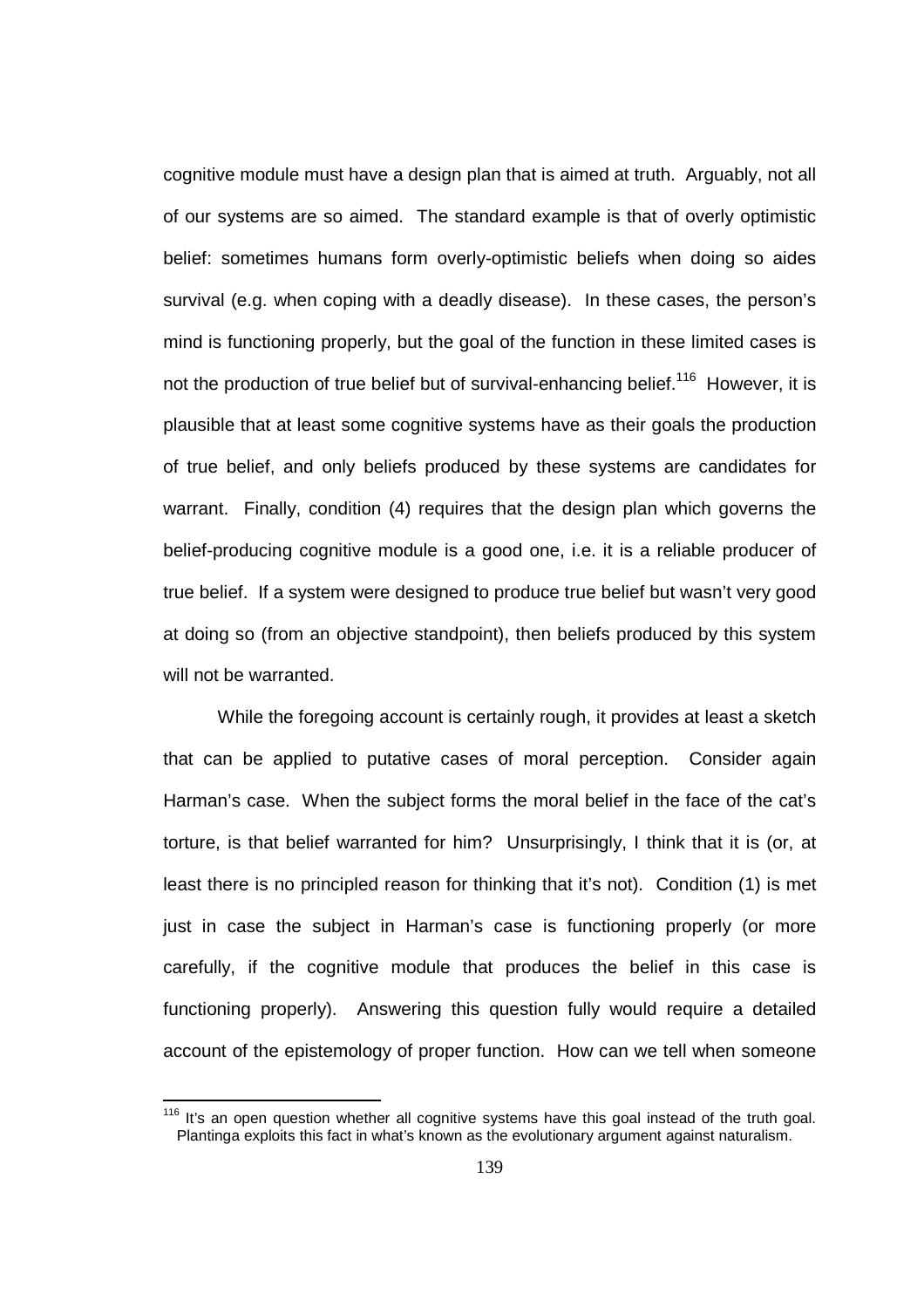cognitive module must have a design plan that is aimed at truth. Arguably, not all of our systems are so aimed. The standard example is that of overly optimistic belief: sometimes humans form overly-optimistic beliefs when doing so aides survival (e.g. when coping with a deadly disease). In these cases, the person's mind is functioning properly, but the goal of the function in these limited cases is not the production of true belief but of survival-enhancing belief.[116] However, it is plausible that at least some cognitive systems have as their goals the production of true belief, and only beliefs produced by these systems are candidates for warrant. Finally, condition (4) requires that the design plan which governs the belief-producing cognitive module is a good one, i.e. it is a reliable producer of true belief. If a system were designed to produce true belief but wasn't very good at doing so (from an objective standpoint), then beliefs produced by this system will not be warranted.

While the foregoing account is certainly rough, it provides at least a sketch that can be applied to putative cases of moral perception. Consider again Harman's case. When the subject forms the moral belief in the face of the cat's torture, is that belief warranted for him? Unsurprisingly, I think that it is (or, at least there is no principled reason for thinking that it's not). Condition (1) is met just in case the subject in Harman's case is functioning properly (or more carefully, if the cognitive module that produces the belief in this case is functioning properly). Answering this question fully would require a detailed account of the epistemology of proper function. How can we tell when someone

---

[116] It's an open question whether all cognitive systems have this goal instead of the truth goal. Plantinga exploits this fact in what's known as the evolutionary argument against naturalism.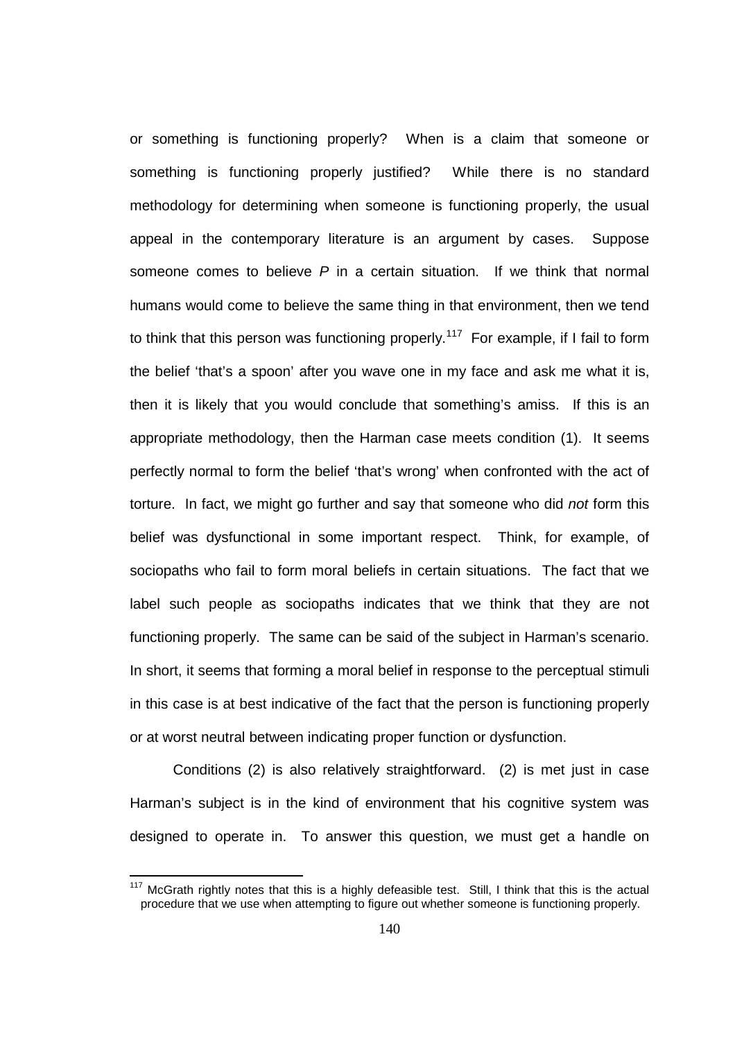or something is functioning properly? When is a claim that someone or something is functioning properly justified? While there is no standard methodology for determining when someone is functioning properly, the usual appeal in the contemporary literature is an argument by cases. Suppose someone comes to believe *P* in a certain situation. If we think that normal humans would come to believe the same thing in that environment, then we tend to think that this person was functioning properly.[117] For example, if I fail to form the belief 'that's a spoon' after you wave one in my face and ask me what it is, then it is likely that you would conclude that something's amiss. If this is an appropriate methodology, then the Harman case meets condition (1). It seems perfectly normal to form the belief 'that's wrong' when confronted with the act of torture. In fact, we might go further and say that someone who did *not* form this belief was dysfunctional in some important respect. Think, for example, of sociopaths who fail to form moral beliefs in certain situations. The fact that we label such people as sociopaths indicates that we think that they are not functioning properly. The same can be said of the subject in Harman's scenario. In short, it seems that forming a moral belief in response to the perceptual stimuli in this case is at best indicative of the fact that the person is functioning properly or at worst neutral between indicating proper function or dysfunction.

Conditions (2) is also relatively straightforward. (2) is met just in case Harman's subject is in the kind of environment that his cognitive system was designed to operate in. To answer this question, we must get a handle on

---

[117] McGrath rightly notes that this is a highly defeasible test. Still, I think that this is the actual procedure that we use when attempting to figure out whether someone is functioning properly.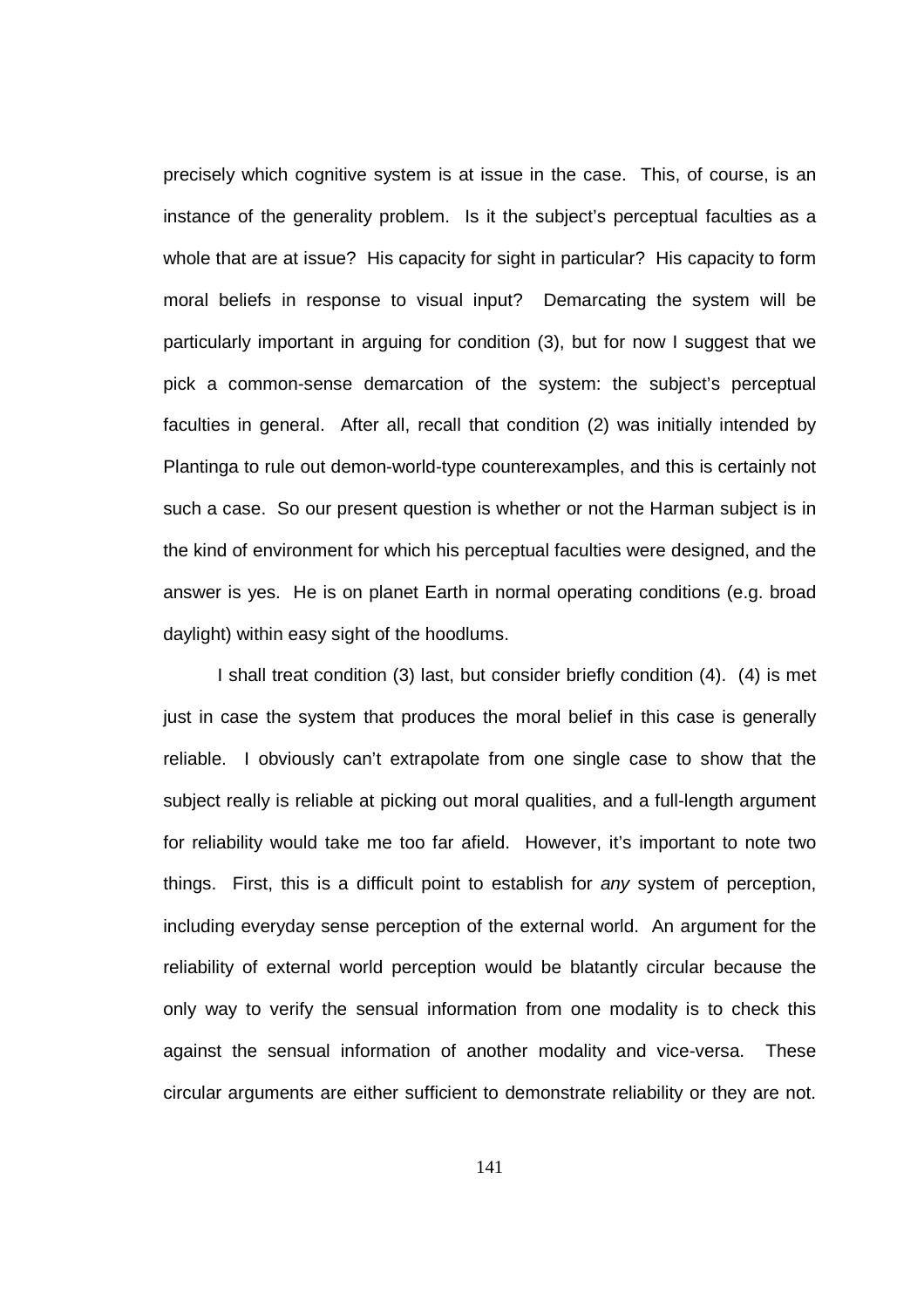precisely which cognitive system is at issue in the case. This, of course, is an instance of the generality problem. Is it the subject's perceptual faculties as a whole that are at issue? His capacity for sight in particular? His capacity to form moral beliefs in response to visual input? Demarcating the system will be particularly important in arguing for condition (3), but for now I suggest that we pick a common-sense demarcation of the system: the subject's perceptual faculties in general. After all, recall that condition (2) was initially intended by Plantinga to rule out demon-world-type counterexamples, and this is certainly not such a case. So our present question is whether or not the Harman subject is in the kind of environment for which his perceptual faculties were designed, and the answer is yes. He is on planet Earth in normal operating conditions (e.g. broad daylight) within easy sight of the hoodlums.

I shall treat condition (3) last, but consider briefly condition (4). (4) is met just in case the system that produces the moral belief in this case is generally reliable. I obviously can't extrapolate from one single case to show that the subject really is reliable at picking out moral qualities, and a full-length argument for reliability would take me too far afield. However, it's important to note two things. First, this is a difficult point to establish for *any* system of perception, including everyday sense perception of the external world. An argument for the reliability of external world perception would be blatantly circular because the only way to verify the sensual information from one modality is to check this against the sensual information of another modality and vice-versa. These circular arguments are either sufficient to demonstrate reliability or they are not.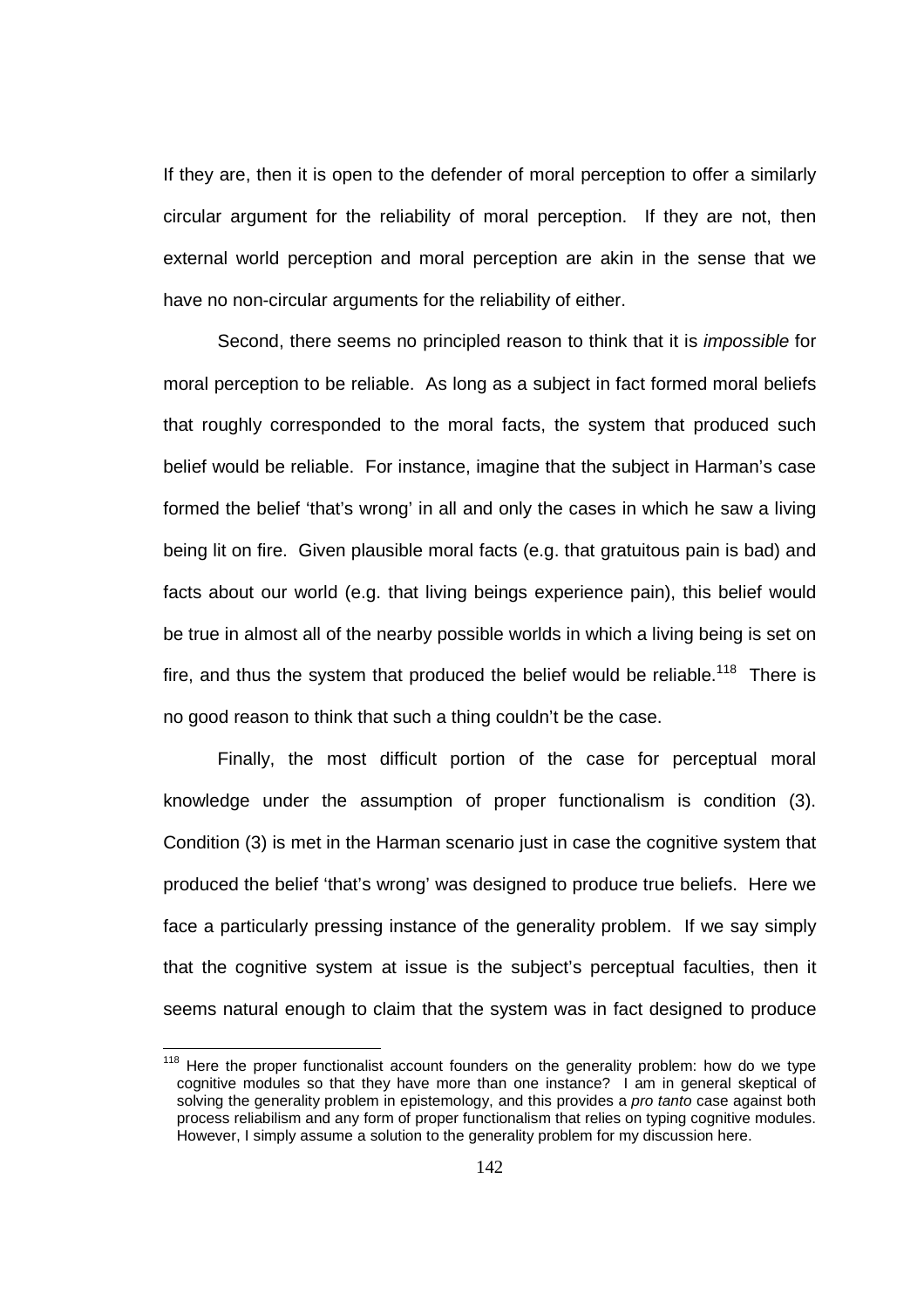If they are, then it is open to the defender of moral perception to offer a similarly circular argument for the reliability of moral perception. If they are not, then external world perception and moral perception are akin in the sense that we have no non-circular arguments for the reliability of either.

Second, there seems no principled reason to think that it is *impossible* for moral perception to be reliable. As long as a subject in fact formed moral beliefs that roughly corresponded to the moral facts, the system that produced such belief would be reliable. For instance, imagine that the subject in Harman's case formed the belief 'that's wrong' in all and only the cases in which he saw a living being lit on fire. Given plausible moral facts (e.g. that gratuitous pain is bad) and facts about our world (e.g. that living beings experience pain), this belief would be true in almost all of the nearby possible worlds in which a living being is set on fire, and thus the system that produced the belief would be reliable.[118] There is no good reason to think that such a thing couldn't be the case.

Finally, the most difficult portion of the case for perceptual moral knowledge under the assumption of proper functionalism is condition (3). Condition (3) is met in the Harman scenario just in case the cognitive system that produced the belief 'that's wrong' was designed to produce true beliefs. Here we face a particularly pressing instance of the generality problem. If we say simply that the cognitive system at issue is the subject's perceptual faculties, then it seems natural enough to claim that the system was in fact designed to produce

[118] Here the proper functionalist account founders on the generality problem: how do we type cognitive modules so that they have more than one instance? I am in general skeptical of solving the generality problem in epistemology, and this provides a *pro tanto* case against both process reliabilism and any form of proper functionalism that relies on typing cognitive modules. However, I simply assume a solution to the generality problem for my discussion here.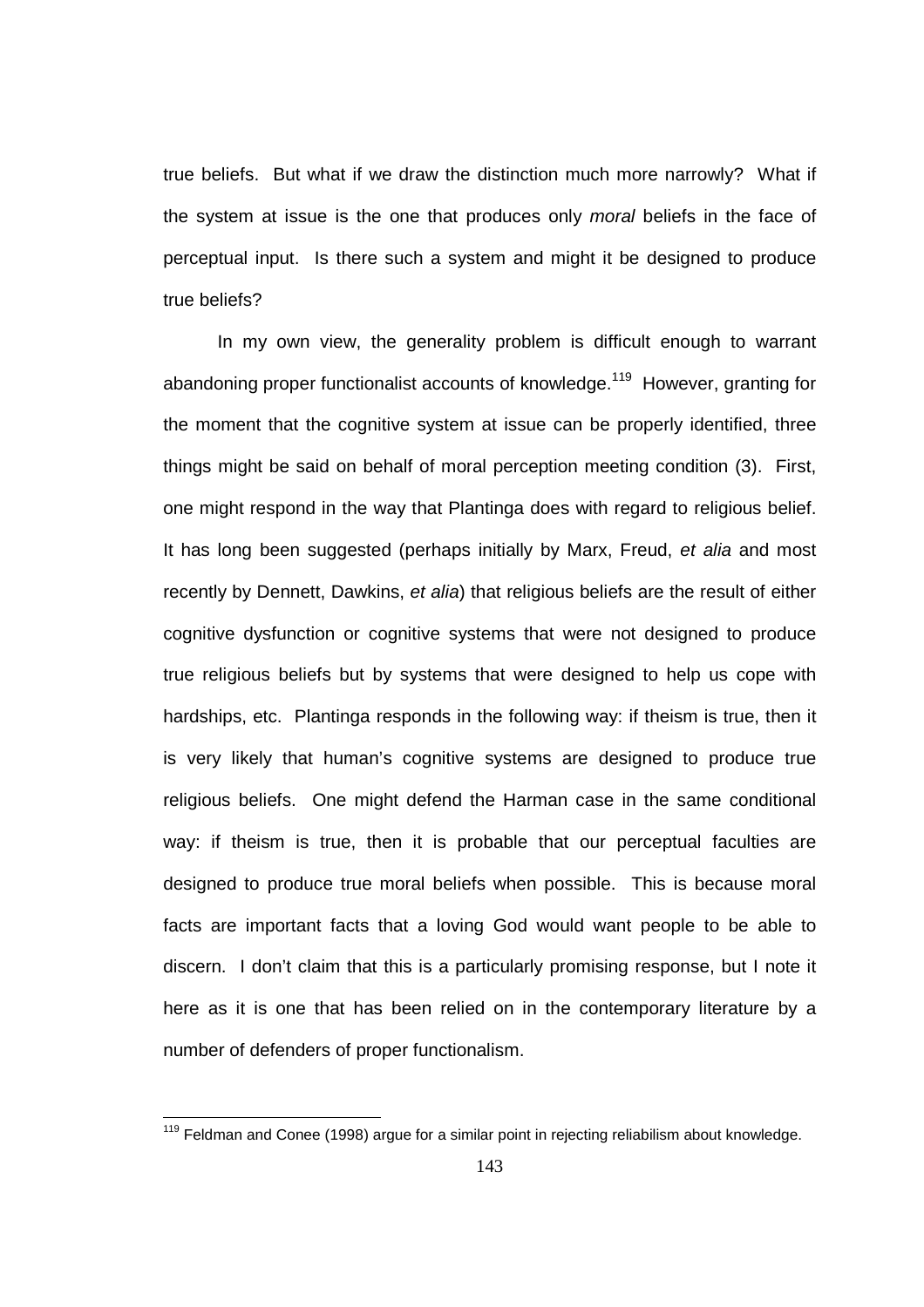true beliefs. But what if we draw the distinction much more narrowly? What if the system at issue is the one that produces only *moral* beliefs in the face of perceptual input. Is there such a system and might it be designed to produce true beliefs?

In my own view, the generality problem is difficult enough to warrant abandoning proper functionalist accounts of knowledge.[119] However, granting for the moment that the cognitive system at issue can be properly identified, three things might be said on behalf of moral perception meeting condition (3). First, one might respond in the way that Plantinga does with regard to religious belief. It has long been suggested (perhaps initially by Marx, Freud, *et alia* and most recently by Dennett, Dawkins, *et alia*) that religious beliefs are the result of either cognitive dysfunction or cognitive systems that were not designed to produce true religious beliefs but by systems that were designed to help us cope with hardships, etc. Plantinga responds in the following way: if theism is true, then it is very likely that human's cognitive systems are designed to produce true religious beliefs. One might defend the Harman case in the same conditional way: if theism is true, then it is probable that our perceptual faculties are designed to produce true moral beliefs when possible. This is because moral facts are important facts that a loving God would want people to be able to discern. I don't claim that this is a particularly promising response, but I note it here as it is one that has been relied on in the contemporary literature by a number of defenders of proper functionalism.

---

[119] Feldman and Conee (1998) argue for a similar point in rejecting reliabilism about knowledge.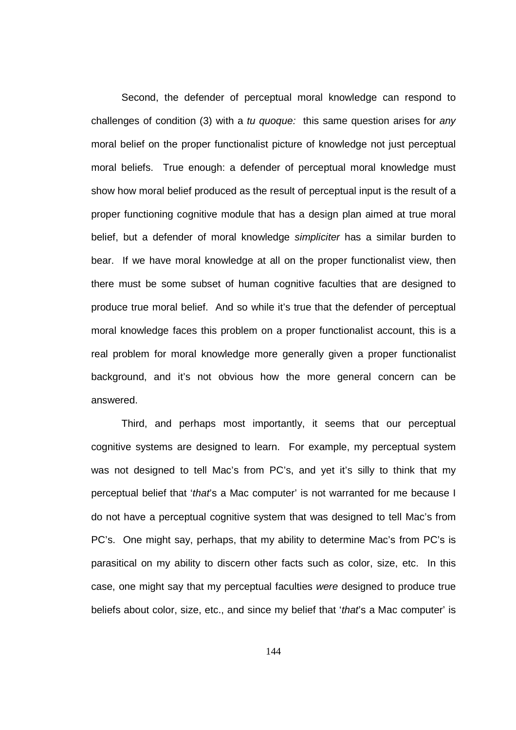Second, the defender of perceptual moral knowledge can respond to challenges of condition (3) with a *tu quoque:* this same question arises for *any* moral belief on the proper functionalist picture of knowledge not just perceptual moral beliefs. True enough: a defender of perceptual moral knowledge must show how moral belief produced as the result of perceptual input is the result of a proper functioning cognitive module that has a design plan aimed at true moral belief, but a defender of moral knowledge *simpliciter* has a similar burden to bear. If we have moral knowledge at all on the proper functionalist view, then there must be some subset of human cognitive faculties that are designed to produce true moral belief. And so while it's true that the defender of perceptual moral knowledge faces this problem on a proper functionalist account, this is a real problem for moral knowledge more generally given a proper functionalist background, and it's not obvious how the more general concern can be answered.

Third, and perhaps most importantly, it seems that our perceptual cognitive systems are designed to learn. For example, my perceptual system was not designed to tell Mac's from PC's, and yet it's silly to think that my perceptual belief that '*that*'s a Mac computer' is not warranted for me because I do not have a perceptual cognitive system that was designed to tell Mac's from PC's. One might say, perhaps, that my ability to determine Mac's from PC's is parasitical on my ability to discern other facts such as color, size, etc. In this case, one might say that my perceptual faculties *were* designed to produce true beliefs about color, size, etc., and since my belief that '*that*'s a Mac computer' is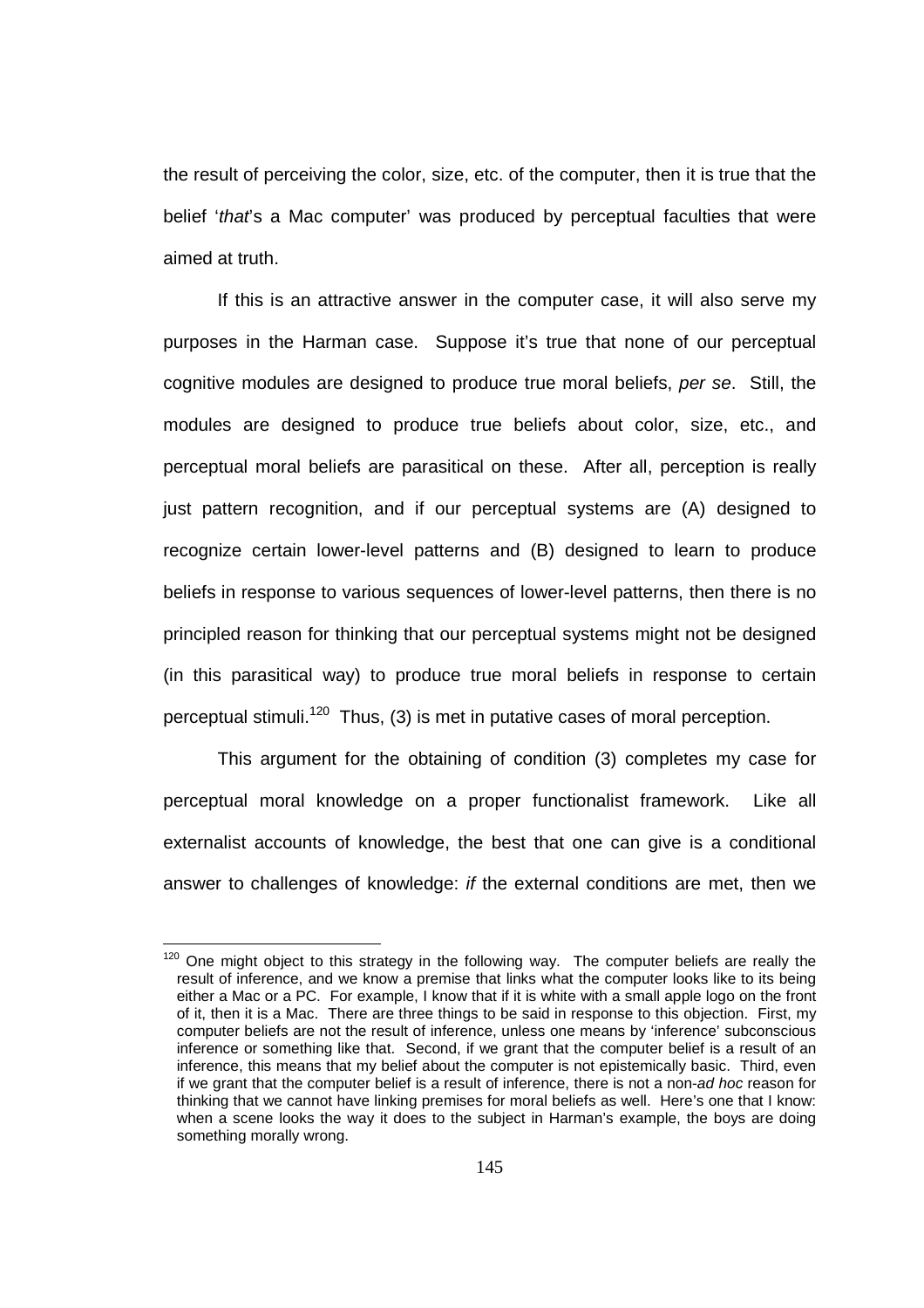the result of perceiving the color, size, etc. of the computer, then it is true that the belief '*that*'s a Mac computer' was produced by perceptual faculties that were aimed at truth.

If this is an attractive answer in the computer case, it will also serve my purposes in the Harman case. Suppose it's true that none of our perceptual cognitive modules are designed to produce true moral beliefs, *per se*. Still, the modules are designed to produce true beliefs about color, size, etc., and perceptual moral beliefs are parasitical on these. After all, perception is really just pattern recognition, and if our perceptual systems are (A) designed to recognize certain lower-level patterns and (B) designed to learn to produce beliefs in response to various sequences of lower-level patterns, then there is no principled reason for thinking that our perceptual systems might not be designed (in this parasitical way) to produce true moral beliefs in response to certain perceptual stimuli.[120] Thus, (3) is met in putative cases of moral perception.

This argument for the obtaining of condition (3) completes my case for perceptual moral knowledge on a proper functionalist framework. Like all externalist accounts of knowledge, the best that one can give is a conditional answer to challenges of knowledge: *if* the external conditions are met, then we

---

[120] One might object to this strategy in the following way. The computer beliefs are really the result of inference, and we know a premise that links what the computer looks like to its being either a Mac or a PC. For example, I know that if it is white with a small apple logo on the front of it, then it is a Mac. There are three things to be said in response to this objection. First, my computer beliefs are not the result of inference, unless one means by 'inference' subconscious inference or something like that. Second, if we grant that the computer belief is a result of an inference, this means that my belief about the computer is not epistemically basic. Third, even if we grant that the computer belief is a result of inference, there is not a non-*ad hoc* reason for thinking that we cannot have linking premises for moral beliefs as well. Here's one that I know: when a scene looks the way it does to the subject in Harman's example, the boys are doing something morally wrong.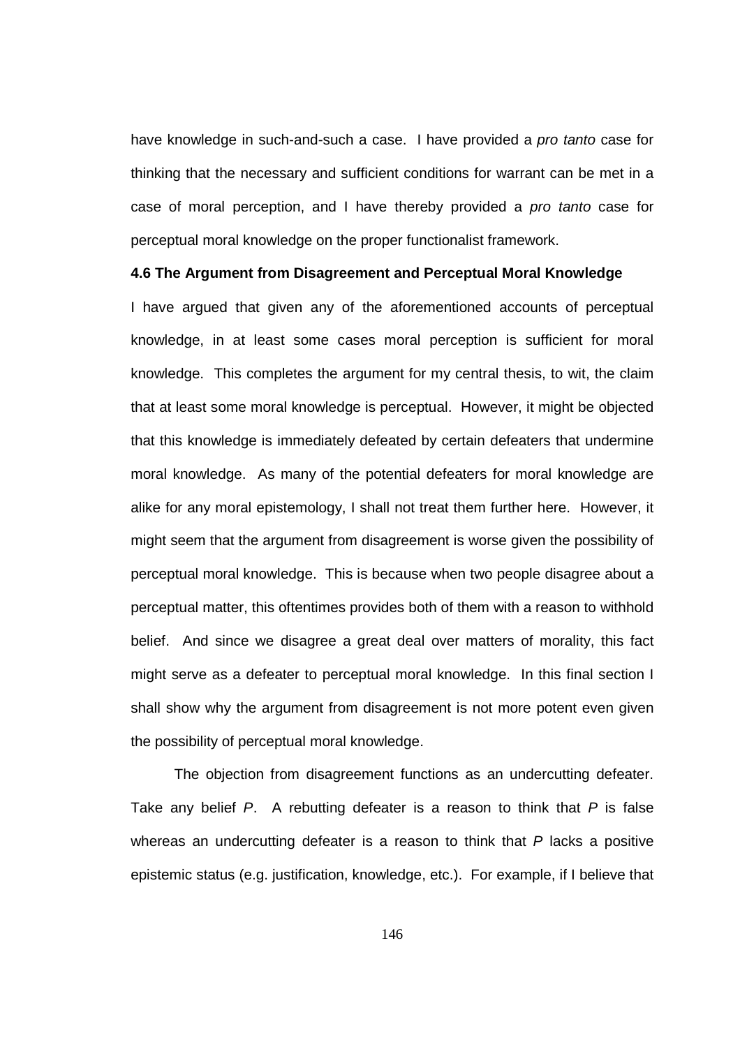have knowledge in such-and-such a case. I have provided a *pro tanto* case for thinking that the necessary and sufficient conditions for warrant can be met in a case of moral perception, and I have thereby provided a *pro tanto* case for perceptual moral knowledge on the proper functionalist framework.

### 4.6 The Argument from Disagreement and Perceptual Moral Knowledge

I have argued that given any of the aforementioned accounts of perceptual knowledge, in at least some cases moral perception is sufficient for moral knowledge. This completes the argument for my central thesis, to wit, the claim that at least some moral knowledge is perceptual. However, it might be objected that this knowledge is immediately defeated by certain defeaters that undermine moral knowledge. As many of the potential defeaters for moral knowledge are alike for any moral epistemology, I shall not treat them further here. However, it might seem that the argument from disagreement is worse given the possibility of perceptual moral knowledge. This is because when two people disagree about a perceptual matter, this oftentimes provides both of them with a reason to withhold belief. And since we disagree a great deal over matters of morality, this fact might serve as a defeater to perceptual moral knowledge. In this final section I shall show why the argument from disagreement is not more potent even given the possibility of perceptual moral knowledge.

The objection from disagreement functions as an undercutting defeater. Take any belief *P*. A rebutting defeater is a reason to think that *P* is false whereas an undercutting defeater is a reason to think that *P* lacks a positive epistemic status (e.g. justification, knowledge, etc.). For example, if I believe that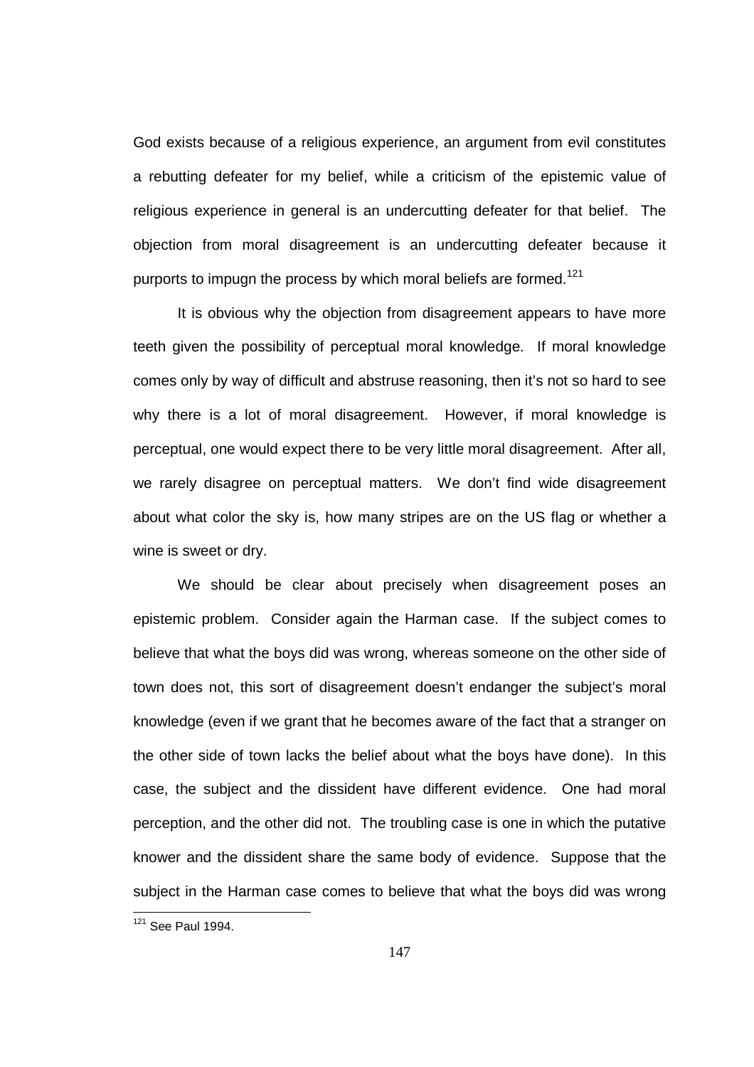God exists because of a religious experience, an argument from evil constitutes a rebutting defeater for my belief, while a criticism of the epistemic value of religious experience in general is an undercutting defeater for that belief. The objection from moral disagreement is an undercutting defeater because it purports to impugn the process by which moral beliefs are formed.[121]

It is obvious why the objection from disagreement appears to have more teeth given the possibility of perceptual moral knowledge. If moral knowledge comes only by way of difficult and abstruse reasoning, then it's not so hard to see why there is a lot of moral disagreement. However, if moral knowledge is perceptual, one would expect there to be very little moral disagreement. After all, we rarely disagree on perceptual matters. We don't find wide disagreement about what color the sky is, how many stripes are on the US flag or whether a wine is sweet or dry.

We should be clear about precisely when disagreement poses an epistemic problem. Consider again the Harman case. If the subject comes to believe that what the boys did was wrong, whereas someone on the other side of town does not, this sort of disagreement doesn't endanger the subject's moral knowledge (even if we grant that he becomes aware of the fact that a stranger on the other side of town lacks the belief about what the boys have done). In this case, the subject and the dissident have different evidence. One had moral perception, and the other did not. The troubling case is one in which the putative knower and the dissident share the same body of evidence. Suppose that the subject in the Harman case comes to believe that what the boys did was wrong

[121] See Paul 1994.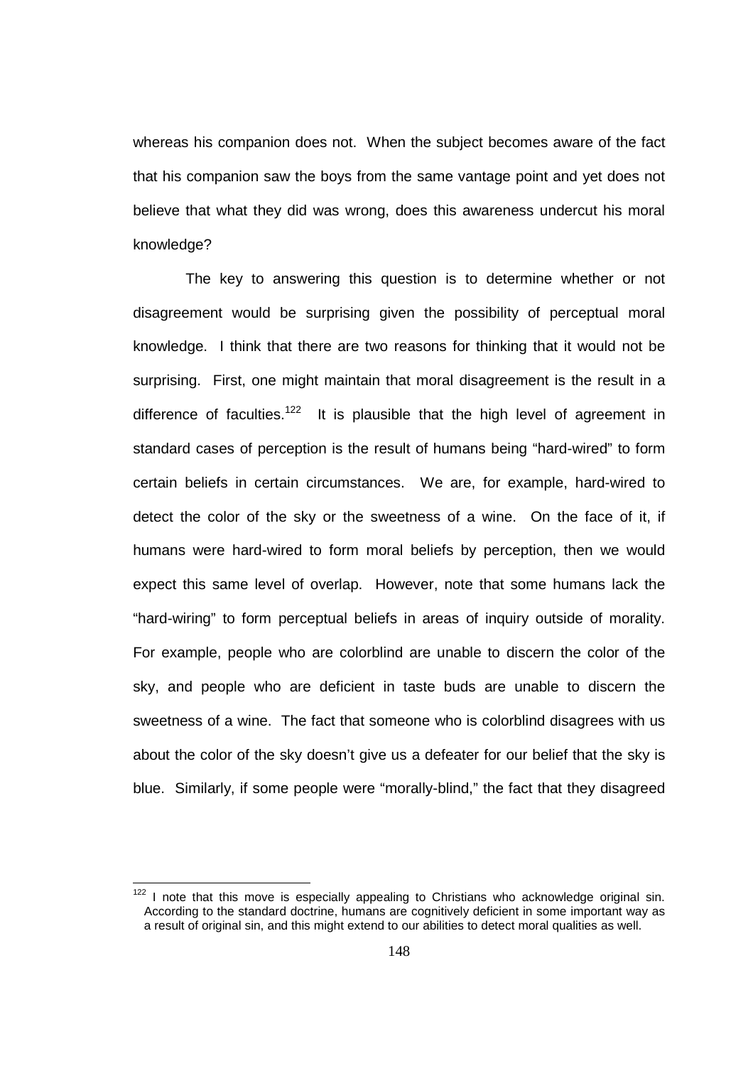whereas his companion does not. When the subject becomes aware of the fact that his companion saw the boys from the same vantage point and yet does not believe that what they did was wrong, does this awareness undercut his moral knowledge?

The key to answering this question is to determine whether or not disagreement would be surprising given the possibility of perceptual moral knowledge. I think that there are two reasons for thinking that it would not be surprising. First, one might maintain that moral disagreement is the result in a difference of faculties.[122] It is plausible that the high level of agreement in standard cases of perception is the result of humans being "hard-wired" to form certain beliefs in certain circumstances. We are, for example, hard-wired to detect the color of the sky or the sweetness of a wine. On the face of it, if humans were hard-wired to form moral beliefs by perception, then we would expect this same level of overlap. However, note that some humans lack the "hard-wiring" to form perceptual beliefs in areas of inquiry outside of morality. For example, people who are colorblind are unable to discern the color of the sky, and people who are deficient in taste buds are unable to discern the sweetness of a wine. The fact that someone who is colorblind disagrees with us about the color of the sky doesn't give us a defeater for our belief that the sky is blue. Similarly, if some people were "morally-blind," the fact that they disagreed

[122] I note that this move is especially appealing to Christians who acknowledge original sin. According to the standard doctrine, humans are cognitively deficient in some important way as a result of original sin, and this might extend to our abilities to detect moral qualities as well.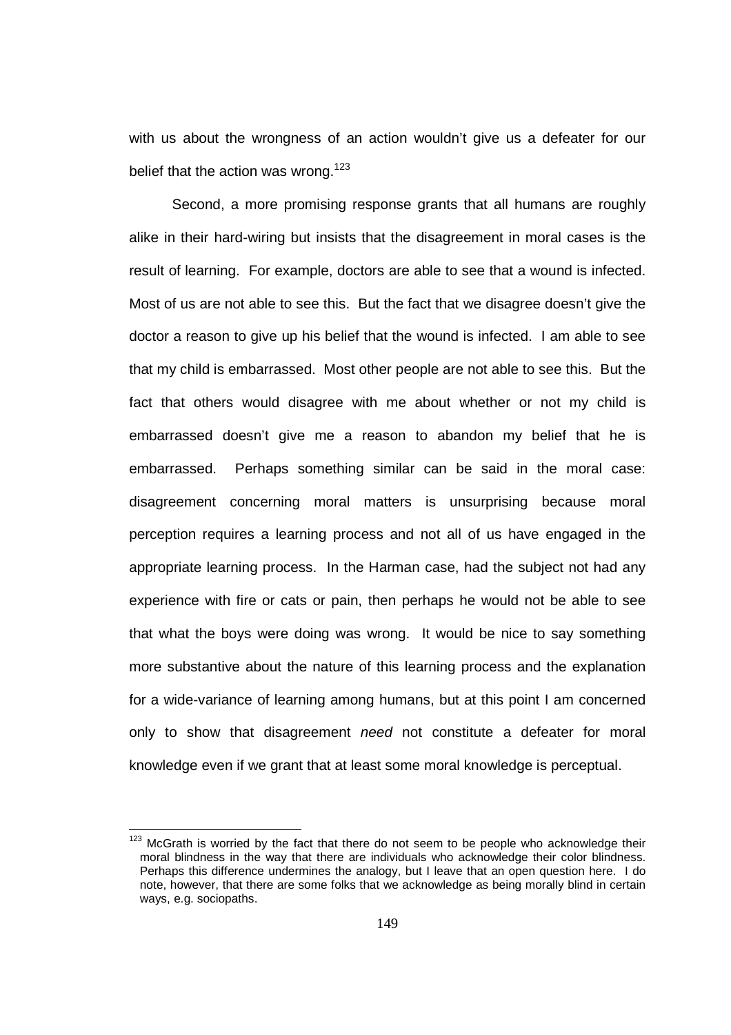with us about the wrongness of an action wouldn't give us a defeater for our belief that the action was wrong.[123]

Second, a more promising response grants that all humans are roughly alike in their hard-wiring but insists that the disagreement in moral cases is the result of learning. For example, doctors are able to see that a wound is infected. Most of us are not able to see this. But the fact that we disagree doesn't give the doctor a reason to give up his belief that the wound is infected. I am able to see that my child is embarrassed. Most other people are not able to see this. But the fact that others would disagree with me about whether or not my child is embarrassed doesn't give me a reason to abandon my belief that he is embarrassed. Perhaps something similar can be said in the moral case: disagreement concerning moral matters is unsurprising because moral perception requires a learning process and not all of us have engaged in the appropriate learning process. In the Harman case, had the subject not had any experience with fire or cats or pain, then perhaps he would not be able to see that what the boys were doing was wrong. It would be nice to say something more substantive about the nature of this learning process and the explanation for a wide-variance of learning among humans, but at this point I am concerned only to show that disagreement *need* not constitute a defeater for moral knowledge even if we grant that at least some moral knowledge is perceptual.

---

[123] McGrath is worried by the fact that there do not seem to be people who acknowledge their moral blindness in the way that there are individuals who acknowledge their color blindness. Perhaps this difference undermines the analogy, but I leave that an open question here. I do note, however, that there are some folks that we acknowledge as being morally blind in certain ways, e.g. sociopaths.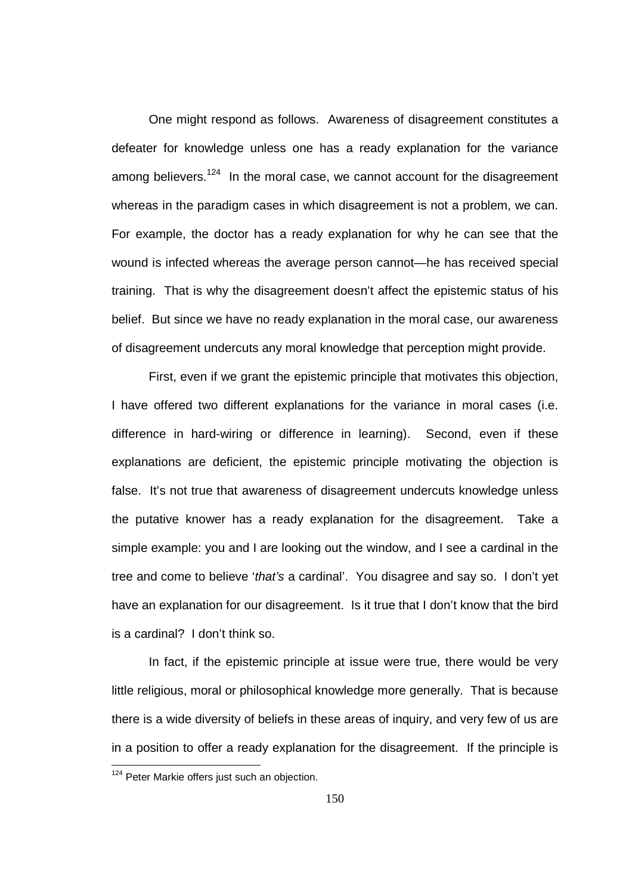One might respond as follows. Awareness of disagreement constitutes a defeater for knowledge unless one has a ready explanation for the variance among believers.[124] In the moral case, we cannot account for the disagreement whereas in the paradigm cases in which disagreement is not a problem, we can. For example, the doctor has a ready explanation for why he can see that the wound is infected whereas the average person cannot—he has received special training. That is why the disagreement doesn't affect the epistemic status of his belief. But since we have no ready explanation in the moral case, our awareness of disagreement undercuts any moral knowledge that perception might provide.

First, even if we grant the epistemic principle that motivates this objection, I have offered two different explanations for the variance in moral cases (i.e. difference in hard-wiring or difference in learning). Second, even if these explanations are deficient, the epistemic principle motivating the objection is false. It's not true that awareness of disagreement undercuts knowledge unless the putative knower has a ready explanation for the disagreement. Take a simple example: you and I are looking out the window, and I see a cardinal in the tree and come to believe '*that's* a cardinal'. You disagree and say so. I don't yet have an explanation for our disagreement. Is it true that I don't know that the bird is a cardinal? I don't think so.

In fact, if the epistemic principle at issue were true, there would be very little religious, moral or philosophical knowledge more generally. That is because there is a wide diversity of beliefs in these areas of inquiry, and very few of us are in a position to offer a ready explanation for the disagreement. If the principle is

[124] Peter Markie offers just such an objection.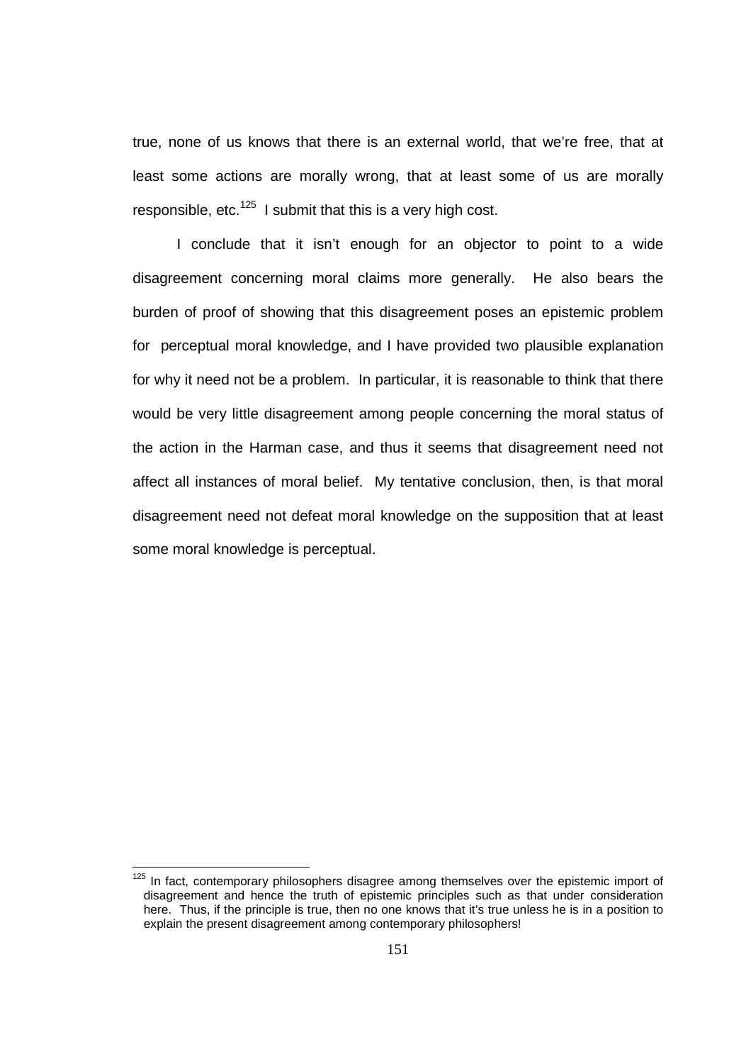true, none of us knows that there is an external world, that we're free, that at least some actions are morally wrong, that at least some of us are morally responsible, etc.[125] I submit that this is a very high cost.

I conclude that it isn't enough for an objector to point to a wide disagreement concerning moral claims more generally. He also bears the burden of proof of showing that this disagreement poses an epistemic problem for perceptual moral knowledge, and I have provided two plausible explanation for why it need not be a problem. In particular, it is reasonable to think that there would be very little disagreement among people concerning the moral status of the action in the Harman case, and thus it seems that disagreement need not affect all instances of moral belief. My tentative conclusion, then, is that moral disagreement need not defeat moral knowledge on the supposition that at least some moral knowledge is perceptual.

---

[125] In fact, contemporary philosophers disagree among themselves over the epistemic import of disagreement and hence the truth of epistemic principles such as that under consideration here. Thus, if the principle is true, then no one knows that it's true unless he is in a position to explain the present disagreement among contemporary philosophers!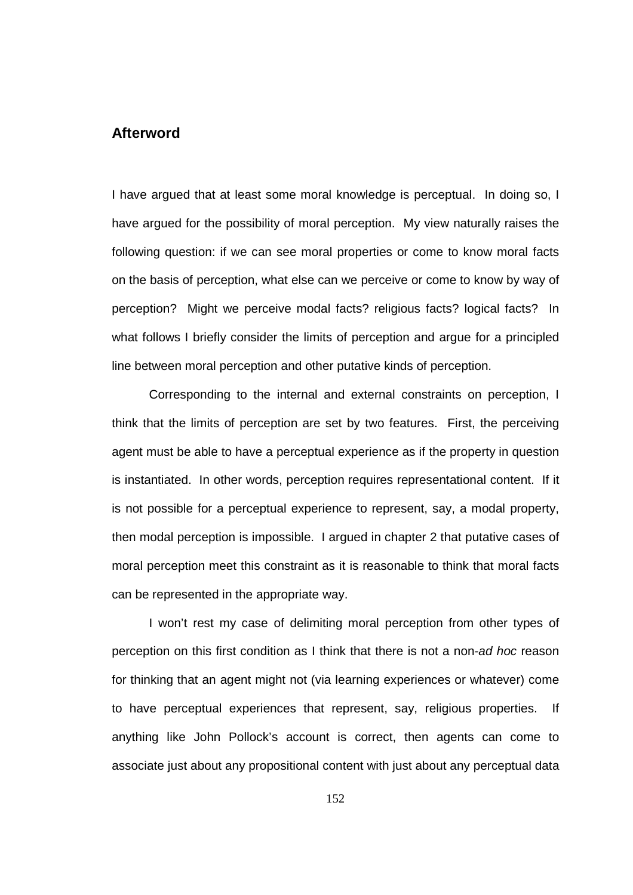## Afterword

I have argued that at least some moral knowledge is perceptual. In doing so, I have argued for the possibility of moral perception. My view naturally raises the following question: if we can see moral properties or come to know moral facts on the basis of perception, what else can we perceive or come to know by way of perception? Might we perceive modal facts? religious facts? logical facts? In what follows I briefly consider the limits of perception and argue for a principled line between moral perception and other putative kinds of perception.

Corresponding to the internal and external constraints on perception, I think that the limits of perception are set by two features. First, the perceiving agent must be able to have a perceptual experience as if the property in question is instantiated. In other words, perception requires representational content. If it is not possible for a perceptual experience to represent, say, a modal property, then modal perception is impossible. I argued in chapter 2 that putative cases of moral perception meet this constraint as it is reasonable to think that moral facts can be represented in the appropriate way.

I won't rest my case of delimiting moral perception from other types of perception on this first condition as I think that there is not a non-*ad hoc* reason for thinking that an agent might not (via learning experiences or whatever) come to have perceptual experiences that represent, say, religious properties. If anything like John Pollock's account is correct, then agents can come to associate just about any propositional content with just about any perceptual data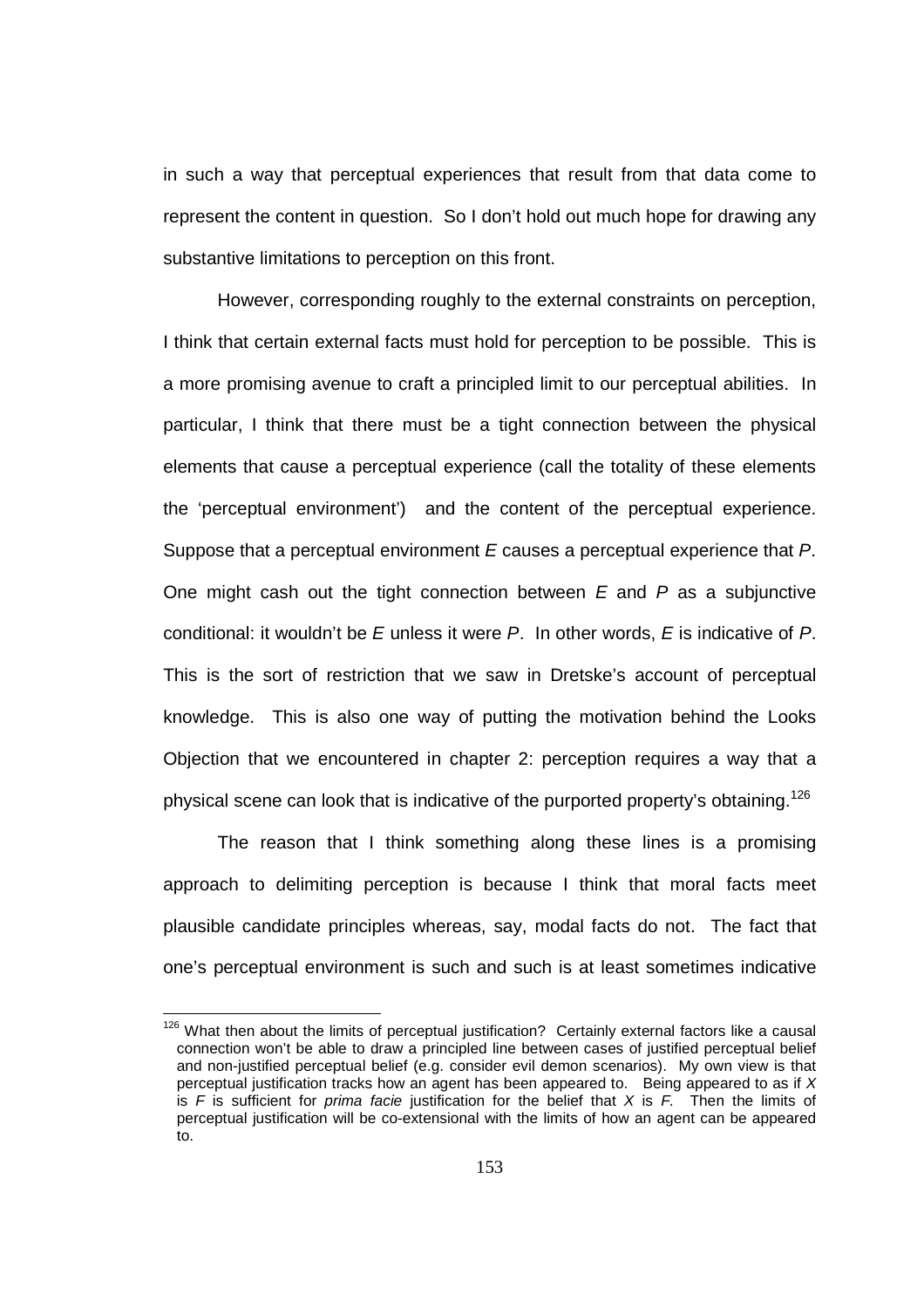in such a way that perceptual experiences that result from that data come to represent the content in question. So I don't hold out much hope for drawing any substantive limitations to perception on this front.

However, corresponding roughly to the external constraints on perception, I think that certain external facts must hold for perception to be possible. This is a more promising avenue to craft a principled limit to our perceptual abilities. In particular, I think that there must be a tight connection between the physical elements that cause a perceptual experience (call the totality of these elements the 'perceptual environment') and the content of the perceptual experience. Suppose that a perceptual environment *E* causes a perceptual experience that *P*. One might cash out the tight connection between *E* and *P* as a subjunctive conditional: it wouldn't be *E* unless it were *P*. In other words, *E* is indicative of *P*. This is the sort of restriction that we saw in Dretske's account of perceptual knowledge. This is also one way of putting the motivation behind the Looks Objection that we encountered in chapter 2: perception requires a way that a physical scene can look that is indicative of the purported property's obtaining.[126]

The reason that I think something along these lines is a promising approach to delimiting perception is because I think that moral facts meet plausible candidate principles whereas, say, modal facts do not. The fact that one's perceptual environment is such and such is at least sometimes indicative

---

[126] What then about the limits of perceptual justification? Certainly external factors like a causal connection won't be able to draw a principled line between cases of justified perceptual belief and non-justified perceptual belief (e.g. consider evil demon scenarios). My own view is that perceptual justification tracks how an agent has been appeared to. Being appeared to as if *X* is *F* is sufficient for *prima facie* justification for the belief that *X* is *F*. Then the limits of perceptual justification will be co-extensional with the limits of how an agent can be appeared to.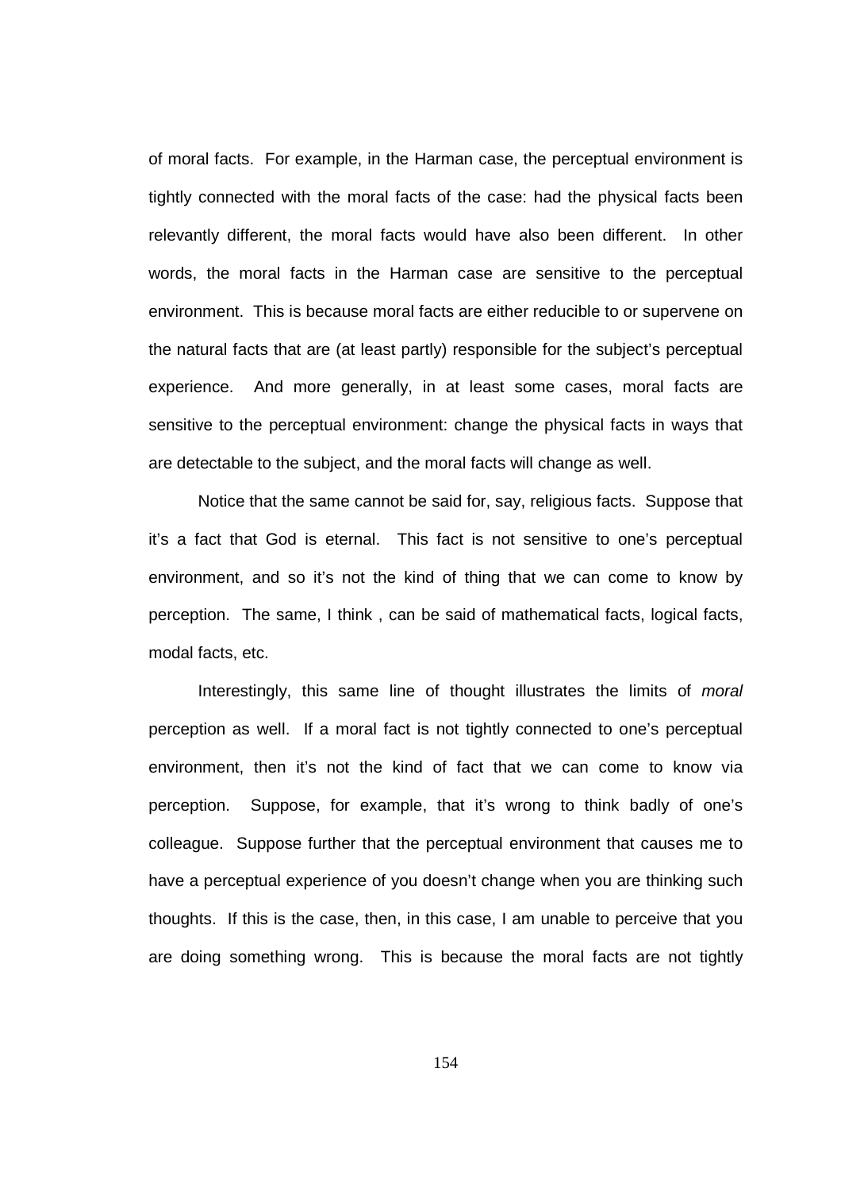of moral facts. For example, in the Harman case, the perceptual environment is tightly connected with the moral facts of the case: had the physical facts been relevantly different, the moral facts would have also been different. In other words, the moral facts in the Harman case are sensitive to the perceptual environment. This is because moral facts are either reducible to or supervene on the natural facts that are (at least partly) responsible for the subject's perceptual experience. And more generally, in at least some cases, moral facts are sensitive to the perceptual environment: change the physical facts in ways that are detectable to the subject, and the moral facts will change as well.

Notice that the same cannot be said for, say, religious facts. Suppose that it's a fact that God is eternal. This fact is not sensitive to one's perceptual environment, and so it's not the kind of thing that we can come to know by perception. The same, I think , can be said of mathematical facts, logical facts, modal facts, etc.

Interestingly, this same line of thought illustrates the limits of *moral* perception as well. If a moral fact is not tightly connected to one's perceptual environment, then it's not the kind of fact that we can come to know via perception. Suppose, for example, that it's wrong to think badly of one's colleague. Suppose further that the perceptual environment that causes me to have a perceptual experience of you doesn't change when you are thinking such thoughts. If this is the case, then, in this case, I am unable to perceive that you are doing something wrong. This is because the moral facts are not tightly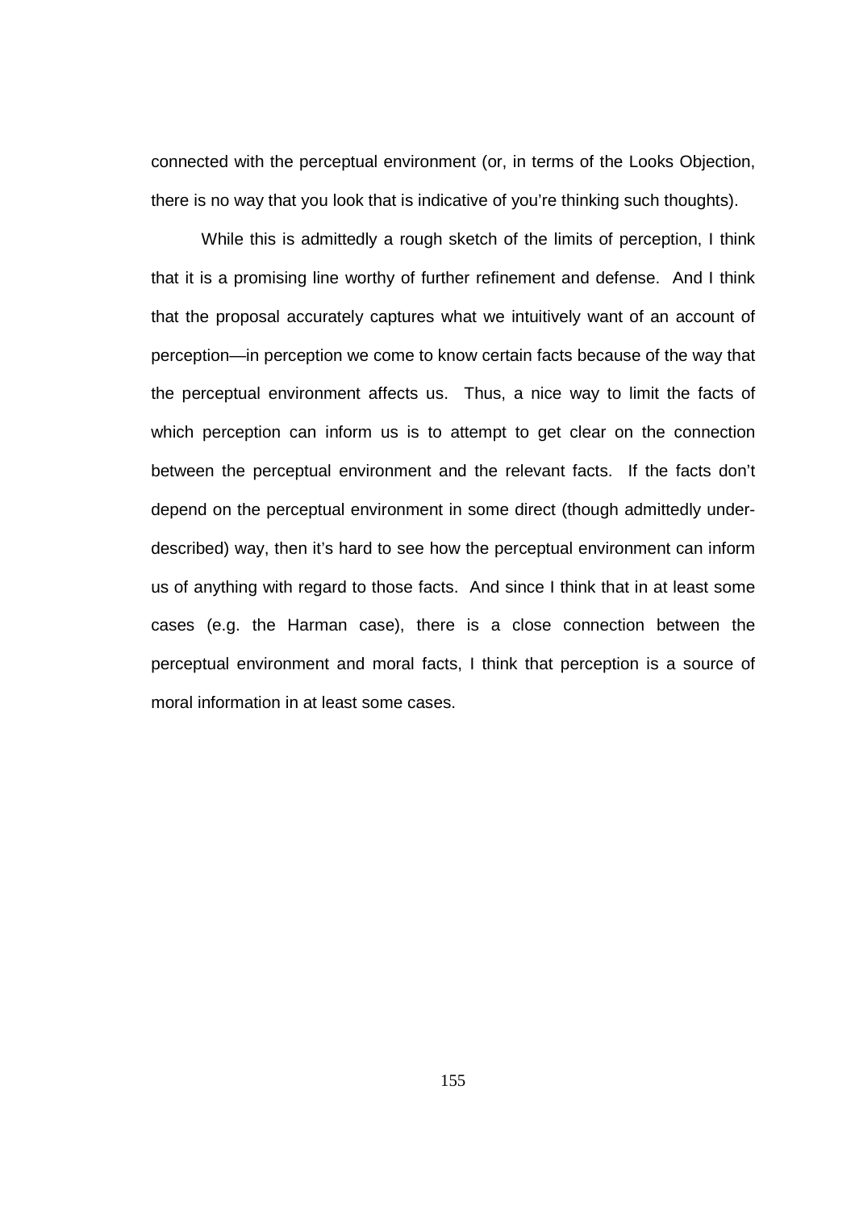connected with the perceptual environment (or, in terms of the Looks Objection, there is no way that you look that is indicative of you're thinking such thoughts).

While this is admittedly a rough sketch of the limits of perception, I think that it is a promising line worthy of further refinement and defense. And I think that the proposal accurately captures what we intuitively want of an account of perception—in perception we come to know certain facts because of the way that the perceptual environment affects us. Thus, a nice way to limit the facts of which perception can inform us is to attempt to get clear on the connection between the perceptual environment and the relevant facts. If the facts don't depend on the perceptual environment in some direct (though admittedly under-described) way, then it's hard to see how the perceptual environment can inform us of anything with regard to those facts. And since I think that in at least some cases (e.g. the Harman case), there is a close connection between the perceptual environment and moral facts, I think that perception is a source of moral information in at least some cases.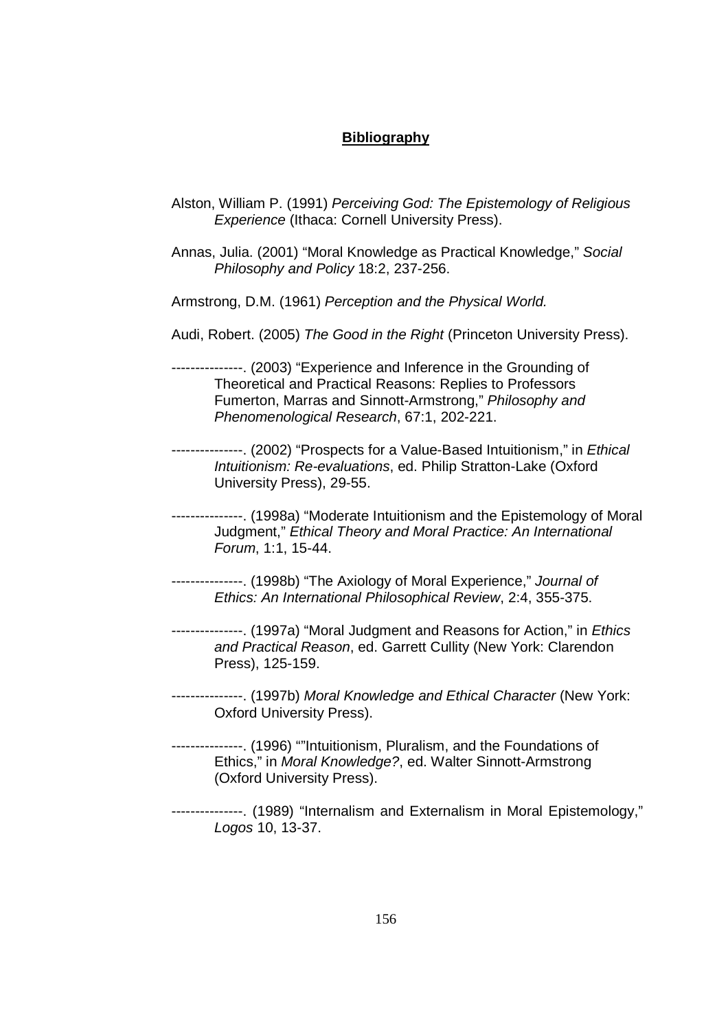# **Bibliography**

Alston, William P. (1991) *Perceiving God: The Epistemology of Religious Experience* (Ithaca: Cornell University Press).

Annas, Julia. (2001) "Moral Knowledge as Practical Knowledge," *Social Philosophy and Policy* 18:2, 237-256.

Armstrong, D.M. (1961) *Perception and the Physical World.*

Audi, Robert. (2005) *The Good in the Right* (Princeton University Press).

---------------. (2003) "Experience and Inference in the Grounding of Theoretical and Practical Reasons: Replies to Professors Fumerton, Marras and Sinnott-Armstrong," *Philosophy and Phenomenological Research*, 67:1, 202-221.

---------------. (2002) "Prospects for a Value-Based Intuitionism," in *Ethical Intuitionism: Re-evaluations*, ed. Philip Stratton-Lake (Oxford University Press), 29-55.

---------------. (1998a) "Moderate Intuitionism and the Epistemology of Moral Judgment," *Ethical Theory and Moral Practice: An International Forum*, 1:1, 15-44.

---------------. (1998b) "The Axiology of Moral Experience," *Journal of Ethics: An International Philosophical Review*, 2:4, 355-375.

---------------. (1997a) "Moral Judgment and Reasons for Action," in *Ethics and Practical Reason*, ed. Garrett Cullity (New York: Clarendon Press), 125-159.

---------------. (1997b) *Moral Knowledge and Ethical Character* (New York: Oxford University Press).

---------------. (1996) ""Intuitionism, Pluralism, and the Foundations of Ethics," in *Moral Knowledge?*, ed. Walter Sinnott-Armstrong (Oxford University Press).

---------------. (1989) "Internalism and Externalism in Moral Epistemology," *Logos* 10, 13-37.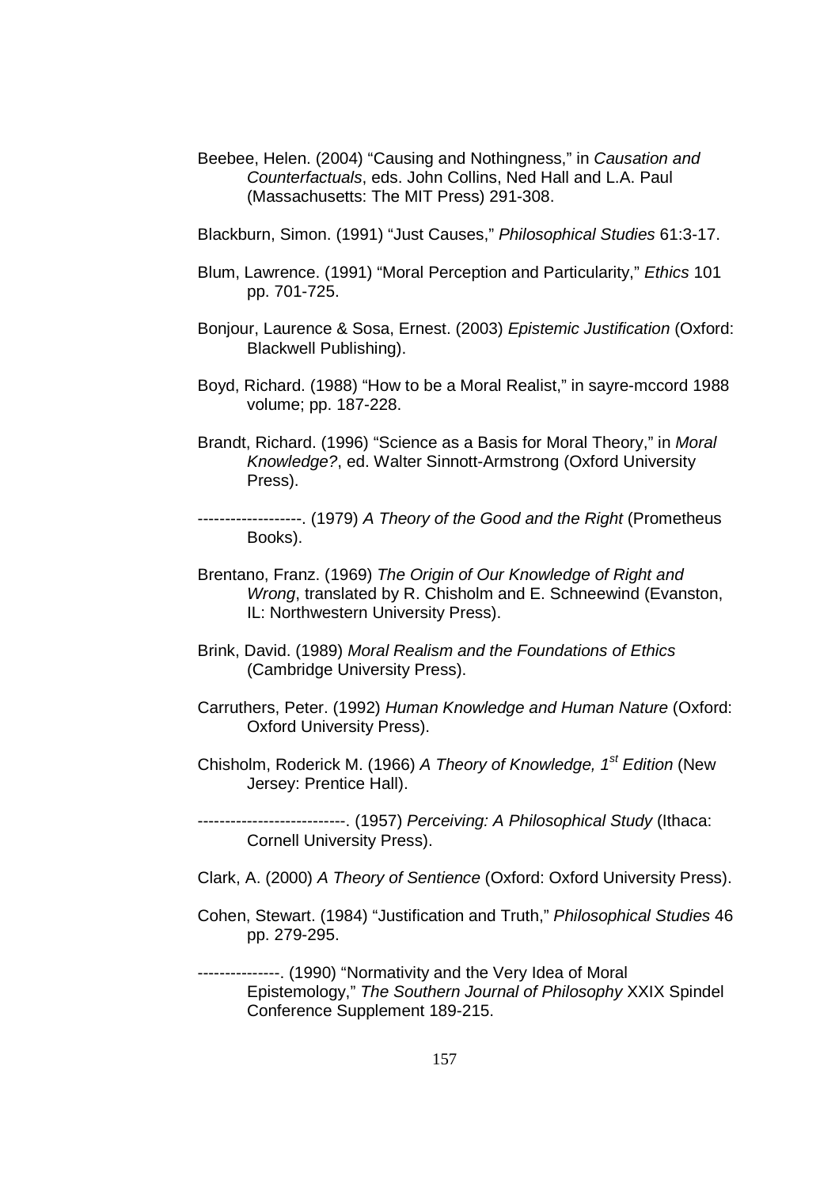Beebee, Helen. (2004) "Causing and Nothingness," in *Causation and Counterfactuals*, eds. John Collins, Ned Hall and L.A. Paul (Massachusetts: The MIT Press) 291-308.

Blackburn, Simon. (1991) "Just Causes," *Philosophical Studies* 61:3-17.

Blum, Lawrence. (1991) "Moral Perception and Particularity," *Ethics* 101 pp. 701-725.

Bonjour, Laurence & Sosa, Ernest. (2003) *Epistemic Justification* (Oxford: Blackwell Publishing).

Boyd, Richard. (1988) "How to be a Moral Realist," in sayre-mccord 1988 volume; pp. 187-228.

Brandt, Richard. (1996) "Science as a Basis for Moral Theory," in *Moral Knowledge?*, ed. Walter Sinnott-Armstrong (Oxford University Press).

-------------------. (1979) *A Theory of the Good and the Right* (Prometheus Books).

Brentano, Franz. (1969) *The Origin of Our Knowledge of Right and Wrong*, translated by R. Chisholm and E. Schneewind (Evanston, IL: Northwestern University Press).

Brink, David. (1989) *Moral Realism and the Foundations of Ethics* (Cambridge University Press).

Carruthers, Peter. (1992) *Human Knowledge and Human Nature* (Oxford: Oxford University Press).

Chisholm, Roderick M. (1966) *A Theory of Knowledge, 1st Edition* (New Jersey: Prentice Hall).

---------------------------. (1957) *Perceiving: A Philosophical Study* (Ithaca: Cornell University Press).

Clark, A. (2000) *A Theory of Sentience* (Oxford: Oxford University Press).

Cohen, Stewart. (1984) "Justification and Truth," *Philosophical Studies* 46 pp. 279-295.

---------------. (1990) "Normativity and the Very Idea of Moral Epistemology," *The Southern Journal of Philosophy* XXIX Spindel Conference Supplement 189-215.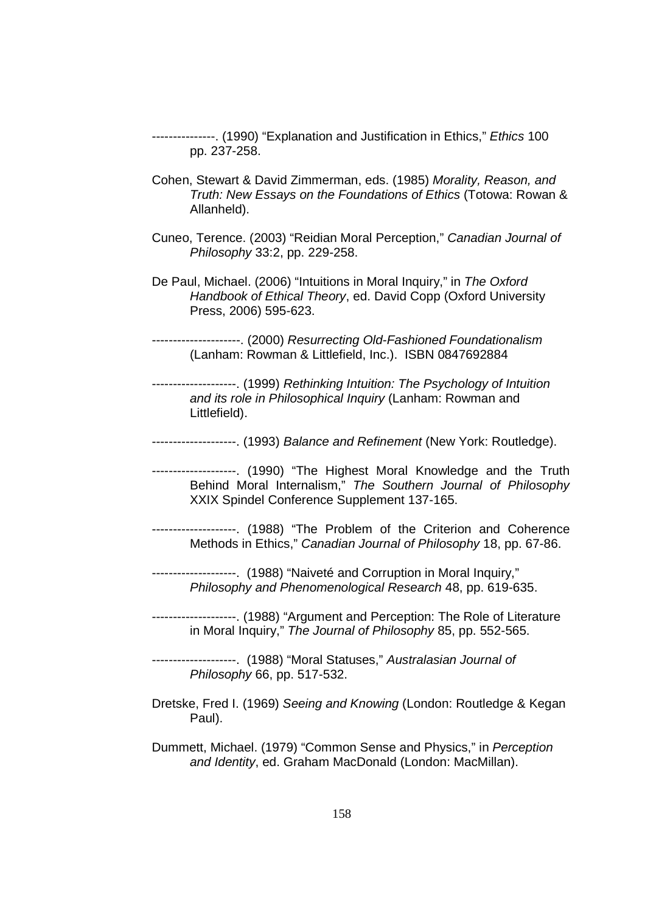---------------. (1990) “Explanation and Justification in Ethics,” *Ethics* 100 pp. 237-258.

Cohen, Stewart & David Zimmerman, eds. (1985) *Morality, Reason, and Truth: New Essays on the Foundations of Ethics* (Totowa: Rowan & Allanheld).

Cuneo, Terence. (2003) “Reidian Moral Perception,” *Canadian Journal of Philosophy* 33:2, pp. 229-258.

De Paul, Michael. (2006) “Intuitions in Moral Inquiry,” in *The Oxford Handbook of Ethical Theory*, ed. David Copp (Oxford University Press, 2006) 595-623.

---------------------. (2000) *Resurrecting Old-Fashioned Foundationalism* (Lanham: Rowman & Littlefield, Inc.). ISBN 0847692884

--------------------. (1999) *Rethinking Intuition: The Psychology of Intuition and its role in Philosophical Inquiry* (Lanham: Rowman and Littlefield).

--------------------. (1993) *Balance and Refinement* (New York: Routledge).

--------------------. (1990) “The Highest Moral Knowledge and the Truth Behind Moral Internalism,” *The Southern Journal of Philosophy* XXIX Spindel Conference Supplement 137-165.

--------------------. (1988) “The Problem of the Criterion and Coherence Methods in Ethics,” *Canadian Journal of Philosophy* 18, pp. 67-86.

--------------------. (1988) “Naiveté and Corruption in Moral Inquiry,” *Philosophy and Phenomenological Research* 48, pp. 619-635.

--------------------. (1988) “Argument and Perception: The Role of Literature in Moral Inquiry,” *The Journal of Philosophy* 85, pp. 552-565.

--------------------. (1988) “Moral Statuses,” *Australasian Journal of Philosophy* 66, pp. 517-532.

Dretske, Fred I. (1969) *Seeing and Knowing* (London: Routledge & Kegan Paul).

Dummett, Michael. (1979) “Common Sense and Physics,” in *Perception and Identity*, ed. Graham MacDonald (London: MacMillan).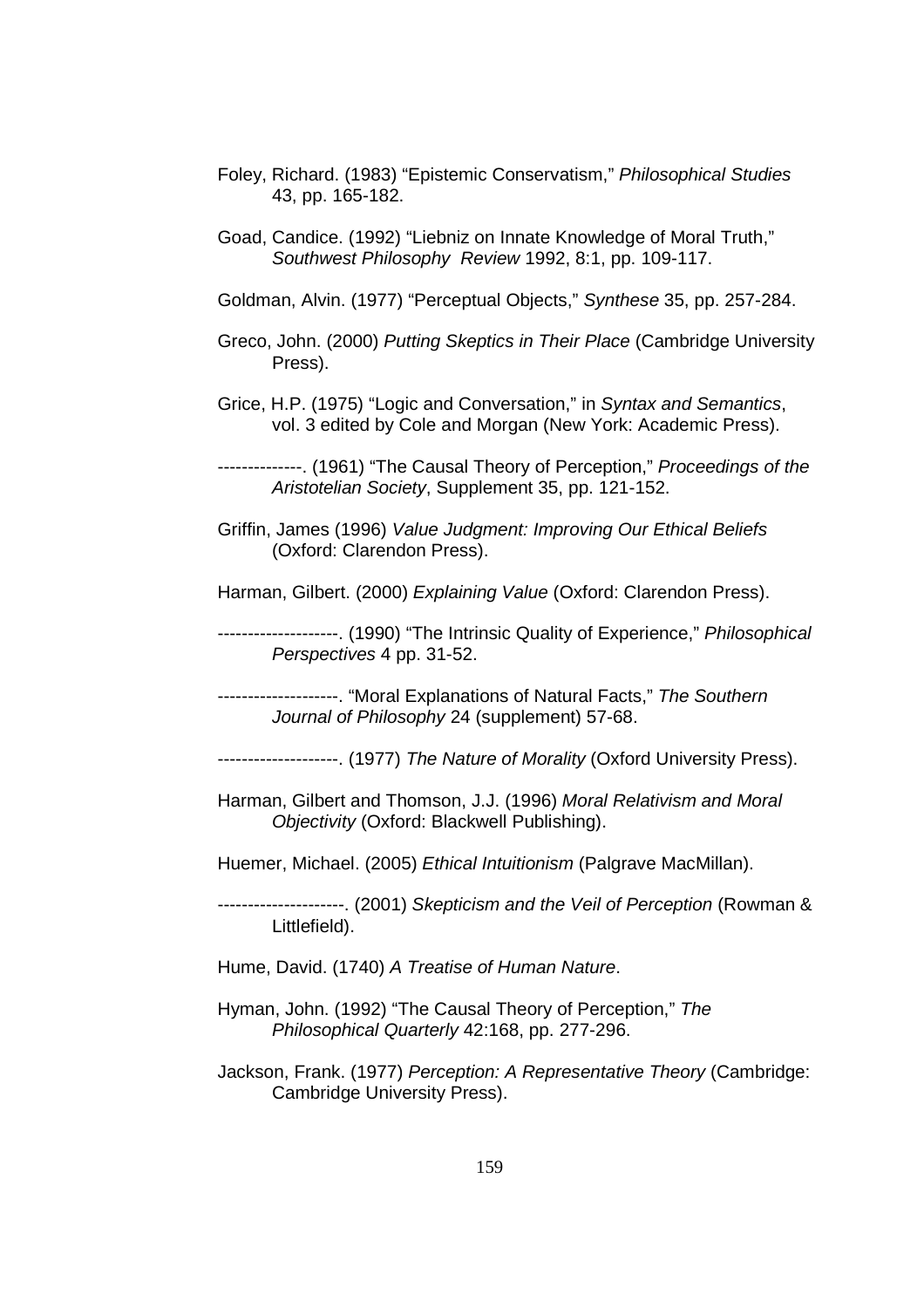Foley, Richard. (1983) “Epistemic Conservatism,” *Philosophical Studies* 43, pp. 165-182.

Goad, Candice. (1992) “Liebniz on Innate Knowledge of Moral Truth,” *Southwest Philosophy Review* 1992, 8:1, pp. 109-117.

Goldman, Alvin. (1977) “Perceptual Objects,” *Synthese* 35, pp. 257-284.

Greco, John. (2000) *Putting Skeptics in Their Place* (Cambridge University Press).

Grice, H.P. (1975) “Logic and Conversation,” in *Syntax and Semantics*, vol. 3 edited by Cole and Morgan (New York: Academic Press).

--------------. (1961) “The Causal Theory of Perception,” *Proceedings of the Aristotelian Society*, Supplement 35, pp. 121-152.

Griffin, James (1996) *Value Judgment: Improving Our Ethical Beliefs* (Oxford: Clarendon Press).

Harman, Gilbert. (2000) *Explaining Value* (Oxford: Clarendon Press).

--------------------. (1990) “The Intrinsic Quality of Experience,” *Philosophical Perspectives* 4 pp. 31-52.

--------------------. “Moral Explanations of Natural Facts,” *The Southern Journal of Philosophy* 24 (supplement) 57-68.

--------------------. (1977) *The Nature of Morality* (Oxford University Press).

Harman, Gilbert and Thomson, J.J. (1996) *Moral Relativism and Moral Objectivity* (Oxford: Blackwell Publishing).

Huemer, Michael. (2005) *Ethical Intuitionism* (Palgrave MacMillan).

---------------------. (2001) *Skepticism and the Veil of Perception* (Rowman & Littlefield).

Hume, David. (1740) *A Treatise of Human Nature*.

Hyman, John. (1992) “The Causal Theory of Perception,” *The Philosophical Quarterly* 42:168, pp. 277-296.

Jackson, Frank. (1977) *Perception: A Representative Theory* (Cambridge: Cambridge University Press).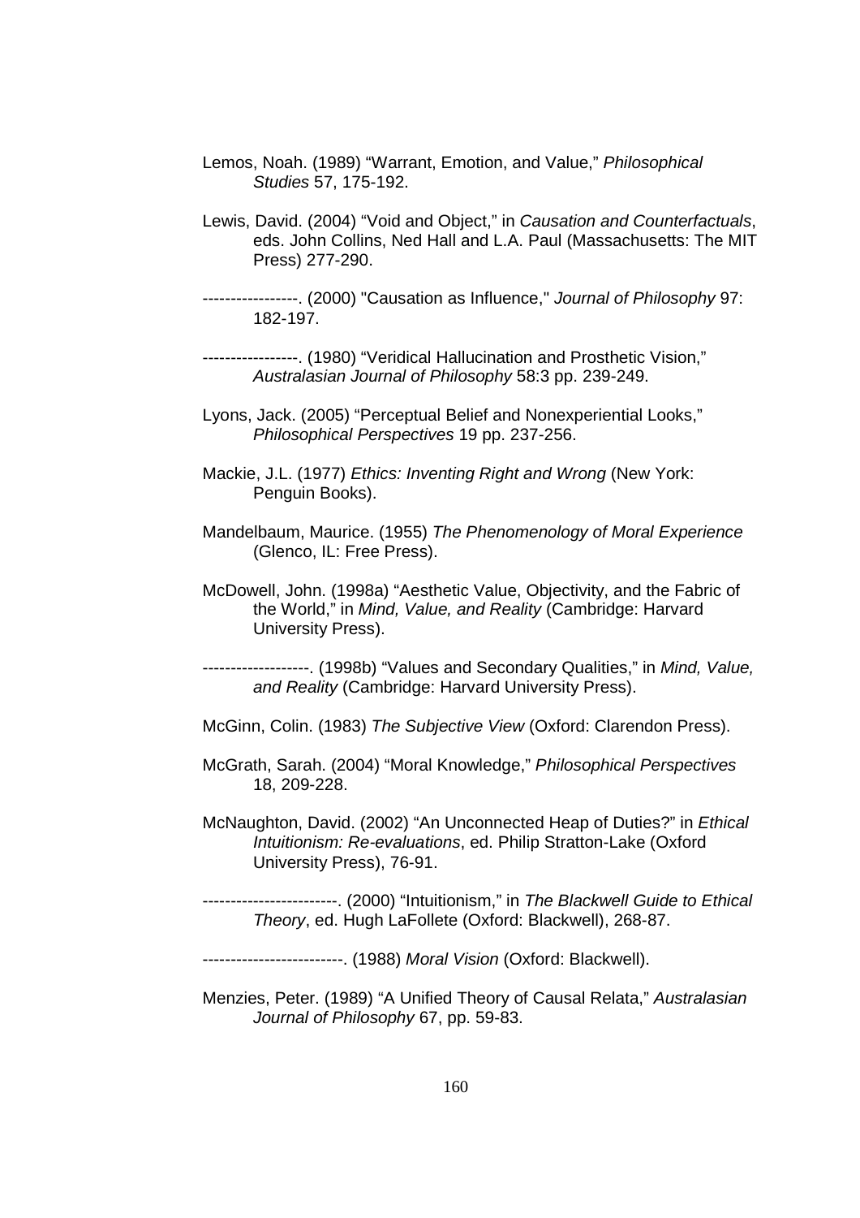Lemos, Noah. (1989) “Warrant, Emotion, and Value,” *Philosophical Studies* 57, 175-192.

Lewis, David. (2004) “Void and Object,” in *Causation and Counterfactuals*, eds. John Collins, Ned Hall and L.A. Paul (Massachusetts: The MIT Press) 277-290.

-----------------. (2000) "Causation as Influence," *Journal of Philosophy* 97: 182-197.

-----------------. (1980) “Veridical Hallucination and Prosthetic Vision,” *Australasian Journal of Philosophy* 58:3 pp. 239-249.

Lyons, Jack. (2005) “Perceptual Belief and Nonexperiential Looks,” *Philosophical Perspectives* 19 pp. 237-256.

Mackie, J.L. (1977) *Ethics: Inventing Right and Wrong* (New York: Penguin Books).

Mandelbaum, Maurice. (1955) *The Phenomenology of Moral Experience* (Glenco, IL: Free Press).

McDowell, John. (1998a) “Aesthetic Value, Objectivity, and the Fabric of the World,” in *Mind, Value, and Reality* (Cambridge: Harvard University Press).

-------------------. (1998b) “Values and Secondary Qualities,” in *Mind, Value, and Reality* (Cambridge: Harvard University Press).

McGinn, Colin. (1983) *The Subjective View* (Oxford: Clarendon Press).

McGrath, Sarah. (2004) “Moral Knowledge,” *Philosophical Perspectives* 18, 209-228.

McNaughton, David. (2002) “An Unconnected Heap of Duties?” in *Ethical Intuitionism: Re-evaluations*, ed. Philip Stratton-Lake (Oxford University Press), 76-91.

------------------------. (2000) “Intuitionism,” in *The Blackwell Guide to Ethical Theory*, ed. Hugh LaFollete (Oxford: Blackwell), 268-87.

-------------------------. (1988) *Moral Vision* (Oxford: Blackwell).

Menzies, Peter. (1989) “A Unified Theory of Causal Relata,” *Australasian Journal of Philosophy* 67, pp. 59-83.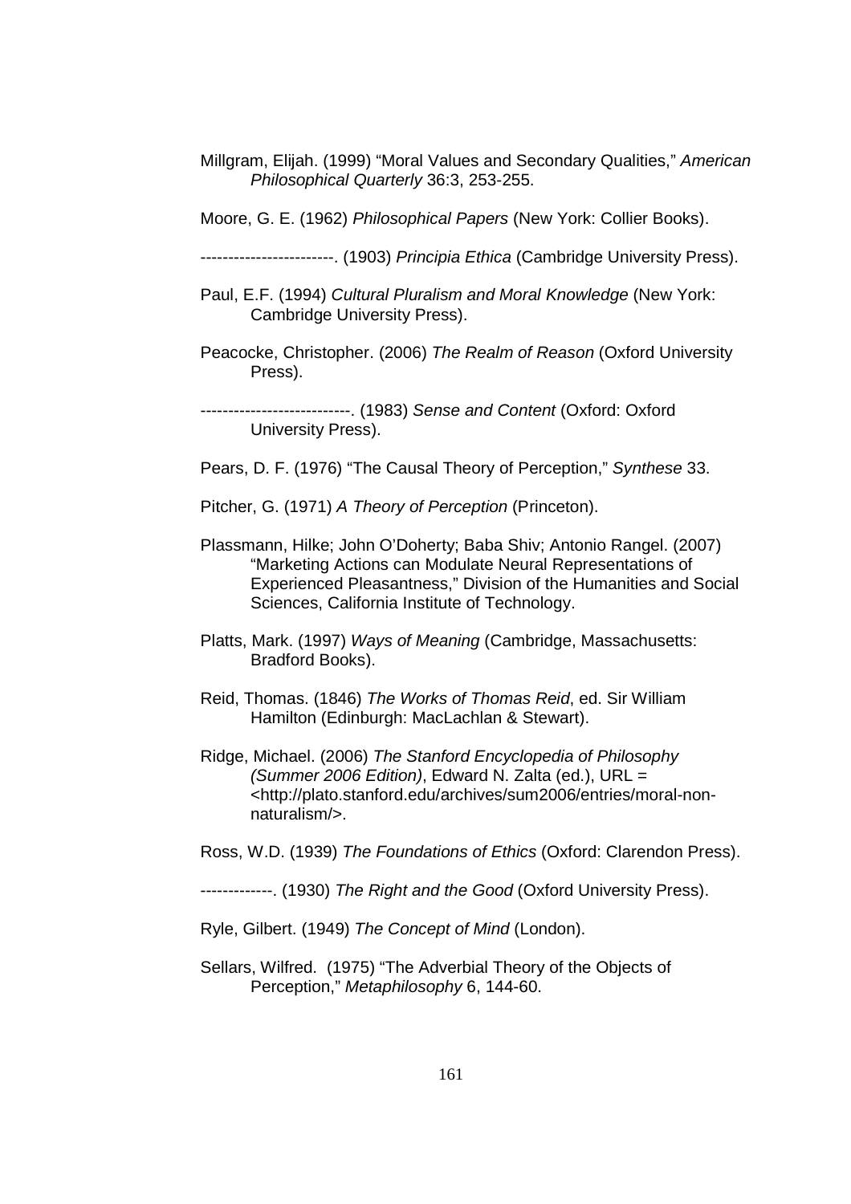Millgram, Elijah. (1999) “Moral Values and Secondary Qualities,” *American Philosophical Quarterly* 36:3, 253-255.

Moore, G. E. (1962) *Philosophical Papers* (New York: Collier Books).

------------------------. (1903) *Principia Ethica* (Cambridge University Press).

Paul, E.F. (1994) *Cultural Pluralism and Moral Knowledge* (New York: Cambridge University Press).

Peacocke, Christopher. (2006) *The Realm of Reason* (Oxford University Press).

---------------------------. (1983) *Sense and Content* (Oxford: Oxford University Press).

Pears, D. F. (1976) “The Causal Theory of Perception,” *Synthese* 33.

Pitcher, G. (1971) *A Theory of Perception* (Princeton).

Plassmann, Hilke; John O’Doherty; Baba Shiv; Antonio Rangel. (2007) “Marketing Actions can Modulate Neural Representations of Experienced Pleasantness,” Division of the Humanities and Social Sciences, California Institute of Technology.

Platts, Mark. (1997) *Ways of Meaning* (Cambridge, Massachusetts: Bradford Books).

Reid, Thomas. (1846) *The Works of Thomas Reid*, ed. Sir William Hamilton (Edinburgh: MacLachlan & Stewart).

Ridge, Michael. (2006) *The Stanford Encyclopedia of Philosophy (Summer 2006 Edition)*, Edward N. Zalta (ed.), URL = <http://plato.stanford.edu/archives/sum2006/entries/moral-non-naturalism/>.

Ross, W.D. (1939) *The Foundations of Ethics* (Oxford: Clarendon Press).

-------------. (1930) *The Right and the Good* (Oxford University Press).

Ryle, Gilbert. (1949) *The Concept of Mind* (London).

Sellars, Wilfred. (1975) “The Adverbial Theory of the Objects of Perception,” *Metaphilosophy* 6, 144-60.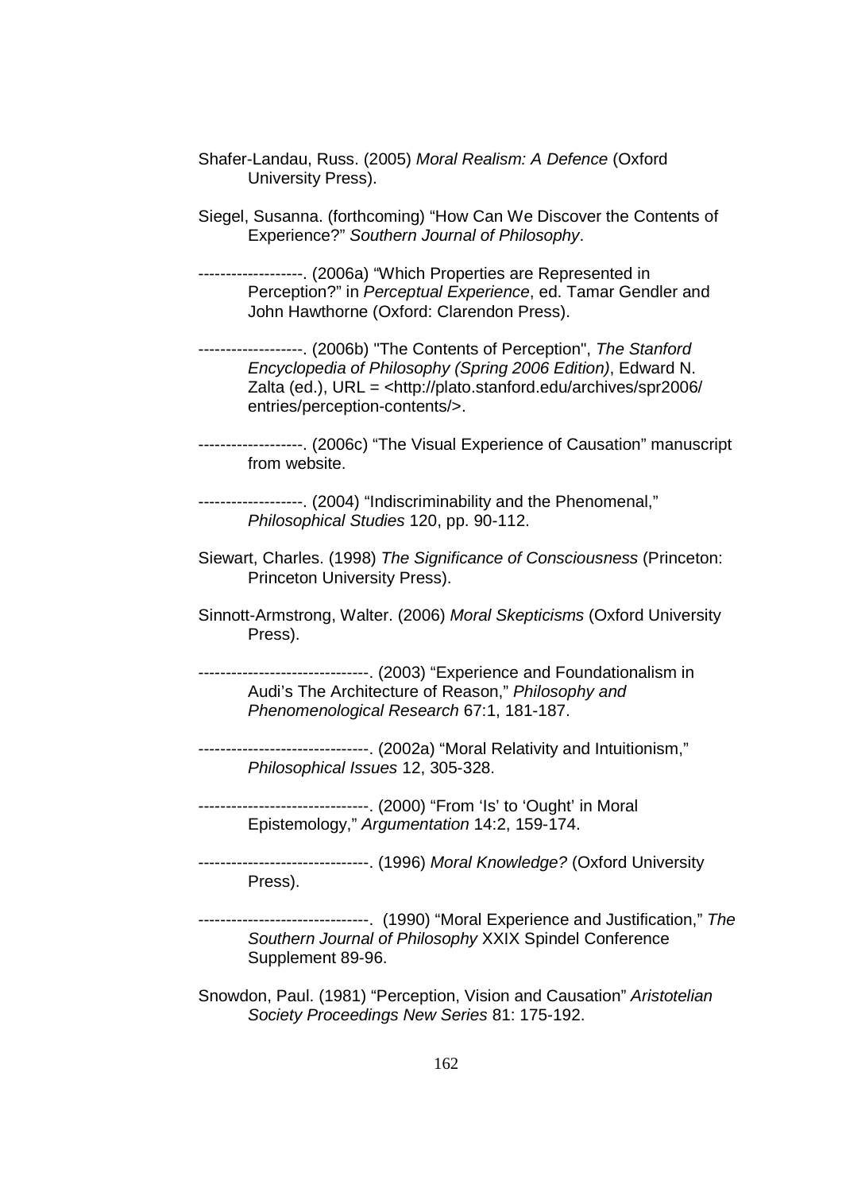Shafer-Landau, Russ. (2005) *Moral Realism: A Defence* (Oxford University Press).

Siegel, Susanna. (forthcoming) “How Can We Discover the Contents of Experience?” *Southern Journal of Philosophy*.

-------------------. (2006a) “Which Properties are Represented in Perception?” in *Perceptual Experience*, ed. Tamar Gendler and John Hawthorne (Oxford: Clarendon Press).

-------------------. (2006b) "The Contents of Perception", *The Stanford Encyclopedia of Philosophy (Spring 2006 Edition)*, Edward N. Zalta (ed.), URL = <http://plato.stanford.edu/archives/spr2006/entries/perception-contents/>.

-------------------. (2006c) “The Visual Experience of Causation” manuscript from website.

-------------------. (2004) “Indiscriminability and the Phenomenal,” *Philosophical Studies* 120, pp. 90-112.

Siewart, Charles. (1998) *The Significance of Consciousness* (Princeton: Princeton University Press).

Sinnott-Armstrong, Walter. (2006) *Moral Skepticisms* (Oxford University Press).

-------------------------------. (2003) “Experience and Foundationalism in Audi’s The Architecture of Reason,” *Philosophy and Phenomenological Research* 67:1, 181-187.

-------------------------------. (2002a) “Moral Relativity and Intuitionism,” *Philosophical Issues* 12, 305-328.

-------------------------------. (2000) “From ‘Is’ to ‘Ought’ in Moral Epistemology,” *Argumentation* 14:2, 159-174.

-------------------------------. (1996) *Moral Knowledge?* (Oxford University Press).

-------------------------------. (1990) “Moral Experience and Justification,” *The Southern Journal of Philosophy* XXIX Spindel Conference Supplement 89-96.

Snowdon, Paul. (1981) “Perception, Vision and Causation” *Aristotelian Society Proceedings New Series* 81: 175-192.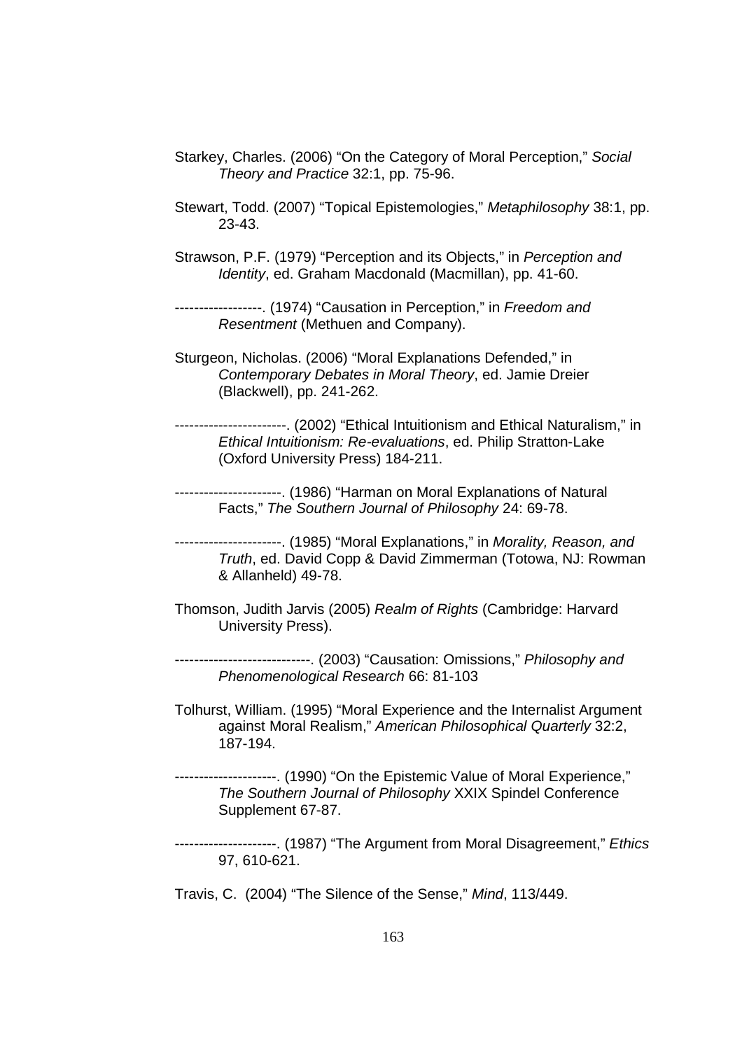Starkey, Charles. (2006) "On the Category of Moral Perception," *Social Theory and Practice* 32:1, pp. 75-96.

Stewart, Todd. (2007) "Topical Epistemologies," *Metaphilosophy* 38:1, pp. 23-43.

Strawson, P.F. (1979) "Perception and its Objects," in *Perception and Identity*, ed. Graham Macdonald (Macmillan), pp. 41-60.

------------------. (1974) "Causation in Perception," in *Freedom and Resentment* (Methuen and Company).

Sturgeon, Nicholas. (2006) "Moral Explanations Defended," in *Contemporary Debates in Moral Theory*, ed. Jamie Dreier (Blackwell), pp. 241-262.

-----------------------. (2002) "Ethical Intuitionism and Ethical Naturalism," in *Ethical Intuitionism: Re-evaluations*, ed. Philip Stratton-Lake (Oxford University Press) 184-211.

----------------------. (1986) "Harman on Moral Explanations of Natural Facts," *The Southern Journal of Philosophy* 24: 69-78.

----------------------. (1985) "Moral Explanations," in *Morality, Reason, and Truth*, ed. David Copp & David Zimmerman (Totowa, NJ: Rowman & Allanheld) 49-78.

Thomson, Judith Jarvis (2005) *Realm of Rights* (Cambridge: Harvard University Press).

----------------------------. (2003) "Causation: Omissions," *Philosophy and Phenomenological Research* 66: 81-103

Tolhurst, William. (1995) "Moral Experience and the Internalist Argument against Moral Realism," *American Philosophical Quarterly* 32:2, 187-194.

---------------------. (1990) "On the Epistemic Value of Moral Experience," *The Southern Journal of Philosophy* XXIX Spindel Conference Supplement 67-87.

---------------------. (1987) "The Argument from Moral Disagreement," *Ethics* 97, 610-621.

Travis, C. (2004) "The Silence of the Sense," *Mind*, 113/449.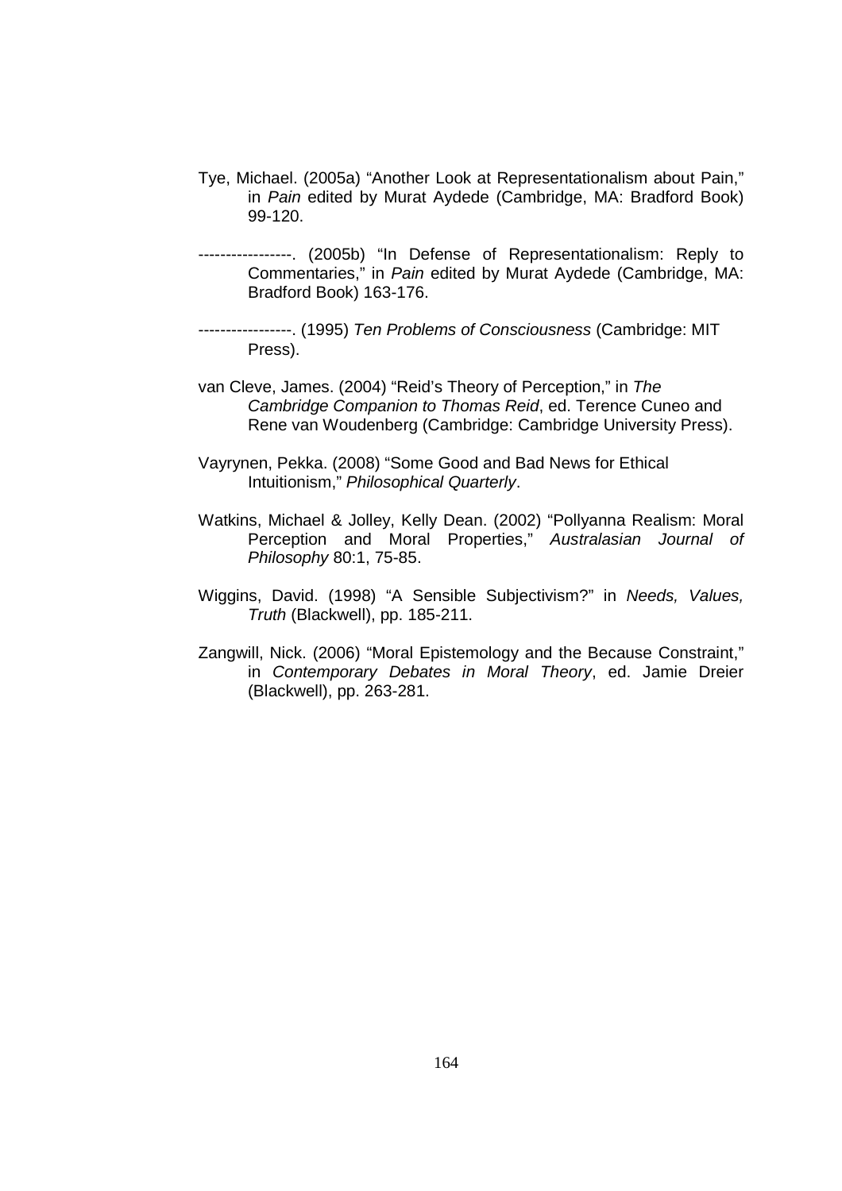Tye, Michael. (2005a) “Another Look at Representationalism about Pain,” in *Pain* edited by Murat Aydede (Cambridge, MA: Bradford Book) 99-120.

-----------------. (2005b) “In Defense of Representationalism: Reply to Commentaries,” in *Pain* edited by Murat Aydede (Cambridge, MA: Bradford Book) 163-176.

-----------------. (1995) *Ten Problems of Consciousness* (Cambridge: MIT Press).

van Cleve, James. (2004) “Reid’s Theory of Perception,” in *The Cambridge Companion to Thomas Reid*, ed. Terence Cuneo and Rene van Woudenberg (Cambridge: Cambridge University Press).

Vayrynen, Pekka. (2008) “Some Good and Bad News for Ethical Intuitionism,” *Philosophical Quarterly*.

Watkins, Michael & Jolley, Kelly Dean. (2002) “Pollyanna Realism: Moral Perception and Moral Properties,” *Australasian Journal of Philosophy* 80:1, 75-85.

Wiggins, David. (1998) “A Sensible Subjectivism?” in *Needs, Values, Truth* (Blackwell), pp. 185-211.

Zangwill, Nick. (2006) “Moral Epistemology and the Because Constraint,” in *Contemporary Debates in Moral Theory*, ed. Jamie Dreier (Blackwell), pp. 263-281.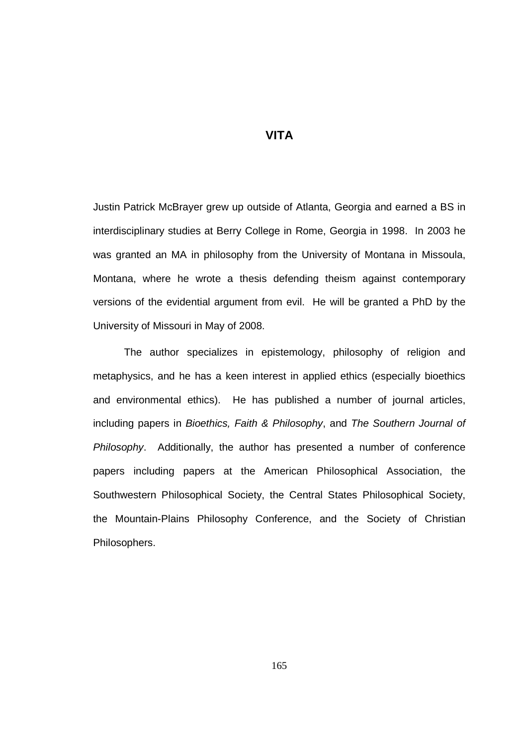# VITA

Justin Patrick McBrayer grew up outside of Atlanta, Georgia and earned a BS in interdisciplinary studies at Berry College in Rome, Georgia in 1998. In 2003 he was granted an MA in philosophy from the University of Montana in Missoula, Montana, where he wrote a thesis defending theism against contemporary versions of the evidential argument from evil. He will be granted a PhD by the University of Missouri in May of 2008.

The author specializes in epistemology, philosophy of religion and metaphysics, and he has a keen interest in applied ethics (especially bioethics and environmental ethics). He has published a number of journal articles, including papers in *Bioethics, Faith & Philosophy*, and *The Southern Journal of Philosophy*. Additionally, the author has presented a number of conference papers including papers at the American Philosophical Association, the Southwestern Philosophical Society, the Central States Philosophical Society, the Mountain-Plains Philosophy Conference, and the Society of Christian Philosophers.